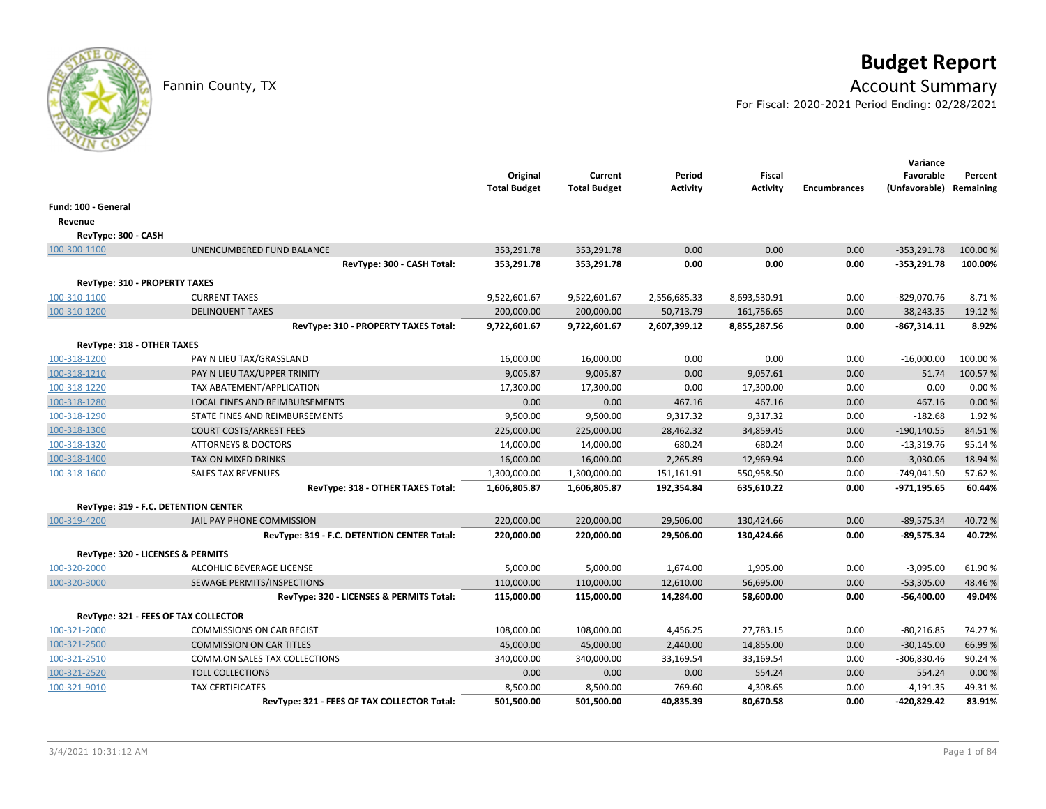# Budget Report

Fannin County, TX

## Account Summary

For Fiscal: 2020-2021 Period Ending: 02/28/2021

| | | Original Total Budget | Current Total Budget | Period Activity | Fiscal Activity | Encumbrances | Variance Favorable (Unfavorable) | Percent Remaining |
|---|---|---|---|---|---|---|---|---|
| **Fund: 100 - General** | | | | | | | | |
| **Revenue** | | | | | | | | |
| **RevType: 300 - CASH** | | | | | | | | |
| 100-300-1100 | UNENCUMBERED FUND BALANCE | 353,291.78 | 353,291.78 | 0.00 | 0.00 | 0.00 | -353,291.78 | 100.00 % |
| | **RevType: 300 - CASH Total:** | **353,291.78** | **353,291.78** | **0.00** | **0.00** | **0.00** | **-353,291.78** | **100.00%** |
| **RevType: 310 - PROPERTY TAXES** | | | | | | | | |
| 100-310-1100 | CURRENT TAXES | 9,522,601.67 | 9,522,601.67 | 2,556,685.33 | 8,693,530.91 | 0.00 | -829,070.76 | 8.71 % |
| 100-310-1200 | DELINQUENT TAXES | 200,000.00 | 200,000.00 | 50,713.79 | 161,756.65 | 0.00 | -38,243.35 | 19.12 % |
| | **RevType: 310 - PROPERTY TAXES Total:** | **9,722,601.67** | **9,722,601.67** | **2,607,399.12** | **8,855,287.56** | **0.00** | **-867,314.11** | **8.92%** |
| **RevType: 318 - OTHER TAXES** | | | | | | | | |
| 100-318-1200 | PAY N LIEU TAX/GRASSLAND | 16,000.00 | 16,000.00 | 0.00 | 0.00 | 0.00 | -16,000.00 | 100.00 % |
| 100-318-1210 | PAY N LIEU TAX/UPPER TRINITY | 9,005.87 | 9,005.87 | 0.00 | 9,057.61 | 0.00 | 51.74 | 100.57 % |
| 100-318-1220 | TAX ABATEMENT/APPLICATION | 17,300.00 | 17,300.00 | 0.00 | 17,300.00 | 0.00 | 0.00 | 0.00 % |
| 100-318-1280 | LOCAL FINES AND REIMBURSEMENTS | 0.00 | 0.00 | 467.16 | 467.16 | 0.00 | 467.16 | 0.00 % |
| 100-318-1290 | STATE FINES AND REIMBURSEMENTS | 9,500.00 | 9,500.00 | 9,317.32 | 9,317.32 | 0.00 | -182.68 | 1.92 % |
| 100-318-1300 | COURT COSTS/ARREST FEES | 225,000.00 | 225,000.00 | 28,462.32 | 34,859.45 | 0.00 | -190,140.55 | 84.51 % |
| 100-318-1320 | ATTORNEYS & DOCTORS | 14,000.00 | 14,000.00 | 680.24 | 680.24 | 0.00 | -13,319.76 | 95.14 % |
| 100-318-1400 | TAX ON MIXED DRINKS | 16,000.00 | 16,000.00 | 2,265.89 | 12,969.94 | 0.00 | -3,030.06 | 18.94 % |
| 100-318-1600 | SALES TAX REVENUES | 1,300,000.00 | 1,300,000.00 | 151,161.91 | 550,958.50 | 0.00 | -749,041.50 | 57.62 % |
| | **RevType: 318 - OTHER TAXES Total:** | **1,606,805.87** | **1,606,805.87** | **192,354.84** | **635,610.22** | **0.00** | **-971,195.65** | **60.44%** |
| **RevType: 319 - F.C. DETENTION CENTER** | | | | | | | | |
| 100-319-4200 | JAIL PAY PHONE COMMISSION | 220,000.00 | 220,000.00 | 29,506.00 | 130,424.66 | 0.00 | -89,575.34 | 40.72 % |
| | **RevType: 319 - F.C. DETENTION CENTER Total:** | **220,000.00** | **220,000.00** | **29,506.00** | **130,424.66** | **0.00** | **-89,575.34** | **40.72%** |
| **RevType: 320 - LICENSES & PERMITS** | | | | | | | | |
| 100-320-2000 | ALCOHLIC BEVERAGE LICENSE | 5,000.00 | 5,000.00 | 1,674.00 | 1,905.00 | 0.00 | -3,095.00 | 61.90 % |
| 100-320-3000 | SEWAGE PERMITS/INSPECTIONS | 110,000.00 | 110,000.00 | 12,610.00 | 56,695.00 | 0.00 | -53,305.00 | 48.46 % |
| | **RevType: 320 - LICENSES & PERMITS Total:** | **115,000.00** | **115,000.00** | **14,284.00** | **58,600.00** | **0.00** | **-56,400.00** | **49.04%** |
| **RevType: 321 - FEES OF TAX COLLECTOR** | | | | | | | | |
| 100-321-2000 | COMMISSIONS ON CAR REGIST | 108,000.00 | 108,000.00 | 4,456.25 | 27,783.15 | 0.00 | -80,216.85 | 74.27 % |
| 100-321-2500 | COMMISSION ON CAR TITLES | 45,000.00 | 45,000.00 | 2,440.00 | 14,855.00 | 0.00 | -30,145.00 | 66.99 % |
| 100-321-2510 | COMM.ON SALES TAX COLLECTIONS | 340,000.00 | 340,000.00 | 33,169.54 | 33,169.54 | 0.00 | -306,830.46 | 90.24 % |
| 100-321-2520 | TOLL COLLECTIONS | 0.00 | 0.00 | 0.00 | 554.24 | 0.00 | 554.24 | 0.00 % |
| 100-321-9010 | TAX CERTIFICATES | 8,500.00 | 8,500.00 | 769.60 | 4,308.65 | 0.00 | -4,191.35 | 49.31 % |
| | **RevType: 321 - FEES OF TAX COLLECTOR Total:** | **501,500.00** | **501,500.00** | **40,835.39** | **80,670.58** | **0.00** | **-420,829.42** | **83.91%** |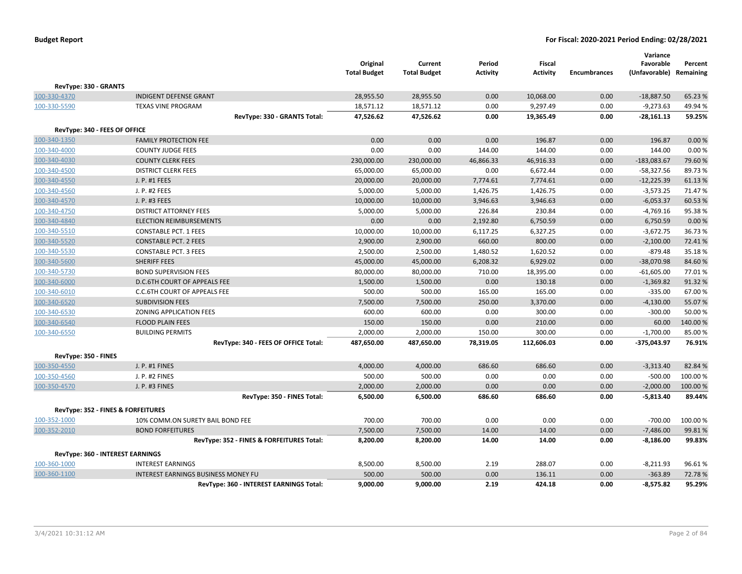# Budget Report

**For Fiscal: 2020-2021 Period Ending: 02/28/2021**

| | | Original Total Budget | Current Total Budget | Period Activity | Fiscal Activity | Encumbrances | Variance Favorable (Unfavorable) | Percent Remaining |
|---|---|---|---|---|---|---|---|---|
| **RevType: 330 - GRANTS** | | | | | | | | |
| 100-330-4370 | INDIGENT DEFENSE GRANT | 28,955.50 | 28,955.50 | 0.00 | 10,068.00 | 0.00 | -18,887.50 | 65.23 % |
| 100-330-5590 | TEXAS VINE PROGRAM | 18,571.12 | 18,571.12 | 0.00 | 9,297.49 | 0.00 | -9,273.63 | 49.94 % |
| | **RevType: 330 - GRANTS Total:** | **47,526.62** | **47,526.62** | **0.00** | **19,365.49** | **0.00** | **-28,161.13** | **59.25%** |
| **RevType: 340 - FEES OF OFFICE** | | | | | | | | |
| 100-340-1350 | FAMILY PROTECTION FEE | 0.00 | 0.00 | 0.00 | 196.87 | 0.00 | 196.87 | 0.00 % |
| 100-340-4000 | COUNTY JUDGE FEES | 0.00 | 0.00 | 144.00 | 144.00 | 0.00 | 144.00 | 0.00 % |
| 100-340-4030 | COUNTY CLERK FEES | 230,000.00 | 230,000.00 | 46,866.33 | 46,916.33 | 0.00 | -183,083.67 | 79.60 % |
| 100-340-4500 | DISTRICT CLERK FEES | 65,000.00 | 65,000.00 | 0.00 | 6,672.44 | 0.00 | -58,327.56 | 89.73 % |
| 100-340-4550 | J. P. #1 FEES | 20,000.00 | 20,000.00 | 7,774.61 | 7,774.61 | 0.00 | -12,225.39 | 61.13 % |
| 100-340-4560 | J. P. #2 FEES | 5,000.00 | 5,000.00 | 1,426.75 | 1,426.75 | 0.00 | -3,573.25 | 71.47 % |
| 100-340-4570 | J. P. #3 FEES | 10,000.00 | 10,000.00 | 3,946.63 | 3,946.63 | 0.00 | -6,053.37 | 60.53 % |
| 100-340-4750 | DISTRICT ATTORNEY FEES | 5,000.00 | 5,000.00 | 226.84 | 230.84 | 0.00 | -4,769.16 | 95.38 % |
| 100-340-4840 | ELECTION REIMBURSEMENTS | 0.00 | 0.00 | 2,192.80 | 6,750.59 | 0.00 | 6,750.59 | 0.00 % |
| 100-340-5510 | CONSTABLE PCT. 1 FEES | 10,000.00 | 10,000.00 | 6,117.25 | 6,327.25 | 0.00 | -3,672.75 | 36.73 % |
| 100-340-5520 | CONSTABLE PCT. 2 FEES | 2,900.00 | 2,900.00 | 660.00 | 800.00 | 0.00 | -2,100.00 | 72.41 % |
| 100-340-5530 | CONSTABLE PCT. 3 FEES | 2,500.00 | 2,500.00 | 1,480.52 | 1,620.52 | 0.00 | -879.48 | 35.18 % |
| 100-340-5600 | SHERIFF FEES | 45,000.00 | 45,000.00 | 6,208.32 | 6,929.02 | 0.00 | -38,070.98 | 84.60 % |
| 100-340-5730 | BOND SUPERVISION FEES | 80,000.00 | 80,000.00 | 710.00 | 18,395.00 | 0.00 | -61,605.00 | 77.01 % |
| 100-340-6000 | D.C.6TH COURT OF APPEALS FEE | 1,500.00 | 1,500.00 | 0.00 | 130.18 | 0.00 | -1,369.82 | 91.32 % |
| 100-340-6010 | C.C.6TH COURT OF APPEALS FEE | 500.00 | 500.00 | 165.00 | 165.00 | 0.00 | -335.00 | 67.00 % |
| 100-340-6520 | SUBDIVISION FEES | 7,500.00 | 7,500.00 | 250.00 | 3,370.00 | 0.00 | -4,130.00 | 55.07 % |
| 100-340-6530 | ZONING APPLICATION FEES | 600.00 | 600.00 | 0.00 | 300.00 | 0.00 | -300.00 | 50.00 % |
| 100-340-6540 | FLOOD PLAIN FEES | 150.00 | 150.00 | 0.00 | 210.00 | 0.00 | 60.00 | 140.00 % |
| 100-340-6550 | BUILDING PERMITS | 2,000.00 | 2,000.00 | 150.00 | 300.00 | 0.00 | -1,700.00 | 85.00 % |
| | **RevType: 340 - FEES OF OFFICE Total:** | **487,650.00** | **487,650.00** | **78,319.05** | **112,606.03** | **0.00** | **-375,043.97** | **76.91%** |
| **RevType: 350 - FINES** | | | | | | | | |
| 100-350-4550 | J. P. #1 FINES | 4,000.00 | 4,000.00 | 686.60 | 686.60 | 0.00 | -3,313.40 | 82.84 % |
| 100-350-4560 | J. P. #2 FINES | 500.00 | 500.00 | 0.00 | 0.00 | 0.00 | -500.00 | 100.00 % |
| 100-350-4570 | J. P. #3 FINES | 2,000.00 | 2,000.00 | 0.00 | 0.00 | 0.00 | -2,000.00 | 100.00 % |
| | **RevType: 350 - FINES Total:** | **6,500.00** | **6,500.00** | **686.60** | **686.60** | **0.00** | **-5,813.40** | **89.44%** |
| **RevType: 352 - FINES & FORFEITURES** | | | | | | | | |
| 100-352-1000 | 10% COMM.ON SURETY BAIL BOND FEE | 700.00 | 700.00 | 0.00 | 0.00 | 0.00 | -700.00 | 100.00 % |
| 100-352-2010 | BOND FORFEITURES | 7,500.00 | 7,500.00 | 14.00 | 14.00 | 0.00 | -7,486.00 | 99.81 % |
| | **RevType: 352 - FINES & FORFEITURES Total:** | **8,200.00** | **8,200.00** | **14.00** | **14.00** | **0.00** | **-8,186.00** | **99.83%** |
| **RevType: 360 - INTEREST EARNINGS** | | | | | | | | |
| 100-360-1000 | INTEREST EARNINGS | 8,500.00 | 8,500.00 | 2.19 | 288.07 | 0.00 | -8,211.93 | 96.61 % |
| 100-360-1100 | INTEREST EARNINGS BUSINESS MONEY FU | 500.00 | 500.00 | 0.00 | 136.11 | 0.00 | -363.89 | 72.78 % |
| | **RevType: 360 - INTEREST EARNINGS Total:** | **9,000.00** | **9,000.00** | **2.19** | **424.18** | **0.00** | **-8,575.82** | **95.29%** |

3/4/2021 10:31:12 AM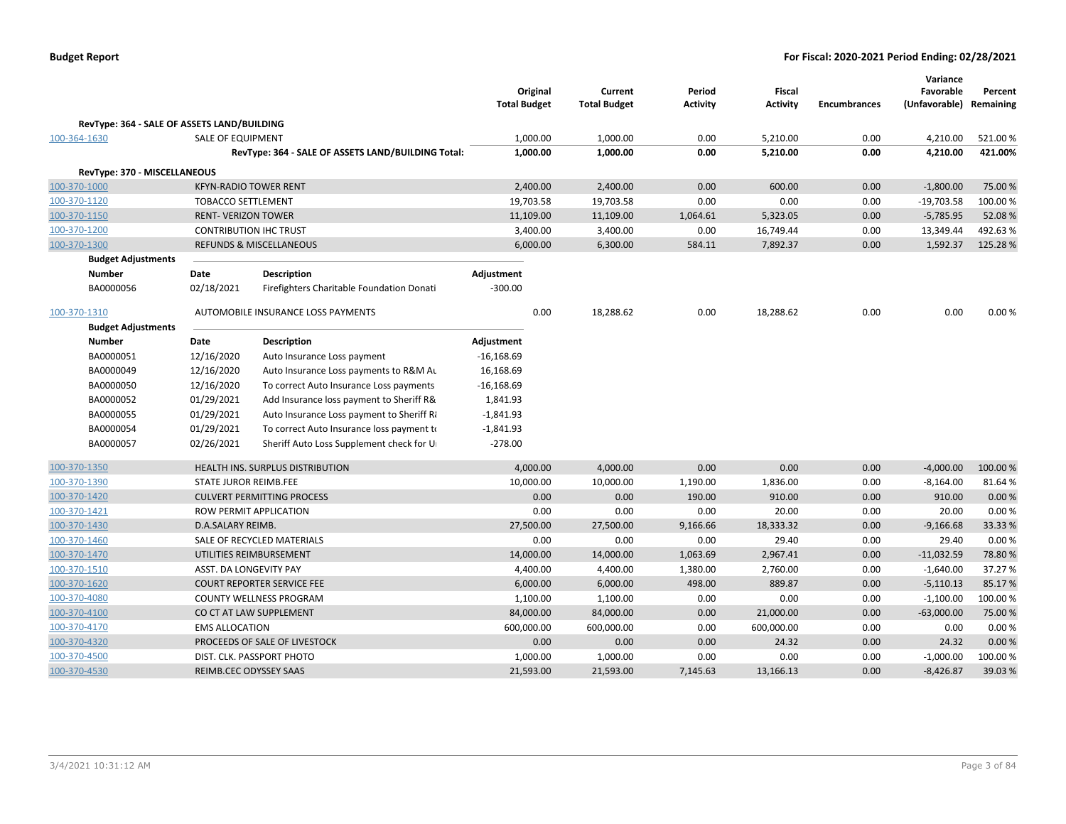| | | Original Total Budget | Current Total Budget | Period Activity | Fiscal Activity | Encumbrances | Variance Favorable (Unfavorable) | Percent Remaining |
|---|---|---|---|---|---|---|---|---|
| **RevType: 364 - SALE OF ASSETS LAND/BUILDING** | | | | | | | | |
| 100-364-1630 | SALE OF EQUIPMENT | 1,000.00 | 1,000.00 | 0.00 | 5,210.00 | 0.00 | 4,210.00 | 521.00 % |
| | **RevType: 364 - SALE OF ASSETS LAND/BUILDING Total:** | **1,000.00** | **1,000.00** | **0.00** | **5,210.00** | **0.00** | **4,210.00** | **421.00%** |
| **RevType: 370 - MISCELLANEOUS** | | | | | | | | |
| 100-370-1000 | KFYN-RADIO TOWER RENT | 2,400.00 | 2,400.00 | 0.00 | 600.00 | 0.00 | -1,800.00 | 75.00 % |
| 100-370-1120 | TOBACCO SETTLEMENT | 19,703.58 | 19,703.58 | 0.00 | 0.00 | 0.00 | -19,703.58 | 100.00 % |
| 100-370-1150 | RENT- VERIZON TOWER | 11,109.00 | 11,109.00 | 1,064.61 | 5,323.05 | 0.00 | -5,785.95 | 52.08 % |
| 100-370-1200 | CONTRIBUTION IHC TRUST | 3,400.00 | 3,400.00 | 0.00 | 16,749.44 | 0.00 | 13,349.44 | 492.63 % |
| 100-370-1300 | REFUNDS & MISCELLANEOUS | 6,000.00 | 6,300.00 | 584.11 | 7,892.37 | 0.00 | 1,592.37 | 125.28 % |

**Budget Adjustments**

| Number | Date | Description | Adjustment |
|---|---|---|---|
| BA0000056 | 02/18/2021 | Firefighters Charitable Foundation Donati | -300.00 |

| | | Original Total Budget | Current Total Budget | Period Activity | Fiscal Activity | Encumbrances | Variance Favorable (Unfavorable) | Percent Remaining |
|---|---|---|---|---|---|---|---|---|
| 100-370-1310 | AUTOMOBILE INSURANCE LOSS PAYMENTS | 0.00 | 18,288.62 | 0.00 | 18,288.62 | 0.00 | 0.00 | 0.00 % |

**Budget Adjustments**

| Number | Date | Description | Adjustment |
|---|---|---|---|
| BA0000051 | 12/16/2020 | Auto Insurance Loss payment | -16,168.69 |
| BA0000049 | 12/16/2020 | Auto Insurance Loss payments to R&M Au | 16,168.69 |
| BA0000050 | 12/16/2020 | To correct Auto Insurance Loss payments | -16,168.69 |
| BA0000052 | 01/29/2021 | Add Insurance loss payment to Sheriff R& | 1,841.93 |
| BA0000055 | 01/29/2021 | Auto Insurance Loss payment to Sheriff R | -1,841.93 |
| BA0000054 | 01/29/2021 | To correct Auto Insurance loss payment to | -1,841.93 |
| BA0000057 | 02/26/2021 | Sheriff Auto Loss Supplement check for U | -278.00 |

| | | Original Total Budget | Current Total Budget | Period Activity | Fiscal Activity | Encumbrances | Variance Favorable (Unfavorable) | Percent Remaining |
|---|---|---|---|---|---|---|---|---|
| 100-370-1350 | HEALTH INS. SURPLUS DISTRIBUTION | 4,000.00 | 4,000.00 | 0.00 | 0.00 | 0.00 | -4,000.00 | 100.00 % |
| 100-370-1390 | STATE JUROR REIMB.FEE | 10,000.00 | 10,000.00 | 1,190.00 | 1,836.00 | 0.00 | -8,164.00 | 81.64 % |
| 100-370-1420 | CULVERT PERMITTING PROCESS | 0.00 | 0.00 | 190.00 | 910.00 | 0.00 | 910.00 | 0.00 % |
| 100-370-1421 | ROW PERMIT APPLICATION | 0.00 | 0.00 | 0.00 | 20.00 | 0.00 | 20.00 | 0.00 % |
| 100-370-1430 | D.A.SALARY REIMB. | 27,500.00 | 27,500.00 | 9,166.66 | 18,333.32 | 0.00 | -9,166.68 | 33.33 % |
| 100-370-1460 | SALE OF RECYCLED MATERIALS | 0.00 | 0.00 | 0.00 | 29.40 | 0.00 | 29.40 | 0.00 % |
| 100-370-1470 | UTILITIES REIMBURSEMENT | 14,000.00 | 14,000.00 | 1,063.69 | 2,967.41 | 0.00 | -11,032.59 | 78.80 % |
| 100-370-1510 | ASST. DA LONGEVITY PAY | 4,400.00 | 4,400.00 | 1,380.00 | 2,760.00 | 0.00 | -1,640.00 | 37.27 % |
| 100-370-1620 | COURT REPORTER SERVICE FEE | 6,000.00 | 6,000.00 | 498.00 | 889.87 | 0.00 | -5,110.13 | 85.17 % |
| 100-370-4080 | COUNTY WELLNESS PROGRAM | 1,100.00 | 1,100.00 | 0.00 | 0.00 | 0.00 | -1,100.00 | 100.00 % |
| 100-370-4100 | CO CT AT LAW SUPPLEMENT | 84,000.00 | 84,000.00 | 0.00 | 21,000.00 | 0.00 | -63,000.00 | 75.00 % |
| 100-370-4170 | EMS ALLOCATION | 600,000.00 | 600,000.00 | 0.00 | 600,000.00 | 0.00 | 0.00 | 0.00 % |
| 100-370-4320 | PROCEEDS OF SALE OF LIVESTOCK | 0.00 | 0.00 | 0.00 | 24.32 | 0.00 | 24.32 | 0.00 % |
| 100-370-4500 | DIST. CLK. PASSPORT PHOTO | 1,000.00 | 1,000.00 | 0.00 | 0.00 | 0.00 | -1,000.00 | 100.00 % |
| 100-370-4530 | REIMB.CEC ODYSSEY SAAS | 21,593.00 | 21,593.00 | 7,145.63 | 13,166.13 | 0.00 | -8,426.87 | 39.03 % |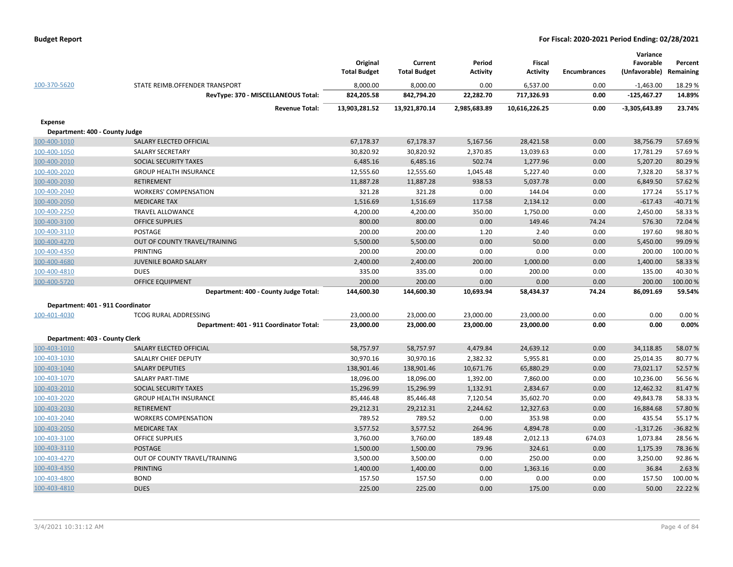| | | Original Total Budget | Current Total Budget | Period Activity | Fiscal Activity | Encumbrances | Variance Favorable (Unfavorable) | Percent Remaining |
|---|---|---|---|---|---|---|---|---|
| 100-370-5620 | STATE REIMB.OFFENDER TRANSPORT | 8,000.00 | 8,000.00 | 0.00 | 6,537.00 | 0.00 | -1,463.00 | 18.29 % |
| | **RevType: 370 - MISCELLANEOUS Total:** | **824,205.58** | **842,794.20** | **22,282.70** | **717,326.93** | **0.00** | **-125,467.27** | **14.89%** |
| | **Revenue Total:** | **13,903,281.52** | **13,921,870.14** | **2,985,683.89** | **10,616,226.25** | **0.00** | **-3,305,643.89** | **23.74%** |
| **Expense** | | | | | | | | |
| **Department: 400 - County Judge** | | | | | | | | |
| 100-400-1010 | SALARY ELECTED OFFICIAL | 67,178.37 | 67,178.37 | 5,167.56 | 28,421.58 | 0.00 | 38,756.79 | 57.69 % |
| 100-400-1050 | SALARY SECRETARY | 30,820.92 | 30,820.92 | 2,370.85 | 13,039.63 | 0.00 | 17,781.29 | 57.69 % |
| 100-400-2010 | SOCIAL SECURITY TAXES | 6,485.16 | 6,485.16 | 502.74 | 1,277.96 | 0.00 | 5,207.20 | 80.29 % |
| 100-400-2020 | GROUP HEALTH INSURANCE | 12,555.60 | 12,555.60 | 1,045.48 | 5,227.40 | 0.00 | 7,328.20 | 58.37 % |
| 100-400-2030 | RETIREMENT | 11,887.28 | 11,887.28 | 938.53 | 5,037.78 | 0.00 | 6,849.50 | 57.62 % |
| 100-400-2040 | WORKERS' COMPENSATION | 321.28 | 321.28 | 0.00 | 144.04 | 0.00 | 177.24 | 55.17 % |
| 100-400-2050 | MEDICARE TAX | 1,516.69 | 1,516.69 | 117.58 | 2,134.12 | 0.00 | -617.43 | -40.71 % |
| 100-400-2250 | TRAVEL ALLOWANCE | 4,200.00 | 4,200.00 | 350.00 | 1,750.00 | 0.00 | 2,450.00 | 58.33 % |
| 100-400-3100 | OFFICE SUPPLIES | 800.00 | 800.00 | 0.00 | 149.46 | 74.24 | 576.30 | 72.04 % |
| 100-400-3110 | POSTAGE | 200.00 | 200.00 | 1.20 | 2.40 | 0.00 | 197.60 | 98.80 % |
| 100-400-4270 | OUT OF COUNTY TRAVEL/TRAINING | 5,500.00 | 5,500.00 | 0.00 | 50.00 | 0.00 | 5,450.00 | 99.09 % |
| 100-400-4350 | PRINTING | 200.00 | 200.00 | 0.00 | 0.00 | 0.00 | 200.00 | 100.00 % |
| 100-400-4680 | JUVENILE BOARD SALARY | 2,400.00 | 2,400.00 | 200.00 | 1,000.00 | 0.00 | 1,400.00 | 58.33 % |
| 100-400-4810 | DUES | 335.00 | 335.00 | 0.00 | 200.00 | 0.00 | 135.00 | 40.30 % |
| 100-400-5720 | OFFICE EQUIPMENT | 200.00 | 200.00 | 0.00 | 0.00 | 0.00 | 200.00 | 100.00 % |
| | **Department: 400 - County Judge Total:** | **144,600.30** | **144,600.30** | **10,693.94** | **58,434.37** | **74.24** | **86,091.69** | **59.54%** |
| **Department: 401 - 911 Coordinator** | | | | | | | | |
| 100-401-4030 | TCOG RURAL ADDRESSING | 23,000.00 | 23,000.00 | 23,000.00 | 23,000.00 | 0.00 | 0.00 | 0.00 % |
| | **Department: 401 - 911 Coordinator Total:** | **23,000.00** | **23,000.00** | **23,000.00** | **23,000.00** | **0.00** | **0.00** | **0.00%** |
| **Department: 403 - County Clerk** | | | | | | | | |
| 100-403-1010 | SALARY ELECTED OFFICIAL | 58,757.97 | 58,757.97 | 4,479.84 | 24,639.12 | 0.00 | 34,118.85 | 58.07 % |
| 100-403-1030 | SALALRY CHIEF DEPUTY | 30,970.16 | 30,970.16 | 2,382.32 | 5,955.81 | 0.00 | 25,014.35 | 80.77 % |
| 100-403-1040 | SALARY DEPUTIES | 138,901.46 | 138,901.46 | 10,671.76 | 65,880.29 | 0.00 | 73,021.17 | 52.57 % |
| 100-403-1070 | SALARY PART-TIME | 18,096.00 | 18,096.00 | 1,392.00 | 7,860.00 | 0.00 | 10,236.00 | 56.56 % |
| 100-403-2010 | SOCIAL SECURITY TAXES | 15,296.99 | 15,296.99 | 1,132.91 | 2,834.67 | 0.00 | 12,462.32 | 81.47 % |
| 100-403-2020 | GROUP HEALTH INSURANCE | 85,446.48 | 85,446.48 | 7,120.54 | 35,602.70 | 0.00 | 49,843.78 | 58.33 % |
| 100-403-2030 | RETIREMENT | 29,212.31 | 29,212.31 | 2,244.62 | 12,327.63 | 0.00 | 16,884.68 | 57.80 % |
| 100-403-2040 | WORKERS COMPENSATION | 789.52 | 789.52 | 0.00 | 353.98 | 0.00 | 435.54 | 55.17 % |
| 100-403-2050 | MEDICARE TAX | 3,577.52 | 3,577.52 | 264.96 | 4,894.78 | 0.00 | -1,317.26 | -36.82 % |
| 100-403-3100 | OFFICE SUPPLIES | 3,760.00 | 3,760.00 | 189.48 | 2,012.13 | 674.03 | 1,073.84 | 28.56 % |
| 100-403-3110 | POSTAGE | 1,500.00 | 1,500.00 | 79.96 | 324.61 | 0.00 | 1,175.39 | 78.36 % |
| 100-403-4270 | OUT OF COUNTY TRAVEL/TRAINING | 3,500.00 | 3,500.00 | 0.00 | 250.00 | 0.00 | 3,250.00 | 92.86 % |
| 100-403-4350 | PRINTING | 1,400.00 | 1,400.00 | 0.00 | 1,363.16 | 0.00 | 36.84 | 2.63 % |
| 100-403-4800 | BOND | 157.50 | 157.50 | 0.00 | 0.00 | 0.00 | 157.50 | 100.00 % |
| 100-403-4810 | DUES | 225.00 | 225.00 | 0.00 | 175.00 | 0.00 | 50.00 | 22.22 % |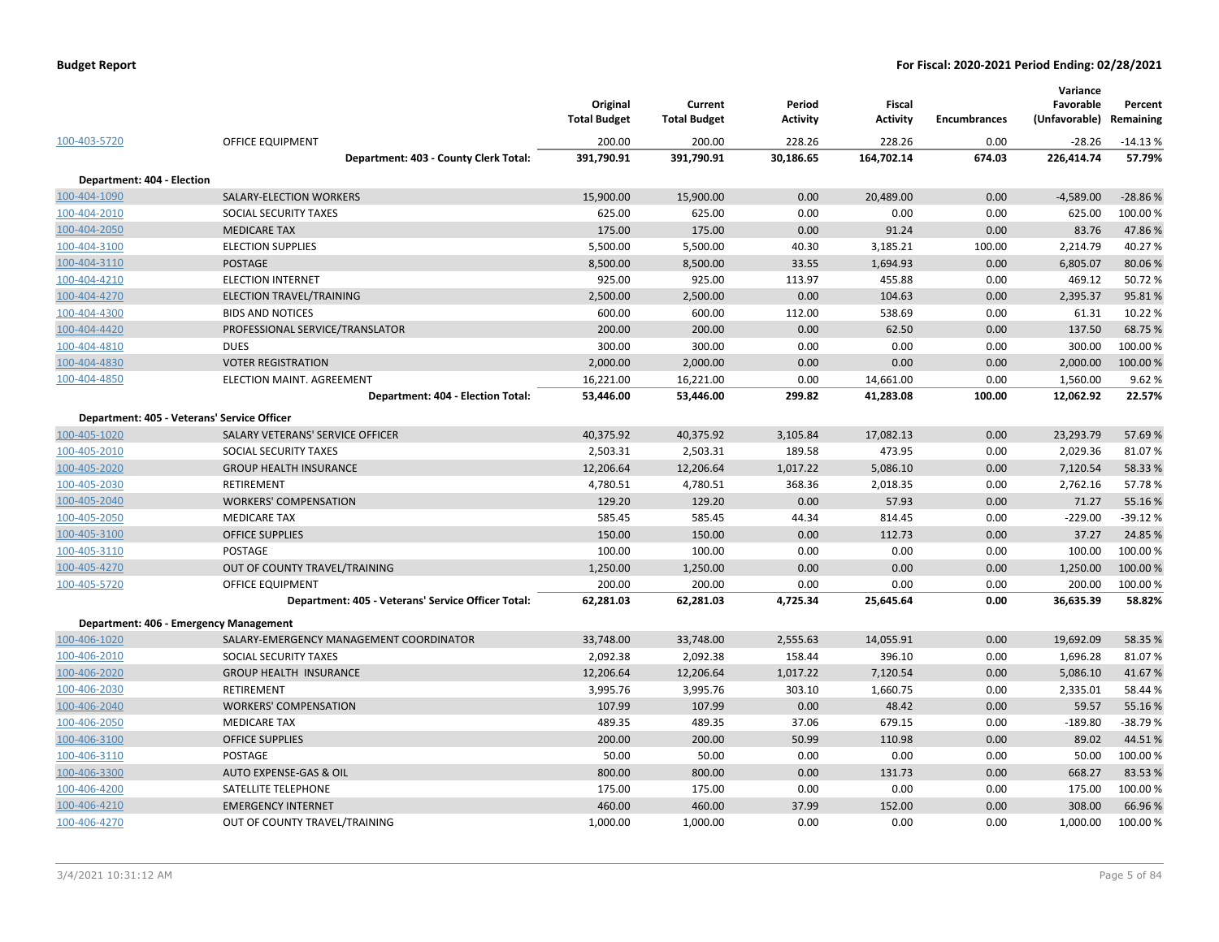**Budget Report** | **For Fiscal: 2020-2021 Period Ending: 02/28/2021**

| | | Original Total Budget | Current Total Budget | Period Activity | Fiscal Activity | Encumbrances | Variance Favorable (Unfavorable) | Percent Remaining |
|---|---|---|---|---|---|---|---|---|
| 100-403-5720 | OFFICE EQUIPMENT | 200.00 | 200.00 | 228.26 | 228.26 | 0.00 | -28.26 | -14.13 % |
| | **Department: 403 - County Clerk Total:** | **391,790.91** | **391,790.91** | **30,186.65** | **164,702.14** | **674.03** | **226,414.74** | **57.79%** |
| **Department: 404 - Election** | | | | | | | | |
| 100-404-1090 | SALARY-ELECTION WORKERS | 15,900.00 | 15,900.00 | 0.00 | 20,489.00 | 0.00 | -4,589.00 | -28.86 % |
| 100-404-2010 | SOCIAL SECURITY TAXES | 625.00 | 625.00 | 0.00 | 0.00 | 0.00 | 625.00 | 100.00 % |
| 100-404-2050 | MEDICARE TAX | 175.00 | 175.00 | 0.00 | 91.24 | 0.00 | 83.76 | 47.86 % |
| 100-404-3100 | ELECTION SUPPLIES | 5,500.00 | 5,500.00 | 40.30 | 3,185.21 | 100.00 | 2,214.79 | 40.27 % |
| 100-404-3110 | POSTAGE | 8,500.00 | 8,500.00 | 33.55 | 1,694.93 | 0.00 | 6,805.07 | 80.06 % |
| 100-404-4210 | ELECTION INTERNET | 925.00 | 925.00 | 113.97 | 455.88 | 0.00 | 469.12 | 50.72 % |
| 100-404-4270 | ELECTION TRAVEL/TRAINING | 2,500.00 | 2,500.00 | 0.00 | 104.63 | 0.00 | 2,395.37 | 95.81 % |
| 100-404-4300 | BIDS AND NOTICES | 600.00 | 600.00 | 112.00 | 538.69 | 0.00 | 61.31 | 10.22 % |
| 100-404-4420 | PROFESSIONAL SERVICE/TRANSLATOR | 200.00 | 200.00 | 0.00 | 62.50 | 0.00 | 137.50 | 68.75 % |
| 100-404-4810 | DUES | 300.00 | 300.00 | 0.00 | 0.00 | 0.00 | 300.00 | 100.00 % |
| 100-404-4830 | VOTER REGISTRATION | 2,000.00 | 2,000.00 | 0.00 | 0.00 | 0.00 | 2,000.00 | 100.00 % |
| 100-404-4850 | ELECTION MAINT. AGREEMENT | 16,221.00 | 16,221.00 | 0.00 | 14,661.00 | 0.00 | 1,560.00 | 9.62 % |
| | **Department: 404 - Election Total:** | **53,446.00** | **53,446.00** | **299.82** | **41,283.08** | **100.00** | **12,062.92** | **22.57%** |
| **Department: 405 - Veterans' Service Officer** | | | | | | | | |
| 100-405-1020 | SALARY VETERANS' SERVICE OFFICER | 40,375.92 | 40,375.92 | 3,105.84 | 17,082.13 | 0.00 | 23,293.79 | 57.69 % |
| 100-405-2010 | SOCIAL SECURITY TAXES | 2,503.31 | 2,503.31 | 189.58 | 473.95 | 0.00 | 2,029.36 | 81.07 % |
| 100-405-2020 | GROUP HEALTH INSURANCE | 12,206.64 | 12,206.64 | 1,017.22 | 5,086.10 | 0.00 | 7,120.54 | 58.33 % |
| 100-405-2030 | RETIREMENT | 4,780.51 | 4,780.51 | 368.36 | 2,018.35 | 0.00 | 2,762.16 | 57.78 % |
| 100-405-2040 | WORKERS' COMPENSATION | 129.20 | 129.20 | 0.00 | 57.93 | 0.00 | 71.27 | 55.16 % |
| 100-405-2050 | MEDICARE TAX | 585.45 | 585.45 | 44.34 | 814.45 | 0.00 | -229.00 | -39.12 % |
| 100-405-3100 | OFFICE SUPPLIES | 150.00 | 150.00 | 0.00 | 112.73 | 0.00 | 37.27 | 24.85 % |
| 100-405-3110 | POSTAGE | 100.00 | 100.00 | 0.00 | 0.00 | 0.00 | 100.00 | 100.00 % |
| 100-405-4270 | OUT OF COUNTY TRAVEL/TRAINING | 1,250.00 | 1,250.00 | 0.00 | 0.00 | 0.00 | 1,250.00 | 100.00 % |
| 100-405-5720 | OFFICE EQUIPMENT | 200.00 | 200.00 | 0.00 | 0.00 | 0.00 | 200.00 | 100.00 % |
| | **Department: 405 - Veterans' Service Officer Total:** | **62,281.03** | **62,281.03** | **4,725.34** | **25,645.64** | **0.00** | **36,635.39** | **58.82%** |
| **Department: 406 - Emergency Management** | | | | | | | | |
| 100-406-1020 | SALARY-EMERGENCY MANAGEMENT COORDINATOR | 33,748.00 | 33,748.00 | 2,555.63 | 14,055.91 | 0.00 | 19,692.09 | 58.35 % |
| 100-406-2010 | SOCIAL SECURITY TAXES | 2,092.38 | 2,092.38 | 158.44 | 396.10 | 0.00 | 1,696.28 | 81.07 % |
| 100-406-2020 | GROUP HEALTH INSURANCE | 12,206.64 | 12,206.64 | 1,017.22 | 7,120.54 | 0.00 | 5,086.10 | 41.67 % |
| 100-406-2030 | RETIREMENT | 3,995.76 | 3,995.76 | 303.10 | 1,660.75 | 0.00 | 2,335.01 | 58.44 % |
| 100-406-2040 | WORKERS' COMPENSATION | 107.99 | 107.99 | 0.00 | 48.42 | 0.00 | 59.57 | 55.16 % |
| 100-406-2050 | MEDICARE TAX | 489.35 | 489.35 | 37.06 | 679.15 | 0.00 | -189.80 | -38.79 % |
| 100-406-3100 | OFFICE SUPPLIES | 200.00 | 200.00 | 50.99 | 110.98 | 0.00 | 89.02 | 44.51 % |
| 100-406-3110 | POSTAGE | 50.00 | 50.00 | 0.00 | 0.00 | 0.00 | 50.00 | 100.00 % |
| 100-406-3300 | AUTO EXPENSE-GAS & OIL | 800.00 | 800.00 | 0.00 | 131.73 | 0.00 | 668.27 | 83.53 % |
| 100-406-4200 | SATELLITE TELEPHONE | 175.00 | 175.00 | 0.00 | 0.00 | 0.00 | 175.00 | 100.00 % |
| 100-406-4210 | EMERGENCY INTERNET | 460.00 | 460.00 | 37.99 | 152.00 | 0.00 | 308.00 | 66.96 % |
| 100-406-4270 | OUT OF COUNTY TRAVEL/TRAINING | 1,000.00 | 1,000.00 | 0.00 | 0.00 | 0.00 | 1,000.00 | 100.00 % |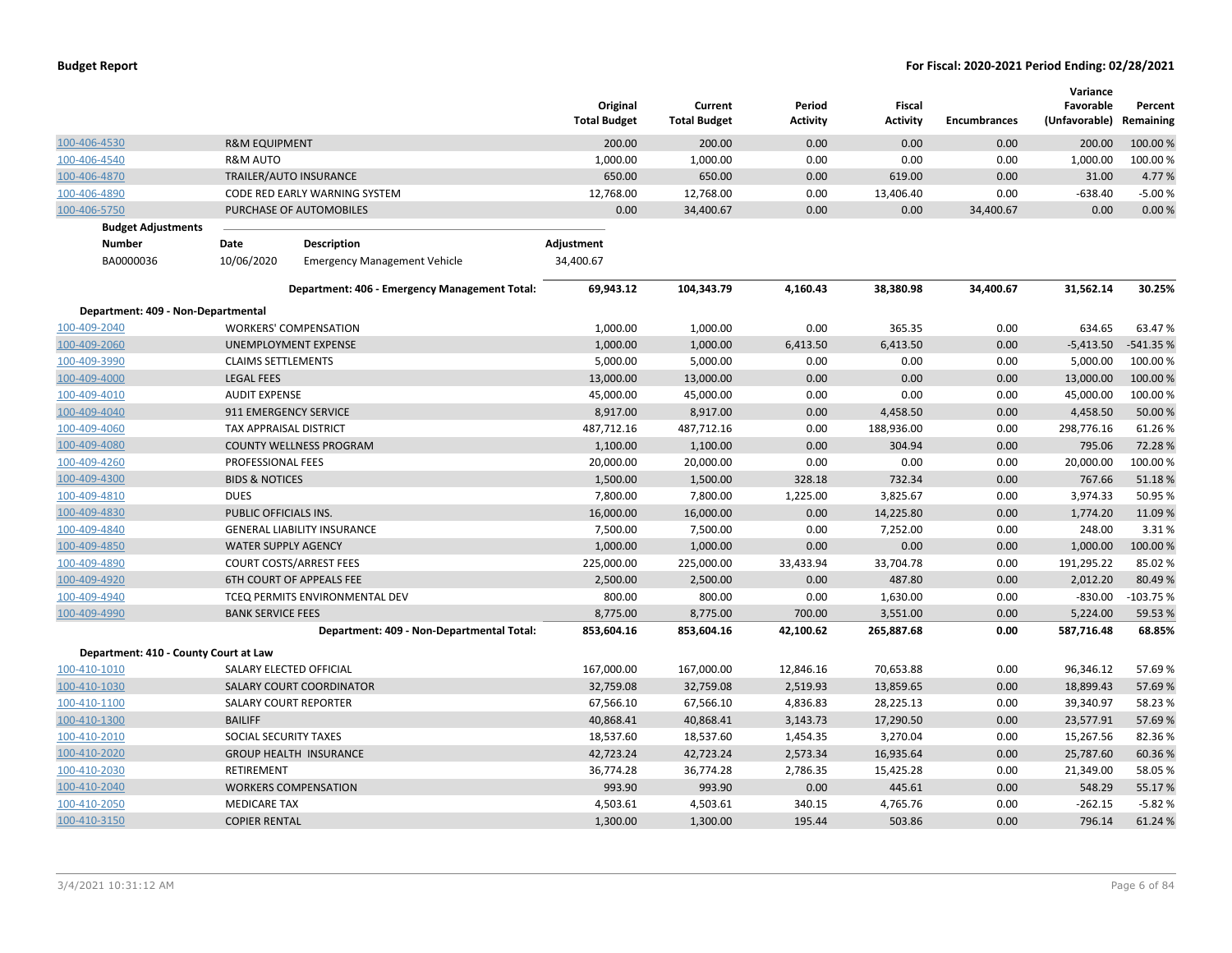## Budget Report

**For Fiscal: 2020-2021 Period Ending: 02/28/2021**

| | | Original Total Budget | Current Total Budget | Period Activity | Fiscal Activity | Encumbrances | Variance Favorable (Unfavorable) | Percent Remaining |
|---|---|---|---|---|---|---|---|---|
| 100-406-4530 | R&M EQUIPMENT | 200.00 | 200.00 | 0.00 | 0.00 | 0.00 | 200.00 | 100.00 % |
| 100-406-4540 | R&M AUTO | 1,000.00 | 1,000.00 | 0.00 | 0.00 | 0.00 | 1,000.00 | 100.00 % |
| 100-406-4870 | TRAILER/AUTO INSURANCE | 650.00 | 650.00 | 0.00 | 619.00 | 0.00 | 31.00 | 4.77 % |
| 100-406-4890 | CODE RED EARLY WARNING SYSTEM | 12,768.00 | 12,768.00 | 0.00 | 13,406.40 | 0.00 | -638.40 | -5.00 % |
| 100-406-5750 | PURCHASE OF AUTOMOBILES | 0.00 | 34,400.67 | 0.00 | 0.00 | 34,400.67 | 0.00 | 0.00 % |

**Budget Adjustments**

| Number | Date | Description | Adjustment |
|---|---|---|---|
| BA0000036 | 10/06/2020 | Emergency Management Vehicle | 34,400.67 |

| | Original Total Budget | Current Total Budget | Period Activity | Fiscal Activity | Encumbrances | Variance Favorable (Unfavorable) | Percent Remaining |
|---|---|---|---|---|---|---|---|
| **Department: 406 - Emergency Management Total:** | **69,943.12** | **104,343.79** | **4,160.43** | **38,380.98** | **34,400.67** | **31,562.14** | **30.25%** |

**Department: 409 - Non-Departmental**

| | | Original Total Budget | Current Total Budget | Period Activity | Fiscal Activity | Encumbrances | Variance Favorable (Unfavorable) | Percent Remaining |
|---|---|---|---|---|---|---|---|---|
| 100-409-2040 | WORKERS' COMPENSATION | 1,000.00 | 1,000.00 | 0.00 | 365.35 | 0.00 | 634.65 | 63.47 % |
| 100-409-2060 | UNEMPLOYMENT EXPENSE | 1,000.00 | 1,000.00 | 6,413.50 | 6,413.50 | 0.00 | -5,413.50 | -541.35 % |
| 100-409-3990 | CLAIMS SETTLEMENTS | 5,000.00 | 5,000.00 | 0.00 | 0.00 | 0.00 | 5,000.00 | 100.00 % |
| 100-409-4000 | LEGAL FEES | 13,000.00 | 13,000.00 | 0.00 | 0.00 | 0.00 | 13,000.00 | 100.00 % |
| 100-409-4010 | AUDIT EXPENSE | 45,000.00 | 45,000.00 | 0.00 | 0.00 | 0.00 | 45,000.00 | 100.00 % |
| 100-409-4040 | 911 EMERGENCY SERVICE | 8,917.00 | 8,917.00 | 0.00 | 4,458.50 | 0.00 | 4,458.50 | 50.00 % |
| 100-409-4060 | TAX APPRAISAL DISTRICT | 487,712.16 | 487,712.16 | 0.00 | 188,936.00 | 0.00 | 298,776.16 | 61.26 % |
| 100-409-4080 | COUNTY WELLNESS PROGRAM | 1,100.00 | 1,100.00 | 0.00 | 304.94 | 0.00 | 795.06 | 72.28 % |
| 100-409-4260 | PROFESSIONAL FEES | 20,000.00 | 20,000.00 | 0.00 | 0.00 | 0.00 | 20,000.00 | 100.00 % |
| 100-409-4300 | BIDS & NOTICES | 1,500.00 | 1,500.00 | 328.18 | 732.34 | 0.00 | 767.66 | 51.18 % |
| 100-409-4810 | DUES | 7,800.00 | 7,800.00 | 1,225.00 | 3,825.67 | 0.00 | 3,974.33 | 50.95 % |
| 100-409-4830 | PUBLIC OFFICIALS INS. | 16,000.00 | 16,000.00 | 0.00 | 14,225.80 | 0.00 | 1,774.20 | 11.09 % |
| 100-409-4840 | GENERAL LIABILITY INSURANCE | 7,500.00 | 7,500.00 | 0.00 | 7,252.00 | 0.00 | 248.00 | 3.31 % |
| 100-409-4850 | WATER SUPPLY AGENCY | 1,000.00 | 1,000.00 | 0.00 | 0.00 | 0.00 | 1,000.00 | 100.00 % |
| 100-409-4890 | COURT COSTS/ARREST FEES | 225,000.00 | 225,000.00 | 33,433.94 | 33,704.78 | 0.00 | 191,295.22 | 85.02 % |
| 100-409-4920 | 6TH COURT OF APPEALS FEE | 2,500.00 | 2,500.00 | 0.00 | 487.80 | 0.00 | 2,012.20 | 80.49 % |
| 100-409-4940 | TCEQ PERMITS ENVIRONMENTAL DEV | 800.00 | 800.00 | 0.00 | 1,630.00 | 0.00 | -830.00 | -103.75 % |
| 100-409-4990 | BANK SERVICE FEES | 8,775.00 | 8,775.00 | 700.00 | 3,551.00 | 0.00 | 5,224.00 | 59.53 % |
| | **Department: 409 - Non-Departmental Total:** | **853,604.16** | **853,604.16** | **42,100.62** | **265,887.68** | **0.00** | **587,716.48** | **68.85%** |

**Department: 410 - County Court at Law**

| | | Original Total Budget | Current Total Budget | Period Activity | Fiscal Activity | Encumbrances | Variance Favorable (Unfavorable) | Percent Remaining |
|---|---|---|---|---|---|---|---|---|
| 100-410-1010 | SALARY ELECTED OFFICIAL | 167,000.00 | 167,000.00 | 12,846.16 | 70,653.88 | 0.00 | 96,346.12 | 57.69 % |
| 100-410-1030 | SALARY COURT COORDINATOR | 32,759.08 | 32,759.08 | 2,519.93 | 13,859.65 | 0.00 | 18,899.43 | 57.69 % |
| 100-410-1100 | SALARY COURT REPORTER | 67,566.10 | 67,566.10 | 4,836.83 | 28,225.13 | 0.00 | 39,340.97 | 58.23 % |
| 100-410-1300 | BAILIFF | 40,868.41 | 40,868.41 | 3,143.73 | 17,290.50 | 0.00 | 23,577.91 | 57.69 % |
| 100-410-2010 | SOCIAL SECURITY TAXES | 18,537.60 | 18,537.60 | 1,454.35 | 3,270.04 | 0.00 | 15,267.56 | 82.36 % |
| 100-410-2020 | GROUP HEALTH INSURANCE | 42,723.24 | 42,723.24 | 2,573.34 | 16,935.64 | 0.00 | 25,787.60 | 60.36 % |
| 100-410-2030 | RETIREMENT | 36,774.28 | 36,774.28 | 2,786.35 | 15,425.28 | 0.00 | 21,349.00 | 58.05 % |
| 100-410-2040 | WORKERS COMPENSATION | 993.90 | 993.90 | 0.00 | 445.61 | 0.00 | 548.29 | 55.17 % |
| 100-410-2050 | MEDICARE TAX | 4,503.61 | 4,503.61 | 340.15 | 4,765.76 | 0.00 | -262.15 | -5.82 % |
| 100-410-3150 | COPIER RENTAL | 1,300.00 | 1,300.00 | 195.44 | 503.86 | 0.00 | 796.14 | 61.24 % |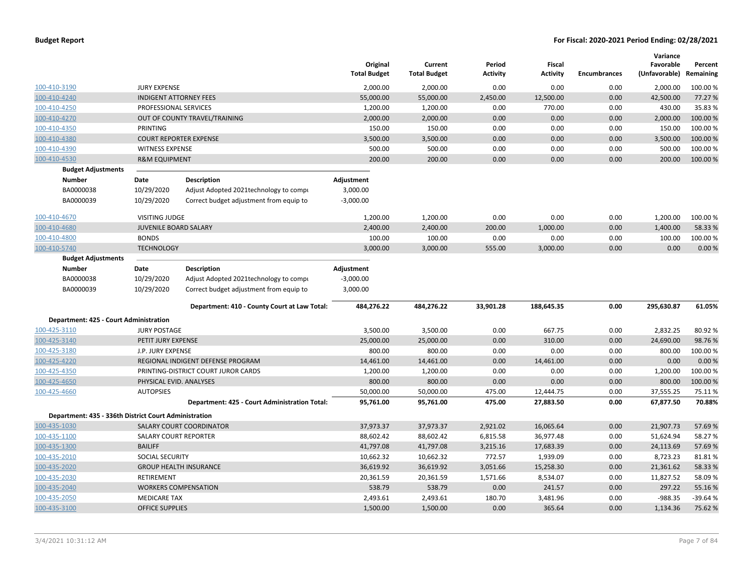**Budget Report** | **For Fiscal: 2020-2021 Period Ending: 02/28/2021**

| | | Original Total Budget | Current Total Budget | Period Activity | Fiscal Activity | Encumbrances | Variance Favorable (Unfavorable) | Percent Remaining |
|---|---|---|---|---|---|---|---|---|
| 100-410-3190 | JURY EXPENSE | 2,000.00 | 2,000.00 | 0.00 | 0.00 | 0.00 | 2,000.00 | 100.00 % |
| 100-410-4240 | INDIGENT ATTORNEY FEES | 55,000.00 | 55,000.00 | 2,450.00 | 12,500.00 | 0.00 | 42,500.00 | 77.27 % |
| 100-410-4250 | PROFESSIONAL SERVICES | 1,200.00 | 1,200.00 | 0.00 | 770.00 | 0.00 | 430.00 | 35.83 % |
| 100-410-4270 | OUT OF COUNTY TRAVEL/TRAINING | 2,000.00 | 2,000.00 | 0.00 | 0.00 | 0.00 | 2,000.00 | 100.00 % |
| 100-410-4350 | PRINTING | 150.00 | 150.00 | 0.00 | 0.00 | 0.00 | 150.00 | 100.00 % |
| 100-410-4380 | COURT REPORTER EXPENSE | 3,500.00 | 3,500.00 | 0.00 | 0.00 | 0.00 | 3,500.00 | 100.00 % |
| 100-410-4390 | WITNESS EXPENSE | 500.00 | 500.00 | 0.00 | 0.00 | 0.00 | 500.00 | 100.00 % |
| 100-410-4530 | R&M EQUIPMENT | 200.00 | 200.00 | 0.00 | 0.00 | 0.00 | 200.00 | 100.00 % |

**Budget Adjustments**

| Number | Date | Description | Adjustment |
|---|---|---|---|
| BA0000038 | 10/29/2020 | Adjust Adopted 2021technology to compu | 3,000.00 |
| BA0000039 | 10/29/2020 | Correct budget adjustment from equip to | -3,000.00 |

| | | Original Total Budget | Current Total Budget | Period Activity | Fiscal Activity | Encumbrances | Variance Favorable (Unfavorable) | Percent Remaining |
|---|---|---|---|---|---|---|---|---|
| 100-410-4670 | VISITING JUDGE | 1,200.00 | 1,200.00 | 0.00 | 0.00 | 0.00 | 1,200.00 | 100.00 % |
| 100-410-4680 | JUVENILE BOARD SALARY | 2,400.00 | 2,400.00 | 200.00 | 1,000.00 | 0.00 | 1,400.00 | 58.33 % |
| 100-410-4800 | BONDS | 100.00 | 100.00 | 0.00 | 0.00 | 0.00 | 100.00 | 100.00 % |
| 100-410-5740 | TECHNOLOGY | 3,000.00 | 3,000.00 | 555.00 | 3,000.00 | 0.00 | 0.00 | 0.00 % |

**Budget Adjustments**

| Number | Date | Description | Adjustment |
|---|---|---|---|
| BA0000038 | 10/29/2020 | Adjust Adopted 2021technology to compu | -3,000.00 |
| BA0000039 | 10/29/2020 | Correct budget adjustment from equip to | 3,000.00 |

| | | Original Total Budget | Current Total Budget | Period Activity | Fiscal Activity | Encumbrances | Variance Favorable (Unfavorable) | Percent Remaining |
|---|---|---|---|---|---|---|---|---|
| | **Department: 410 - County Court at Law Total:** | **484,276.22** | **484,276.22** | **33,901.28** | **188,645.35** | **0.00** | **295,630.87** | **61.05%** |
| **Department: 425 - Court Administration** | | | | | | | | |
| 100-425-3110 | JURY POSTAGE | 3,500.00 | 3,500.00 | 0.00 | 667.75 | 0.00 | 2,832.25 | 80.92 % |
| 100-425-3140 | PETIT JURY EXPENSE | 25,000.00 | 25,000.00 | 0.00 | 310.00 | 0.00 | 24,690.00 | 98.76 % |
| 100-425-3180 | J.P. JURY EXPENSE | 800.00 | 800.00 | 0.00 | 0.00 | 0.00 | 800.00 | 100.00 % |
| 100-425-4220 | REGIONAL INDIGENT DEFENSE PROGRAM | 14,461.00 | 14,461.00 | 0.00 | 14,461.00 | 0.00 | 0.00 | 0.00 % |
| 100-425-4350 | PRINTING-DISTRICT COURT JUROR CARDS | 1,200.00 | 1,200.00 | 0.00 | 0.00 | 0.00 | 1,200.00 | 100.00 % |
| 100-425-4650 | PHYSICAL EVID. ANALYSES | 800.00 | 800.00 | 0.00 | 0.00 | 0.00 | 800.00 | 100.00 % |
| 100-425-4660 | AUTOPSIES | 50,000.00 | 50,000.00 | 475.00 | 12,444.75 | 0.00 | 37,555.25 | 75.11 % |
| | **Department: 425 - Court Administration Total:** | **95,761.00** | **95,761.00** | **475.00** | **27,883.50** | **0.00** | **67,877.50** | **70.88%** |
| **Department: 435 - 336th District Court Administration** | | | | | | | | |
| 100-435-1030 | SALARY COURT COORDINATOR | 37,973.37 | 37,973.37 | 2,921.02 | 16,065.64 | 0.00 | 21,907.73 | 57.69 % |
| 100-435-1100 | SALARY COURT REPORTER | 88,602.42 | 88,602.42 | 6,815.58 | 36,977.48 | 0.00 | 51,624.94 | 58.27 % |
| 100-435-1300 | BAILIFF | 41,797.08 | 41,797.08 | 3,215.16 | 17,683.39 | 0.00 | 24,113.69 | 57.69 % |
| 100-435-2010 | SOCIAL SECURITY | 10,662.32 | 10,662.32 | 772.57 | 1,939.09 | 0.00 | 8,723.23 | 81.81 % |
| 100-435-2020 | GROUP HEALTH INSURANCE | 36,619.92 | 36,619.92 | 3,051.66 | 15,258.30 | 0.00 | 21,361.62 | 58.33 % |
| 100-435-2030 | RETIREMENT | 20,361.59 | 20,361.59 | 1,571.66 | 8,534.07 | 0.00 | 11,827.52 | 58.09 % |
| 100-435-2040 | WORKERS COMPENSATION | 538.79 | 538.79 | 0.00 | 241.57 | 0.00 | 297.22 | 55.16 % |
| 100-435-2050 | MEDICARE TAX | 2,493.61 | 2,493.61 | 180.70 | 3,481.96 | 0.00 | -988.35 | -39.64 % |
| 100-435-3100 | OFFICE SUPPLIES | 1,500.00 | 1,500.00 | 0.00 | 365.64 | 0.00 | 1,134.36 | 75.62 % |

3/4/2021 10:31:12 AM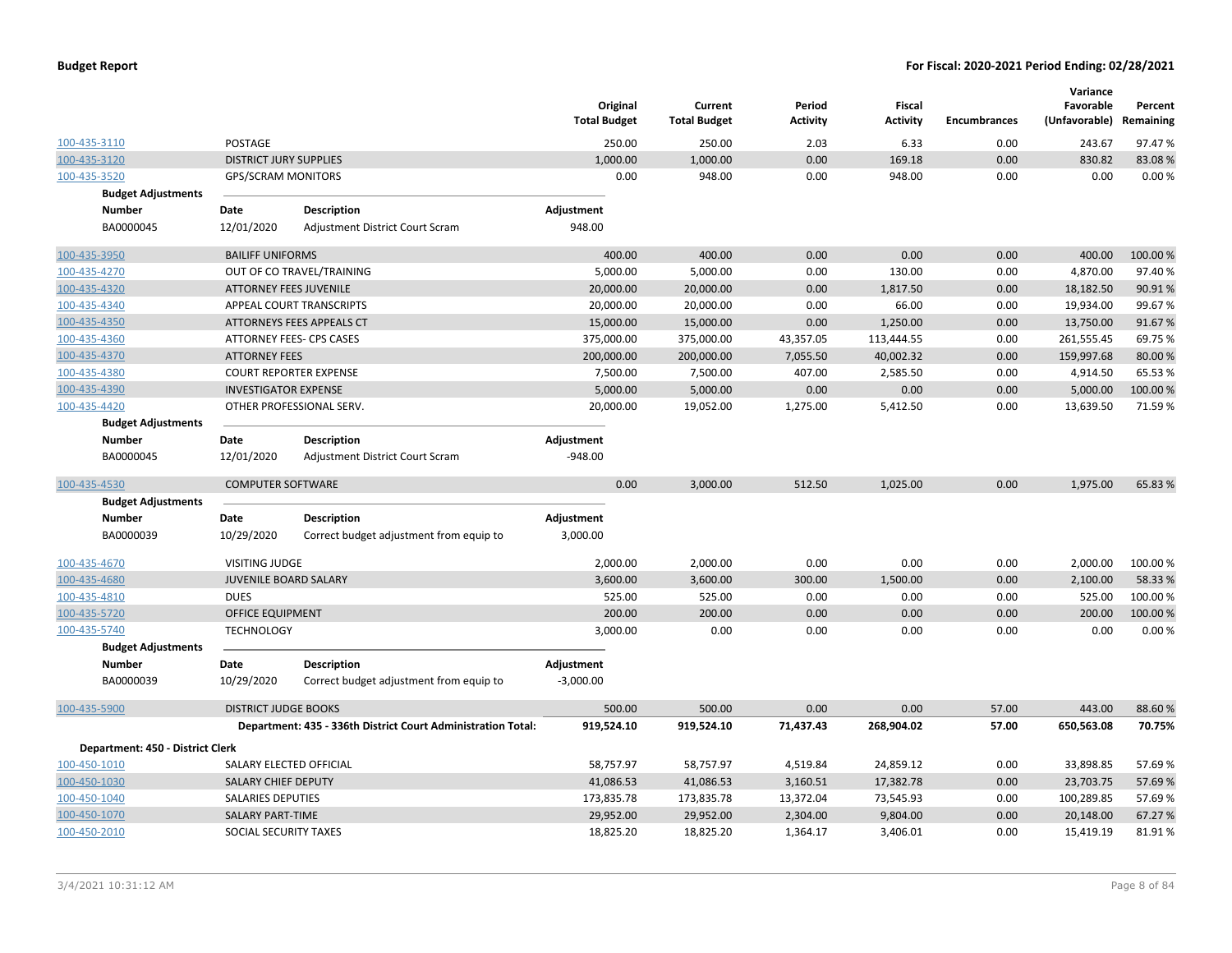**Budget Report** — For Fiscal: 2020-2021 Period Ending: 02/28/2021

| | | Original Total Budget | Current Total Budget | Period Activity | Fiscal Activity | Encumbrances | Variance Favorable (Unfavorable) | Percent Remaining |
|---|---|---|---|---|---|---|---|---|
| 100-435-3110 | POSTAGE | 250.00 | 250.00 | 2.03 | 6.33 | 0.00 | 243.67 | 97.47 % |
| 100-435-3120 | DISTRICT JURY SUPPLIES | 1,000.00 | 1,000.00 | 0.00 | 169.18 | 0.00 | 830.82 | 83.08 % |
| 100-435-3520 | GPS/SCRAM MONITORS | 0.00 | 948.00 | 0.00 | 948.00 | 0.00 | 0.00 | 0.00 % |

**Budget Adjustments**

| Number | Date | Description | Adjustment |
|---|---|---|---|
| BA0000045 | 12/01/2020 | Adjustment District Court Scram | 948.00 |

| | | Original Total Budget | Current Total Budget | Period Activity | Fiscal Activity | Encumbrances | Variance Favorable (Unfavorable) | Percent Remaining |
|---|---|---|---|---|---|---|---|---|
| 100-435-3950 | BAILIFF UNIFORMS | 400.00 | 400.00 | 0.00 | 0.00 | 0.00 | 400.00 | 100.00 % |
| 100-435-4270 | OUT OF CO TRAVEL/TRAINING | 5,000.00 | 5,000.00 | 0.00 | 130.00 | 0.00 | 4,870.00 | 97.40 % |
| 100-435-4320 | ATTORNEY FEES JUVENILE | 20,000.00 | 20,000.00 | 0.00 | 1,817.50 | 0.00 | 18,182.50 | 90.91 % |
| 100-435-4340 | APPEAL COURT TRANSCRIPTS | 20,000.00 | 20,000.00 | 0.00 | 66.00 | 0.00 | 19,934.00 | 99.67 % |
| 100-435-4350 | ATTORNEYS FEES APPEALS CT | 15,000.00 | 15,000.00 | 0.00 | 1,250.00 | 0.00 | 13,750.00 | 91.67 % |
| 100-435-4360 | ATTORNEY FEES- CPS CASES | 375,000.00 | 375,000.00 | 43,357.05 | 113,444.55 | 0.00 | 261,555.45 | 69.75 % |
| 100-435-4370 | ATTORNEY FEES | 200,000.00 | 200,000.00 | 7,055.50 | 40,002.32 | 0.00 | 159,997.68 | 80.00 % |
| 100-435-4380 | COURT REPORTER EXPENSE | 7,500.00 | 7,500.00 | 407.00 | 2,585.50 | 0.00 | 4,914.50 | 65.53 % |
| 100-435-4390 | INVESTIGATOR EXPENSE | 5,000.00 | 5,000.00 | 0.00 | 0.00 | 0.00 | 5,000.00 | 100.00 % |
| 100-435-4420 | OTHER PROFESSIONAL SERV. | 20,000.00 | 19,052.00 | 1,275.00 | 5,412.50 | 0.00 | 13,639.50 | 71.59 % |

**Budget Adjustments**

| Number | Date | Description | Adjustment |
|---|---|---|---|
| BA0000045 | 12/01/2020 | Adjustment District Court Scram | -948.00 |

| | | Original Total Budget | Current Total Budget | Period Activity | Fiscal Activity | Encumbrances | Variance Favorable (Unfavorable) | Percent Remaining |
|---|---|---|---|---|---|---|---|---|
| 100-435-4530 | COMPUTER SOFTWARE | 0.00 | 3,000.00 | 512.50 | 1,025.00 | 0.00 | 1,975.00 | 65.83 % |

**Budget Adjustments**

| Number | Date | Description | Adjustment |
|---|---|---|---|
| BA0000039 | 10/29/2020 | Correct budget adjustment from equip to | 3,000.00 |

| | | Original Total Budget | Current Total Budget | Period Activity | Fiscal Activity | Encumbrances | Variance Favorable (Unfavorable) | Percent Remaining |
|---|---|---|---|---|---|---|---|---|
| 100-435-4670 | VISITING JUDGE | 2,000.00 | 2,000.00 | 0.00 | 0.00 | 0.00 | 2,000.00 | 100.00 % |
| 100-435-4680 | JUVENILE BOARD SALARY | 3,600.00 | 3,600.00 | 300.00 | 1,500.00 | 0.00 | 2,100.00 | 58.33 % |
| 100-435-4810 | DUES | 525.00 | 525.00 | 0.00 | 0.00 | 0.00 | 525.00 | 100.00 % |
| 100-435-5720 | OFFICE EQUIPMENT | 200.00 | 200.00 | 0.00 | 0.00 | 0.00 | 200.00 | 100.00 % |
| 100-435-5740 | TECHNOLOGY | 3,000.00 | 0.00 | 0.00 | 0.00 | 0.00 | 0.00 | 0.00 % |

**Budget Adjustments**

| Number | Date | Description | Adjustment |
|---|---|---|---|
| BA0000039 | 10/29/2020 | Correct budget adjustment from equip to | -3,000.00 |

| | | Original Total Budget | Current Total Budget | Period Activity | Fiscal Activity | Encumbrances | Variance Favorable (Unfavorable) | Percent Remaining |
|---|---|---|---|---|---|---|---|---|
| 100-435-5900 | DISTRICT JUDGE BOOKS | 500.00 | 500.00 | 0.00 | 0.00 | 57.00 | 443.00 | 88.60 % |
| | **Department: 435 - 336th District Court Administration Total:** | **919,524.10** | **919,524.10** | **71,437.43** | **268,904.02** | **57.00** | **650,563.08** | **70.75%** |

**Department: 450 - District Clerk**

| | | Original Total Budget | Current Total Budget | Period Activity | Fiscal Activity | Encumbrances | Variance Favorable (Unfavorable) | Percent Remaining |
|---|---|---|---|---|---|---|---|---|
| 100-450-1010 | SALARY ELECTED OFFICIAL | 58,757.97 | 58,757.97 | 4,519.84 | 24,859.12 | 0.00 | 33,898.85 | 57.69 % |
| 100-450-1030 | SALARY CHIEF DEPUTY | 41,086.53 | 41,086.53 | 3,160.51 | 17,382.78 | 0.00 | 23,703.75 | 57.69 % |
| 100-450-1040 | SALARIES DEPUTIES | 173,835.78 | 173,835.78 | 13,372.04 | 73,545.93 | 0.00 | 100,289.85 | 57.69 % |
| 100-450-1070 | SALARY PART-TIME | 29,952.00 | 29,952.00 | 2,304.00 | 9,804.00 | 0.00 | 20,148.00 | 67.27 % |
| 100-450-2010 | SOCIAL SECURITY TAXES | 18,825.20 | 18,825.20 | 1,364.17 | 3,406.01 | 0.00 | 15,419.19 | 81.91 % |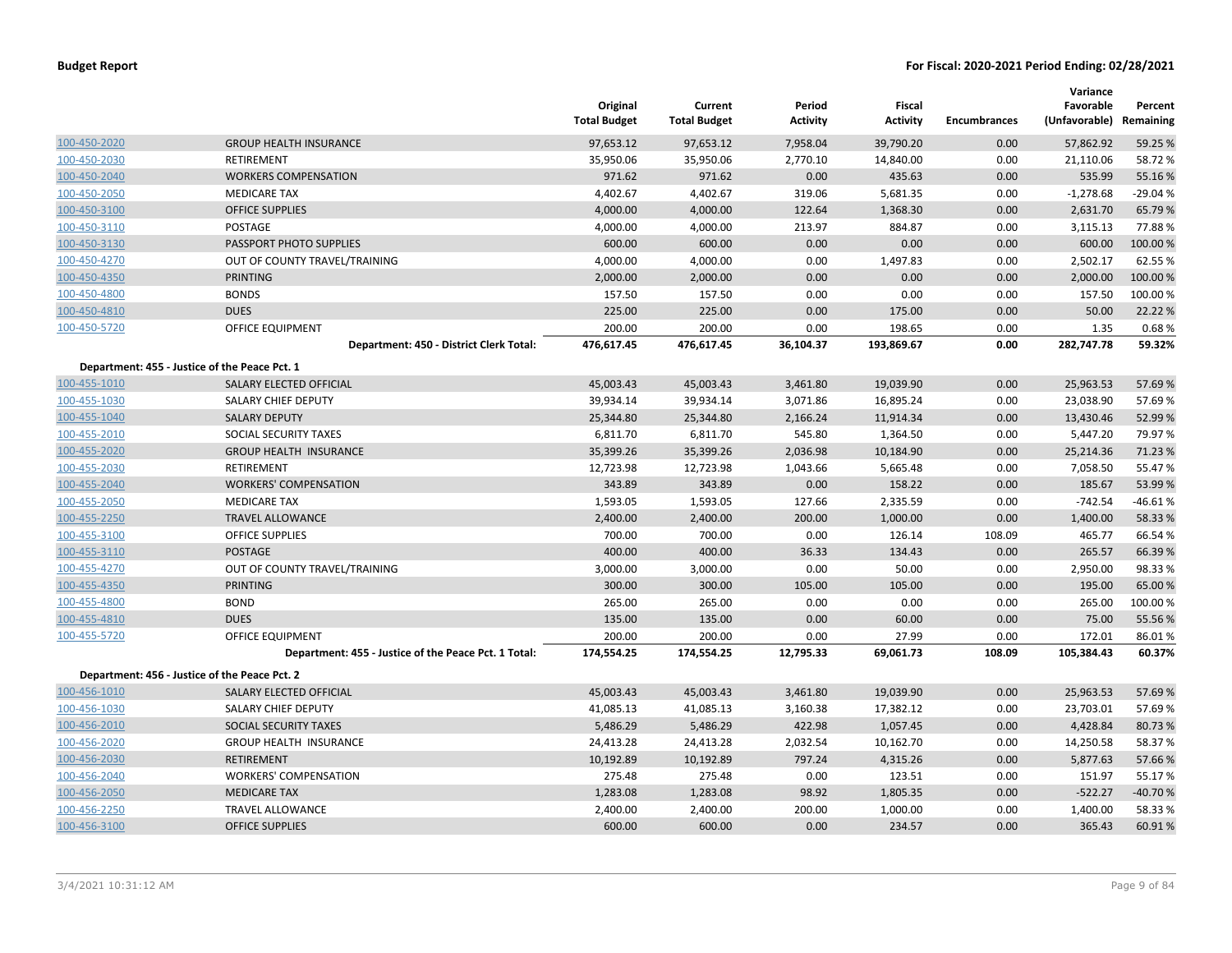**Budget Report** — For Fiscal: 2020-2021 Period Ending: 02/28/2021

| | | Original Total Budget | Current Total Budget | Period Activity | Fiscal Activity | Encumbrances | Variance Favorable (Unfavorable) | Percent Remaining |
|---|---|---|---|---|---|---|---|---|
| 100-450-2020 | GROUP HEALTH INSURANCE | 97,653.12 | 97,653.12 | 7,958.04 | 39,790.20 | 0.00 | 57,862.92 | 59.25 % |
| 100-450-2030 | RETIREMENT | 35,950.06 | 35,950.06 | 2,770.10 | 14,840.00 | 0.00 | 21,110.06 | 58.72 % |
| 100-450-2040 | WORKERS COMPENSATION | 971.62 | 971.62 | 0.00 | 435.63 | 0.00 | 535.99 | 55.16 % |
| 100-450-2050 | MEDICARE TAX | 4,402.67 | 4,402.67 | 319.06 | 5,681.35 | 0.00 | -1,278.68 | -29.04 % |
| 100-450-3100 | OFFICE SUPPLIES | 4,000.00 | 4,000.00 | 122.64 | 1,368.30 | 0.00 | 2,631.70 | 65.79 % |
| 100-450-3110 | POSTAGE | 4,000.00 | 4,000.00 | 213.97 | 884.87 | 0.00 | 3,115.13 | 77.88 % |
| 100-450-3130 | PASSPORT PHOTO SUPPLIES | 600.00 | 600.00 | 0.00 | 0.00 | 0.00 | 600.00 | 100.00 % |
| 100-450-4270 | OUT OF COUNTY TRAVEL/TRAINING | 4,000.00 | 4,000.00 | 0.00 | 1,497.83 | 0.00 | 2,502.17 | 62.55 % |
| 100-450-4350 | PRINTING | 2,000.00 | 2,000.00 | 0.00 | 0.00 | 0.00 | 2,000.00 | 100.00 % |
| 100-450-4800 | BONDS | 157.50 | 157.50 | 0.00 | 0.00 | 0.00 | 157.50 | 100.00 % |
| 100-450-4810 | DUES | 225.00 | 225.00 | 0.00 | 175.00 | 0.00 | 50.00 | 22.22 % |
| 100-450-5720 | OFFICE EQUIPMENT | 200.00 | 200.00 | 0.00 | 198.65 | 0.00 | 1.35 | 0.68 % |
| | **Department: 450 - District Clerk Total:** | **476,617.45** | **476,617.45** | **36,104.37** | **193,869.67** | **0.00** | **282,747.78** | **59.32%** |
| **Department: 455 - Justice of the Peace Pct. 1** | | | | | | | | |
| 100-455-1010 | SALARY ELECTED OFFICIAL | 45,003.43 | 45,003.43 | 3,461.80 | 19,039.90 | 0.00 | 25,963.53 | 57.69 % |
| 100-455-1030 | SALARY CHIEF DEPUTY | 39,934.14 | 39,934.14 | 3,071.86 | 16,895.24 | 0.00 | 23,038.90 | 57.69 % |
| 100-455-1040 | SALARY DEPUTY | 25,344.80 | 25,344.80 | 2,166.24 | 11,914.34 | 0.00 | 13,430.46 | 52.99 % |
| 100-455-2010 | SOCIAL SECURITY TAXES | 6,811.70 | 6,811.70 | 545.80 | 1,364.50 | 0.00 | 5,447.20 | 79.97 % |
| 100-455-2020 | GROUP HEALTH INSURANCE | 35,399.26 | 35,399.26 | 2,036.98 | 10,184.90 | 0.00 | 25,214.36 | 71.23 % |
| 100-455-2030 | RETIREMENT | 12,723.98 | 12,723.98 | 1,043.66 | 5,665.48 | 0.00 | 7,058.50 | 55.47 % |
| 100-455-2040 | WORKERS' COMPENSATION | 343.89 | 343.89 | 0.00 | 158.22 | 0.00 | 185.67 | 53.99 % |
| 100-455-2050 | MEDICARE TAX | 1,593.05 | 1,593.05 | 127.66 | 2,335.59 | 0.00 | -742.54 | -46.61 % |
| 100-455-2250 | TRAVEL ALLOWANCE | 2,400.00 | 2,400.00 | 200.00 | 1,000.00 | 0.00 | 1,400.00 | 58.33 % |
| 100-455-3100 | OFFICE SUPPLIES | 700.00 | 700.00 | 0.00 | 126.14 | 108.09 | 465.77 | 66.54 % |
| 100-455-3110 | POSTAGE | 400.00 | 400.00 | 36.33 | 134.43 | 0.00 | 265.57 | 66.39 % |
| 100-455-4270 | OUT OF COUNTY TRAVEL/TRAINING | 3,000.00 | 3,000.00 | 0.00 | 50.00 | 0.00 | 2,950.00 | 98.33 % |
| 100-455-4350 | PRINTING | 300.00 | 300.00 | 105.00 | 105.00 | 0.00 | 195.00 | 65.00 % |
| 100-455-4800 | BOND | 265.00 | 265.00 | 0.00 | 0.00 | 0.00 | 265.00 | 100.00 % |
| 100-455-4810 | DUES | 135.00 | 135.00 | 0.00 | 60.00 | 0.00 | 75.00 | 55.56 % |
| 100-455-5720 | OFFICE EQUIPMENT | 200.00 | 200.00 | 0.00 | 27.99 | 0.00 | 172.01 | 86.01 % |
| | **Department: 455 - Justice of the Peace Pct. 1 Total:** | **174,554.25** | **174,554.25** | **12,795.33** | **69,061.73** | **108.09** | **105,384.43** | **60.37%** |
| **Department: 456 - Justice of the Peace Pct. 2** | | | | | | | | |
| 100-456-1010 | SALARY ELECTED OFFICIAL | 45,003.43 | 45,003.43 | 3,461.80 | 19,039.90 | 0.00 | 25,963.53 | 57.69 % |
| 100-456-1030 | SALARY CHIEF DEPUTY | 41,085.13 | 41,085.13 | 3,160.38 | 17,382.12 | 0.00 | 23,703.01 | 57.69 % |
| 100-456-2010 | SOCIAL SECURITY TAXES | 5,486.29 | 5,486.29 | 422.98 | 1,057.45 | 0.00 | 4,428.84 | 80.73 % |
| 100-456-2020 | GROUP HEALTH INSURANCE | 24,413.28 | 24,413.28 | 2,032.54 | 10,162.70 | 0.00 | 14,250.58 | 58.37 % |
| 100-456-2030 | RETIREMENT | 10,192.89 | 10,192.89 | 797.24 | 4,315.26 | 0.00 | 5,877.63 | 57.66 % |
| 100-456-2040 | WORKERS' COMPENSATION | 275.48 | 275.48 | 0.00 | 123.51 | 0.00 | 151.97 | 55.17 % |
| 100-456-2050 | MEDICARE TAX | 1,283.08 | 1,283.08 | 98.92 | 1,805.35 | 0.00 | -522.27 | -40.70 % |
| 100-456-2250 | TRAVEL ALLOWANCE | 2,400.00 | 2,400.00 | 200.00 | 1,000.00 | 0.00 | 1,400.00 | 58.33 % |
| 100-456-3100 | OFFICE SUPPLIES | 600.00 | 600.00 | 0.00 | 234.57 | 0.00 | 365.43 | 60.91 % |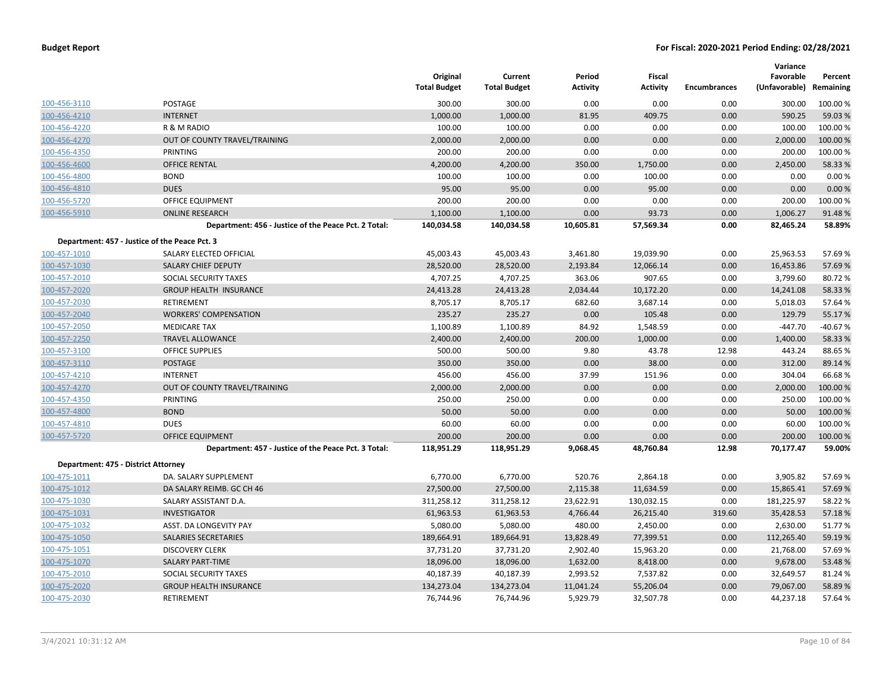**Budget Report** — For Fiscal: 2020-2021 Period Ending: 02/28/2021

| | | Original Total Budget | Current Total Budget | Period Activity | Fiscal Activity | Encumbrances | Variance Favorable (Unfavorable) | Percent Remaining |
|---|---|---|---|---|---|---|---|---|
| 100-456-3110 | POSTAGE | 300.00 | 300.00 | 0.00 | 0.00 | 0.00 | 300.00 | 100.00 % |
| 100-456-4210 | INTERNET | 1,000.00 | 1,000.00 | 81.95 | 409.75 | 0.00 | 590.25 | 59.03 % |
| 100-456-4220 | R & M RADIO | 100.00 | 100.00 | 0.00 | 0.00 | 0.00 | 100.00 | 100.00 % |
| 100-456-4270 | OUT OF COUNTY TRAVEL/TRAINING | 2,000.00 | 2,000.00 | 0.00 | 0.00 | 0.00 | 2,000.00 | 100.00 % |
| 100-456-4350 | PRINTING | 200.00 | 200.00 | 0.00 | 0.00 | 0.00 | 200.00 | 100.00 % |
| 100-456-4600 | OFFICE RENTAL | 4,200.00 | 4,200.00 | 350.00 | 1,750.00 | 0.00 | 2,450.00 | 58.33 % |
| 100-456-4800 | BOND | 100.00 | 100.00 | 0.00 | 100.00 | 0.00 | 0.00 | 0.00 % |
| 100-456-4810 | DUES | 95.00 | 95.00 | 0.00 | 95.00 | 0.00 | 0.00 | 0.00 % |
| 100-456-5720 | OFFICE EQUIPMENT | 200.00 | 200.00 | 0.00 | 0.00 | 0.00 | 200.00 | 100.00 % |
| 100-456-5910 | ONLINE RESEARCH | 1,100.00 | 1,100.00 | 0.00 | 93.73 | 0.00 | 1,006.27 | 91.48 % |
| | **Department: 456 - Justice of the Peace Pct. 2 Total:** | **140,034.58** | **140,034.58** | **10,605.81** | **57,569.34** | **0.00** | **82,465.24** | **58.89%** |
| **Department: 457 - Justice of the Peace Pct. 3** | | | | | | | | |
| 100-457-1010 | SALARY ELECTED OFFICIAL | 45,003.43 | 45,003.43 | 3,461.80 | 19,039.90 | 0.00 | 25,963.53 | 57.69 % |
| 100-457-1030 | SALARY CHIEF DEPUTY | 28,520.00 | 28,520.00 | 2,193.84 | 12,066.14 | 0.00 | 16,453.86 | 57.69 % |
| 100-457-2010 | SOCIAL SECURITY TAXES | 4,707.25 | 4,707.25 | 363.06 | 907.65 | 0.00 | 3,799.60 | 80.72 % |
| 100-457-2020 | GROUP HEALTH INSURANCE | 24,413.28 | 24,413.28 | 2,034.44 | 10,172.20 | 0.00 | 14,241.08 | 58.33 % |
| 100-457-2030 | RETIREMENT | 8,705.17 | 8,705.17 | 682.60 | 3,687.14 | 0.00 | 5,018.03 | 57.64 % |
| 100-457-2040 | WORKERS' COMPENSATION | 235.27 | 235.27 | 0.00 | 105.48 | 0.00 | 129.79 | 55.17 % |
| 100-457-2050 | MEDICARE TAX | 1,100.89 | 1,100.89 | 84.92 | 1,548.59 | 0.00 | -447.70 | -40.67 % |
| 100-457-2250 | TRAVEL ALLOWANCE | 2,400.00 | 2,400.00 | 200.00 | 1,000.00 | 0.00 | 1,400.00 | 58.33 % |
| 100-457-3100 | OFFICE SUPPLIES | 500.00 | 500.00 | 9.80 | 43.78 | 12.98 | 443.24 | 88.65 % |
| 100-457-3110 | POSTAGE | 350.00 | 350.00 | 0.00 | 38.00 | 0.00 | 312.00 | 89.14 % |
| 100-457-4210 | INTERNET | 456.00 | 456.00 | 37.99 | 151.96 | 0.00 | 304.04 | 66.68 % |
| 100-457-4270 | OUT OF COUNTY TRAVEL/TRAINING | 2,000.00 | 2,000.00 | 0.00 | 0.00 | 0.00 | 2,000.00 | 100.00 % |
| 100-457-4350 | PRINTING | 250.00 | 250.00 | 0.00 | 0.00 | 0.00 | 250.00 | 100.00 % |
| 100-457-4800 | BOND | 50.00 | 50.00 | 0.00 | 0.00 | 0.00 | 50.00 | 100.00 % |
| 100-457-4810 | DUES | 60.00 | 60.00 | 0.00 | 0.00 | 0.00 | 60.00 | 100.00 % |
| 100-457-5720 | OFFICE EQUIPMENT | 200.00 | 200.00 | 0.00 | 0.00 | 0.00 | 200.00 | 100.00 % |
| | **Department: 457 - Justice of the Peace Pct. 3 Total:** | **118,951.29** | **118,951.29** | **9,068.45** | **48,760.84** | **12.98** | **70,177.47** | **59.00%** |
| **Department: 475 - District Attorney** | | | | | | | | |
| 100-475-1011 | DA. SALARY SUPPLEMENT | 6,770.00 | 6,770.00 | 520.76 | 2,864.18 | 0.00 | 3,905.82 | 57.69 % |
| 100-475-1012 | DA SALARY REIMB. GC CH 46 | 27,500.00 | 27,500.00 | 2,115.38 | 11,634.59 | 0.00 | 15,865.41 | 57.69 % |
| 100-475-1030 | SALARY ASSISTANT D.A. | 311,258.12 | 311,258.12 | 23,622.91 | 130,032.15 | 0.00 | 181,225.97 | 58.22 % |
| 100-475-1031 | INVESTIGATOR | 61,963.53 | 61,963.53 | 4,766.44 | 26,215.40 | 319.60 | 35,428.53 | 57.18 % |
| 100-475-1032 | ASST. DA LONGEVITY PAY | 5,080.00 | 5,080.00 | 480.00 | 2,450.00 | 0.00 | 2,630.00 | 51.77 % |
| 100-475-1050 | SALARIES SECRETARIES | 189,664.91 | 189,664.91 | 13,828.49 | 77,399.51 | 0.00 | 112,265.40 | 59.19 % |
| 100-475-1051 | DISCOVERY CLERK | 37,731.20 | 37,731.20 | 2,902.40 | 15,963.20 | 0.00 | 21,768.00 | 57.69 % |
| 100-475-1070 | SALARY PART-TIME | 18,096.00 | 18,096.00 | 1,632.00 | 8,418.00 | 0.00 | 9,678.00 | 53.48 % |
| 100-475-2010 | SOCIAL SECURITY TAXES | 40,187.39 | 40,187.39 | 2,993.52 | 7,537.82 | 0.00 | 32,649.57 | 81.24 % |
| 100-475-2020 | GROUP HEALTH INSURANCE | 134,273.04 | 134,273.04 | 11,041.24 | 55,206.04 | 0.00 | 79,067.00 | 58.89 % |
| 100-475-2030 | RETIREMENT | 76,744.96 | 76,744.96 | 5,929.79 | 32,507.78 | 0.00 | 44,237.18 | 57.64 % |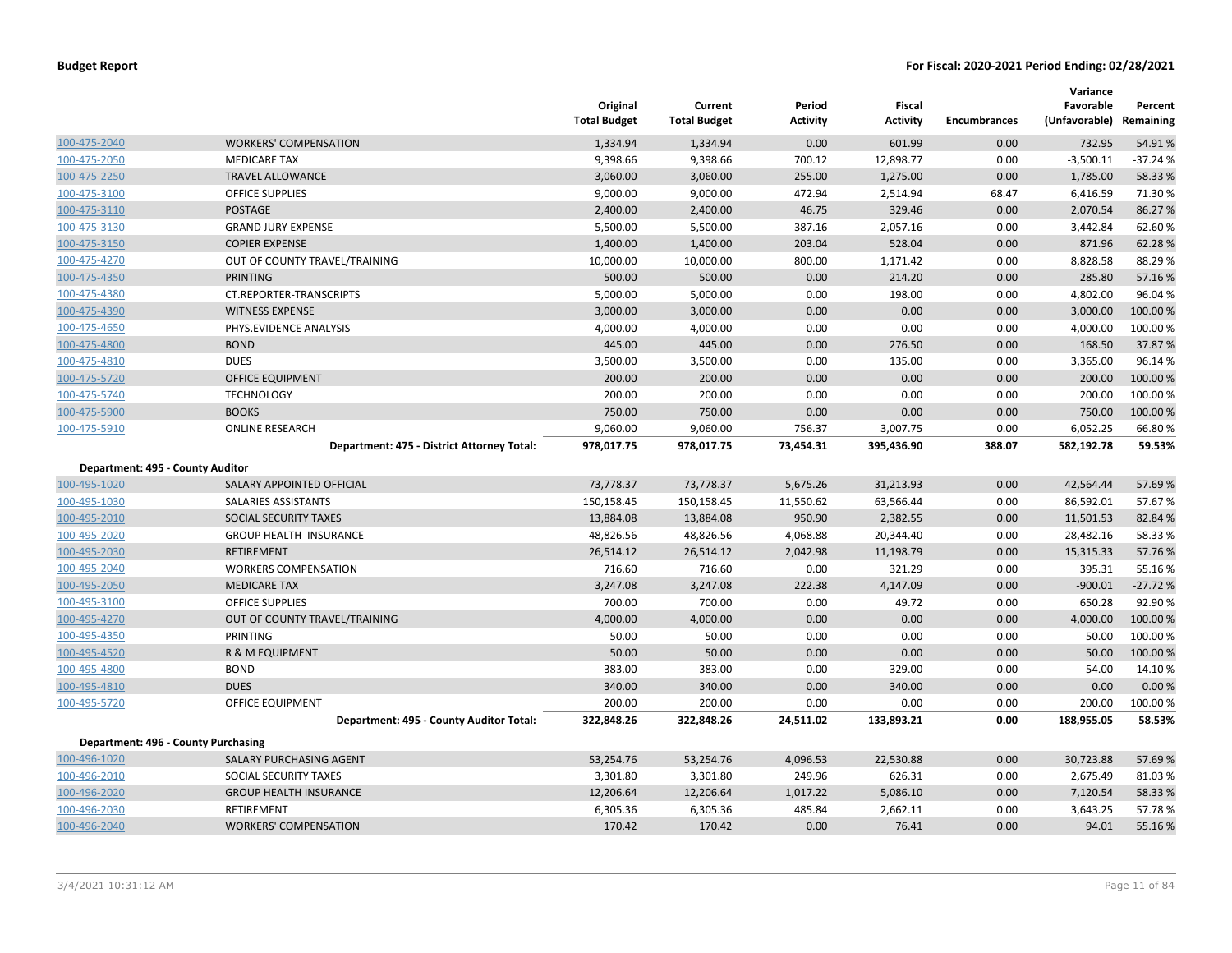| | | Original Total Budget | Current Total Budget | Period Activity | Fiscal Activity | Encumbrances | Variance Favorable (Unfavorable) | Percent Remaining |
|---|---|---|---|---|---|---|---|---|
| 100-475-2040 | WORKERS' COMPENSATION | 1,334.94 | 1,334.94 | 0.00 | 601.99 | 0.00 | 732.95 | 54.91 % |
| 100-475-2050 | MEDICARE TAX | 9,398.66 | 9,398.66 | 700.12 | 12,898.77 | 0.00 | -3,500.11 | -37.24 % |
| 100-475-2250 | TRAVEL ALLOWANCE | 3,060.00 | 3,060.00 | 255.00 | 1,275.00 | 0.00 | 1,785.00 | 58.33 % |
| 100-475-3100 | OFFICE SUPPLIES | 9,000.00 | 9,000.00 | 472.94 | 2,514.94 | 68.47 | 6,416.59 | 71.30 % |
| 100-475-3110 | POSTAGE | 2,400.00 | 2,400.00 | 46.75 | 329.46 | 0.00 | 2,070.54 | 86.27 % |
| 100-475-3130 | GRAND JURY EXPENSE | 5,500.00 | 5,500.00 | 387.16 | 2,057.16 | 0.00 | 3,442.84 | 62.60 % |
| 100-475-3150 | COPIER EXPENSE | 1,400.00 | 1,400.00 | 203.04 | 528.04 | 0.00 | 871.96 | 62.28 % |
| 100-475-4270 | OUT OF COUNTY TRAVEL/TRAINING | 10,000.00 | 10,000.00 | 800.00 | 1,171.42 | 0.00 | 8,828.58 | 88.29 % |
| 100-475-4350 | PRINTING | 500.00 | 500.00 | 0.00 | 214.20 | 0.00 | 285.80 | 57.16 % |
| 100-475-4380 | CT.REPORTER-TRANSCRIPTS | 5,000.00 | 5,000.00 | 0.00 | 198.00 | 0.00 | 4,802.00 | 96.04 % |
| 100-475-4390 | WITNESS EXPENSE | 3,000.00 | 3,000.00 | 0.00 | 0.00 | 0.00 | 3,000.00 | 100.00 % |
| 100-475-4650 | PHYS.EVIDENCE ANALYSIS | 4,000.00 | 4,000.00 | 0.00 | 0.00 | 0.00 | 4,000.00 | 100.00 % |
| 100-475-4800 | BOND | 445.00 | 445.00 | 0.00 | 276.50 | 0.00 | 168.50 | 37.87 % |
| 100-475-4810 | DUES | 3,500.00 | 3,500.00 | 0.00 | 135.00 | 0.00 | 3,365.00 | 96.14 % |
| 100-475-5720 | OFFICE EQUIPMENT | 200.00 | 200.00 | 0.00 | 0.00 | 0.00 | 200.00 | 100.00 % |
| 100-475-5740 | TECHNOLOGY | 200.00 | 200.00 | 0.00 | 0.00 | 0.00 | 200.00 | 100.00 % |
| 100-475-5900 | BOOKS | 750.00 | 750.00 | 0.00 | 0.00 | 0.00 | 750.00 | 100.00 % |
| 100-475-5910 | ONLINE RESEARCH | 9,060.00 | 9,060.00 | 756.37 | 3,007.75 | 0.00 | 6,052.25 | 66.80 % |
| | **Department: 475 - District Attorney Total:** | **978,017.75** | **978,017.75** | **73,454.31** | **395,436.90** | **388.07** | **582,192.78** | **59.53%** |
| **Department: 495 - County Auditor** | | | | | | | | |
| 100-495-1020 | SALARY APPOINTED OFFICIAL | 73,778.37 | 73,778.37 | 5,675.26 | 31,213.93 | 0.00 | 42,564.44 | 57.69 % |
| 100-495-1030 | SALARIES ASSISTANTS | 150,158.45 | 150,158.45 | 11,550.62 | 63,566.44 | 0.00 | 86,592.01 | 57.67 % |
| 100-495-2010 | SOCIAL SECURITY TAXES | 13,884.08 | 13,884.08 | 950.90 | 2,382.55 | 0.00 | 11,501.53 | 82.84 % |
| 100-495-2020 | GROUP HEALTH INSURANCE | 48,826.56 | 48,826.56 | 4,068.88 | 20,344.40 | 0.00 | 28,482.16 | 58.33 % |
| 100-495-2030 | RETIREMENT | 26,514.12 | 26,514.12 | 2,042.98 | 11,198.79 | 0.00 | 15,315.33 | 57.76 % |
| 100-495-2040 | WORKERS COMPENSATION | 716.60 | 716.60 | 0.00 | 321.29 | 0.00 | 395.31 | 55.16 % |
| 100-495-2050 | MEDICARE TAX | 3,247.08 | 3,247.08 | 222.38 | 4,147.09 | 0.00 | -900.01 | -27.72 % |
| 100-495-3100 | OFFICE SUPPLIES | 700.00 | 700.00 | 0.00 | 49.72 | 0.00 | 650.28 | 92.90 % |
| 100-495-4270 | OUT OF COUNTY TRAVEL/TRAINING | 4,000.00 | 4,000.00 | 0.00 | 0.00 | 0.00 | 4,000.00 | 100.00 % |
| 100-495-4350 | PRINTING | 50.00 | 50.00 | 0.00 | 0.00 | 0.00 | 50.00 | 100.00 % |
| 100-495-4520 | R & M EQUIPMENT | 50.00 | 50.00 | 0.00 | 0.00 | 0.00 | 50.00 | 100.00 % |
| 100-495-4800 | BOND | 383.00 | 383.00 | 0.00 | 329.00 | 0.00 | 54.00 | 14.10 % |
| 100-495-4810 | DUES | 340.00 | 340.00 | 0.00 | 340.00 | 0.00 | 0.00 | 0.00 % |
| 100-495-5720 | OFFICE EQUIPMENT | 200.00 | 200.00 | 0.00 | 0.00 | 0.00 | 200.00 | 100.00 % |
| | **Department: 495 - County Auditor Total:** | **322,848.26** | **322,848.26** | **24,511.02** | **133,893.21** | **0.00** | **188,955.05** | **58.53%** |
| **Department: 496 - County Purchasing** | | | | | | | | |
| 100-496-1020 | SALARY PURCHASING AGENT | 53,254.76 | 53,254.76 | 4,096.53 | 22,530.88 | 0.00 | 30,723.88 | 57.69 % |
| 100-496-2010 | SOCIAL SECURITY TAXES | 3,301.80 | 3,301.80 | 249.96 | 626.31 | 0.00 | 2,675.49 | 81.03 % |
| 100-496-2020 | GROUP HEALTH INSURANCE | 12,206.64 | 12,206.64 | 1,017.22 | 5,086.10 | 0.00 | 7,120.54 | 58.33 % |
| 100-496-2030 | RETIREMENT | 6,305.36 | 6,305.36 | 485.84 | 2,662.11 | 0.00 | 3,643.25 | 57.78 % |
| 100-496-2040 | WORKERS' COMPENSATION | 170.42 | 170.42 | 0.00 | 76.41 | 0.00 | 94.01 | 55.16 % |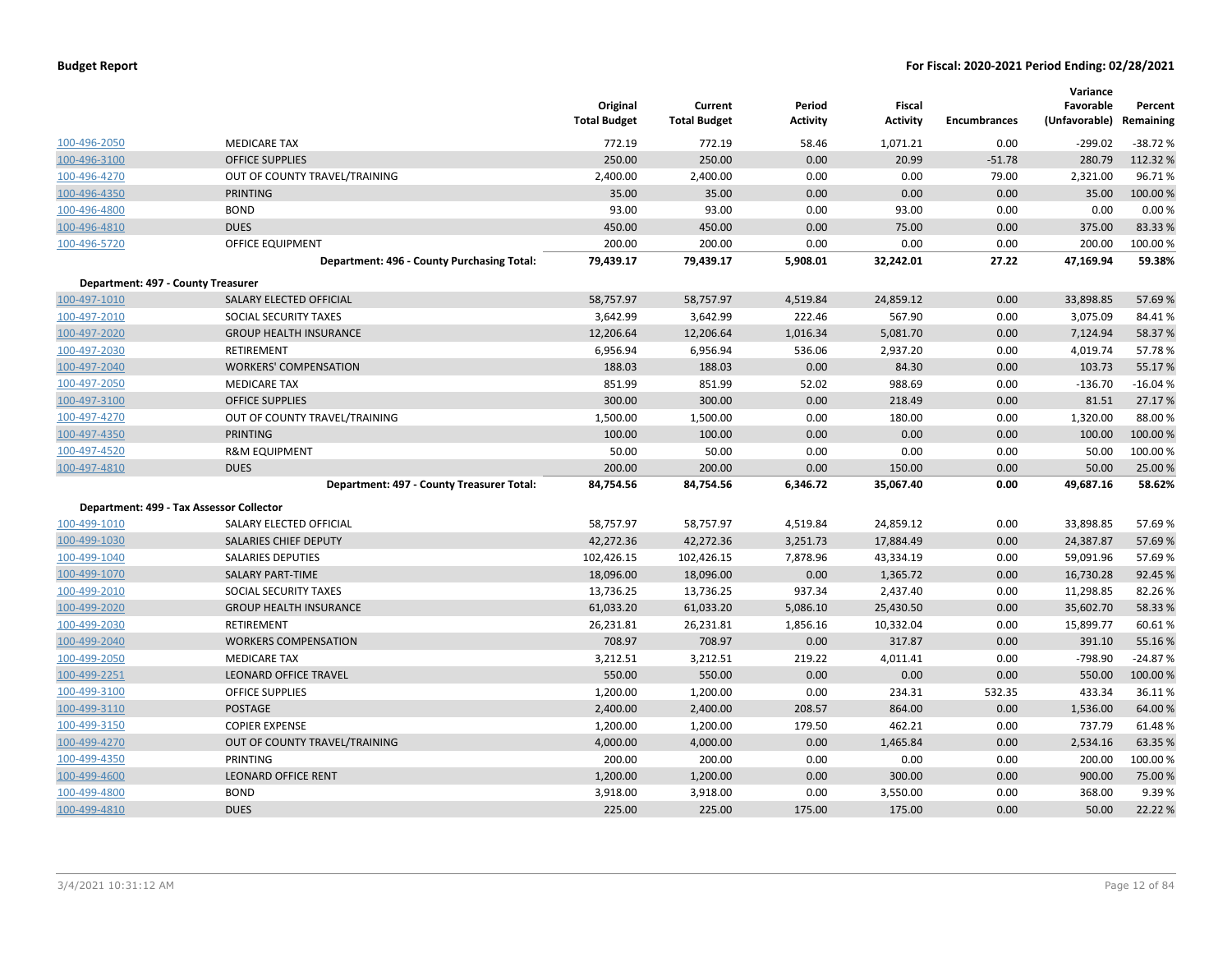**Budget Report** **For Fiscal: 2020-2021 Period Ending: 02/28/2021**

| | | Original Total Budget | Current Total Budget | Period Activity | Fiscal Activity | Encumbrances | Variance Favorable (Unfavorable) | Percent Remaining |
|---|---|---|---|---|---|---|---|---|
| 100-496-2050 | MEDICARE TAX | 772.19 | 772.19 | 58.46 | 1,071.21 | 0.00 | -299.02 | -38.72 % |
| 100-496-3100 | OFFICE SUPPLIES | 250.00 | 250.00 | 0.00 | 20.99 | -51.78 | 280.79 | 112.32 % |
| 100-496-4270 | OUT OF COUNTY TRAVEL/TRAINING | 2,400.00 | 2,400.00 | 0.00 | 0.00 | 79.00 | 2,321.00 | 96.71 % |
| 100-496-4350 | PRINTING | 35.00 | 35.00 | 0.00 | 0.00 | 0.00 | 35.00 | 100.00 % |
| 100-496-4800 | BOND | 93.00 | 93.00 | 0.00 | 93.00 | 0.00 | 0.00 | 0.00 % |
| 100-496-4810 | DUES | 450.00 | 450.00 | 0.00 | 75.00 | 0.00 | 375.00 | 83.33 % |
| 100-496-5720 | OFFICE EQUIPMENT | 200.00 | 200.00 | 0.00 | 0.00 | 0.00 | 200.00 | 100.00 % |
| | **Department: 496 - County Purchasing Total:** | **79,439.17** | **79,439.17** | **5,908.01** | **32,242.01** | **27.22** | **47,169.94** | **59.38%** |
| **Department: 497 - County Treasurer** | | | | | | | | |
| 100-497-1010 | SALARY ELECTED OFFICIAL | 58,757.97 | 58,757.97 | 4,519.84 | 24,859.12 | 0.00 | 33,898.85 | 57.69 % |
| 100-497-2010 | SOCIAL SECURITY TAXES | 3,642.99 | 3,642.99 | 222.46 | 567.90 | 0.00 | 3,075.09 | 84.41 % |
| 100-497-2020 | GROUP HEALTH INSURANCE | 12,206.64 | 12,206.64 | 1,016.34 | 5,081.70 | 0.00 | 7,124.94 | 58.37 % |
| 100-497-2030 | RETIREMENT | 6,956.94 | 6,956.94 | 536.06 | 2,937.20 | 0.00 | 4,019.74 | 57.78 % |
| 100-497-2040 | WORKERS' COMPENSATION | 188.03 | 188.03 | 0.00 | 84.30 | 0.00 | 103.73 | 55.17 % |
| 100-497-2050 | MEDICARE TAX | 851.99 | 851.99 | 52.02 | 988.69 | 0.00 | -136.70 | -16.04 % |
| 100-497-3100 | OFFICE SUPPLIES | 300.00 | 300.00 | 0.00 | 218.49 | 0.00 | 81.51 | 27.17 % |
| 100-497-4270 | OUT OF COUNTY TRAVEL/TRAINING | 1,500.00 | 1,500.00 | 0.00 | 180.00 | 0.00 | 1,320.00 | 88.00 % |
| 100-497-4350 | PRINTING | 100.00 | 100.00 | 0.00 | 0.00 | 0.00 | 100.00 | 100.00 % |
| 100-497-4520 | R&M EQUIPMENT | 50.00 | 50.00 | 0.00 | 0.00 | 0.00 | 50.00 | 100.00 % |
| 100-497-4810 | DUES | 200.00 | 200.00 | 0.00 | 150.00 | 0.00 | 50.00 | 25.00 % |
| | **Department: 497 - County Treasurer Total:** | **84,754.56** | **84,754.56** | **6,346.72** | **35,067.40** | **0.00** | **49,687.16** | **58.62%** |
| **Department: 499 - Tax Assessor Collector** | | | | | | | | |
| 100-499-1010 | SALARY ELECTED OFFICIAL | 58,757.97 | 58,757.97 | 4,519.84 | 24,859.12 | 0.00 | 33,898.85 | 57.69 % |
| 100-499-1030 | SALARIES CHIEF DEPUTY | 42,272.36 | 42,272.36 | 3,251.73 | 17,884.49 | 0.00 | 24,387.87 | 57.69 % |
| 100-499-1040 | SALARIES DEPUTIES | 102,426.15 | 102,426.15 | 7,878.96 | 43,334.19 | 0.00 | 59,091.96 | 57.69 % |
| 100-499-1070 | SALARY PART-TIME | 18,096.00 | 18,096.00 | 0.00 | 1,365.72 | 0.00 | 16,730.28 | 92.45 % |
| 100-499-2010 | SOCIAL SECURITY TAXES | 13,736.25 | 13,736.25 | 937.34 | 2,437.40 | 0.00 | 11,298.85 | 82.26 % |
| 100-499-2020 | GROUP HEALTH INSURANCE | 61,033.20 | 61,033.20 | 5,086.10 | 25,430.50 | 0.00 | 35,602.70 | 58.33 % |
| 100-499-2030 | RETIREMENT | 26,231.81 | 26,231.81 | 1,856.16 | 10,332.04 | 0.00 | 15,899.77 | 60.61 % |
| 100-499-2040 | WORKERS COMPENSATION | 708.97 | 708.97 | 0.00 | 317.87 | 0.00 | 391.10 | 55.16 % |
| 100-499-2050 | MEDICARE TAX | 3,212.51 | 3,212.51 | 219.22 | 4,011.41 | 0.00 | -798.90 | -24.87 % |
| 100-499-2251 | LEONARD OFFICE TRAVEL | 550.00 | 550.00 | 0.00 | 0.00 | 0.00 | 550.00 | 100.00 % |
| 100-499-3100 | OFFICE SUPPLIES | 1,200.00 | 1,200.00 | 0.00 | 234.31 | 532.35 | 433.34 | 36.11 % |
| 100-499-3110 | POSTAGE | 2,400.00 | 2,400.00 | 208.57 | 864.00 | 0.00 | 1,536.00 | 64.00 % |
| 100-499-3150 | COPIER EXPENSE | 1,200.00 | 1,200.00 | 179.50 | 462.21 | 0.00 | 737.79 | 61.48 % |
| 100-499-4270 | OUT OF COUNTY TRAVEL/TRAINING | 4,000.00 | 4,000.00 | 0.00 | 1,465.84 | 0.00 | 2,534.16 | 63.35 % |
| 100-499-4350 | PRINTING | 200.00 | 200.00 | 0.00 | 0.00 | 0.00 | 200.00 | 100.00 % |
| 100-499-4600 | LEONARD OFFICE RENT | 1,200.00 | 1,200.00 | 0.00 | 300.00 | 0.00 | 900.00 | 75.00 % |
| 100-499-4800 | BOND | 3,918.00 | 3,918.00 | 0.00 | 3,550.00 | 0.00 | 368.00 | 9.39 % |
| 100-499-4810 | DUES | 225.00 | 225.00 | 175.00 | 175.00 | 0.00 | 50.00 | 22.22 % |

3/4/2021 10:31:12 AM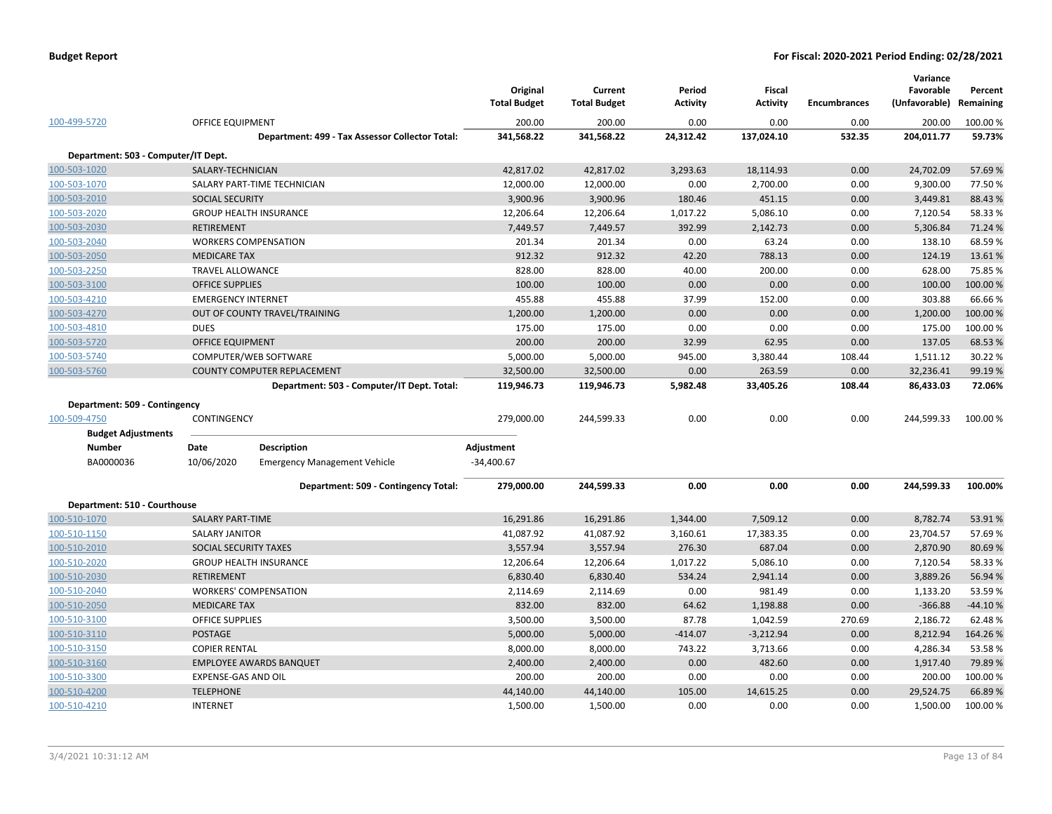| | | Original Total Budget | Current Total Budget | Period Activity | Fiscal Activity | Encumbrances | Variance Favorable (Unfavorable) | Percent Remaining |
|---|---|---|---|---|---|---|---|---|
| 100-499-5720 | OFFICE EQUIPMENT | 200.00 | 200.00 | 0.00 | 0.00 | 0.00 | 200.00 | 100.00 % |
| | **Department: 499 - Tax Assessor Collector Total:** | **341,568.22** | **341,568.22** | **24,312.42** | **137,024.10** | **532.35** | **204,011.77** | **59.73%** |
| **Department: 503 - Computer/IT Dept.** | | | | | | | | |
| 100-503-1020 | SALARY-TECHNICIAN | 42,817.02 | 42,817.02 | 3,293.63 | 18,114.93 | 0.00 | 24,702.09 | 57.69 % |
| 100-503-1070 | SALARY PART-TIME TECHNICIAN | 12,000.00 | 12,000.00 | 0.00 | 2,700.00 | 0.00 | 9,300.00 | 77.50 % |
| 100-503-2010 | SOCIAL SECURITY | 3,900.96 | 3,900.96 | 180.46 | 451.15 | 0.00 | 3,449.81 | 88.43 % |
| 100-503-2020 | GROUP HEALTH INSURANCE | 12,206.64 | 12,206.64 | 1,017.22 | 5,086.10 | 0.00 | 7,120.54 | 58.33 % |
| 100-503-2030 | RETIREMENT | 7,449.57 | 7,449.57 | 392.99 | 2,142.73 | 0.00 | 5,306.84 | 71.24 % |
| 100-503-2040 | WORKERS COMPENSATION | 201.34 | 201.34 | 0.00 | 63.24 | 0.00 | 138.10 | 68.59 % |
| 100-503-2050 | MEDICARE TAX | 912.32 | 912.32 | 42.20 | 788.13 | 0.00 | 124.19 | 13.61 % |
| 100-503-2250 | TRAVEL ALLOWANCE | 828.00 | 828.00 | 40.00 | 200.00 | 0.00 | 628.00 | 75.85 % |
| 100-503-3100 | OFFICE SUPPLIES | 100.00 | 100.00 | 0.00 | 0.00 | 0.00 | 100.00 | 100.00 % |
| 100-503-4210 | EMERGENCY INTERNET | 455.88 | 455.88 | 37.99 | 152.00 | 0.00 | 303.88 | 66.66 % |
| 100-503-4270 | OUT OF COUNTY TRAVEL/TRAINING | 1,200.00 | 1,200.00 | 0.00 | 0.00 | 0.00 | 1,200.00 | 100.00 % |
| 100-503-4810 | DUES | 175.00 | 175.00 | 0.00 | 0.00 | 0.00 | 175.00 | 100.00 % |
| 100-503-5720 | OFFICE EQUIPMENT | 200.00 | 200.00 | 32.99 | 62.95 | 0.00 | 137.05 | 68.53 % |
| 100-503-5740 | COMPUTER/WEB SOFTWARE | 5,000.00 | 5,000.00 | 945.00 | 3,380.44 | 108.44 | 1,511.12 | 30.22 % |
| 100-503-5760 | COUNTY COMPUTER REPLACEMENT | 32,500.00 | 32,500.00 | 0.00 | 263.59 | 0.00 | 32,236.41 | 99.19 % |
| | **Department: 503 - Computer/IT Dept. Total:** | **119,946.73** | **119,946.73** | **5,982.48** | **33,405.26** | **108.44** | **86,433.03** | **72.06%** |
| **Department: 509 - Contingency** | | | | | | | | |
| 100-509-4750 | CONTINGENCY | 279,000.00 | 244,599.33 | 0.00 | 0.00 | 0.00 | 244,599.33 | 100.00 % |

**Budget Adjustments**

| Number | Date | Description | Adjustment |
|---|---|---|---|
| BA0000036 | 10/06/2020 | Emergency Management Vehicle | -34,400.67 |

| | | Original Total Budget | Current Total Budget | Period Activity | Fiscal Activity | Encumbrances | Variance Favorable (Unfavorable) | Percent Remaining |
|---|---|---|---|---|---|---|---|---|
| | **Department: 509 - Contingency Total:** | **279,000.00** | **244,599.33** | **0.00** | **0.00** | **0.00** | **244,599.33** | **100.00%** |
| **Department: 510 - Courthouse** | | | | | | | | |
| 100-510-1070 | SALARY PART-TIME | 16,291.86 | 16,291.86 | 1,344.00 | 7,509.12 | 0.00 | 8,782.74 | 53.91 % |
| 100-510-1150 | SALARY JANITOR | 41,087.92 | 41,087.92 | 3,160.61 | 17,383.35 | 0.00 | 23,704.57 | 57.69 % |
| 100-510-2010 | SOCIAL SECURITY TAXES | 3,557.94 | 3,557.94 | 276.30 | 687.04 | 0.00 | 2,870.90 | 80.69 % |
| 100-510-2020 | GROUP HEALTH INSURANCE | 12,206.64 | 12,206.64 | 1,017.22 | 5,086.10 | 0.00 | 7,120.54 | 58.33 % |
| 100-510-2030 | RETIREMENT | 6,830.40 | 6,830.40 | 534.24 | 2,941.14 | 0.00 | 3,889.26 | 56.94 % |
| 100-510-2040 | WORKERS' COMPENSATION | 2,114.69 | 2,114.69 | 0.00 | 981.49 | 0.00 | 1,133.20 | 53.59 % |
| 100-510-2050 | MEDICARE TAX | 832.00 | 832.00 | 64.62 | 1,198.88 | 0.00 | -366.88 | -44.10 % |
| 100-510-3100 | OFFICE SUPPLIES | 3,500.00 | 3,500.00 | 87.78 | 1,042.59 | 270.69 | 2,186.72 | 62.48 % |
| 100-510-3110 | POSTAGE | 5,000.00 | 5,000.00 | -414.07 | -3,212.94 | 0.00 | 8,212.94 | 164.26 % |
| 100-510-3150 | COPIER RENTAL | 8,000.00 | 8,000.00 | 743.22 | 3,713.66 | 0.00 | 4,286.34 | 53.58 % |
| 100-510-3160 | EMPLOYEE AWARDS BANQUET | 2,400.00 | 2,400.00 | 0.00 | 482.60 | 0.00 | 1,917.40 | 79.89 % |
| 100-510-3300 | EXPENSE-GAS AND OIL | 200.00 | 200.00 | 0.00 | 0.00 | 0.00 | 200.00 | 100.00 % |
| 100-510-4200 | TELEPHONE | 44,140.00 | 44,140.00 | 105.00 | 14,615.25 | 0.00 | 29,524.75 | 66.89 % |
| 100-510-4210 | INTERNET | 1,500.00 | 1,500.00 | 0.00 | 0.00 | 0.00 | 1,500.00 | 100.00 % |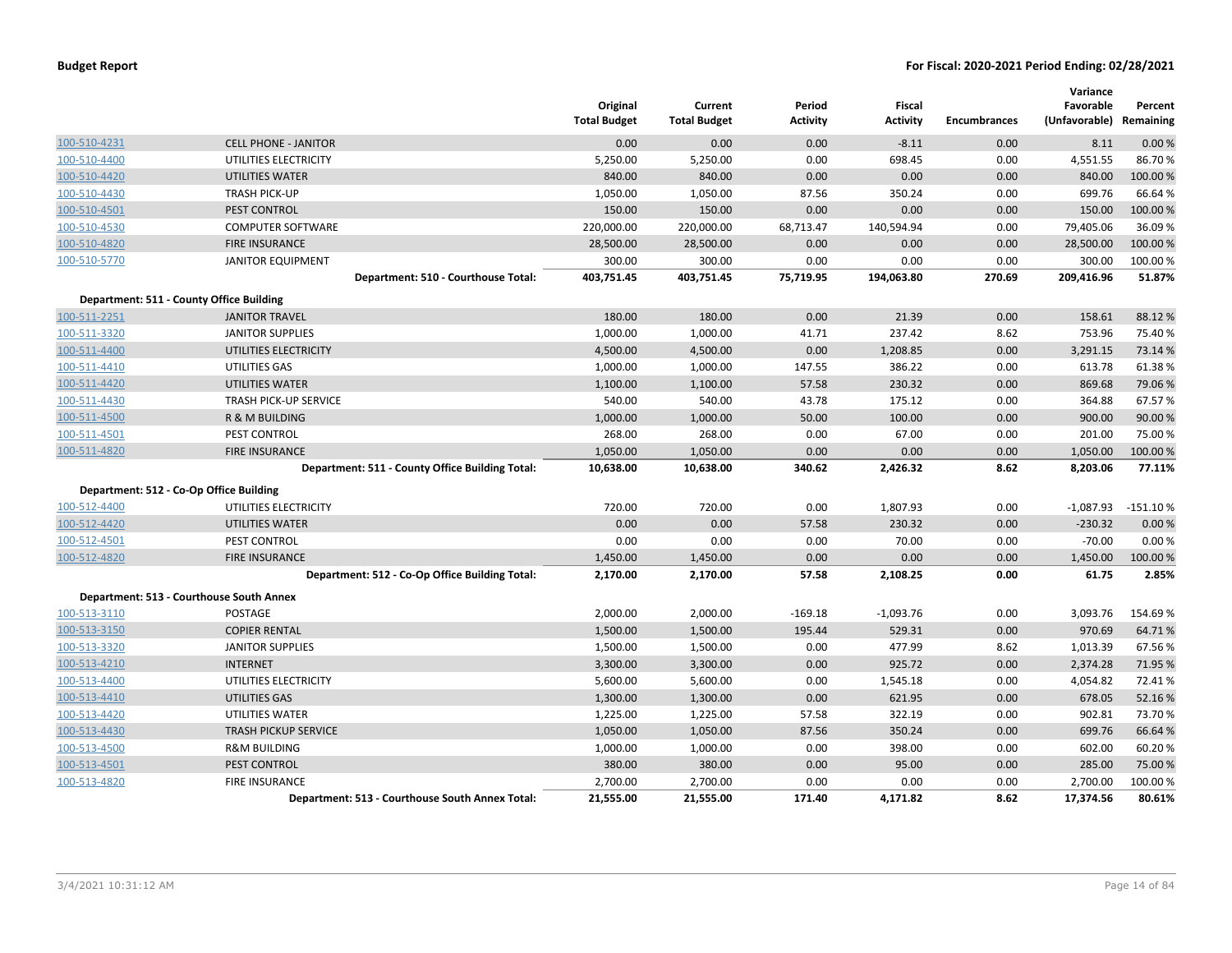**Budget Report** | **For Fiscal: 2020-2021 Period Ending: 02/28/2021**

| | | Original Total Budget | Current Total Budget | Period Activity | Fiscal Activity | Encumbrances | Variance Favorable (Unfavorable) | Percent Remaining |
|---|---|---|---|---|---|---|---|---|
| 100-510-4231 | CELL PHONE - JANITOR | 0.00 | 0.00 | 0.00 | -8.11 | 0.00 | 8.11 | 0.00 % |
| 100-510-4400 | UTILITIES ELECTRICITY | 5,250.00 | 5,250.00 | 0.00 | 698.45 | 0.00 | 4,551.55 | 86.70 % |
| 100-510-4420 | UTILITIES WATER | 840.00 | 840.00 | 0.00 | 0.00 | 0.00 | 840.00 | 100.00 % |
| 100-510-4430 | TRASH PICK-UP | 1,050.00 | 1,050.00 | 87.56 | 350.24 | 0.00 | 699.76 | 66.64 % |
| 100-510-4501 | PEST CONTROL | 150.00 | 150.00 | 0.00 | 0.00 | 0.00 | 150.00 | 100.00 % |
| 100-510-4530 | COMPUTER SOFTWARE | 220,000.00 | 220,000.00 | 68,713.47 | 140,594.94 | 0.00 | 79,405.06 | 36.09 % |
| 100-510-4820 | FIRE INSURANCE | 28,500.00 | 28,500.00 | 0.00 | 0.00 | 0.00 | 28,500.00 | 100.00 % |
| 100-510-5770 | JANITOR EQUIPMENT | 300.00 | 300.00 | 0.00 | 0.00 | 0.00 | 300.00 | 100.00 % |
| | **Department: 510 - Courthouse Total:** | **403,751.45** | **403,751.45** | **75,719.95** | **194,063.80** | **270.69** | **209,416.96** | **51.87%** |
| **Department: 511 - County Office Building** | | | | | | | | |
| 100-511-2251 | JANITOR TRAVEL | 180.00 | 180.00 | 0.00 | 21.39 | 0.00 | 158.61 | 88.12 % |
| 100-511-3320 | JANITOR SUPPLIES | 1,000.00 | 1,000.00 | 41.71 | 237.42 | 8.62 | 753.96 | 75.40 % |
| 100-511-4400 | UTILITIES ELECTRICITY | 4,500.00 | 4,500.00 | 0.00 | 1,208.85 | 0.00 | 3,291.15 | 73.14 % |
| 100-511-4410 | UTILITIES GAS | 1,000.00 | 1,000.00 | 147.55 | 386.22 | 0.00 | 613.78 | 61.38 % |
| 100-511-4420 | UTILITIES WATER | 1,100.00 | 1,100.00 | 57.58 | 230.32 | 0.00 | 869.68 | 79.06 % |
| 100-511-4430 | TRASH PICK-UP SERVICE | 540.00 | 540.00 | 43.78 | 175.12 | 0.00 | 364.88 | 67.57 % |
| 100-511-4500 | R & M BUILDING | 1,000.00 | 1,000.00 | 50.00 | 100.00 | 0.00 | 900.00 | 90.00 % |
| 100-511-4501 | PEST CONTROL | 268.00 | 268.00 | 0.00 | 67.00 | 0.00 | 201.00 | 75.00 % |
| 100-511-4820 | FIRE INSURANCE | 1,050.00 | 1,050.00 | 0.00 | 0.00 | 0.00 | 1,050.00 | 100.00 % |
| | **Department: 511 - County Office Building Total:** | **10,638.00** | **10,638.00** | **340.62** | **2,426.32** | **8.62** | **8,203.06** | **77.11%** |
| **Department: 512 - Co-Op Office Building** | | | | | | | | |
| 100-512-4400 | UTILITIES ELECTRICITY | 720.00 | 720.00 | 0.00 | 1,807.93 | 0.00 | -1,087.93 | -151.10 % |
| 100-512-4420 | UTILITIES WATER | 0.00 | 0.00 | 57.58 | 230.32 | 0.00 | -230.32 | 0.00 % |
| 100-512-4501 | PEST CONTROL | 0.00 | 0.00 | 0.00 | 70.00 | 0.00 | -70.00 | 0.00 % |
| 100-512-4820 | FIRE INSURANCE | 1,450.00 | 1,450.00 | 0.00 | 0.00 | 0.00 | 1,450.00 | 100.00 % |
| | **Department: 512 - Co-Op Office Building Total:** | **2,170.00** | **2,170.00** | **57.58** | **2,108.25** | **0.00** | **61.75** | **2.85%** |
| **Department: 513 - Courthouse South Annex** | | | | | | | | |
| 100-513-3110 | POSTAGE | 2,000.00 | 2,000.00 | -169.18 | -1,093.76 | 0.00 | 3,093.76 | 154.69 % |
| 100-513-3150 | COPIER RENTAL | 1,500.00 | 1,500.00 | 195.44 | 529.31 | 0.00 | 970.69 | 64.71 % |
| 100-513-3320 | JANITOR SUPPLIES | 1,500.00 | 1,500.00 | 0.00 | 477.99 | 8.62 | 1,013.39 | 67.56 % |
| 100-513-4210 | INTERNET | 3,300.00 | 3,300.00 | 0.00 | 925.72 | 0.00 | 2,374.28 | 71.95 % |
| 100-513-4400 | UTILITIES ELECTRICITY | 5,600.00 | 5,600.00 | 0.00 | 1,545.18 | 0.00 | 4,054.82 | 72.41 % |
| 100-513-4410 | UTILITIES GAS | 1,300.00 | 1,300.00 | 0.00 | 621.95 | 0.00 | 678.05 | 52.16 % |
| 100-513-4420 | UTILITIES WATER | 1,225.00 | 1,225.00 | 57.58 | 322.19 | 0.00 | 902.81 | 73.70 % |
| 100-513-4430 | TRASH PICKUP SERVICE | 1,050.00 | 1,050.00 | 87.56 | 350.24 | 0.00 | 699.76 | 66.64 % |
| 100-513-4500 | R&M BUILDING | 1,000.00 | 1,000.00 | 0.00 | 398.00 | 0.00 | 602.00 | 60.20 % |
| 100-513-4501 | PEST CONTROL | 380.00 | 380.00 | 0.00 | 95.00 | 0.00 | 285.00 | 75.00 % |
| 100-513-4820 | FIRE INSURANCE | 2,700.00 | 2,700.00 | 0.00 | 0.00 | 0.00 | 2,700.00 | 100.00 % |
| | **Department: 513 - Courthouse South Annex Total:** | **21,555.00** | **21,555.00** | **171.40** | **4,171.82** | **8.62** | **17,374.56** | **80.61%** |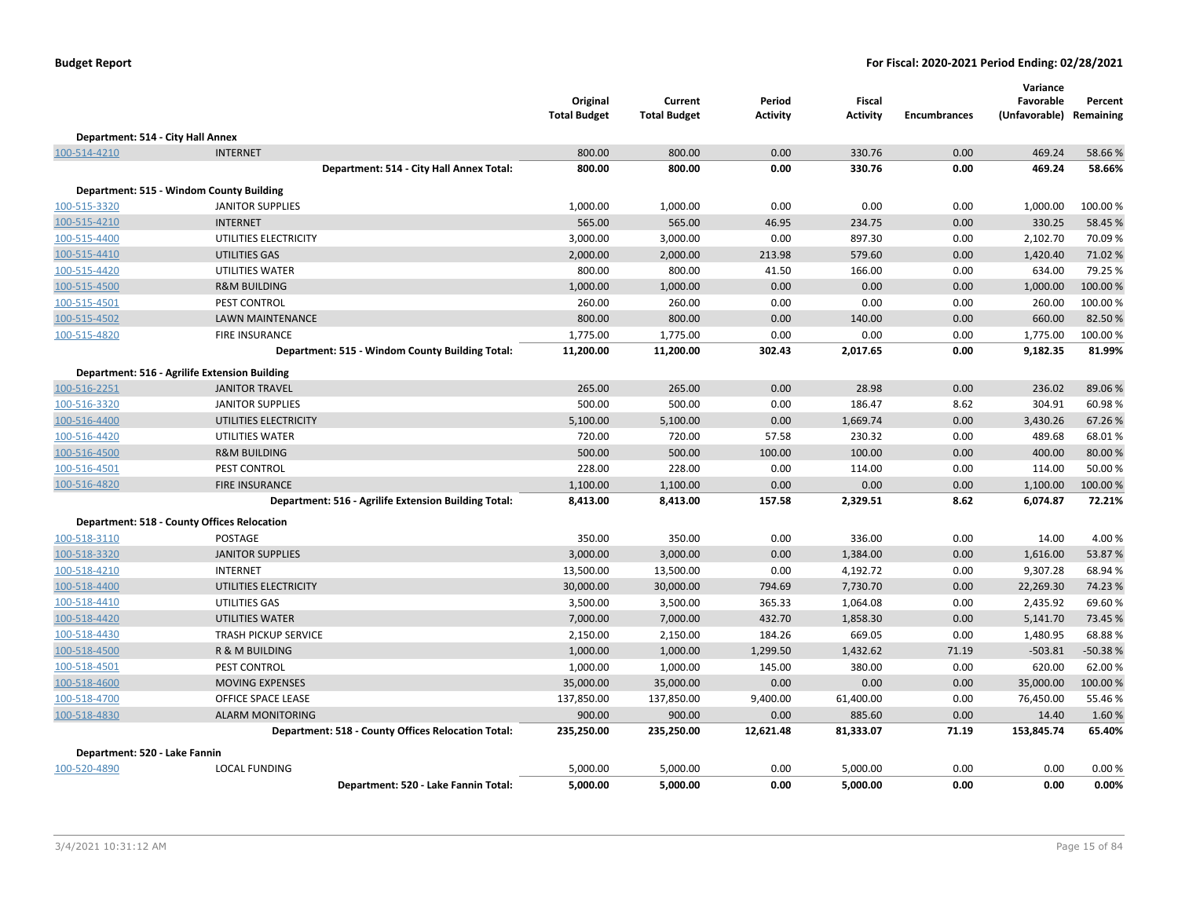**Budget Report** | **For Fiscal: 2020-2021 Period Ending: 02/28/2021**

| | | Original Total Budget | Current Total Budget | Period Activity | Fiscal Activity | Encumbrances | Variance Favorable (Unfavorable) | Percent Remaining |
|---|---|---|---|---|---|---|---|---|
| **Department: 514 - City Hall Annex** | | | | | | | | |
| 100-514-4210 | INTERNET | 800.00 | 800.00 | 0.00 | 330.76 | 0.00 | 469.24 | 58.66 % |
| | **Department: 514 - City Hall Annex Total:** | **800.00** | **800.00** | **0.00** | **330.76** | **0.00** | **469.24** | **58.66%** |
| **Department: 515 - Windom County Building** | | | | | | | | |
| 100-515-3320 | JANITOR SUPPLIES | 1,000.00 | 1,000.00 | 0.00 | 0.00 | 0.00 | 1,000.00 | 100.00 % |
| 100-515-4210 | INTERNET | 565.00 | 565.00 | 46.95 | 234.75 | 0.00 | 330.25 | 58.45 % |
| 100-515-4400 | UTILITIES ELECTRICITY | 3,000.00 | 3,000.00 | 0.00 | 897.30 | 0.00 | 2,102.70 | 70.09 % |
| 100-515-4410 | UTILITIES GAS | 2,000.00 | 2,000.00 | 213.98 | 579.60 | 0.00 | 1,420.40 | 71.02 % |
| 100-515-4420 | UTILITIES WATER | 800.00 | 800.00 | 41.50 | 166.00 | 0.00 | 634.00 | 79.25 % |
| 100-515-4500 | R&M BUILDING | 1,000.00 | 1,000.00 | 0.00 | 0.00 | 0.00 | 1,000.00 | 100.00 % |
| 100-515-4501 | PEST CONTROL | 260.00 | 260.00 | 0.00 | 0.00 | 0.00 | 260.00 | 100.00 % |
| 100-515-4502 | LAWN MAINTENANCE | 800.00 | 800.00 | 0.00 | 140.00 | 0.00 | 660.00 | 82.50 % |
| 100-515-4820 | FIRE INSURANCE | 1,775.00 | 1,775.00 | 0.00 | 0.00 | 0.00 | 1,775.00 | 100.00 % |
| | **Department: 515 - Windom County Building Total:** | **11,200.00** | **11,200.00** | **302.43** | **2,017.65** | **0.00** | **9,182.35** | **81.99%** |
| **Department: 516 - Agrilife Extension Building** | | | | | | | | |
| 100-516-2251 | JANITOR TRAVEL | 265.00 | 265.00 | 0.00 | 28.98 | 0.00 | 236.02 | 89.06 % |
| 100-516-3320 | JANITOR SUPPLIES | 500.00 | 500.00 | 0.00 | 186.47 | 8.62 | 304.91 | 60.98 % |
| 100-516-4400 | UTILITIES ELECTRICITY | 5,100.00 | 5,100.00 | 0.00 | 1,669.74 | 0.00 | 3,430.26 | 67.26 % |
| 100-516-4420 | UTILITIES WATER | 720.00 | 720.00 | 57.58 | 230.32 | 0.00 | 489.68 | 68.01 % |
| 100-516-4500 | R&M BUILDING | 500.00 | 500.00 | 100.00 | 100.00 | 0.00 | 400.00 | 80.00 % |
| 100-516-4501 | PEST CONTROL | 228.00 | 228.00 | 0.00 | 114.00 | 0.00 | 114.00 | 50.00 % |
| 100-516-4820 | FIRE INSURANCE | 1,100.00 | 1,100.00 | 0.00 | 0.00 | 0.00 | 1,100.00 | 100.00 % |
| | **Department: 516 - Agrilife Extension Building Total:** | **8,413.00** | **8,413.00** | **157.58** | **2,329.51** | **8.62** | **6,074.87** | **72.21%** |
| **Department: 518 - County Offices Relocation** | | | | | | | | |
| 100-518-3110 | POSTAGE | 350.00 | 350.00 | 0.00 | 336.00 | 0.00 | 14.00 | 4.00 % |
| 100-518-3320 | JANITOR SUPPLIES | 3,000.00 | 3,000.00 | 0.00 | 1,384.00 | 0.00 | 1,616.00 | 53.87 % |
| 100-518-4210 | INTERNET | 13,500.00 | 13,500.00 | 0.00 | 4,192.72 | 0.00 | 9,307.28 | 68.94 % |
| 100-518-4400 | UTILITIES ELECTRICITY | 30,000.00 | 30,000.00 | 794.69 | 7,730.70 | 0.00 | 22,269.30 | 74.23 % |
| 100-518-4410 | UTILITIES GAS | 3,500.00 | 3,500.00 | 365.33 | 1,064.08 | 0.00 | 2,435.92 | 69.60 % |
| 100-518-4420 | UTILITIES WATER | 7,000.00 | 7,000.00 | 432.70 | 1,858.30 | 0.00 | 5,141.70 | 73.45 % |
| 100-518-4430 | TRASH PICKUP SERVICE | 2,150.00 | 2,150.00 | 184.26 | 669.05 | 0.00 | 1,480.95 | 68.88 % |
| 100-518-4500 | R & M BUILDING | 1,000.00 | 1,000.00 | 1,299.50 | 1,432.62 | 71.19 | -503.81 | -50.38 % |
| 100-518-4501 | PEST CONTROL | 1,000.00 | 1,000.00 | 145.00 | 380.00 | 0.00 | 620.00 | 62.00 % |
| 100-518-4600 | MOVING EXPENSES | 35,000.00 | 35,000.00 | 0.00 | 0.00 | 0.00 | 35,000.00 | 100.00 % |
| 100-518-4700 | OFFICE SPACE LEASE | 137,850.00 | 137,850.00 | 9,400.00 | 61,400.00 | 0.00 | 76,450.00 | 55.46 % |
| 100-518-4830 | ALARM MONITORING | 900.00 | 900.00 | 0.00 | 885.60 | 0.00 | 14.40 | 1.60 % |
| | **Department: 518 - County Offices Relocation Total:** | **235,250.00** | **235,250.00** | **12,621.48** | **81,333.07** | **71.19** | **153,845.74** | **65.40%** |
| **Department: 520 - Lake Fannin** | | | | | | | | |
| 100-520-4890 | LOCAL FUNDING | 5,000.00 | 5,000.00 | 0.00 | 5,000.00 | 0.00 | 0.00 | 0.00 % |
| | **Department: 520 - Lake Fannin Total:** | **5,000.00** | **5,000.00** | **0.00** | **5,000.00** | **0.00** | **0.00** | **0.00%** |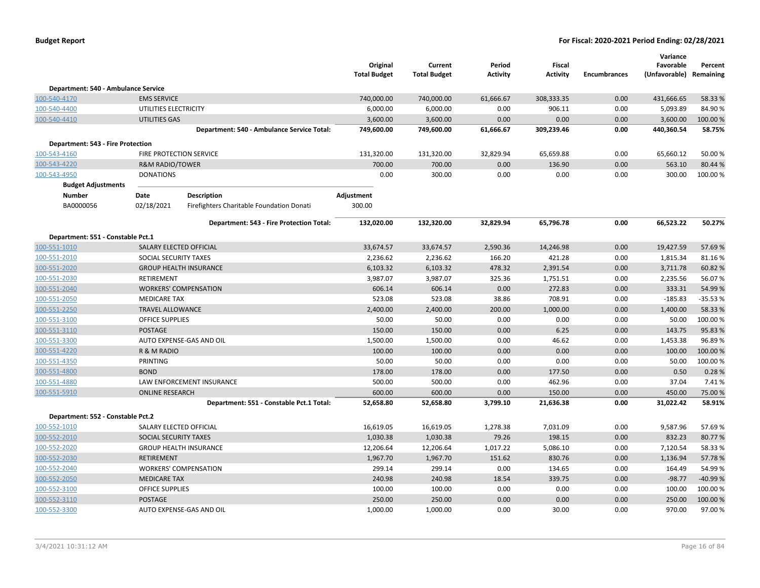**Budget Report** — **For Fiscal: 2020-2021 Period Ending: 02/28/2021**

| | | Original Total Budget | Current Total Budget | Period Activity | Fiscal Activity | Encumbrances | Variance Favorable (Unfavorable) | Percent Remaining |
|---|---|---|---|---|---|---|---|---|
| **Department: 540 - Ambulance Service** | | | | | | | | |
| 100-540-4170 | EMS SERVICE | 740,000.00 | 740,000.00 | 61,666.67 | 308,333.35 | 0.00 | 431,666.65 | 58.33 % |
| 100-540-4400 | UTILITIES ELECTRICITY | 6,000.00 | 6,000.00 | 0.00 | 906.11 | 0.00 | 5,093.89 | 84.90 % |
| 100-540-4410 | UTILITIES GAS | 3,600.00 | 3,600.00 | 0.00 | 0.00 | 0.00 | 3,600.00 | 100.00 % |
| | **Department: 540 - Ambulance Service Total:** | **749,600.00** | **749,600.00** | **61,666.67** | **309,239.46** | **0.00** | **440,360.54** | **58.75%** |
| **Department: 543 - Fire Protection** | | | | | | | | |
| 100-543-4160 | FIRE PROTECTION SERVICE | 131,320.00 | 131,320.00 | 32,829.94 | 65,659.88 | 0.00 | 65,660.12 | 50.00 % |
| 100-543-4220 | R&M RADIO/TOWER | 700.00 | 700.00 | 0.00 | 136.90 | 0.00 | 563.10 | 80.44 % |
| 100-543-4950 | DONATIONS | 0.00 | 300.00 | 0.00 | 0.00 | 0.00 | 300.00 | 100.00 % |

**Budget Adjustments**

| Number | Date | Description | Adjustment |
|---|---|---|---|
| BA0000056 | 02/18/2021 | Firefighters Charitable Foundation Donati | 300.00 |

| | | Original Total Budget | Current Total Budget | Period Activity | Fiscal Activity | Encumbrances | Variance Favorable (Unfavorable) | Percent Remaining |
|---|---|---|---|---|---|---|---|---|
| | **Department: 543 - Fire Protection Total:** | **132,020.00** | **132,320.00** | **32,829.94** | **65,796.78** | **0.00** | **66,523.22** | **50.27%** |
| **Department: 551 - Constable Pct.1** | | | | | | | | |
| 100-551-1010 | SALARY ELECTED OFFICIAL | 33,674.57 | 33,674.57 | 2,590.36 | 14,246.98 | 0.00 | 19,427.59 | 57.69 % |
| 100-551-2010 | SOCIAL SECURITY TAXES | 2,236.62 | 2,236.62 | 166.20 | 421.28 | 0.00 | 1,815.34 | 81.16 % |
| 100-551-2020 | GROUP HEALTH INSURANCE | 6,103.32 | 6,103.32 | 478.32 | 2,391.54 | 0.00 | 3,711.78 | 60.82 % |
| 100-551-2030 | RETIREMENT | 3,987.07 | 3,987.07 | 325.36 | 1,751.51 | 0.00 | 2,235.56 | 56.07 % |
| 100-551-2040 | WORKERS' COMPENSATION | 606.14 | 606.14 | 0.00 | 272.83 | 0.00 | 333.31 | 54.99 % |
| 100-551-2050 | MEDICARE TAX | 523.08 | 523.08 | 38.86 | 708.91 | 0.00 | -185.83 | -35.53 % |
| 100-551-2250 | TRAVEL ALLOWANCE | 2,400.00 | 2,400.00 | 200.00 | 1,000.00 | 0.00 | 1,400.00 | 58.33 % |
| 100-551-3100 | OFFICE SUPPLIES | 50.00 | 50.00 | 0.00 | 0.00 | 0.00 | 50.00 | 100.00 % |
| 100-551-3110 | POSTAGE | 150.00 | 150.00 | 0.00 | 6.25 | 0.00 | 143.75 | 95.83 % |
| 100-551-3300 | AUTO EXPENSE-GAS AND OIL | 1,500.00 | 1,500.00 | 0.00 | 46.62 | 0.00 | 1,453.38 | 96.89 % |
| 100-551-4220 | R & M RADIO | 100.00 | 100.00 | 0.00 | 0.00 | 0.00 | 100.00 | 100.00 % |
| 100-551-4350 | PRINTING | 50.00 | 50.00 | 0.00 | 0.00 | 0.00 | 50.00 | 100.00 % |
| 100-551-4800 | BOND | 178.00 | 178.00 | 0.00 | 177.50 | 0.00 | 0.50 | 0.28 % |
| 100-551-4880 | LAW ENFORCEMENT INSURANCE | 500.00 | 500.00 | 0.00 | 462.96 | 0.00 | 37.04 | 7.41 % |
| 100-551-5910 | ONLINE RESEARCH | 600.00 | 600.00 | 0.00 | 150.00 | 0.00 | 450.00 | 75.00 % |
| | **Department: 551 - Constable Pct.1 Total:** | **52,658.80** | **52,658.80** | **3,799.10** | **21,636.38** | **0.00** | **31,022.42** | **58.91%** |
| **Department: 552 - Constable Pct.2** | | | | | | | | |
| 100-552-1010 | SALARY ELECTED OFFICIAL | 16,619.05 | 16,619.05 | 1,278.38 | 7,031.09 | 0.00 | 9,587.96 | 57.69 % |
| 100-552-2010 | SOCIAL SECURITY TAXES | 1,030.38 | 1,030.38 | 79.26 | 198.15 | 0.00 | 832.23 | 80.77 % |
| 100-552-2020 | GROUP HEALTH INSURANCE | 12,206.64 | 12,206.64 | 1,017.22 | 5,086.10 | 0.00 | 7,120.54 | 58.33 % |
| 100-552-2030 | RETIREMENT | 1,967.70 | 1,967.70 | 151.62 | 830.76 | 0.00 | 1,136.94 | 57.78 % |
| 100-552-2040 | WORKERS' COMPENSATION | 299.14 | 299.14 | 0.00 | 134.65 | 0.00 | 164.49 | 54.99 % |
| 100-552-2050 | MEDICARE TAX | 240.98 | 240.98 | 18.54 | 339.75 | 0.00 | -98.77 | -40.99 % |
| 100-552-3100 | OFFICE SUPPLIES | 100.00 | 100.00 | 0.00 | 0.00 | 0.00 | 100.00 | 100.00 % |
| 100-552-3110 | POSTAGE | 250.00 | 250.00 | 0.00 | 0.00 | 0.00 | 250.00 | 100.00 % |
| 100-552-3300 | AUTO EXPENSE-GAS AND OIL | 1,000.00 | 1,000.00 | 0.00 | 30.00 | 0.00 | 970.00 | 97.00 % |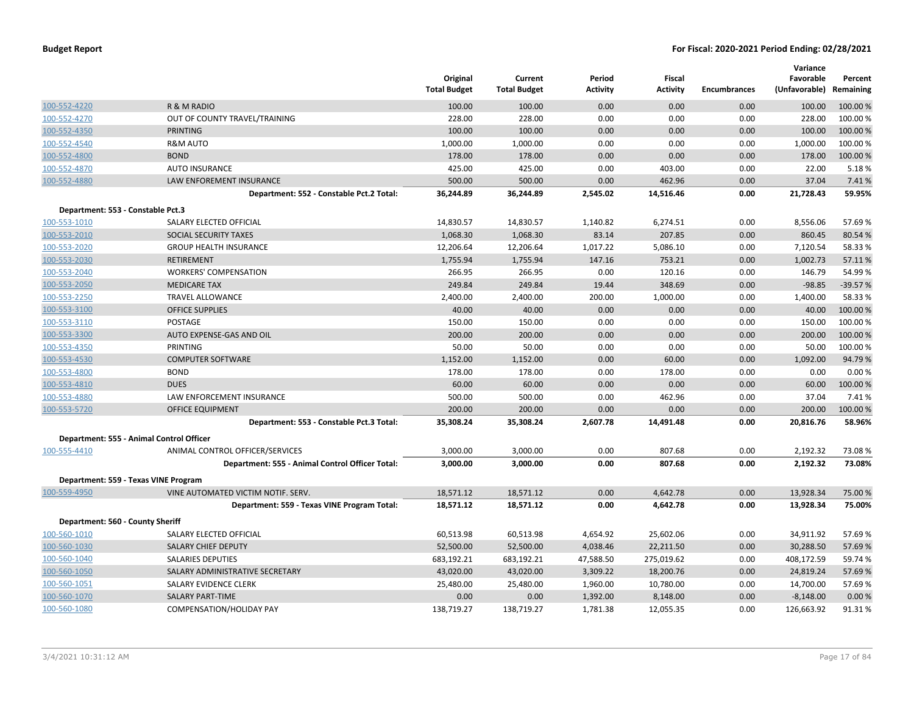| | | Original Total Budget | Current Total Budget | Period Activity | Fiscal Activity | Encumbrances | Variance Favorable (Unfavorable) | Percent Remaining |
|---|---|---|---|---|---|---|---|---|
| 100-552-4220 | R & M RADIO | 100.00 | 100.00 | 0.00 | 0.00 | 0.00 | 100.00 | 100.00 % |
| 100-552-4270 | OUT OF COUNTY TRAVEL/TRAINING | 228.00 | 228.00 | 0.00 | 0.00 | 0.00 | 228.00 | 100.00 % |
| 100-552-4350 | PRINTING | 100.00 | 100.00 | 0.00 | 0.00 | 0.00 | 100.00 | 100.00 % |
| 100-552-4540 | R&M AUTO | 1,000.00 | 1,000.00 | 0.00 | 0.00 | 0.00 | 1,000.00 | 100.00 % |
| 100-552-4800 | BOND | 178.00 | 178.00 | 0.00 | 0.00 | 0.00 | 178.00 | 100.00 % |
| 100-552-4870 | AUTO INSURANCE | 425.00 | 425.00 | 0.00 | 403.00 | 0.00 | 22.00 | 5.18 % |
| 100-552-4880 | LAW ENFOREMENT INSURANCE | 500.00 | 500.00 | 0.00 | 462.96 | 0.00 | 37.04 | 7.41 % |
| | **Department: 552 - Constable Pct.2 Total:** | **36,244.89** | **36,244.89** | **2,545.02** | **14,516.46** | **0.00** | **21,728.43** | **59.95%** |
| **Department: 553 - Constable Pct.3** | | | | | | | | |
| 100-553-1010 | SALARY ELECTED OFFICIAL | 14,830.57 | 14,830.57 | 1,140.82 | 6,274.51 | 0.00 | 8,556.06 | 57.69 % |
| 100-553-2010 | SOCIAL SECURITY TAXES | 1,068.30 | 1,068.30 | 83.14 | 207.85 | 0.00 | 860.45 | 80.54 % |
| 100-553-2020 | GROUP HEALTH INSURANCE | 12,206.64 | 12,206.64 | 1,017.22 | 5,086.10 | 0.00 | 7,120.54 | 58.33 % |
| 100-553-2030 | RETIREMENT | 1,755.94 | 1,755.94 | 147.16 | 753.21 | 0.00 | 1,002.73 | 57.11 % |
| 100-553-2040 | WORKERS' COMPENSATION | 266.95 | 266.95 | 0.00 | 120.16 | 0.00 | 146.79 | 54.99 % |
| 100-553-2050 | MEDICARE TAX | 249.84 | 249.84 | 19.44 | 348.69 | 0.00 | -98.85 | -39.57 % |
| 100-553-2250 | TRAVEL ALLOWANCE | 2,400.00 | 2,400.00 | 200.00 | 1,000.00 | 0.00 | 1,400.00 | 58.33 % |
| 100-553-3100 | OFFICE SUPPLIES | 40.00 | 40.00 | 0.00 | 0.00 | 0.00 | 40.00 | 100.00 % |
| 100-553-3110 | POSTAGE | 150.00 | 150.00 | 0.00 | 0.00 | 0.00 | 150.00 | 100.00 % |
| 100-553-3300 | AUTO EXPENSE-GAS AND OIL | 200.00 | 200.00 | 0.00 | 0.00 | 0.00 | 200.00 | 100.00 % |
| 100-553-4350 | PRINTING | 50.00 | 50.00 | 0.00 | 0.00 | 0.00 | 50.00 | 100.00 % |
| 100-553-4530 | COMPUTER SOFTWARE | 1,152.00 | 1,152.00 | 0.00 | 60.00 | 0.00 | 1,092.00 | 94.79 % |
| 100-553-4800 | BOND | 178.00 | 178.00 | 0.00 | 178.00 | 0.00 | 0.00 | 0.00 % |
| 100-553-4810 | DUES | 60.00 | 60.00 | 0.00 | 0.00 | 0.00 | 60.00 | 100.00 % |
| 100-553-4880 | LAW ENFORCEMENT INSURANCE | 500.00 | 500.00 | 0.00 | 462.96 | 0.00 | 37.04 | 7.41 % |
| 100-553-5720 | OFFICE EQUIPMENT | 200.00 | 200.00 | 0.00 | 0.00 | 0.00 | 200.00 | 100.00 % |
| | **Department: 553 - Constable Pct.3 Total:** | **35,308.24** | **35,308.24** | **2,607.78** | **14,491.48** | **0.00** | **20,816.76** | **58.96%** |
| **Department: 555 - Animal Control Officer** | | | | | | | | |
| 100-555-4410 | ANIMAL CONTROL OFFICER/SERVICES | 3,000.00 | 3,000.00 | 0.00 | 807.68 | 0.00 | 2,192.32 | 73.08 % |
| | **Department: 555 - Animal Control Officer Total:** | **3,000.00** | **3,000.00** | **0.00** | **807.68** | **0.00** | **2,192.32** | **73.08%** |
| **Department: 559 - Texas VINE Program** | | | | | | | | |
| 100-559-4950 | VINE AUTOMATED VICTIM NOTIF. SERV. | 18,571.12 | 18,571.12 | 0.00 | 4,642.78 | 0.00 | 13,928.34 | 75.00 % |
| | **Department: 559 - Texas VINE Program Total:** | **18,571.12** | **18,571.12** | **0.00** | **4,642.78** | **0.00** | **13,928.34** | **75.00%** |
| **Department: 560 - County Sheriff** | | | | | | | | |
| 100-560-1010 | SALARY ELECTED OFFICIAL | 60,513.98 | 60,513.98 | 4,654.92 | 25,602.06 | 0.00 | 34,911.92 | 57.69 % |
| 100-560-1030 | SALARY CHIEF DEPUTY | 52,500.00 | 52,500.00 | 4,038.46 | 22,211.50 | 0.00 | 30,288.50 | 57.69 % |
| 100-560-1040 | SALARIES DEPUTIES | 683,192.21 | 683,192.21 | 47,588.50 | 275,019.62 | 0.00 | 408,172.59 | 59.74 % |
| 100-560-1050 | SALARY ADMINISTRATIVE SECRETARY | 43,020.00 | 43,020.00 | 3,309.22 | 18,200.76 | 0.00 | 24,819.24 | 57.69 % |
| 100-560-1051 | SALARY EVIDENCE CLERK | 25,480.00 | 25,480.00 | 1,960.00 | 10,780.00 | 0.00 | 14,700.00 | 57.69 % |
| 100-560-1070 | SALARY PART-TIME | 0.00 | 0.00 | 1,392.00 | 8,148.00 | 0.00 | -8,148.00 | 0.00 % |
| 100-560-1080 | COMPENSATION/HOLIDAY PAY | 138,719.27 | 138,719.27 | 1,781.38 | 12,055.35 | 0.00 | 126,663.92 | 91.31 % |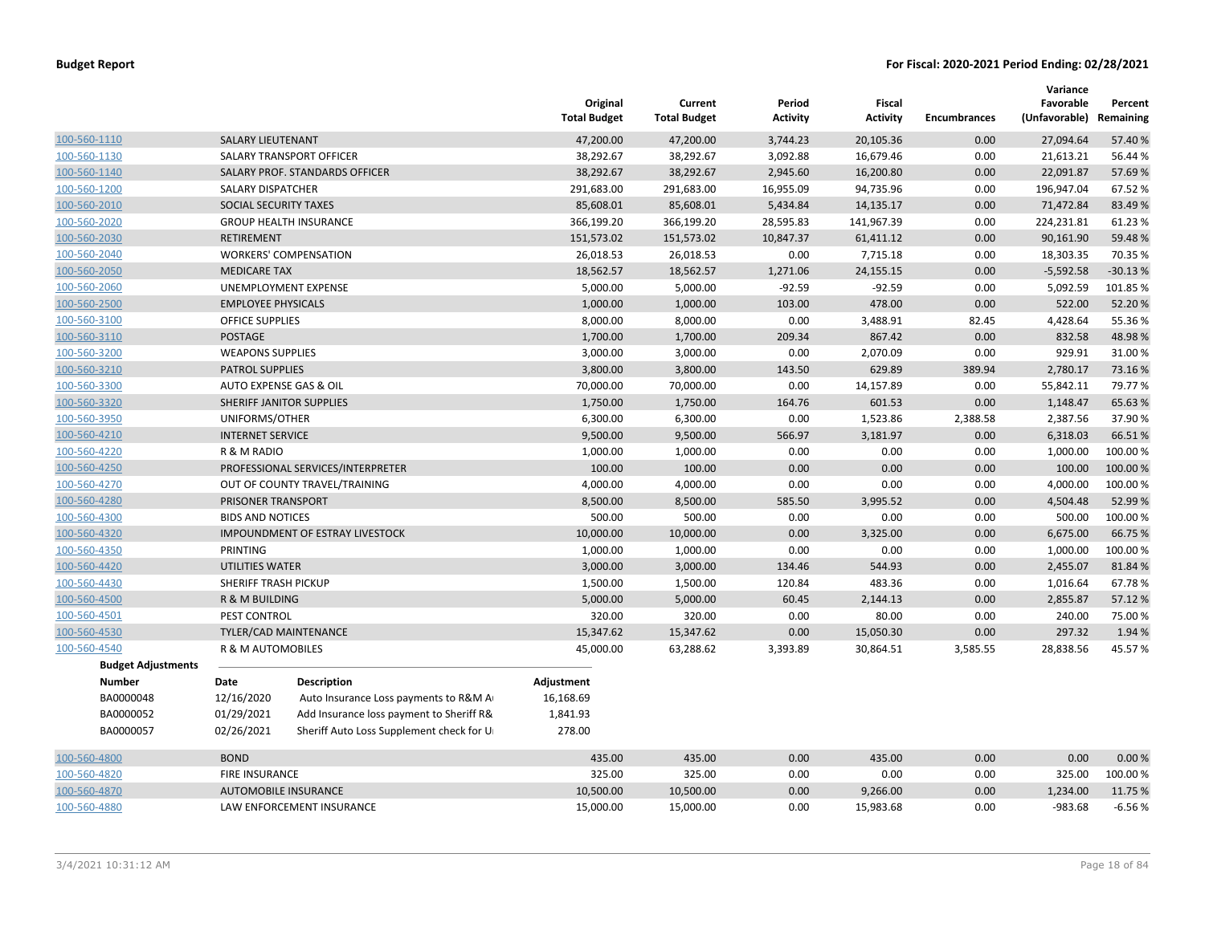**Budget Report** **For Fiscal: 2020-2021 Period Ending: 02/28/2021**

| Account | Description | Original Total Budget | Current Total Budget | Period Activity | Fiscal Activity | Encumbrances | Variance Favorable (Unfavorable) | Percent Remaining |
|---|---|---|---|---|---|---|---|---|
| 100-560-1110 | SALARY LIEUTENANT | 47,200.00 | 47,200.00 | 3,744.23 | 20,105.36 | 0.00 | 27,094.64 | 57.40 % |
| 100-560-1130 | SALARY TRANSPORT OFFICER | 38,292.67 | 38,292.67 | 3,092.88 | 16,679.46 | 0.00 | 21,613.21 | 56.44 % |
| 100-560-1140 | SALARY PROF. STANDARDS OFFICER | 38,292.67 | 38,292.67 | 2,945.60 | 16,200.80 | 0.00 | 22,091.87 | 57.69 % |
| 100-560-1200 | SALARY DISPATCHER | 291,683.00 | 291,683.00 | 16,955.09 | 94,735.96 | 0.00 | 196,947.04 | 67.52 % |
| 100-560-2010 | SOCIAL SECURITY TAXES | 85,608.01 | 85,608.01 | 5,434.84 | 14,135.17 | 0.00 | 71,472.84 | 83.49 % |
| 100-560-2020 | GROUP HEALTH INSURANCE | 366,199.20 | 366,199.20 | 28,595.83 | 141,967.39 | 0.00 | 224,231.81 | 61.23 % |
| 100-560-2030 | RETIREMENT | 151,573.02 | 151,573.02 | 10,847.37 | 61,411.12 | 0.00 | 90,161.90 | 59.48 % |
| 100-560-2040 | WORKERS' COMPENSATION | 26,018.53 | 26,018.53 | 0.00 | 7,715.18 | 0.00 | 18,303.35 | 70.35 % |
| 100-560-2050 | MEDICARE TAX | 18,562.57 | 18,562.57 | 1,271.06 | 24,155.15 | 0.00 | -5,592.58 | -30.13 % |
| 100-560-2060 | UNEMPLOYMENT EXPENSE | 5,000.00 | 5,000.00 | -92.59 | -92.59 | 0.00 | 5,092.59 | 101.85 % |
| 100-560-2500 | EMPLOYEE PHYSICALS | 1,000.00 | 1,000.00 | 103.00 | 478.00 | 0.00 | 522.00 | 52.20 % |
| 100-560-3100 | OFFICE SUPPLIES | 8,000.00 | 8,000.00 | 0.00 | 3,488.91 | 82.45 | 4,428.64 | 55.36 % |
| 100-560-3110 | POSTAGE | 1,700.00 | 1,700.00 | 209.34 | 867.42 | 0.00 | 832.58 | 48.98 % |
| 100-560-3200 | WEAPONS SUPPLIES | 3,000.00 | 3,000.00 | 0.00 | 2,070.09 | 0.00 | 929.91 | 31.00 % |
| 100-560-3210 | PATROL SUPPLIES | 3,800.00 | 3,800.00 | 143.50 | 629.89 | 389.94 | 2,780.17 | 73.16 % |
| 100-560-3300 | AUTO EXPENSE GAS & OIL | 70,000.00 | 70,000.00 | 0.00 | 14,157.89 | 0.00 | 55,842.11 | 79.77 % |
| 100-560-3320 | SHERIFF JANITOR SUPPLIES | 1,750.00 | 1,750.00 | 164.76 | 601.53 | 0.00 | 1,148.47 | 65.63 % |
| 100-560-3950 | UNIFORMS/OTHER | 6,300.00 | 6,300.00 | 0.00 | 1,523.86 | 2,388.58 | 2,387.56 | 37.90 % |
| 100-560-4210 | INTERNET SERVICE | 9,500.00 | 9,500.00 | 566.97 | 3,181.97 | 0.00 | 6,318.03 | 66.51 % |
| 100-560-4220 | R & M RADIO | 1,000.00 | 1,000.00 | 0.00 | 0.00 | 0.00 | 1,000.00 | 100.00 % |
| 100-560-4250 | PROFESSIONAL SERVICES/INTERPRETER | 100.00 | 100.00 | 0.00 | 0.00 | 0.00 | 100.00 | 100.00 % |
| 100-560-4270 | OUT OF COUNTY TRAVEL/TRAINING | 4,000.00 | 4,000.00 | 0.00 | 0.00 | 0.00 | 4,000.00 | 100.00 % |
| 100-560-4280 | PRISONER TRANSPORT | 8,500.00 | 8,500.00 | 585.50 | 3,995.52 | 0.00 | 4,504.48 | 52.99 % |
| 100-560-4300 | BIDS AND NOTICES | 500.00 | 500.00 | 0.00 | 0.00 | 0.00 | 500.00 | 100.00 % |
| 100-560-4320 | IMPOUNDMENT OF ESTRAY LIVESTOCK | 10,000.00 | 10,000.00 | 0.00 | 3,325.00 | 0.00 | 6,675.00 | 66.75 % |
| 100-560-4350 | PRINTING | 1,000.00 | 1,000.00 | 0.00 | 0.00 | 0.00 | 1,000.00 | 100.00 % |
| 100-560-4420 | UTILITIES WATER | 3,000.00 | 3,000.00 | 134.46 | 544.93 | 0.00 | 2,455.07 | 81.84 % |
| 100-560-4430 | SHERIFF TRASH PICKUP | 1,500.00 | 1,500.00 | 120.84 | 483.36 | 0.00 | 1,016.64 | 67.78 % |
| 100-560-4500 | R & M BUILDING | 5,000.00 | 5,000.00 | 60.45 | 2,144.13 | 0.00 | 2,855.87 | 57.12 % |
| 100-560-4501 | PEST CONTROL | 320.00 | 320.00 | 0.00 | 80.00 | 0.00 | 240.00 | 75.00 % |
| 100-560-4530 | TYLER/CAD MAINTENANCE | 15,347.62 | 15,347.62 | 0.00 | 15,050.30 | 0.00 | 297.32 | 1.94 % |
| 100-560-4540 | R & M AUTOMOBILES | 45,000.00 | 63,288.62 | 3,393.89 | 30,864.51 | 3,585.55 | 28,838.56 | 45.57 % |

**Budget Adjustments**

| Number | Date | Description | Adjustment |
|---|---|---|---|
| BA0000048 | 12/16/2020 | Auto Insurance Loss payments to R&M A | 16,168.69 |
| BA0000052 | 01/29/2021 | Add Insurance loss payment to Sheriff R& | 1,841.93 |
| BA0000057 | 02/26/2021 | Sheriff Auto Loss Supplement check for U | 278.00 |

| Account | Description | Original Total Budget | Current Total Budget | Period Activity | Fiscal Activity | Encumbrances | Variance Favorable (Unfavorable) | Percent Remaining |
|---|---|---|---|---|---|---|---|---|
| 100-560-4800 | BOND | 435.00 | 435.00 | 0.00 | 435.00 | 0.00 | 0.00 | 0.00 % |
| 100-560-4820 | FIRE INSURANCE | 325.00 | 325.00 | 0.00 | 0.00 | 0.00 | 325.00 | 100.00 % |
| 100-560-4870 | AUTOMOBILE INSURANCE | 10,500.00 | 10,500.00 | 0.00 | 9,266.00 | 0.00 | 1,234.00 | 11.75 % |
| 100-560-4880 | LAW ENFORCEMENT INSURANCE | 15,000.00 | 15,000.00 | 0.00 | 15,983.68 | 0.00 | -983.68 | -6.56 % |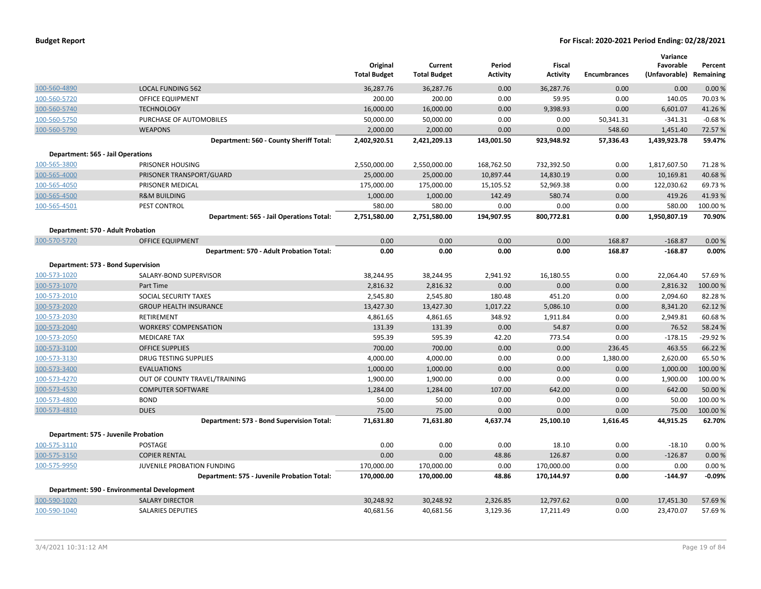**Budget Report** — **For Fiscal: 2020-2021 Period Ending: 02/28/2021**

| | | Original Total Budget | Current Total Budget | Period Activity | Fiscal Activity | Encumbrances | Variance Favorable (Unfavorable) | Percent Remaining |
|---|---|---|---|---|---|---|---|---|
| 100-560-4890 | LOCAL FUNDING 562 | 36,287.76 | 36,287.76 | 0.00 | 36,287.76 | 0.00 | 0.00 | 0.00 % |
| 100-560-5720 | OFFICE EQUIPMENT | 200.00 | 200.00 | 0.00 | 59.95 | 0.00 | 140.05 | 70.03 % |
| 100-560-5740 | TECHNOLOGY | 16,000.00 | 16,000.00 | 0.00 | 9,398.93 | 0.00 | 6,601.07 | 41.26 % |
| 100-560-5750 | PURCHASE OF AUTOMOBILES | 50,000.00 | 50,000.00 | 0.00 | 0.00 | 50,341.31 | -341.31 | -0.68 % |
| 100-560-5790 | WEAPONS | 2,000.00 | 2,000.00 | 0.00 | 0.00 | 548.60 | 1,451.40 | 72.57 % |
| | **Department: 560 - County Sheriff Total:** | **2,402,920.51** | **2,421,209.13** | **143,001.50** | **923,948.92** | **57,336.43** | **1,439,923.78** | **59.47%** |
| **Department: 565 - Jail Operations** | | | | | | | | |
| 100-565-3800 | PRISONER HOUSING | 2,550,000.00 | 2,550,000.00 | 168,762.50 | 732,392.50 | 0.00 | 1,817,607.50 | 71.28 % |
| 100-565-4000 | PRISONER TRANSPORT/GUARD | 25,000.00 | 25,000.00 | 10,897.44 | 14,830.19 | 0.00 | 10,169.81 | 40.68 % |
| 100-565-4050 | PRISONER MEDICAL | 175,000.00 | 175,000.00 | 15,105.52 | 52,969.38 | 0.00 | 122,030.62 | 69.73 % |
| 100-565-4500 | R&M BUILDING | 1,000.00 | 1,000.00 | 142.49 | 580.74 | 0.00 | 419.26 | 41.93 % |
| 100-565-4501 | PEST CONTROL | 580.00 | 580.00 | 0.00 | 0.00 | 0.00 | 580.00 | 100.00 % |
| | **Department: 565 - Jail Operations Total:** | **2,751,580.00** | **2,751,580.00** | **194,907.95** | **800,772.81** | **0.00** | **1,950,807.19** | **70.90%** |
| **Department: 570 - Adult Probation** | | | | | | | | |
| 100-570-5720 | OFFICE EQUIPMENT | 0.00 | 0.00 | 0.00 | 0.00 | 168.87 | -168.87 | 0.00 % |
| | **Department: 570 - Adult Probation Total:** | **0.00** | **0.00** | **0.00** | **0.00** | **168.87** | **-168.87** | **0.00%** |
| **Department: 573 - Bond Supervision** | | | | | | | | |
| 100-573-1020 | SALARY-BOND SUPERVISOR | 38,244.95 | 38,244.95 | 2,941.92 | 16,180.55 | 0.00 | 22,064.40 | 57.69 % |
| 100-573-1070 | Part Time | 2,816.32 | 2,816.32 | 0.00 | 0.00 | 0.00 | 2,816.32 | 100.00 % |
| 100-573-2010 | SOCIAL SECURITY TAXES | 2,545.80 | 2,545.80 | 180.48 | 451.20 | 0.00 | 2,094.60 | 82.28 % |
| 100-573-2020 | GROUP HEALTH INSURANCE | 13,427.30 | 13,427.30 | 1,017.22 | 5,086.10 | 0.00 | 8,341.20 | 62.12 % |
| 100-573-2030 | RETIREMENT | 4,861.65 | 4,861.65 | 348.92 | 1,911.84 | 0.00 | 2,949.81 | 60.68 % |
| 100-573-2040 | WORKERS' COMPENSATION | 131.39 | 131.39 | 0.00 | 54.87 | 0.00 | 76.52 | 58.24 % |
| 100-573-2050 | MEDICARE TAX | 595.39 | 595.39 | 42.20 | 773.54 | 0.00 | -178.15 | -29.92 % |
| 100-573-3100 | OFFICE SUPPLIES | 700.00 | 700.00 | 0.00 | 0.00 | 236.45 | 463.55 | 66.22 % |
| 100-573-3130 | DRUG TESTING SUPPLIES | 4,000.00 | 4,000.00 | 0.00 | 0.00 | 1,380.00 | 2,620.00 | 65.50 % |
| 100-573-3400 | EVALUATIONS | 1,000.00 | 1,000.00 | 0.00 | 0.00 | 0.00 | 1,000.00 | 100.00 % |
| 100-573-4270 | OUT OF COUNTY TRAVEL/TRAINING | 1,900.00 | 1,900.00 | 0.00 | 0.00 | 0.00 | 1,900.00 | 100.00 % |
| 100-573-4530 | COMPUTER SOFTWARE | 1,284.00 | 1,284.00 | 107.00 | 642.00 | 0.00 | 642.00 | 50.00 % |
| 100-573-4800 | BOND | 50.00 | 50.00 | 0.00 | 0.00 | 0.00 | 50.00 | 100.00 % |
| 100-573-4810 | DUES | 75.00 | 75.00 | 0.00 | 0.00 | 0.00 | 75.00 | 100.00 % |
| | **Department: 573 - Bond Supervision Total:** | **71,631.80** | **71,631.80** | **4,637.74** | **25,100.10** | **1,616.45** | **44,915.25** | **62.70%** |
| **Department: 575 - Juvenile Probation** | | | | | | | | |
| 100-575-3110 | POSTAGE | 0.00 | 0.00 | 0.00 | 18.10 | 0.00 | -18.10 | 0.00 % |
| 100-575-3150 | COPIER RENTAL | 0.00 | 0.00 | 48.86 | 126.87 | 0.00 | -126.87 | 0.00 % |
| 100-575-9950 | JUVENILE PROBATION FUNDING | 170,000.00 | 170,000.00 | 0.00 | 170,000.00 | 0.00 | 0.00 | 0.00 % |
| | **Department: 575 - Juvenile Probation Total:** | **170,000.00** | **170,000.00** | **48.86** | **170,144.97** | **0.00** | **-144.97** | **-0.09%** |
| **Department: 590 - Environmental Development** | | | | | | | | |
| 100-590-1020 | SALARY DIRECTOR | 30,248.92 | 30,248.92 | 2,326.85 | 12,797.62 | 0.00 | 17,451.30 | 57.69 % |
| 100-590-1040 | SALARIES DEPUTIES | 40,681.56 | 40,681.56 | 3,129.36 | 17,211.49 | 0.00 | 23,470.07 | 57.69 % |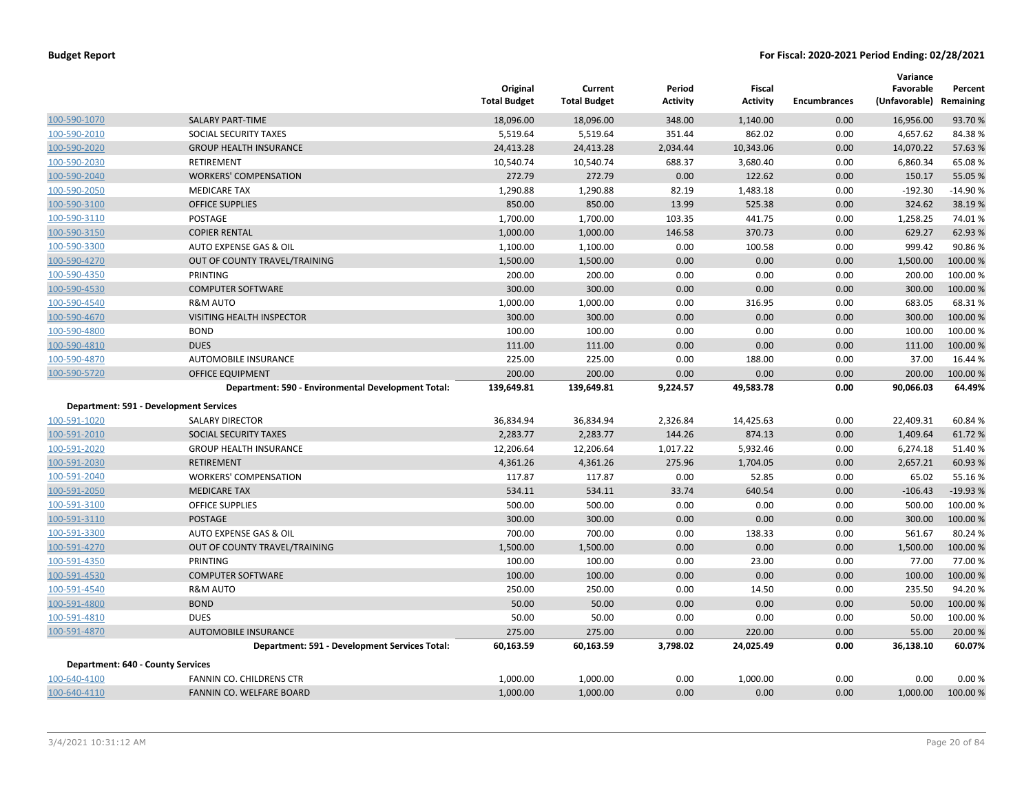**Budget Report** | **For Fiscal: 2020-2021 Period Ending: 02/28/2021**

| | | Original Total Budget | Current Total Budget | Period Activity | Fiscal Activity | Encumbrances | Variance Favorable (Unfavorable) | Percent Remaining |
|---|---|---|---|---|---|---|---|---|
| 100-590-1070 | SALARY PART-TIME | 18,096.00 | 18,096.00 | 348.00 | 1,140.00 | 0.00 | 16,956.00 | 93.70 % |
| 100-590-2010 | SOCIAL SECURITY TAXES | 5,519.64 | 5,519.64 | 351.44 | 862.02 | 0.00 | 4,657.62 | 84.38 % |
| 100-590-2020 | GROUP HEALTH INSURANCE | 24,413.28 | 24,413.28 | 2,034.44 | 10,343.06 | 0.00 | 14,070.22 | 57.63 % |
| 100-590-2030 | RETIREMENT | 10,540.74 | 10,540.74 | 688.37 | 3,680.40 | 0.00 | 6,860.34 | 65.08 % |
| 100-590-2040 | WORKERS' COMPENSATION | 272.79 | 272.79 | 0.00 | 122.62 | 0.00 | 150.17 | 55.05 % |
| 100-590-2050 | MEDICARE TAX | 1,290.88 | 1,290.88 | 82.19 | 1,483.18 | 0.00 | -192.30 | -14.90 % |
| 100-590-3100 | OFFICE SUPPLIES | 850.00 | 850.00 | 13.99 | 525.38 | 0.00 | 324.62 | 38.19 % |
| 100-590-3110 | POSTAGE | 1,700.00 | 1,700.00 | 103.35 | 441.75 | 0.00 | 1,258.25 | 74.01 % |
| 100-590-3150 | COPIER RENTAL | 1,000.00 | 1,000.00 | 146.58 | 370.73 | 0.00 | 629.27 | 62.93 % |
| 100-590-3300 | AUTO EXPENSE GAS & OIL | 1,100.00 | 1,100.00 | 0.00 | 100.58 | 0.00 | 999.42 | 90.86 % |
| 100-590-4270 | OUT OF COUNTY TRAVEL/TRAINING | 1,500.00 | 1,500.00 | 0.00 | 0.00 | 0.00 | 1,500.00 | 100.00 % |
| 100-590-4350 | PRINTING | 200.00 | 200.00 | 0.00 | 0.00 | 0.00 | 200.00 | 100.00 % |
| 100-590-4530 | COMPUTER SOFTWARE | 300.00 | 300.00 | 0.00 | 0.00 | 0.00 | 300.00 | 100.00 % |
| 100-590-4540 | R&M AUTO | 1,000.00 | 1,000.00 | 0.00 | 316.95 | 0.00 | 683.05 | 68.31 % |
| 100-590-4670 | VISITING HEALTH INSPECTOR | 300.00 | 300.00 | 0.00 | 0.00 | 0.00 | 300.00 | 100.00 % |
| 100-590-4800 | BOND | 100.00 | 100.00 | 0.00 | 0.00 | 0.00 | 100.00 | 100.00 % |
| 100-590-4810 | DUES | 111.00 | 111.00 | 0.00 | 0.00 | 0.00 | 111.00 | 100.00 % |
| 100-590-4870 | AUTOMOBILE INSURANCE | 225.00 | 225.00 | 0.00 | 188.00 | 0.00 | 37.00 | 16.44 % |
| 100-590-5720 | OFFICE EQUIPMENT | 200.00 | 200.00 | 0.00 | 0.00 | 0.00 | 200.00 | 100.00 % |
| | **Department: 590 - Environmental Development Total:** | **139,649.81** | **139,649.81** | **9,224.57** | **49,583.78** | **0.00** | **90,066.03** | **64.49%** |
| **Department: 591 - Development Services** | | | | | | | | |
| 100-591-1020 | SALARY DIRECTOR | 36,834.94 | 36,834.94 | 2,326.84 | 14,425.63 | 0.00 | 22,409.31 | 60.84 % |
| 100-591-2010 | SOCIAL SECURITY TAXES | 2,283.77 | 2,283.77 | 144.26 | 874.13 | 0.00 | 1,409.64 | 61.72 % |
| 100-591-2020 | GROUP HEALTH INSURANCE | 12,206.64 | 12,206.64 | 1,017.22 | 5,932.46 | 0.00 | 6,274.18 | 51.40 % |
| 100-591-2030 | RETIREMENT | 4,361.26 | 4,361.26 | 275.96 | 1,704.05 | 0.00 | 2,657.21 | 60.93 % |
| 100-591-2040 | WORKERS' COMPENSATION | 117.87 | 117.87 | 0.00 | 52.85 | 0.00 | 65.02 | 55.16 % |
| 100-591-2050 | MEDICARE TAX | 534.11 | 534.11 | 33.74 | 640.54 | 0.00 | -106.43 | -19.93 % |
| 100-591-3100 | OFFICE SUPPLIES | 500.00 | 500.00 | 0.00 | 0.00 | 0.00 | 500.00 | 100.00 % |
| 100-591-3110 | POSTAGE | 300.00 | 300.00 | 0.00 | 0.00 | 0.00 | 300.00 | 100.00 % |
| 100-591-3300 | AUTO EXPENSE GAS & OIL | 700.00 | 700.00 | 0.00 | 138.33 | 0.00 | 561.67 | 80.24 % |
| 100-591-4270 | OUT OF COUNTY TRAVEL/TRAINING | 1,500.00 | 1,500.00 | 0.00 | 0.00 | 0.00 | 1,500.00 | 100.00 % |
| 100-591-4350 | PRINTING | 100.00 | 100.00 | 0.00 | 23.00 | 0.00 | 77.00 | 77.00 % |
| 100-591-4530 | COMPUTER SOFTWARE | 100.00 | 100.00 | 0.00 | 0.00 | 0.00 | 100.00 | 100.00 % |
| 100-591-4540 | R&M AUTO | 250.00 | 250.00 | 0.00 | 14.50 | 0.00 | 235.50 | 94.20 % |
| 100-591-4800 | BOND | 50.00 | 50.00 | 0.00 | 0.00 | 0.00 | 50.00 | 100.00 % |
| 100-591-4810 | DUES | 50.00 | 50.00 | 0.00 | 0.00 | 0.00 | 50.00 | 100.00 % |
| 100-591-4870 | AUTOMOBILE INSURANCE | 275.00 | 275.00 | 0.00 | 220.00 | 0.00 | 55.00 | 20.00 % |
| | **Department: 591 - Development Services Total:** | **60,163.59** | **60,163.59** | **3,798.02** | **24,025.49** | **0.00** | **36,138.10** | **60.07%** |
| **Department: 640 - County Services** | | | | | | | | |
| 100-640-4100 | FANNIN CO. CHILDRENS CTR | 1,000.00 | 1,000.00 | 0.00 | 1,000.00 | 0.00 | 0.00 | 0.00 % |
| 100-640-4110 | FANNIN CO. WELFARE BOARD | 1,000.00 | 1,000.00 | 0.00 | 0.00 | 0.00 | 1,000.00 | 100.00 % |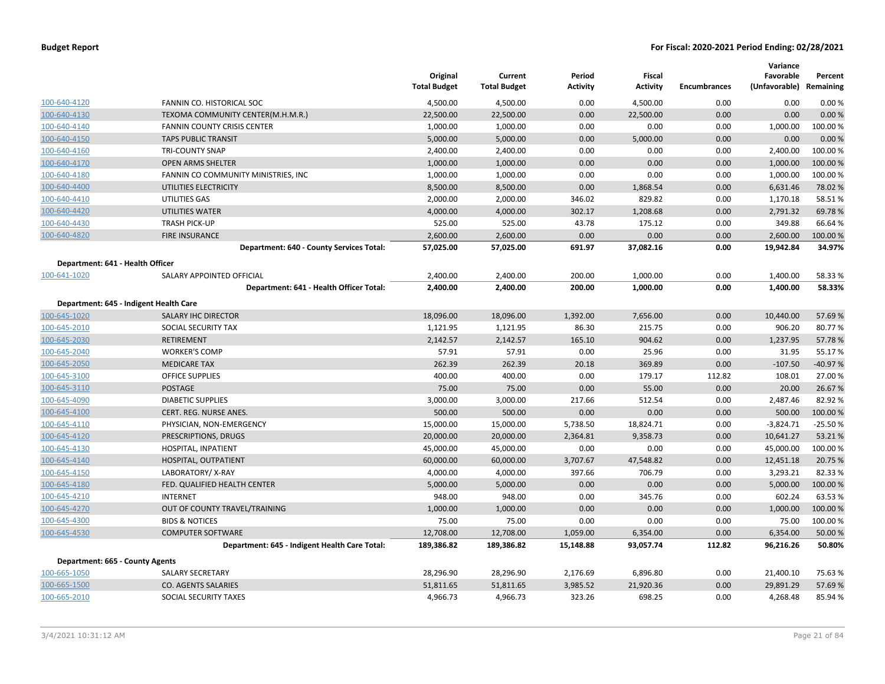**Budget Report** — **For Fiscal: 2020-2021 Period Ending: 02/28/2021**

| | | Original Total Budget | Current Total Budget | Period Activity | Fiscal Activity | Encumbrances | Variance Favorable (Unfavorable) | Percent Remaining |
|---|---|---|---|---|---|---|---|---|
| 100-640-4120 | FANNIN CO. HISTORICAL SOC | 4,500.00 | 4,500.00 | 0.00 | 4,500.00 | 0.00 | 0.00 | 0.00 % |
| 100-640-4130 | TEXOMA COMMUNITY CENTER(M.H.M.R.) | 22,500.00 | 22,500.00 | 0.00 | 22,500.00 | 0.00 | 0.00 | 0.00 % |
| 100-640-4140 | FANNIN COUNTY CRISIS CENTER | 1,000.00 | 1,000.00 | 0.00 | 0.00 | 0.00 | 1,000.00 | 100.00 % |
| 100-640-4150 | TAPS PUBLIC TRANSIT | 5,000.00 | 5,000.00 | 0.00 | 5,000.00 | 0.00 | 0.00 | 0.00 % |
| 100-640-4160 | TRI-COUNTY SNAP | 2,400.00 | 2,400.00 | 0.00 | 0.00 | 0.00 | 2,400.00 | 100.00 % |
| 100-640-4170 | OPEN ARMS SHELTER | 1,000.00 | 1,000.00 | 0.00 | 0.00 | 0.00 | 1,000.00 | 100.00 % |
| 100-640-4180 | FANNIN CO COMMUNITY MINISTRIES, INC | 1,000.00 | 1,000.00 | 0.00 | 0.00 | 0.00 | 1,000.00 | 100.00 % |
| 100-640-4400 | UTILITIES ELECTRICITY | 8,500.00 | 8,500.00 | 0.00 | 1,868.54 | 0.00 | 6,631.46 | 78.02 % |
| 100-640-4410 | UTILITIES GAS | 2,000.00 | 2,000.00 | 346.02 | 829.82 | 0.00 | 1,170.18 | 58.51 % |
| 100-640-4420 | UTILITIES WATER | 4,000.00 | 4,000.00 | 302.17 | 1,208.68 | 0.00 | 2,791.32 | 69.78 % |
| 100-640-4430 | TRASH PICK-UP | 525.00 | 525.00 | 43.78 | 175.12 | 0.00 | 349.88 | 66.64 % |
| 100-640-4820 | FIRE INSURANCE | 2,600.00 | 2,600.00 | 0.00 | 0.00 | 0.00 | 2,600.00 | 100.00 % |
| | **Department: 640 - County Services Total:** | **57,025.00** | **57,025.00** | **691.97** | **37,082.16** | **0.00** | **19,942.84** | **34.97%** |
| **Department: 641 - Health Officer** | | | | | | | | |
| 100-641-1020 | SALARY APPOINTED OFFICIAL | 2,400.00 | 2,400.00 | 200.00 | 1,000.00 | 0.00 | 1,400.00 | 58.33 % |
| | **Department: 641 - Health Officer Total:** | **2,400.00** | **2,400.00** | **200.00** | **1,000.00** | **0.00** | **1,400.00** | **58.33%** |
| **Department: 645 - Indigent Health Care** | | | | | | | | |
| 100-645-1020 | SALARY IHC DIRECTOR | 18,096.00 | 18,096.00 | 1,392.00 | 7,656.00 | 0.00 | 10,440.00 | 57.69 % |
| 100-645-2010 | SOCIAL SECURITY TAX | 1,121.95 | 1,121.95 | 86.30 | 215.75 | 0.00 | 906.20 | 80.77 % |
| 100-645-2030 | RETIREMENT | 2,142.57 | 2,142.57 | 165.10 | 904.62 | 0.00 | 1,237.95 | 57.78 % |
| 100-645-2040 | WORKER'S COMP | 57.91 | 57.91 | 0.00 | 25.96 | 0.00 | 31.95 | 55.17 % |
| 100-645-2050 | MEDICARE TAX | 262.39 | 262.39 | 20.18 | 369.89 | 0.00 | -107.50 | -40.97 % |
| 100-645-3100 | OFFICE SUPPLIES | 400.00 | 400.00 | 0.00 | 179.17 | 112.82 | 108.01 | 27.00 % |
| 100-645-3110 | POSTAGE | 75.00 | 75.00 | 0.00 | 55.00 | 0.00 | 20.00 | 26.67 % |
| 100-645-4090 | DIABETIC SUPPLIES | 3,000.00 | 3,000.00 | 217.66 | 512.54 | 0.00 | 2,487.46 | 82.92 % |
| 100-645-4100 | CERT. REG. NURSE ANES. | 500.00 | 500.00 | 0.00 | 0.00 | 0.00 | 500.00 | 100.00 % |
| 100-645-4110 | PHYSICIAN, NON-EMERGENCY | 15,000.00 | 15,000.00 | 5,738.50 | 18,824.71 | 0.00 | -3,824.71 | -25.50 % |
| 100-645-4120 | PRESCRIPTIONS, DRUGS | 20,000.00 | 20,000.00 | 2,364.81 | 9,358.73 | 0.00 | 10,641.27 | 53.21 % |
| 100-645-4130 | HOSPITAL, INPATIENT | 45,000.00 | 45,000.00 | 0.00 | 0.00 | 0.00 | 45,000.00 | 100.00 % |
| 100-645-4140 | HOSPITAL, OUTPATIENT | 60,000.00 | 60,000.00 | 3,707.67 | 47,548.82 | 0.00 | 12,451.18 | 20.75 % |
| 100-645-4150 | LABORATORY/ X-RAY | 4,000.00 | 4,000.00 | 397.66 | 706.79 | 0.00 | 3,293.21 | 82.33 % |
| 100-645-4180 | FED. QUALIFIED HEALTH CENTER | 5,000.00 | 5,000.00 | 0.00 | 0.00 | 0.00 | 5,000.00 | 100.00 % |
| 100-645-4210 | INTERNET | 948.00 | 948.00 | 0.00 | 345.76 | 0.00 | 602.24 | 63.53 % |
| 100-645-4270 | OUT OF COUNTY TRAVEL/TRAINING | 1,000.00 | 1,000.00 | 0.00 | 0.00 | 0.00 | 1,000.00 | 100.00 % |
| 100-645-4300 | BIDS & NOTICES | 75.00 | 75.00 | 0.00 | 0.00 | 0.00 | 75.00 | 100.00 % |
| 100-645-4530 | COMPUTER SOFTWARE | 12,708.00 | 12,708.00 | 1,059.00 | 6,354.00 | 0.00 | 6,354.00 | 50.00 % |
| | **Department: 645 - Indigent Health Care Total:** | **189,386.82** | **189,386.82** | **15,148.88** | **93,057.74** | **112.82** | **96,216.26** | **50.80%** |
| **Department: 665 - County Agents** | | | | | | | | |
| 100-665-1050 | SALARY SECRETARY | 28,296.90 | 28,296.90 | 2,176.69 | 6,896.80 | 0.00 | 21,400.10 | 75.63 % |
| 100-665-1500 | CO. AGENTS SALARIES | 51,811.65 | 51,811.65 | 3,985.52 | 21,920.36 | 0.00 | 29,891.29 | 57.69 % |
| 100-665-2010 | SOCIAL SECURITY TAXES | 4,966.73 | 4,966.73 | 323.26 | 698.25 | 0.00 | 4,268.48 | 85.94 % |

3/4/2021 10:31:12 AM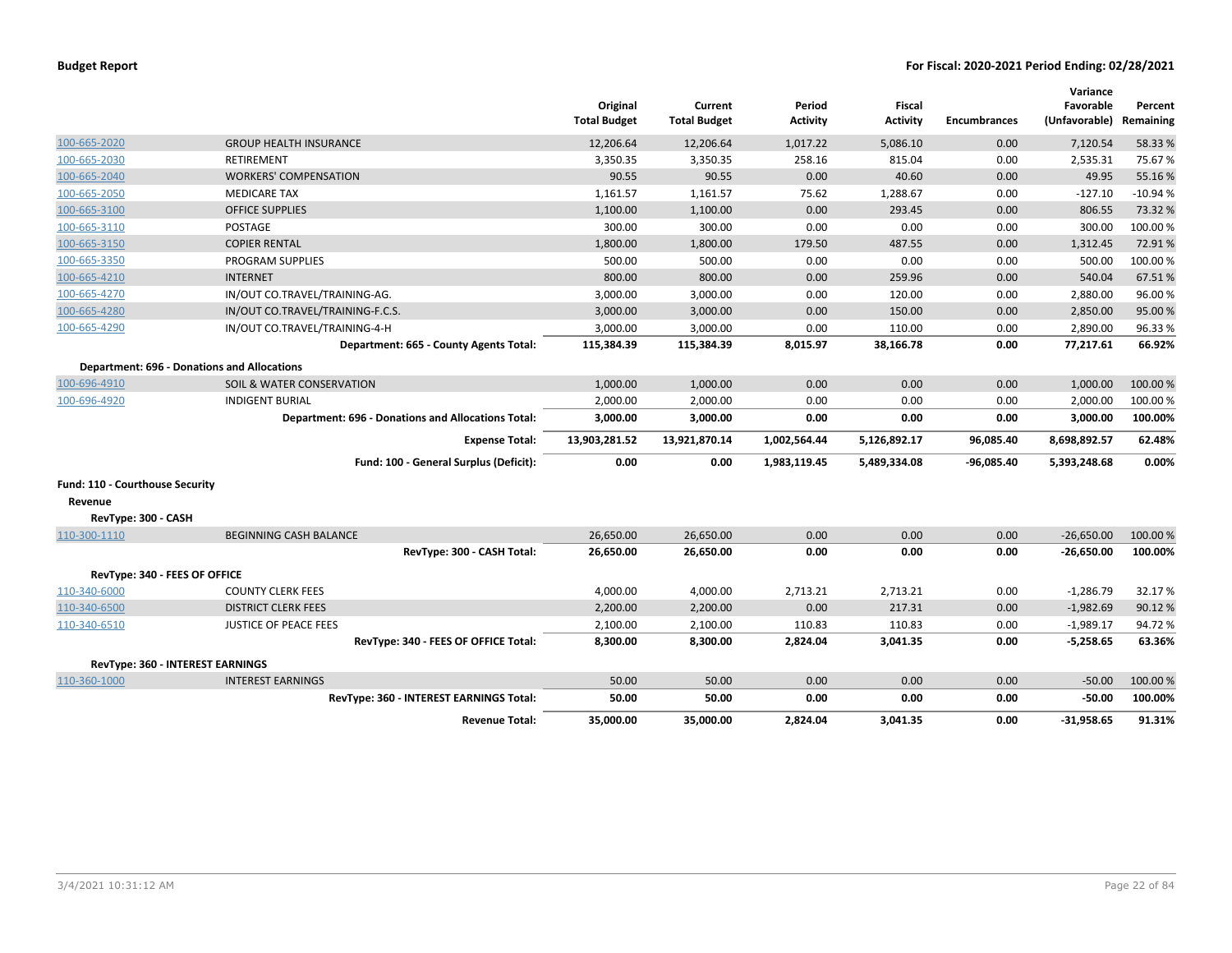| | | Original Total Budget | Current Total Budget | Period Activity | Fiscal Activity | Encumbrances | Variance Favorable (Unfavorable) | Percent Remaining |
|---|---|---|---|---|---|---|---|---|
| 100-665-2020 | GROUP HEALTH INSURANCE | 12,206.64 | 12,206.64 | 1,017.22 | 5,086.10 | 0.00 | 7,120.54 | 58.33 % |
| 100-665-2030 | RETIREMENT | 3,350.35 | 3,350.35 | 258.16 | 815.04 | 0.00 | 2,535.31 | 75.67 % |
| 100-665-2040 | WORKERS' COMPENSATION | 90.55 | 90.55 | 0.00 | 40.60 | 0.00 | 49.95 | 55.16 % |
| 100-665-2050 | MEDICARE TAX | 1,161.57 | 1,161.57 | 75.62 | 1,288.67 | 0.00 | -127.10 | -10.94 % |
| 100-665-3100 | OFFICE SUPPLIES | 1,100.00 | 1,100.00 | 0.00 | 293.45 | 0.00 | 806.55 | 73.32 % |
| 100-665-3110 | POSTAGE | 300.00 | 300.00 | 0.00 | 0.00 | 0.00 | 300.00 | 100.00 % |
| 100-665-3150 | COPIER RENTAL | 1,800.00 | 1,800.00 | 179.50 | 487.55 | 0.00 | 1,312.45 | 72.91 % |
| 100-665-3350 | PROGRAM SUPPLIES | 500.00 | 500.00 | 0.00 | 0.00 | 0.00 | 500.00 | 100.00 % |
| 100-665-4210 | INTERNET | 800.00 | 800.00 | 0.00 | 259.96 | 0.00 | 540.04 | 67.51 % |
| 100-665-4270 | IN/OUT CO.TRAVEL/TRAINING-AG. | 3,000.00 | 3,000.00 | 0.00 | 120.00 | 0.00 | 2,880.00 | 96.00 % |
| 100-665-4280 | IN/OUT CO.TRAVEL/TRAINING-F.C.S. | 3,000.00 | 3,000.00 | 0.00 | 150.00 | 0.00 | 2,850.00 | 95.00 % |
| 100-665-4290 | IN/OUT CO.TRAVEL/TRAINING-4-H | 3,000.00 | 3,000.00 | 0.00 | 110.00 | 0.00 | 2,890.00 | 96.33 % |
| | **Department: 665 - County Agents Total:** | **115,384.39** | **115,384.39** | **8,015.97** | **38,166.78** | **0.00** | **77,217.61** | **66.92%** |
| **Department: 696 - Donations and Allocations** | | | | | | | | |
| 100-696-4910 | SOIL & WATER CONSERVATION | 1,000.00 | 1,000.00 | 0.00 | 0.00 | 0.00 | 1,000.00 | 100.00 % |
| 100-696-4920 | INDIGENT BURIAL | 2,000.00 | 2,000.00 | 0.00 | 0.00 | 0.00 | 2,000.00 | 100.00 % |
| | **Department: 696 - Donations and Allocations Total:** | **3,000.00** | **3,000.00** | **0.00** | **0.00** | **0.00** | **3,000.00** | **100.00%** |
| | **Expense Total:** | **13,903,281.52** | **13,921,870.14** | **1,002,564.44** | **5,126,892.17** | **96,085.40** | **8,698,892.57** | **62.48%** |
| | **Fund: 100 - General Surplus (Deficit):** | **0.00** | **0.00** | **1,983,119.45** | **5,489,334.08** | **-96,085.40** | **5,393,248.68** | **0.00%** |
| **Fund: 110 - Courthouse Security** | | | | | | | | |
| **Revenue** | | | | | | | | |
| **RevType: 300 - CASH** | | | | | | | | |
| 110-300-1110 | BEGINNING CASH BALANCE | 26,650.00 | 26,650.00 | 0.00 | 0.00 | 0.00 | -26,650.00 | 100.00 % |
| | **RevType: 300 - CASH Total:** | **26,650.00** | **26,650.00** | **0.00** | **0.00** | **0.00** | **-26,650.00** | **100.00%** |
| **RevType: 340 - FEES OF OFFICE** | | | | | | | | |
| 110-340-6000 | COUNTY CLERK FEES | 4,000.00 | 4,000.00 | 2,713.21 | 2,713.21 | 0.00 | -1,286.79 | 32.17 % |
| 110-340-6500 | DISTRICT CLERK FEES | 2,200.00 | 2,200.00 | 0.00 | 217.31 | 0.00 | -1,982.69 | 90.12 % |
| 110-340-6510 | JUSTICE OF PEACE FEES | 2,100.00 | 2,100.00 | 110.83 | 110.83 | 0.00 | -1,989.17 | 94.72 % |
| | **RevType: 340 - FEES OF OFFICE Total:** | **8,300.00** | **8,300.00** | **2,824.04** | **3,041.35** | **0.00** | **-5,258.65** | **63.36%** |
| **RevType: 360 - INTEREST EARNINGS** | | | | | | | | |
| 110-360-1000 | INTEREST EARNINGS | 50.00 | 50.00 | 0.00 | 0.00 | 0.00 | -50.00 | 100.00 % |
| | **RevType: 360 - INTEREST EARNINGS Total:** | **50.00** | **50.00** | **0.00** | **0.00** | **0.00** | **-50.00** | **100.00%** |
| | **Revenue Total:** | **35,000.00** | **35,000.00** | **2,824.04** | **3,041.35** | **0.00** | **-31,958.65** | **91.31%** |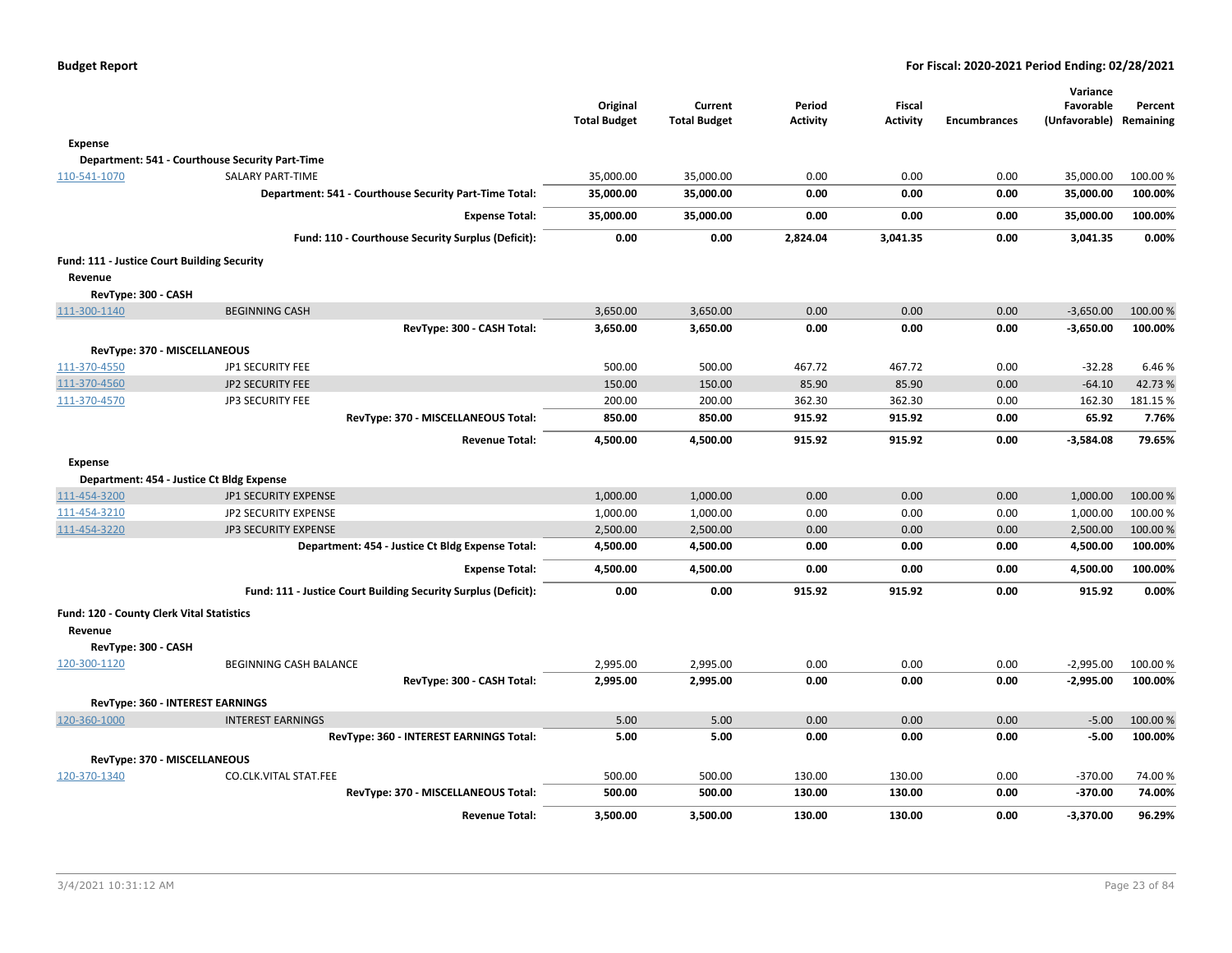**Budget Report** — For Fiscal: 2020-2021 Period Ending: 02/28/2021

| | | Original Total Budget | Current Total Budget | Period Activity | Fiscal Activity | Encumbrances | Variance Favorable (Unfavorable) | Percent Remaining |
|---|---|---|---|---|---|---|---|---|
| **Expense** | | | | | | | | |
| **Department: 541 - Courthouse Security Part-Time** | | | | | | | | |
| 110-541-1070 | SALARY PART-TIME | 35,000.00 | 35,000.00 | 0.00 | 0.00 | 0.00 | 35,000.00 | 100.00 % |
| | **Department: 541 - Courthouse Security Part-Time Total:** | **35,000.00** | **35,000.00** | **0.00** | **0.00** | **0.00** | **35,000.00** | **100.00%** |
| | **Expense Total:** | **35,000.00** | **35,000.00** | **0.00** | **0.00** | **0.00** | **35,000.00** | **100.00%** |
| | **Fund: 110 - Courthouse Security Surplus (Deficit):** | **0.00** | **0.00** | **2,824.04** | **3,041.35** | **0.00** | **3,041.35** | **0.00%** |
| **Fund: 111 - Justice Court Building Security** | | | | | | | | |
| **Revenue** | | | | | | | | |
| **RevType: 300 - CASH** | | | | | | | | |
| 111-300-1140 | BEGINNING CASH | 3,650.00 | 3,650.00 | 0.00 | 0.00 | 0.00 | -3,650.00 | 100.00 % |
| | **RevType: 300 - CASH Total:** | **3,650.00** | **3,650.00** | **0.00** | **0.00** | **0.00** | **-3,650.00** | **100.00%** |
| **RevType: 370 - MISCELLANEOUS** | | | | | | | | |
| 111-370-4550 | JP1 SECURITY FEE | 500.00 | 500.00 | 467.72 | 467.72 | 0.00 | -32.28 | 6.46 % |
| 111-370-4560 | JP2 SECURITY FEE | 150.00 | 150.00 | 85.90 | 85.90 | 0.00 | -64.10 | 42.73 % |
| 111-370-4570 | JP3 SECURITY FEE | 200.00 | 200.00 | 362.30 | 362.30 | 0.00 | 162.30 | 181.15 % |
| | **RevType: 370 - MISCELLANEOUS Total:** | **850.00** | **850.00** | **915.92** | **915.92** | **0.00** | **65.92** | **7.76%** |
| | **Revenue Total:** | **4,500.00** | **4,500.00** | **915.92** | **915.92** | **0.00** | **-3,584.08** | **79.65%** |
| **Expense** | | | | | | | | |
| **Department: 454 - Justice Ct Bldg Expense** | | | | | | | | |
| 111-454-3200 | JP1 SECURITY EXPENSE | 1,000.00 | 1,000.00 | 0.00 | 0.00 | 0.00 | 1,000.00 | 100.00 % |
| 111-454-3210 | JP2 SECURITY EXPENSE | 1,000.00 | 1,000.00 | 0.00 | 0.00 | 0.00 | 1,000.00 | 100.00 % |
| 111-454-3220 | JP3 SECURITY EXPENSE | 2,500.00 | 2,500.00 | 0.00 | 0.00 | 0.00 | 2,500.00 | 100.00 % |
| | **Department: 454 - Justice Ct Bldg Expense Total:** | **4,500.00** | **4,500.00** | **0.00** | **0.00** | **0.00** | **4,500.00** | **100.00%** |
| | **Expense Total:** | **4,500.00** | **4,500.00** | **0.00** | **0.00** | **0.00** | **4,500.00** | **100.00%** |
| | **Fund: 111 - Justice Court Building Security Surplus (Deficit):** | **0.00** | **0.00** | **915.92** | **915.92** | **0.00** | **915.92** | **0.00%** |
| **Fund: 120 - County Clerk Vital Statistics** | | | | | | | | |
| **Revenue** | | | | | | | | |
| **RevType: 300 - CASH** | | | | | | | | |
| 120-300-1120 | BEGINNING CASH BALANCE | 2,995.00 | 2,995.00 | 0.00 | 0.00 | 0.00 | -2,995.00 | 100.00 % |
| | **RevType: 300 - CASH Total:** | **2,995.00** | **2,995.00** | **0.00** | **0.00** | **0.00** | **-2,995.00** | **100.00%** |
| **RevType: 360 - INTEREST EARNINGS** | | | | | | | | |
| 120-360-1000 | INTEREST EARNINGS | 5.00 | 5.00 | 0.00 | 0.00 | 0.00 | -5.00 | 100.00 % |
| | **RevType: 360 - INTEREST EARNINGS Total:** | **5.00** | **5.00** | **0.00** | **0.00** | **0.00** | **-5.00** | **100.00%** |
| **RevType: 370 - MISCELLANEOUS** | | | | | | | | |
| 120-370-1340 | CO.CLK.VITAL STAT.FEE | 500.00 | 500.00 | 130.00 | 130.00 | 0.00 | -370.00 | 74.00 % |
| | **RevType: 370 - MISCELLANEOUS Total:** | **500.00** | **500.00** | **130.00** | **130.00** | **0.00** | **-370.00** | **74.00%** |
| | **Revenue Total:** | **3,500.00** | **3,500.00** | **130.00** | **130.00** | **0.00** | **-3,370.00** | **96.29%** |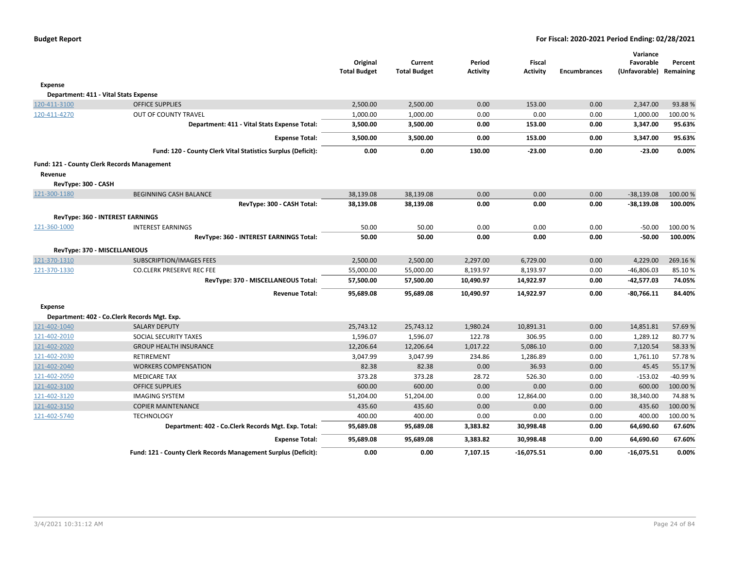| | | Original Total Budget | Current Total Budget | Period Activity | Fiscal Activity | Encumbrances | Variance Favorable (Unfavorable) | Percent Remaining |
|---|---|---|---|---|---|---|---|---|
| **Expense** | | | | | | | | |
| **Department: 411 - Vital Stats Expense** | | | | | | | | |
| 120-411-3100 | OFFICE SUPPLIES | 2,500.00 | 2,500.00 | 0.00 | 153.00 | 0.00 | 2,347.00 | 93.88 % |
| 120-411-4270 | OUT OF COUNTY TRAVEL | 1,000.00 | 1,000.00 | 0.00 | 0.00 | 0.00 | 1,000.00 | 100.00 % |
| | **Department: 411 - Vital Stats Expense Total:** | **3,500.00** | **3,500.00** | **0.00** | **153.00** | **0.00** | **3,347.00** | **95.63%** |
| | **Expense Total:** | **3,500.00** | **3,500.00** | **0.00** | **153.00** | **0.00** | **3,347.00** | **95.63%** |
| | **Fund: 120 - County Clerk Vital Statistics Surplus (Deficit):** | **0.00** | **0.00** | **130.00** | **-23.00** | **0.00** | **-23.00** | **0.00%** |
| **Fund: 121 - County Clerk Records Management** | | | | | | | | |
| **Revenue** | | | | | | | | |
| **RevType: 300 - CASH** | | | | | | | | |
| 121-300-1180 | BEGINNING CASH BALANCE | 38,139.08 | 38,139.08 | 0.00 | 0.00 | 0.00 | -38,139.08 | 100.00 % |
| | **RevType: 300 - CASH Total:** | **38,139.08** | **38,139.08** | **0.00** | **0.00** | **0.00** | **-38,139.08** | **100.00%** |
| **RevType: 360 - INTEREST EARNINGS** | | | | | | | | |
| 121-360-1000 | INTEREST EARNINGS | 50.00 | 50.00 | 0.00 | 0.00 | 0.00 | -50.00 | 100.00 % |
| | **RevType: 360 - INTEREST EARNINGS Total:** | **50.00** | **50.00** | **0.00** | **0.00** | **0.00** | **-50.00** | **100.00%** |
| **RevType: 370 - MISCELLANEOUS** | | | | | | | | |
| 121-370-1310 | SUBSCRIPTION/IMAGES FEES | 2,500.00 | 2,500.00 | 2,297.00 | 6,729.00 | 0.00 | 4,229.00 | 269.16 % |
| 121-370-1330 | CO.CLERK PRESERVE REC FEE | 55,000.00 | 55,000.00 | 8,193.97 | 8,193.97 | 0.00 | -46,806.03 | 85.10 % |
| | **RevType: 370 - MISCELLANEOUS Total:** | **57,500.00** | **57,500.00** | **10,490.97** | **14,922.97** | **0.00** | **-42,577.03** | **74.05%** |
| | **Revenue Total:** | **95,689.08** | **95,689.08** | **10,490.97** | **14,922.97** | **0.00** | **-80,766.11** | **84.40%** |
| **Expense** | | | | | | | | |
| **Department: 402 - Co.Clerk Records Mgt. Exp.** | | | | | | | | |
| 121-402-1040 | SALARY DEPUTY | 25,743.12 | 25,743.12 | 1,980.24 | 10,891.31 | 0.00 | 14,851.81 | 57.69 % |
| 121-402-2010 | SOCIAL SECURITY TAXES | 1,596.07 | 1,596.07 | 122.78 | 306.95 | 0.00 | 1,289.12 | 80.77 % |
| 121-402-2020 | GROUP HEALTH INSURANCE | 12,206.64 | 12,206.64 | 1,017.22 | 5,086.10 | 0.00 | 7,120.54 | 58.33 % |
| 121-402-2030 | RETIREMENT | 3,047.99 | 3,047.99 | 234.86 | 1,286.89 | 0.00 | 1,761.10 | 57.78 % |
| 121-402-2040 | WORKERS COMPENSATION | 82.38 | 82.38 | 0.00 | 36.93 | 0.00 | 45.45 | 55.17 % |
| 121-402-2050 | MEDICARE TAX | 373.28 | 373.28 | 28.72 | 526.30 | 0.00 | -153.02 | -40.99 % |
| 121-402-3100 | OFFICE SUPPLIES | 600.00 | 600.00 | 0.00 | 0.00 | 0.00 | 600.00 | 100.00 % |
| 121-402-3120 | IMAGING SYSTEM | 51,204.00 | 51,204.00 | 0.00 | 12,864.00 | 0.00 | 38,340.00 | 74.88 % |
| 121-402-3150 | COPIER MAINTENANCE | 435.60 | 435.60 | 0.00 | 0.00 | 0.00 | 435.60 | 100.00 % |
| 121-402-5740 | TECHNOLOGY | 400.00 | 400.00 | 0.00 | 0.00 | 0.00 | 400.00 | 100.00 % |
| | **Department: 402 - Co.Clerk Records Mgt. Exp. Total:** | **95,689.08** | **95,689.08** | **3,383.82** | **30,998.48** | **0.00** | **64,690.60** | **67.60%** |
| | **Expense Total:** | **95,689.08** | **95,689.08** | **3,383.82** | **30,998.48** | **0.00** | **64,690.60** | **67.60%** |
| | **Fund: 121 - County Clerk Records Management Surplus (Deficit):** | **0.00** | **0.00** | **7,107.15** | **-16,075.51** | **0.00** | **-16,075.51** | **0.00%** |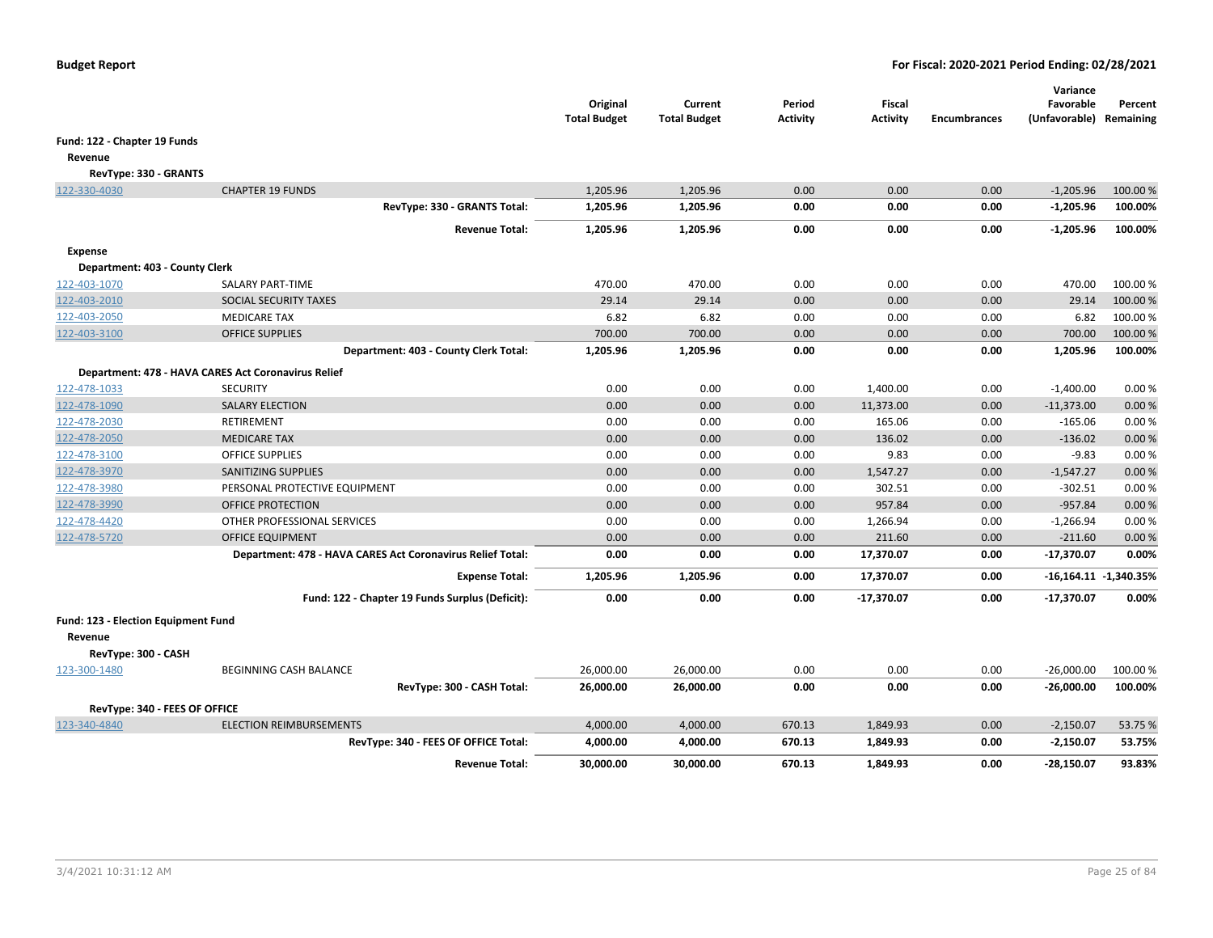**Budget Report** | **For Fiscal: 2020-2021 Period Ending: 02/28/2021**

| | | Original Total Budget | Current Total Budget | Period Activity | Fiscal Activity | Encumbrances | Variance Favorable (Unfavorable) | Percent Remaining |
|---|---|---|---|---|---|---|---|---|
| **Fund: 122 - Chapter 19 Funds** | | | | | | | | |
| **Revenue** | | | | | | | | |
| **RevType: 330 - GRANTS** | | | | | | | | |
| 122-330-4030 | CHAPTER 19 FUNDS | 1,205.96 | 1,205.96 | 0.00 | 0.00 | 0.00 | -1,205.96 | 100.00 % |
| | **RevType: 330 - GRANTS Total:** | **1,205.96** | **1,205.96** | **0.00** | **0.00** | **0.00** | **-1,205.96** | **100.00%** |
| | **Revenue Total:** | **1,205.96** | **1,205.96** | **0.00** | **0.00** | **0.00** | **-1,205.96** | **100.00%** |
| **Expense** | | | | | | | | |
| **Department: 403 - County Clerk** | | | | | | | | |
| 122-403-1070 | SALARY PART-TIME | 470.00 | 470.00 | 0.00 | 0.00 | 0.00 | 470.00 | 100.00 % |
| 122-403-2010 | SOCIAL SECURITY TAXES | 29.14 | 29.14 | 0.00 | 0.00 | 0.00 | 29.14 | 100.00 % |
| 122-403-2050 | MEDICARE TAX | 6.82 | 6.82 | 0.00 | 0.00 | 0.00 | 6.82 | 100.00 % |
| 122-403-3100 | OFFICE SUPPLIES | 700.00 | 700.00 | 0.00 | 0.00 | 0.00 | 700.00 | 100.00 % |
| | **Department: 403 - County Clerk Total:** | **1,205.96** | **1,205.96** | **0.00** | **0.00** | **0.00** | **1,205.96** | **100.00%** |
| **Department: 478 - HAVA CARES Act Coronavirus Relief** | | | | | | | | |
| 122-478-1033 | SECURITY | 0.00 | 0.00 | 0.00 | 1,400.00 | 0.00 | -1,400.00 | 0.00 % |
| 122-478-1090 | SALARY ELECTION | 0.00 | 0.00 | 0.00 | 11,373.00 | 0.00 | -11,373.00 | 0.00 % |
| 122-478-2030 | RETIREMENT | 0.00 | 0.00 | 0.00 | 165.06 | 0.00 | -165.06 | 0.00 % |
| 122-478-2050 | MEDICARE TAX | 0.00 | 0.00 | 0.00 | 136.02 | 0.00 | -136.02 | 0.00 % |
| 122-478-3100 | OFFICE SUPPLIES | 0.00 | 0.00 | 0.00 | 9.83 | 0.00 | -9.83 | 0.00 % |
| 122-478-3970 | SANITIZING SUPPLIES | 0.00 | 0.00 | 0.00 | 1,547.27 | 0.00 | -1,547.27 | 0.00 % |
| 122-478-3980 | PERSONAL PROTECTIVE EQUIPMENT | 0.00 | 0.00 | 0.00 | 302.51 | 0.00 | -302.51 | 0.00 % |
| 122-478-3990 | OFFICE PROTECTION | 0.00 | 0.00 | 0.00 | 957.84 | 0.00 | -957.84 | 0.00 % |
| 122-478-4420 | OTHER PROFESSIONAL SERVICES | 0.00 | 0.00 | 0.00 | 1,266.94 | 0.00 | -1,266.94 | 0.00 % |
| 122-478-5720 | OFFICE EQUIPMENT | 0.00 | 0.00 | 0.00 | 211.60 | 0.00 | -211.60 | 0.00 % |
| | **Department: 478 - HAVA CARES Act Coronavirus Relief Total:** | **0.00** | **0.00** | **0.00** | **17,370.07** | **0.00** | **-17,370.07** | **0.00%** |
| | **Expense Total:** | **1,205.96** | **1,205.96** | **0.00** | **17,370.07** | **0.00** | **-16,164.11** | **-1,340.35%** |
| | **Fund: 122 - Chapter 19 Funds Surplus (Deficit):** | **0.00** | **0.00** | **0.00** | **-17,370.07** | **0.00** | **-17,370.07** | **0.00%** |
| **Fund: 123 - Election Equipment Fund** | | | | | | | | |
| **Revenue** | | | | | | | | |
| **RevType: 300 - CASH** | | | | | | | | |
| 123-300-1480 | BEGINNING CASH BALANCE | 26,000.00 | 26,000.00 | 0.00 | 0.00 | 0.00 | -26,000.00 | 100.00 % |
| | **RevType: 300 - CASH Total:** | **26,000.00** | **26,000.00** | **0.00** | **0.00** | **0.00** | **-26,000.00** | **100.00%** |
| **RevType: 340 - FEES OF OFFICE** | | | | | | | | |
| 123-340-4840 | ELECTION REIMBURSEMENTS | 4,000.00 | 4,000.00 | 670.13 | 1,849.93 | 0.00 | -2,150.07 | 53.75 % |
| | **RevType: 340 - FEES OF OFFICE Total:** | **4,000.00** | **4,000.00** | **670.13** | **1,849.93** | **0.00** | **-2,150.07** | **53.75%** |
| | **Revenue Total:** | **30,000.00** | **30,000.00** | **670.13** | **1,849.93** | **0.00** | **-28,150.07** | **93.83%** |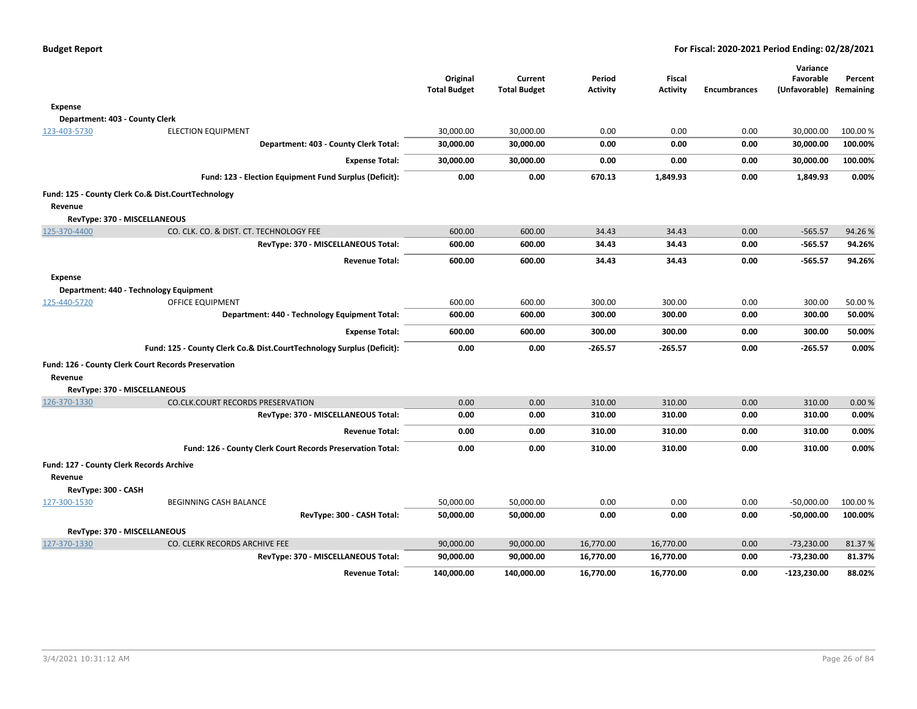| | | Original Total Budget | Current Total Budget | Period Activity | Fiscal Activity | Encumbrances | Variance Favorable (Unfavorable) | Percent Remaining |
|---|---|---|---|---|---|---|---|---|
| **Expense** | | | | | | | | |
| **Department: 403 - County Clerk** | | | | | | | | |
| 123-403-5730 | ELECTION EQUIPMENT | 30,000.00 | 30,000.00 | 0.00 | 0.00 | 0.00 | 30,000.00 | 100.00 % |
| | **Department: 403 - County Clerk Total:** | **30,000.00** | **30,000.00** | **0.00** | **0.00** | **0.00** | **30,000.00** | **100.00%** |
| | **Expense Total:** | **30,000.00** | **30,000.00** | **0.00** | **0.00** | **0.00** | **30,000.00** | **100.00%** |
| | **Fund: 123 - Election Equipment Fund Surplus (Deficit):** | **0.00** | **0.00** | **670.13** | **1,849.93** | **0.00** | **1,849.93** | **0.00%** |
| **Fund: 125 - County Clerk Co.& Dist.CourtTechnology** | | | | | | | | |
| **Revenue** | | | | | | | | |
| **RevType: 370 - MISCELLANEOUS** | | | | | | | | |
| 125-370-4400 | CO. CLK. CO. & DIST. CT. TECHNOLOGY FEE | 600.00 | 600.00 | 34.43 | 34.43 | 0.00 | -565.57 | 94.26 % |
| | **RevType: 370 - MISCELLANEOUS Total:** | **600.00** | **600.00** | **34.43** | **34.43** | **0.00** | **-565.57** | **94.26%** |
| | **Revenue Total:** | **600.00** | **600.00** | **34.43** | **34.43** | **0.00** | **-565.57** | **94.26%** |
| **Expense** | | | | | | | | |
| **Department: 440 - Technology Equipment** | | | | | | | | |
| 125-440-5720 | OFFICE EQUIPMENT | 600.00 | 600.00 | 300.00 | 300.00 | 0.00 | 300.00 | 50.00 % |
| | **Department: 440 - Technology Equipment Total:** | **600.00** | **600.00** | **300.00** | **300.00** | **0.00** | **300.00** | **50.00%** |
| | **Expense Total:** | **600.00** | **600.00** | **300.00** | **300.00** | **0.00** | **300.00** | **50.00%** |
| | **Fund: 125 - County Clerk Co.& Dist.CourtTechnology Surplus (Deficit):** | **0.00** | **0.00** | **-265.57** | **-265.57** | **0.00** | **-265.57** | **0.00%** |
| **Fund: 126 - County Clerk Court Records Preservation** | | | | | | | | |
| **Revenue** | | | | | | | | |
| **RevType: 370 - MISCELLANEOUS** | | | | | | | | |
| 126-370-1330 | CO.CLK.COURT RECORDS PRESERVATION | 0.00 | 0.00 | 310.00 | 310.00 | 0.00 | 310.00 | 0.00 % |
| | **RevType: 370 - MISCELLANEOUS Total:** | **0.00** | **0.00** | **310.00** | **310.00** | **0.00** | **310.00** | **0.00%** |
| | **Revenue Total:** | **0.00** | **0.00** | **310.00** | **310.00** | **0.00** | **310.00** | **0.00%** |
| | **Fund: 126 - County Clerk Court Records Preservation Total:** | **0.00** | **0.00** | **310.00** | **310.00** | **0.00** | **310.00** | **0.00%** |
| **Fund: 127 - County Clerk Records Archive** | | | | | | | | |
| **Revenue** | | | | | | | | |
| **RevType: 300 - CASH** | | | | | | | | |
| 127-300-1530 | BEGINNING CASH BALANCE | 50,000.00 | 50,000.00 | 0.00 | 0.00 | 0.00 | -50,000.00 | 100.00 % |
| | **RevType: 300 - CASH Total:** | **50,000.00** | **50,000.00** | **0.00** | **0.00** | **0.00** | **-50,000.00** | **100.00%** |
| **RevType: 370 - MISCELLANEOUS** | | | | | | | | |
| 127-370-1330 | CO. CLERK RECORDS ARCHIVE FEE | 90,000.00 | 90,000.00 | 16,770.00 | 16,770.00 | 0.00 | -73,230.00 | 81.37 % |
| | **RevType: 370 - MISCELLANEOUS Total:** | **90,000.00** | **90,000.00** | **16,770.00** | **16,770.00** | **0.00** | **-73,230.00** | **81.37%** |
| | **Revenue Total:** | **140,000.00** | **140,000.00** | **16,770.00** | **16,770.00** | **0.00** | **-123,230.00** | **88.02%** |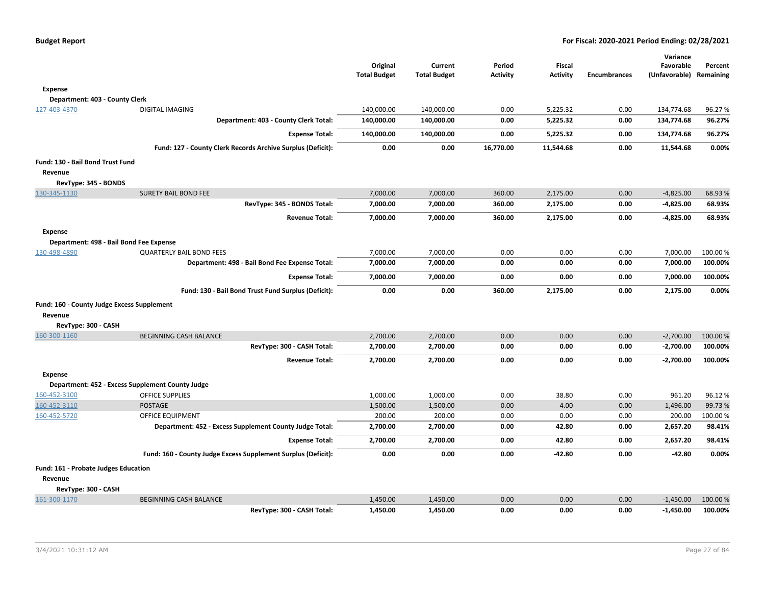| | | Original Total Budget | Current Total Budget | Period Activity | Fiscal Activity | Encumbrances | Variance Favorable (Unfavorable) | Percent Remaining |
|---|---|---|---|---|---|---|---|---|
| **Expense** | | | | | | | | |
| **Department: 403 - County Clerk** | | | | | | | | |
| 127-403-4370 | DIGITAL IMAGING | 140,000.00 | 140,000.00 | 0.00 | 5,225.32 | 0.00 | 134,774.68 | 96.27 % |
| | **Department: 403 - County Clerk Total:** | **140,000.00** | **140,000.00** | **0.00** | **5,225.32** | **0.00** | **134,774.68** | **96.27%** |
| | **Expense Total:** | **140,000.00** | **140,000.00** | **0.00** | **5,225.32** | **0.00** | **134,774.68** | **96.27%** |
| | **Fund: 127 - County Clerk Records Archive Surplus (Deficit):** | **0.00** | **0.00** | **16,770.00** | **11,544.68** | **0.00** | **11,544.68** | **0.00%** |
| **Fund: 130 - Bail Bond Trust Fund** | | | | | | | | |
| **Revenue** | | | | | | | | |
| **RevType: 345 - BONDS** | | | | | | | | |
| 130-345-1130 | SURETY BAIL BOND FEE | 7,000.00 | 7,000.00 | 360.00 | 2,175.00 | 0.00 | -4,825.00 | 68.93 % |
| | **RevType: 345 - BONDS Total:** | **7,000.00** | **7,000.00** | **360.00** | **2,175.00** | **0.00** | **-4,825.00** | **68.93%** |
| | **Revenue Total:** | **7,000.00** | **7,000.00** | **360.00** | **2,175.00** | **0.00** | **-4,825.00** | **68.93%** |
| **Expense** | | | | | | | | |
| **Department: 498 - Bail Bond Fee Expense** | | | | | | | | |
| 130-498-4890 | QUARTERLY BAIL BOND FEES | 7,000.00 | 7,000.00 | 0.00 | 0.00 | 0.00 | 7,000.00 | 100.00 % |
| | **Department: 498 - Bail Bond Fee Expense Total:** | **7,000.00** | **7,000.00** | **0.00** | **0.00** | **0.00** | **7,000.00** | **100.00%** |
| | **Expense Total:** | **7,000.00** | **7,000.00** | **0.00** | **0.00** | **0.00** | **7,000.00** | **100.00%** |
| | **Fund: 130 - Bail Bond Trust Fund Surplus (Deficit):** | **0.00** | **0.00** | **360.00** | **2,175.00** | **0.00** | **2,175.00** | **0.00%** |
| **Fund: 160 - County Judge Excess Supplement** | | | | | | | | |
| **Revenue** | | | | | | | | |
| **RevType: 300 - CASH** | | | | | | | | |
| 160-300-1160 | BEGINNING CASH BALANCE | 2,700.00 | 2,700.00 | 0.00 | 0.00 | 0.00 | -2,700.00 | 100.00 % |
| | **RevType: 300 - CASH Total:** | **2,700.00** | **2,700.00** | **0.00** | **0.00** | **0.00** | **-2,700.00** | **100.00%** |
| | **Revenue Total:** | **2,700.00** | **2,700.00** | **0.00** | **0.00** | **0.00** | **-2,700.00** | **100.00%** |
| **Expense** | | | | | | | | |
| **Department: 452 - Excess Supplement County Judge** | | | | | | | | |
| 160-452-3100 | OFFICE SUPPLIES | 1,000.00 | 1,000.00 | 0.00 | 38.80 | 0.00 | 961.20 | 96.12 % |
| 160-452-3110 | POSTAGE | 1,500.00 | 1,500.00 | 0.00 | 4.00 | 0.00 | 1,496.00 | 99.73 % |
| 160-452-5720 | OFFICE EQUIPMENT | 200.00 | 200.00 | 0.00 | 0.00 | 0.00 | 200.00 | 100.00 % |
| | **Department: 452 - Excess Supplement County Judge Total:** | **2,700.00** | **2,700.00** | **0.00** | **42.80** | **0.00** | **2,657.20** | **98.41%** |
| | **Expense Total:** | **2,700.00** | **2,700.00** | **0.00** | **42.80** | **0.00** | **2,657.20** | **98.41%** |
| | **Fund: 160 - County Judge Excess Supplement Surplus (Deficit):** | **0.00** | **0.00** | **0.00** | **-42.80** | **0.00** | **-42.80** | **0.00%** |
| **Fund: 161 - Probate Judges Education** | | | | | | | | |
| **Revenue** | | | | | | | | |
| **RevType: 300 - CASH** | | | | | | | | |
| 161-300-1170 | BEGINNING CASH BALANCE | 1,450.00 | 1,450.00 | 0.00 | 0.00 | 0.00 | -1,450.00 | 100.00 % |
| | **RevType: 300 - CASH Total:** | **1,450.00** | **1,450.00** | **0.00** | **0.00** | **0.00** | **-1,450.00** | **100.00%** |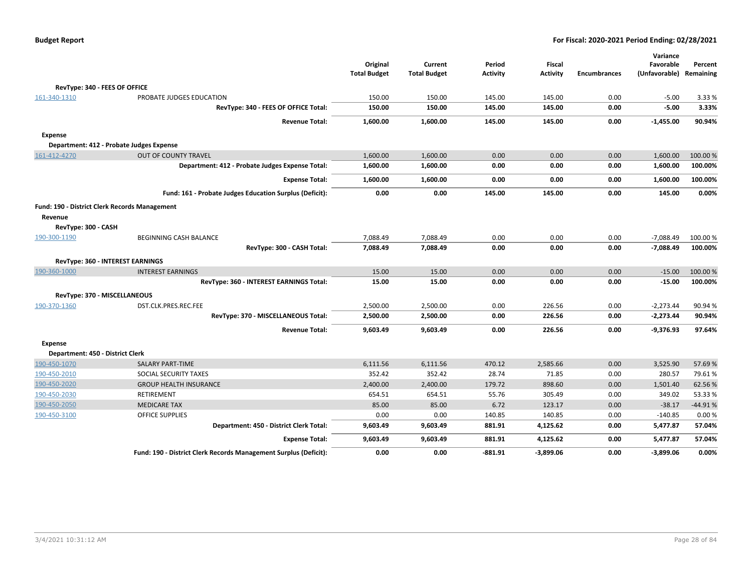| | | Original Total Budget | Current Total Budget | Period Activity | Fiscal Activity | Encumbrances | Variance Favorable (Unfavorable) | Percent Remaining |
|---|---|---|---|---|---|---|---|---|
| **RevType: 340 - FEES OF OFFICE** | | | | | | | | |
| 161-340-1310 | PROBATE JUDGES EDUCATION | 150.00 | 150.00 | 145.00 | 145.00 | 0.00 | -5.00 | 3.33 % |
| | **RevType: 340 - FEES OF OFFICE Total:** | **150.00** | **150.00** | **145.00** | **145.00** | **0.00** | **-5.00** | **3.33%** |
| | **Revenue Total:** | **1,600.00** | **1,600.00** | **145.00** | **145.00** | **0.00** | **-1,455.00** | **90.94%** |
| **Expense** | | | | | | | | |
| **Department: 412 - Probate Judges Expense** | | | | | | | | |
| 161-412-4270 | OUT OF COUNTY TRAVEL | 1,600.00 | 1,600.00 | 0.00 | 0.00 | 0.00 | 1,600.00 | 100.00 % |
| | **Department: 412 - Probate Judges Expense Total:** | **1,600.00** | **1,600.00** | **0.00** | **0.00** | **0.00** | **1,600.00** | **100.00%** |
| | **Expense Total:** | **1,600.00** | **1,600.00** | **0.00** | **0.00** | **0.00** | **1,600.00** | **100.00%** |
| | **Fund: 161 - Probate Judges Education Surplus (Deficit):** | **0.00** | **0.00** | **145.00** | **145.00** | **0.00** | **145.00** | **0.00%** |
| **Fund: 190 - District Clerk Records Management** | | | | | | | | |
| **Revenue** | | | | | | | | |
| **RevType: 300 - CASH** | | | | | | | | |
| 190-300-1190 | BEGINNING CASH BALANCE | 7,088.49 | 7,088.49 | 0.00 | 0.00 | 0.00 | -7,088.49 | 100.00 % |
| | **RevType: 300 - CASH Total:** | **7,088.49** | **7,088.49** | **0.00** | **0.00** | **0.00** | **-7,088.49** | **100.00%** |
| **RevType: 360 - INTEREST EARNINGS** | | | | | | | | |
| 190-360-1000 | INTEREST EARNINGS | 15.00 | 15.00 | 0.00 | 0.00 | 0.00 | -15.00 | 100.00 % |
| | **RevType: 360 - INTEREST EARNINGS Total:** | **15.00** | **15.00** | **0.00** | **0.00** | **0.00** | **-15.00** | **100.00%** |
| **RevType: 370 - MISCELLANEOUS** | | | | | | | | |
| 190-370-1360 | DST.CLK.PRES.REC.FEE | 2,500.00 | 2,500.00 | 0.00 | 226.56 | 0.00 | -2,273.44 | 90.94 % |
| | **RevType: 370 - MISCELLANEOUS Total:** | **2,500.00** | **2,500.00** | **0.00** | **226.56** | **0.00** | **-2,273.44** | **90.94%** |
| | **Revenue Total:** | **9,603.49** | **9,603.49** | **0.00** | **226.56** | **0.00** | **-9,376.93** | **97.64%** |
| **Expense** | | | | | | | | |
| **Department: 450 - District Clerk** | | | | | | | | |
| 190-450-1070 | SALARY PART-TIME | 6,111.56 | 6,111.56 | 470.12 | 2,585.66 | 0.00 | 3,525.90 | 57.69 % |
| 190-450-2010 | SOCIAL SECURITY TAXES | 352.42 | 352.42 | 28.74 | 71.85 | 0.00 | 280.57 | 79.61 % |
| 190-450-2020 | GROUP HEALTH INSURANCE | 2,400.00 | 2,400.00 | 179.72 | 898.60 | 0.00 | 1,501.40 | 62.56 % |
| 190-450-2030 | RETIREMENT | 654.51 | 654.51 | 55.76 | 305.49 | 0.00 | 349.02 | 53.33 % |
| 190-450-2050 | MEDICARE TAX | 85.00 | 85.00 | 6.72 | 123.17 | 0.00 | -38.17 | -44.91 % |
| 190-450-3100 | OFFICE SUPPLIES | 0.00 | 0.00 | 140.85 | 140.85 | 0.00 | -140.85 | 0.00 % |
| | **Department: 450 - District Clerk Total:** | **9,603.49** | **9,603.49** | **881.91** | **4,125.62** | **0.00** | **5,477.87** | **57.04%** |
| | **Expense Total:** | **9,603.49** | **9,603.49** | **881.91** | **4,125.62** | **0.00** | **5,477.87** | **57.04%** |
| | **Fund: 190 - District Clerk Records Management Surplus (Deficit):** | **0.00** | **0.00** | **-881.91** | **-3,899.06** | **0.00** | **-3,899.06** | **0.00%** |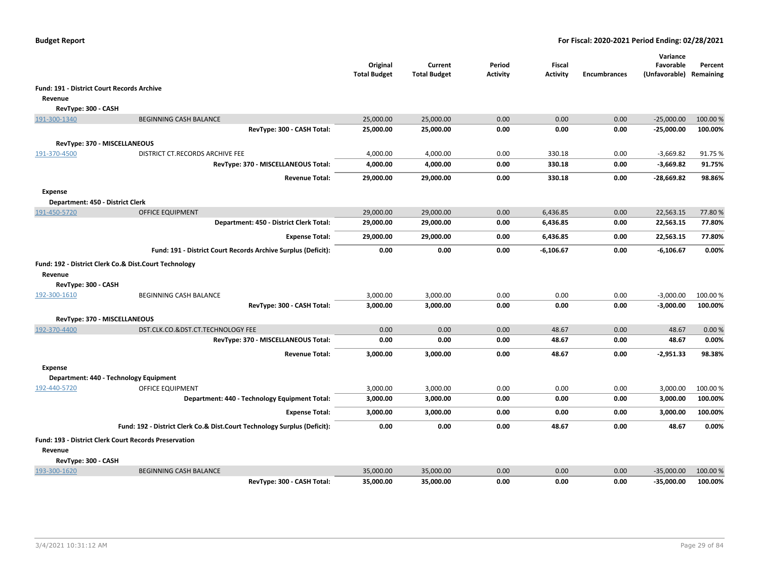## Budget Report

**For Fiscal: 2020-2021 Period Ending: 02/28/2021**

| | | Original Total Budget | Current Total Budget | Period Activity | Fiscal Activity | Encumbrances | Variance Favorable (Unfavorable) | Percent Remaining |
|---|---|---|---|---|---|---|---|---|
| **Fund: 191 - District Court Records Archive** | | | | | | | | |
| **Revenue** | | | | | | | | |
| **RevType: 300 - CASH** | | | | | | | | |
| 191-300-1340 | BEGINNING CASH BALANCE | 25,000.00 | 25,000.00 | 0.00 | 0.00 | 0.00 | -25,000.00 | 100.00 % |
| | **RevType: 300 - CASH Total:** | **25,000.00** | **25,000.00** | **0.00** | **0.00** | **0.00** | **-25,000.00** | **100.00%** |
| **RevType: 370 - MISCELLANEOUS** | | | | | | | | |
| 191-370-4500 | DISTRICT CT.RECORDS ARCHIVE FEE | 4,000.00 | 4,000.00 | 0.00 | 330.18 | 0.00 | -3,669.82 | 91.75 % |
| | **RevType: 370 - MISCELLANEOUS Total:** | **4,000.00** | **4,000.00** | **0.00** | **330.18** | **0.00** | **-3,669.82** | **91.75%** |
| | **Revenue Total:** | **29,000.00** | **29,000.00** | **0.00** | **330.18** | **0.00** | **-28,669.82** | **98.86%** |
| **Expense** | | | | | | | | |
| **Department: 450 - District Clerk** | | | | | | | | |
| 191-450-5720 | OFFICE EQUIPMENT | 29,000.00 | 29,000.00 | 0.00 | 6,436.85 | 0.00 | 22,563.15 | 77.80 % |
| | **Department: 450 - District Clerk Total:** | **29,000.00** | **29,000.00** | **0.00** | **6,436.85** | **0.00** | **22,563.15** | **77.80%** |
| | **Expense Total:** | **29,000.00** | **29,000.00** | **0.00** | **6,436.85** | **0.00** | **22,563.15** | **77.80%** |
| | **Fund: 191 - District Court Records Archive Surplus (Deficit):** | **0.00** | **0.00** | **0.00** | **-6,106.67** | **0.00** | **-6,106.67** | **0.00%** |
| **Fund: 192 - District Clerk Co.& Dist.Court Technology** | | | | | | | | |
| **Revenue** | | | | | | | | |
| **RevType: 300 - CASH** | | | | | | | | |
| 192-300-1610 | BEGINNING CASH BALANCE | 3,000.00 | 3,000.00 | 0.00 | 0.00 | 0.00 | -3,000.00 | 100.00 % |
| | **RevType: 300 - CASH Total:** | **3,000.00** | **3,000.00** | **0.00** | **0.00** | **0.00** | **-3,000.00** | **100.00%** |
| **RevType: 370 - MISCELLANEOUS** | | | | | | | | |
| 192-370-4400 | DST.CLK.CO.&DST.CT.TECHNOLOGY FEE | 0.00 | 0.00 | 0.00 | 48.67 | 0.00 | 48.67 | 0.00 % |
| | **RevType: 370 - MISCELLANEOUS Total:** | **0.00** | **0.00** | **0.00** | **48.67** | **0.00** | **48.67** | **0.00%** |
| | **Revenue Total:** | **3,000.00** | **3,000.00** | **0.00** | **48.67** | **0.00** | **-2,951.33** | **98.38%** |
| **Expense** | | | | | | | | |
| **Department: 440 - Technology Equipment** | | | | | | | | |
| 192-440-5720 | OFFICE EQUIPMENT | 3,000.00 | 3,000.00 | 0.00 | 0.00 | 0.00 | 3,000.00 | 100.00 % |
| | **Department: 440 - Technology Equipment Total:** | **3,000.00** | **3,000.00** | **0.00** | **0.00** | **0.00** | **3,000.00** | **100.00%** |
| | **Expense Total:** | **3,000.00** | **3,000.00** | **0.00** | **0.00** | **0.00** | **3,000.00** | **100.00%** |
| | **Fund: 192 - District Clerk Co.& Dist.Court Technology Surplus (Deficit):** | **0.00** | **0.00** | **0.00** | **48.67** | **0.00** | **48.67** | **0.00%** |
| **Fund: 193 - District Clerk Court Records Preservation** | | | | | | | | |
| **Revenue** | | | | | | | | |
| **RevType: 300 - CASH** | | | | | | | | |
| 193-300-1620 | BEGINNING CASH BALANCE | 35,000.00 | 35,000.00 | 0.00 | 0.00 | 0.00 | -35,000.00 | 100.00 % |
| | **RevType: 300 - CASH Total:** | **35,000.00** | **35,000.00** | **0.00** | **0.00** | **0.00** | **-35,000.00** | **100.00%** |

3/4/2021 10:31:12 AM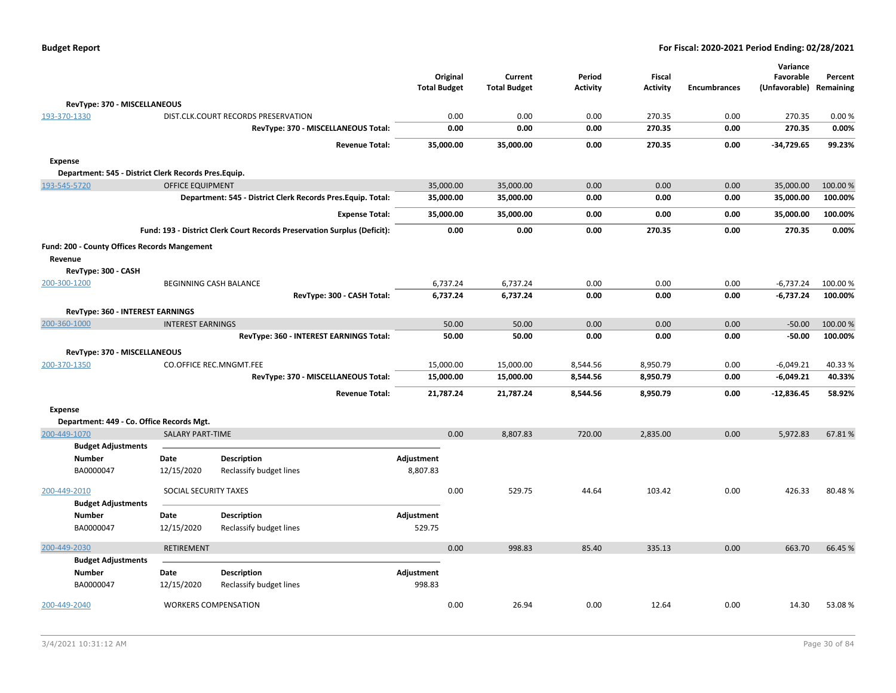| | | Original Total Budget | Current Total Budget | Period Activity | Fiscal Activity | Encumbrances | Variance Favorable (Unfavorable) | Percent Remaining |
|---|---|---|---|---|---|---|---|---|
| **RevType: 370 - MISCELLANEOUS** | | | | | | | | |
| 193-370-1330 | DIST.CLK.COURT RECORDS PRESERVATION | 0.00 | 0.00 | 0.00 | 270.35 | 0.00 | 270.35 | 0.00 % |
| | **RevType: 370 - MISCELLANEOUS Total:** | **0.00** | **0.00** | **0.00** | **270.35** | **0.00** | **270.35** | **0.00%** |
| | **Revenue Total:** | **35,000.00** | **35,000.00** | **0.00** | **270.35** | **0.00** | **-34,729.65** | **99.23%** |
| **Expense** | | | | | | | | |
| **Department: 545 - District Clerk Records Pres.Equip.** | | | | | | | | |
| 193-545-5720 | OFFICE EQUIPMENT | 35,000.00 | 35,000.00 | 0.00 | 0.00 | 0.00 | 35,000.00 | 100.00 % |
| | **Department: 545 - District Clerk Records Pres.Equip. Total:** | **35,000.00** | **35,000.00** | **0.00** | **0.00** | **0.00** | **35,000.00** | **100.00%** |
| | **Expense Total:** | **35,000.00** | **35,000.00** | **0.00** | **0.00** | **0.00** | **35,000.00** | **100.00%** |
| | **Fund: 193 - District Clerk Court Records Preservation Surplus (Deficit):** | **0.00** | **0.00** | **0.00** | **270.35** | **0.00** | **270.35** | **0.00%** |
| **Fund: 200 - County Offices Records Mangement** | | | | | | | | |
| **Revenue** | | | | | | | | |
| **RevType: 300 - CASH** | | | | | | | | |
| 200-300-1200 | BEGINNING CASH BALANCE | 6,737.24 | 6,737.24 | 0.00 | 0.00 | 0.00 | -6,737.24 | 100.00 % |
| | **RevType: 300 - CASH Total:** | **6,737.24** | **6,737.24** | **0.00** | **0.00** | **0.00** | **-6,737.24** | **100.00%** |
| **RevType: 360 - INTEREST EARNINGS** | | | | | | | | |
| 200-360-1000 | INTEREST EARNINGS | 50.00 | 50.00 | 0.00 | 0.00 | 0.00 | -50.00 | 100.00 % |
| | **RevType: 360 - INTEREST EARNINGS Total:** | **50.00** | **50.00** | **0.00** | **0.00** | **0.00** | **-50.00** | **100.00%** |
| **RevType: 370 - MISCELLANEOUS** | | | | | | | | |
| 200-370-1350 | CO.OFFICE REC.MNGMT.FEE | 15,000.00 | 15,000.00 | 8,544.56 | 8,950.79 | 0.00 | -6,049.21 | 40.33 % |
| | **RevType: 370 - MISCELLANEOUS Total:** | **15,000.00** | **15,000.00** | **8,544.56** | **8,950.79** | **0.00** | **-6,049.21** | **40.33%** |
| | **Revenue Total:** | **21,787.24** | **21,787.24** | **8,544.56** | **8,950.79** | **0.00** | **-12,836.45** | **58.92%** |
| **Expense** | | | | | | | | |
| **Department: 449 - Co. Office Records Mgt.** | | | | | | | | |
| 200-449-1070 | SALARY PART-TIME | 0.00 | 8,807.83 | 720.00 | 2,835.00 | 0.00 | 5,972.83 | 67.81 % |

**Budget Adjustments**

| Number | Date | Description | Adjustment |
|---|---|---|---|
| BA0000047 | 12/15/2020 | Reclassify budget lines | 8,807.83 |

| | | Original Total Budget | Current Total Budget | Period Activity | Fiscal Activity | Encumbrances | Variance Favorable (Unfavorable) | Percent Remaining |
|---|---|---|---|---|---|---|---|---|
| 200-449-2010 | SOCIAL SECURITY TAXES | 0.00 | 529.75 | 44.64 | 103.42 | 0.00 | 426.33 | 80.48 % |

**Budget Adjustments**

| Number | Date | Description | Adjustment |
|---|---|---|---|
| BA0000047 | 12/15/2020 | Reclassify budget lines | 529.75 |

| | | Original Total Budget | Current Total Budget | Period Activity | Fiscal Activity | Encumbrances | Variance Favorable (Unfavorable) | Percent Remaining |
|---|---|---|---|---|---|---|---|---|
| 200-449-2030 | RETIREMENT | 0.00 | 998.83 | 85.40 | 335.13 | 0.00 | 663.70 | 66.45 % |

**Budget Adjustments**

| Number | Date | Description | Adjustment |
|---|---|---|---|
| BA0000047 | 12/15/2020 | Reclassify budget lines | 998.83 |

| | | Original Total Budget | Current Total Budget | Period Activity | Fiscal Activity | Encumbrances | Variance Favorable (Unfavorable) | Percent Remaining |
|---|---|---|---|---|---|---|---|---|
| 200-449-2040 | WORKERS COMPENSATION | 0.00 | 26.94 | 0.00 | 12.64 | 0.00 | 14.30 | 53.08 % |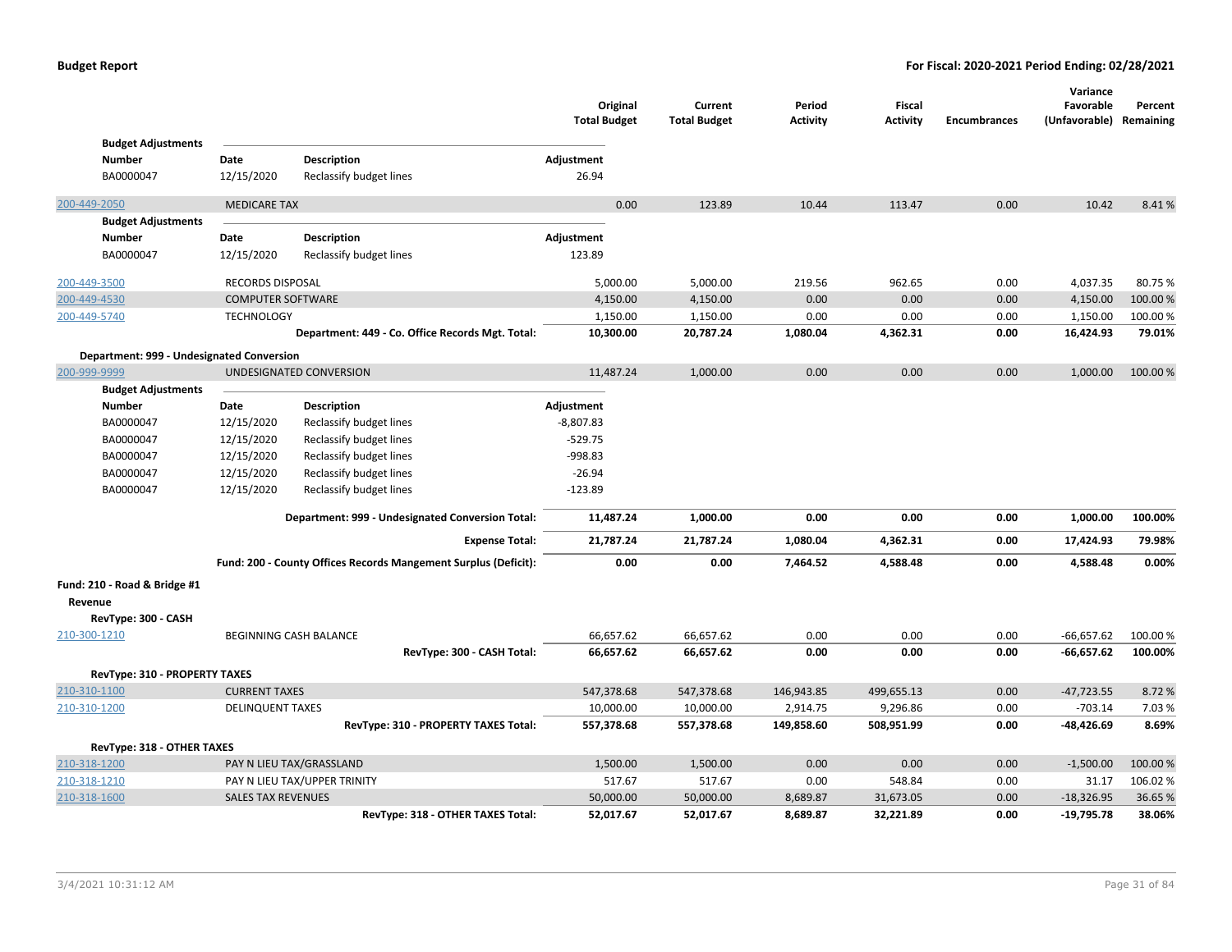**Budget Report** — **For Fiscal: 2020-2021 Period Ending: 02/28/2021**

| Account | Description | | Original Total Budget | Current Total Budget | Period Activity | Fiscal Activity | Encumbrances | Variance Favorable (Unfavorable) | Percent Remaining |
|---|---|---|---|---|---|---|---|---|---|
| **Budget Adjustments** | | | | | | | | | |
| **Number** | **Date** | **Description** | **Adjustment** | | | | | | |
| BA0000047 | 12/15/2020 | Reclassify budget lines | 26.94 | | | | | | |
| 200-449-2050 | MEDICARE TAX | | 0.00 | 123.89 | 10.44 | 113.47 | 0.00 | 10.42 | 8.41 % |
| **Budget Adjustments** | | | | | | | | | |
| **Number** | **Date** | **Description** | **Adjustment** | | | | | | |
| BA0000047 | 12/15/2020 | Reclassify budget lines | 123.89 | | | | | | |
| 200-449-3500 | RECORDS DISPOSAL | | 5,000.00 | 5,000.00 | 219.56 | 962.65 | 0.00 | 4,037.35 | 80.75 % |
| 200-449-4530 | COMPUTER SOFTWARE | | 4,150.00 | 4,150.00 | 0.00 | 0.00 | 0.00 | 4,150.00 | 100.00 % |
| 200-449-5740 | TECHNOLOGY | | 1,150.00 | 1,150.00 | 0.00 | 0.00 | 0.00 | 1,150.00 | 100.00 % |
| | **Department: 449 - Co. Office Records Mgt. Total:** | | **10,300.00** | **20,787.24** | **1,080.04** | **4,362.31** | **0.00** | **16,424.93** | **79.01%** |
| **Department: 999 - Undesignated Conversion** | | | | | | | | | |
| 200-999-9999 | UNDESIGNATED CONVERSION | | 11,487.24 | 1,000.00 | 0.00 | 0.00 | 0.00 | 1,000.00 | 100.00 % |
| **Budget Adjustments** | | | | | | | | | |
| **Number** | **Date** | **Description** | **Adjustment** | | | | | | |
| BA0000047 | 12/15/2020 | Reclassify budget lines | -8,807.83 | | | | | | |
| BA0000047 | 12/15/2020 | Reclassify budget lines | -529.75 | | | | | | |
| BA0000047 | 12/15/2020 | Reclassify budget lines | -998.83 | | | | | | |
| BA0000047 | 12/15/2020 | Reclassify budget lines | -26.94 | | | | | | |
| BA0000047 | 12/15/2020 | Reclassify budget lines | -123.89 | | | | | | |
| | **Department: 999 - Undesignated Conversion Total:** | | **11,487.24** | **1,000.00** | **0.00** | **0.00** | **0.00** | **1,000.00** | **100.00%** |
| | **Expense Total:** | | **21,787.24** | **21,787.24** | **1,080.04** | **4,362.31** | **0.00** | **17,424.93** | **79.98%** |
| | **Fund: 200 - County Offices Records Mangement Surplus (Deficit):** | | **0.00** | **0.00** | **7,464.52** | **4,588.48** | **0.00** | **4,588.48** | **0.00%** |
| **Fund: 210 - Road & Bridge #1** | | | | | | | | | |
| **Revenue** | | | | | | | | | |
| **RevType: 300 - CASH** | | | | | | | | | |
| 210-300-1210 | BEGINNING CASH BALANCE | | 66,657.62 | 66,657.62 | 0.00 | 0.00 | 0.00 | -66,657.62 | 100.00 % |
| | **RevType: 300 - CASH Total:** | | **66,657.62** | **66,657.62** | **0.00** | **0.00** | **0.00** | **-66,657.62** | **100.00%** |
| **RevType: 310 - PROPERTY TAXES** | | | | | | | | | |
| 210-310-1100 | CURRENT TAXES | | 547,378.68 | 547,378.68 | 146,943.85 | 499,655.13 | 0.00 | -47,723.55 | 8.72 % |
| 210-310-1200 | DELINQUENT TAXES | | 10,000.00 | 10,000.00 | 2,914.75 | 9,296.86 | 0.00 | -703.14 | 7.03 % |
| | **RevType: 310 - PROPERTY TAXES Total:** | | **557,378.68** | **557,378.68** | **149,858.60** | **508,951.99** | **0.00** | **-48,426.69** | **8.69%** |
| **RevType: 318 - OTHER TAXES** | | | | | | | | | |
| 210-318-1200 | PAY N LIEU TAX/GRASSLAND | | 1,500.00 | 1,500.00 | 0.00 | 0.00 | 0.00 | -1,500.00 | 100.00 % |
| 210-318-1210 | PAY N LIEU TAX/UPPER TRINITY | | 517.67 | 517.67 | 0.00 | 548.84 | 0.00 | 31.17 | 106.02 % |
| 210-318-1600 | SALES TAX REVENUES | | 50,000.00 | 50,000.00 | 8,689.87 | 31,673.05 | 0.00 | -18,326.95 | 36.65 % |
| | **RevType: 318 - OTHER TAXES Total:** | | **52,017.67** | **52,017.67** | **8,689.87** | **32,221.89** | **0.00** | **-19,795.78** | **38.06%** |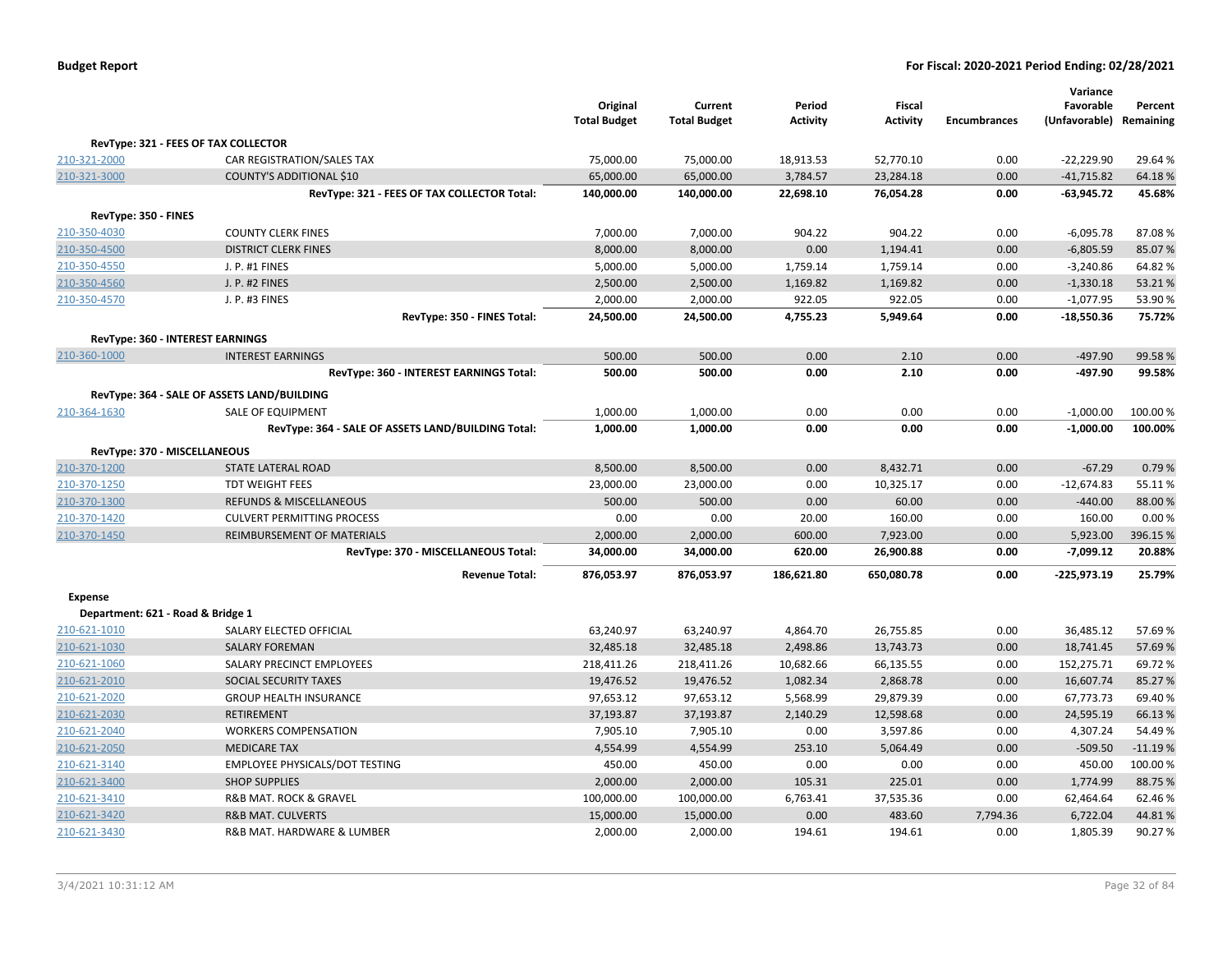**Budget Report** — **For Fiscal: 2020-2021 Period Ending: 02/28/2021**

| | | Original Total Budget | Current Total Budget | Period Activity | Fiscal Activity | Encumbrances | Variance Favorable (Unfavorable) | Percent Remaining |
|---|---|---|---|---|---|---|---|---|
| **RevType: 321 - FEES OF TAX COLLECTOR** | | | | | | | | |
| 210-321-2000 | CAR REGISTRATION/SALES TAX | 75,000.00 | 75,000.00 | 18,913.53 | 52,770.10 | 0.00 | -22,229.90 | 29.64 % |
| 210-321-3000 | COUNTY'S ADDITIONAL $10 | 65,000.00 | 65,000.00 | 3,784.57 | 23,284.18 | 0.00 | -41,715.82 | 64.18 % |
| | **RevType: 321 - FEES OF TAX COLLECTOR Total:** | **140,000.00** | **140,000.00** | **22,698.10** | **76,054.28** | **0.00** | **-63,945.72** | **45.68%** |
| **RevType: 350 - FINES** | | | | | | | | |
| 210-350-4030 | COUNTY CLERK FINES | 7,000.00 | 7,000.00 | 904.22 | 904.22 | 0.00 | -6,095.78 | 87.08 % |
| 210-350-4500 | DISTRICT CLERK FINES | 8,000.00 | 8,000.00 | 0.00 | 1,194.41 | 0.00 | -6,805.59 | 85.07 % |
| 210-350-4550 | J. P. #1 FINES | 5,000.00 | 5,000.00 | 1,759.14 | 1,759.14 | 0.00 | -3,240.86 | 64.82 % |
| 210-350-4560 | J. P. #2 FINES | 2,500.00 | 2,500.00 | 1,169.82 | 1,169.82 | 0.00 | -1,330.18 | 53.21 % |
| 210-350-4570 | J. P. #3 FINES | 2,000.00 | 2,000.00 | 922.05 | 922.05 | 0.00 | -1,077.95 | 53.90 % |
| | **RevType: 350 - FINES Total:** | **24,500.00** | **24,500.00** | **4,755.23** | **5,949.64** | **0.00** | **-18,550.36** | **75.72%** |
| **RevType: 360 - INTEREST EARNINGS** | | | | | | | | |
| 210-360-1000 | INTEREST EARNINGS | 500.00 | 500.00 | 0.00 | 2.10 | 0.00 | -497.90 | 99.58 % |
| | **RevType: 360 - INTEREST EARNINGS Total:** | **500.00** | **500.00** | **0.00** | **2.10** | **0.00** | **-497.90** | **99.58%** |
| **RevType: 364 - SALE OF ASSETS LAND/BUILDING** | | | | | | | | |
| 210-364-1630 | SALE OF EQUIPMENT | 1,000.00 | 1,000.00 | 0.00 | 0.00 | 0.00 | -1,000.00 | 100.00 % |
| | **RevType: 364 - SALE OF ASSETS LAND/BUILDING Total:** | **1,000.00** | **1,000.00** | **0.00** | **0.00** | **0.00** | **-1,000.00** | **100.00%** |
| **RevType: 370 - MISCELLANEOUS** | | | | | | | | |
| 210-370-1200 | STATE LATERAL ROAD | 8,500.00 | 8,500.00 | 0.00 | 8,432.71 | 0.00 | -67.29 | 0.79 % |
| 210-370-1250 | TDT WEIGHT FEES | 23,000.00 | 23,000.00 | 0.00 | 10,325.17 | 0.00 | -12,674.83 | 55.11 % |
| 210-370-1300 | REFUNDS & MISCELLANEOUS | 500.00 | 500.00 | 0.00 | 60.00 | 0.00 | -440.00 | 88.00 % |
| 210-370-1420 | CULVERT PERMITTING PROCESS | 0.00 | 0.00 | 20.00 | 160.00 | 0.00 | 160.00 | 0.00 % |
| 210-370-1450 | REIMBURSEMENT OF MATERIALS | 2,000.00 | 2,000.00 | 600.00 | 7,923.00 | 0.00 | 5,923.00 | 396.15 % |
| | **RevType: 370 - MISCELLANEOUS Total:** | **34,000.00** | **34,000.00** | **620.00** | **26,900.88** | **0.00** | **-7,099.12** | **20.88%** |
| | **Revenue Total:** | **876,053.97** | **876,053.97** | **186,621.80** | **650,080.78** | **0.00** | **-225,973.19** | **25.79%** |
| **Expense** | | | | | | | | |
| **Department: 621 - Road & Bridge 1** | | | | | | | | |
| 210-621-1010 | SALARY ELECTED OFFICIAL | 63,240.97 | 63,240.97 | 4,864.70 | 26,755.85 | 0.00 | 36,485.12 | 57.69 % |
| 210-621-1030 | SALARY FOREMAN | 32,485.18 | 32,485.18 | 2,498.86 | 13,743.73 | 0.00 | 18,741.45 | 57.69 % |
| 210-621-1060 | SALARY PRECINCT EMPLOYEES | 218,411.26 | 218,411.26 | 10,682.66 | 66,135.55 | 0.00 | 152,275.71 | 69.72 % |
| 210-621-2010 | SOCIAL SECURITY TAXES | 19,476.52 | 19,476.52 | 1,082.34 | 2,868.78 | 0.00 | 16,607.74 | 85.27 % |
| 210-621-2020 | GROUP HEALTH INSURANCE | 97,653.12 | 97,653.12 | 5,568.99 | 29,879.39 | 0.00 | 67,773.73 | 69.40 % |
| 210-621-2030 | RETIREMENT | 37,193.87 | 37,193.87 | 2,140.29 | 12,598.68 | 0.00 | 24,595.19 | 66.13 % |
| 210-621-2040 | WORKERS COMPENSATION | 7,905.10 | 7,905.10 | 0.00 | 3,597.86 | 0.00 | 4,307.24 | 54.49 % |
| 210-621-2050 | MEDICARE TAX | 4,554.99 | 4,554.99 | 253.10 | 5,064.49 | 0.00 | -509.50 | -11.19 % |
| 210-621-3140 | EMPLOYEE PHYSICALS/DOT TESTING | 450.00 | 450.00 | 0.00 | 0.00 | 0.00 | 450.00 | 100.00 % |
| 210-621-3400 | SHOP SUPPLIES | 2,000.00 | 2,000.00 | 105.31 | 225.01 | 0.00 | 1,774.99 | 88.75 % |
| 210-621-3410 | R&B MAT. ROCK & GRAVEL | 100,000.00 | 100,000.00 | 6,763.41 | 37,535.36 | 0.00 | 62,464.64 | 62.46 % |
| 210-621-3420 | R&B MAT. CULVERTS | 15,000.00 | 15,000.00 | 0.00 | 483.60 | 7,794.36 | 6,722.04 | 44.81 % |
| 210-621-3430 | R&B MAT. HARDWARE & LUMBER | 2,000.00 | 2,000.00 | 194.61 | 194.61 | 0.00 | 1,805.39 | 90.27 % |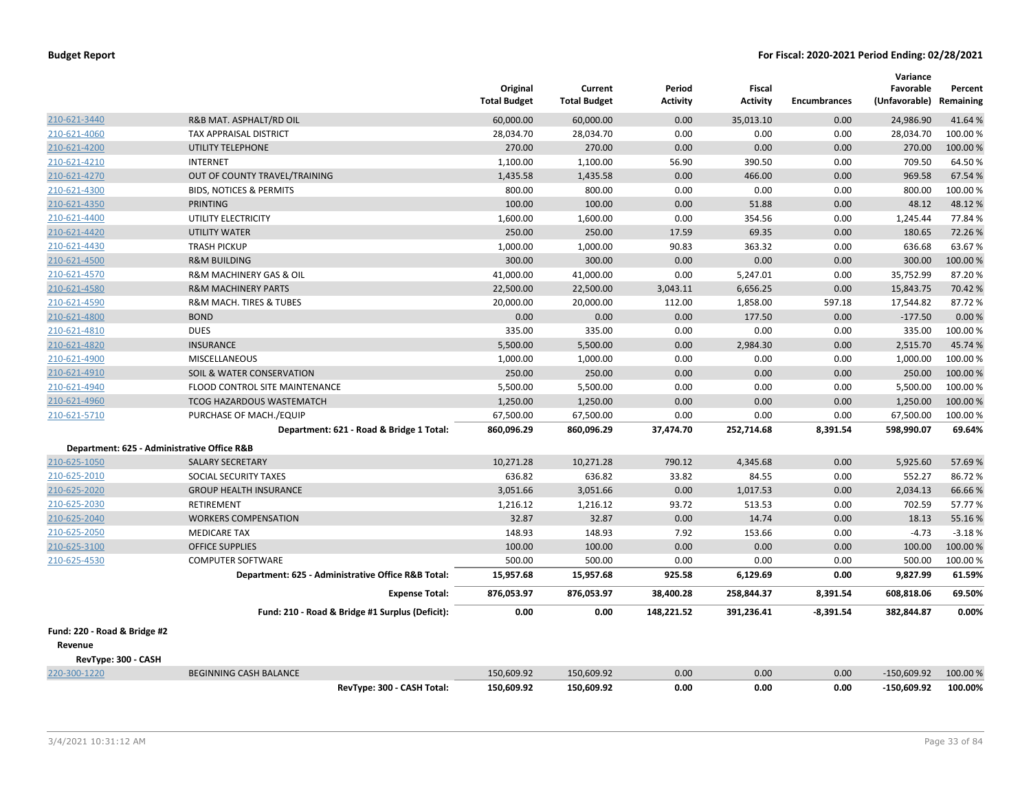**Budget Report** | **For Fiscal: 2020-2021 Period Ending: 02/28/2021**

| | | Original Total Budget | Current Total Budget | Period Activity | Fiscal Activity | Encumbrances | Variance Favorable (Unfavorable) | Percent Remaining |
|---|---|---|---|---|---|---|---|---|
| 210-621-3440 | R&B MAT. ASPHALT/RD OIL | 60,000.00 | 60,000.00 | 0.00 | 35,013.10 | 0.00 | 24,986.90 | 41.64 % |
| 210-621-4060 | TAX APPRAISAL DISTRICT | 28,034.70 | 28,034.70 | 0.00 | 0.00 | 0.00 | 28,034.70 | 100.00 % |
| 210-621-4200 | UTILITY TELEPHONE | 270.00 | 270.00 | 0.00 | 0.00 | 0.00 | 270.00 | 100.00 % |
| 210-621-4210 | INTERNET | 1,100.00 | 1,100.00 | 56.90 | 390.50 | 0.00 | 709.50 | 64.50 % |
| 210-621-4270 | OUT OF COUNTY TRAVEL/TRAINING | 1,435.58 | 1,435.58 | 0.00 | 466.00 | 0.00 | 969.58 | 67.54 % |
| 210-621-4300 | BIDS, NOTICES & PERMITS | 800.00 | 800.00 | 0.00 | 0.00 | 0.00 | 800.00 | 100.00 % |
| 210-621-4350 | PRINTING | 100.00 | 100.00 | 0.00 | 51.88 | 0.00 | 48.12 | 48.12 % |
| 210-621-4400 | UTILITY ELECTRICITY | 1,600.00 | 1,600.00 | 0.00 | 354.56 | 0.00 | 1,245.44 | 77.84 % |
| 210-621-4420 | UTILITY WATER | 250.00 | 250.00 | 17.59 | 69.35 | 0.00 | 180.65 | 72.26 % |
| 210-621-4430 | TRASH PICKUP | 1,000.00 | 1,000.00 | 90.83 | 363.32 | 0.00 | 636.68 | 63.67 % |
| 210-621-4500 | R&M BUILDING | 300.00 | 300.00 | 0.00 | 0.00 | 0.00 | 300.00 | 100.00 % |
| 210-621-4570 | R&M MACHINERY GAS & OIL | 41,000.00 | 41,000.00 | 0.00 | 5,247.01 | 0.00 | 35,752.99 | 87.20 % |
| 210-621-4580 | R&M MACHINERY PARTS | 22,500.00 | 22,500.00 | 3,043.11 | 6,656.25 | 0.00 | 15,843.75 | 70.42 % |
| 210-621-4590 | R&M MACH. TIRES & TUBES | 20,000.00 | 20,000.00 | 112.00 | 1,858.00 | 597.18 | 17,544.82 | 87.72 % |
| 210-621-4800 | BOND | 0.00 | 0.00 | 0.00 | 177.50 | 0.00 | -177.50 | 0.00 % |
| 210-621-4810 | DUES | 335.00 | 335.00 | 0.00 | 0.00 | 0.00 | 335.00 | 100.00 % |
| 210-621-4820 | INSURANCE | 5,500.00 | 5,500.00 | 0.00 | 2,984.30 | 0.00 | 2,515.70 | 45.74 % |
| 210-621-4900 | MISCELLANEOUS | 1,000.00 | 1,000.00 | 0.00 | 0.00 | 0.00 | 1,000.00 | 100.00 % |
| 210-621-4910 | SOIL & WATER CONSERVATION | 250.00 | 250.00 | 0.00 | 0.00 | 0.00 | 250.00 | 100.00 % |
| 210-621-4940 | FLOOD CONTROL SITE MAINTENANCE | 5,500.00 | 5,500.00 | 0.00 | 0.00 | 0.00 | 5,500.00 | 100.00 % |
| 210-621-4960 | TCOG HAZARDOUS WASTEMATCH | 1,250.00 | 1,250.00 | 0.00 | 0.00 | 0.00 | 1,250.00 | 100.00 % |
| 210-621-5710 | PURCHASE OF MACH./EQUIP | 67,500.00 | 67,500.00 | 0.00 | 0.00 | 0.00 | 67,500.00 | 100.00 % |
| | **Department: 621 - Road & Bridge 1 Total:** | **860,096.29** | **860,096.29** | **37,474.70** | **252,714.68** | **8,391.54** | **598,990.07** | **69.64%** |
| **Department: 625 - Administrative Office R&B** | | | | | | | | |
| 210-625-1050 | SALARY SECRETARY | 10,271.28 | 10,271.28 | 790.12 | 4,345.68 | 0.00 | 5,925.60 | 57.69 % |
| 210-625-2010 | SOCIAL SECURITY TAXES | 636.82 | 636.82 | 33.82 | 84.55 | 0.00 | 552.27 | 86.72 % |
| 210-625-2020 | GROUP HEALTH INSURANCE | 3,051.66 | 3,051.66 | 0.00 | 1,017.53 | 0.00 | 2,034.13 | 66.66 % |
| 210-625-2030 | RETIREMENT | 1,216.12 | 1,216.12 | 93.72 | 513.53 | 0.00 | 702.59 | 57.77 % |
| 210-625-2040 | WORKERS COMPENSATION | 32.87 | 32.87 | 0.00 | 14.74 | 0.00 | 18.13 | 55.16 % |
| 210-625-2050 | MEDICARE TAX | 148.93 | 148.93 | 7.92 | 153.66 | 0.00 | -4.73 | -3.18 % |
| 210-625-3100 | OFFICE SUPPLIES | 100.00 | 100.00 | 0.00 | 0.00 | 0.00 | 100.00 | 100.00 % |
| 210-625-4530 | COMPUTER SOFTWARE | 500.00 | 500.00 | 0.00 | 0.00 | 0.00 | 500.00 | 100.00 % |
| | **Department: 625 - Administrative Office R&B Total:** | **15,957.68** | **15,957.68** | **925.58** | **6,129.69** | **0.00** | **9,827.99** | **61.59%** |
| | **Expense Total:** | **876,053.97** | **876,053.97** | **38,400.28** | **258,844.37** | **8,391.54** | **608,818.06** | **69.50%** |
| | **Fund: 210 - Road & Bridge #1 Surplus (Deficit):** | **0.00** | **0.00** | **148,221.52** | **391,236.41** | **-8,391.54** | **382,844.87** | **0.00%** |

**Fund: 220 - Road & Bridge #2**

**Revenue**

**RevType: 300 - CASH**

| | | Original Total Budget | Current Total Budget | Period Activity | Fiscal Activity | Encumbrances | Variance Favorable (Unfavorable) | Percent Remaining |
|---|---|---|---|---|---|---|---|---|
| 220-300-1220 | BEGINNING CASH BALANCE | 150,609.92 | 150,609.92 | 0.00 | 0.00 | 0.00 | -150,609.92 | 100.00 % |
| | **RevType: 300 - CASH Total:** | **150,609.92** | **150,609.92** | **0.00** | **0.00** | **0.00** | **-150,609.92** | **100.00%** |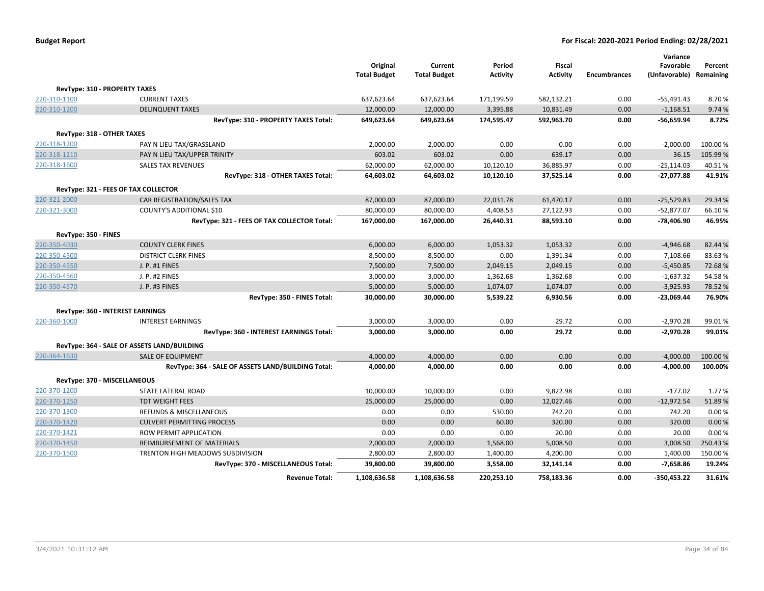**Budget Report** **For Fiscal: 2020-2021 Period Ending: 02/28/2021**

| | | Original Total Budget | Current Total Budget | Period Activity | Fiscal Activity | Encumbrances | Variance Favorable (Unfavorable) | Percent Remaining |
|---|---|---|---|---|---|---|---|---|
| **RevType: 310 - PROPERTY TAXES** | | | | | | | | |
| 220-310-1100 | CURRENT TAXES | 637,623.64 | 637,623.64 | 171,199.59 | 582,132.21 | 0.00 | -55,491.43 | 8.70 % |
| 220-310-1200 | DELINQUENT TAXES | 12,000.00 | 12,000.00 | 3,395.88 | 10,831.49 | 0.00 | -1,168.51 | 9.74 % |
| | **RevType: 310 - PROPERTY TAXES Total:** | **649,623.64** | **649,623.64** | **174,595.47** | **592,963.70** | **0.00** | **-56,659.94** | **8.72%** |
| **RevType: 318 - OTHER TAXES** | | | | | | | | |
| 220-318-1200 | PAY N LIEU TAX/GRASSLAND | 2,000.00 | 2,000.00 | 0.00 | 0.00 | 0.00 | -2,000.00 | 100.00 % |
| 220-318-1210 | PAY N LIEU TAX/UPPER TRINITY | 603.02 | 603.02 | 0.00 | 639.17 | 0.00 | 36.15 | 105.99 % |
| 220-318-1600 | SALES TAX REVENUES | 62,000.00 | 62,000.00 | 10,120.10 | 36,885.97 | 0.00 | -25,114.03 | 40.51 % |
| | **RevType: 318 - OTHER TAXES Total:** | **64,603.02** | **64,603.02** | **10,120.10** | **37,525.14** | **0.00** | **-27,077.88** | **41.91%** |
| **RevType: 321 - FEES OF TAX COLLECTOR** | | | | | | | | |
| 220-321-2000 | CAR REGISTRATION/SALES TAX | 87,000.00 | 87,000.00 | 22,031.78 | 61,470.17 | 0.00 | -25,529.83 | 29.34 % |
| 220-321-3000 | COUNTY'S ADDITIONAL $10 | 80,000.00 | 80,000.00 | 4,408.53 | 27,122.93 | 0.00 | -52,877.07 | 66.10 % |
| | **RevType: 321 - FEES OF TAX COLLECTOR Total:** | **167,000.00** | **167,000.00** | **26,440.31** | **88,593.10** | **0.00** | **-78,406.90** | **46.95%** |
| **RevType: 350 - FINES** | | | | | | | | |
| 220-350-4030 | COUNTY CLERK FINES | 6,000.00 | 6,000.00 | 1,053.32 | 1,053.32 | 0.00 | -4,946.68 | 82.44 % |
| 220-350-4500 | DISTRICT CLERK FINES | 8,500.00 | 8,500.00 | 0.00 | 1,391.34 | 0.00 | -7,108.66 | 83.63 % |
| 220-350-4550 | J. P. #1 FINES | 7,500.00 | 7,500.00 | 2,049.15 | 2,049.15 | 0.00 | -5,450.85 | 72.68 % |
| 220-350-4560 | J. P. #2 FINES | 3,000.00 | 3,000.00 | 1,362.68 | 1,362.68 | 0.00 | -1,637.32 | 54.58 % |
| 220-350-4570 | J. P. #3 FINES | 5,000.00 | 5,000.00 | 1,074.07 | 1,074.07 | 0.00 | -3,925.93 | 78.52 % |
| | **RevType: 350 - FINES Total:** | **30,000.00** | **30,000.00** | **5,539.22** | **6,930.56** | **0.00** | **-23,069.44** | **76.90%** |
| **RevType: 360 - INTEREST EARNINGS** | | | | | | | | |
| 220-360-1000 | INTEREST EARNINGS | 3,000.00 | 3,000.00 | 0.00 | 29.72 | 0.00 | -2,970.28 | 99.01 % |
| | **RevType: 360 - INTEREST EARNINGS Total:** | **3,000.00** | **3,000.00** | **0.00** | **29.72** | **0.00** | **-2,970.28** | **99.01%** |
| **RevType: 364 - SALE OF ASSETS LAND/BUILDING** | | | | | | | | |
| 220-364-1630 | SALE OF EQUIPMENT | 4,000.00 | 4,000.00 | 0.00 | 0.00 | 0.00 | -4,000.00 | 100.00 % |
| | **RevType: 364 - SALE OF ASSETS LAND/BUILDING Total:** | **4,000.00** | **4,000.00** | **0.00** | **0.00** | **0.00** | **-4,000.00** | **100.00%** |
| **RevType: 370 - MISCELLANEOUS** | | | | | | | | |
| 220-370-1200 | STATE LATERAL ROAD | 10,000.00 | 10,000.00 | 0.00 | 9,822.98 | 0.00 | -177.02 | 1.77 % |
| 220-370-1250 | TDT WEIGHT FEES | 25,000.00 | 25,000.00 | 0.00 | 12,027.46 | 0.00 | -12,972.54 | 51.89 % |
| 220-370-1300 | REFUNDS & MISCELLANEOUS | 0.00 | 0.00 | 530.00 | 742.20 | 0.00 | 742.20 | 0.00 % |
| 220-370-1420 | CULVERT PERMITTING PROCESS | 0.00 | 0.00 | 60.00 | 320.00 | 0.00 | 320.00 | 0.00 % |
| 220-370-1421 | ROW PERMIT APPLICATION | 0.00 | 0.00 | 0.00 | 20.00 | 0.00 | 20.00 | 0.00 % |
| 220-370-1450 | REIMBURSEMENT OF MATERIALS | 2,000.00 | 2,000.00 | 1,568.00 | 5,008.50 | 0.00 | 3,008.50 | 250.43 % |
| 220-370-1500 | TRENTON HIGH MEADOWS SUBDIVISION | 2,800.00 | 2,800.00 | 1,400.00 | 4,200.00 | 0.00 | 1,400.00 | 150.00 % |
| | **RevType: 370 - MISCELLANEOUS Total:** | **39,800.00** | **39,800.00** | **3,558.00** | **32,141.14** | **0.00** | **-7,658.86** | **19.24%** |
| | **Revenue Total:** | **1,108,636.58** | **1,108,636.58** | **220,253.10** | **758,183.36** | **0.00** | **-350,453.22** | **31.61%** |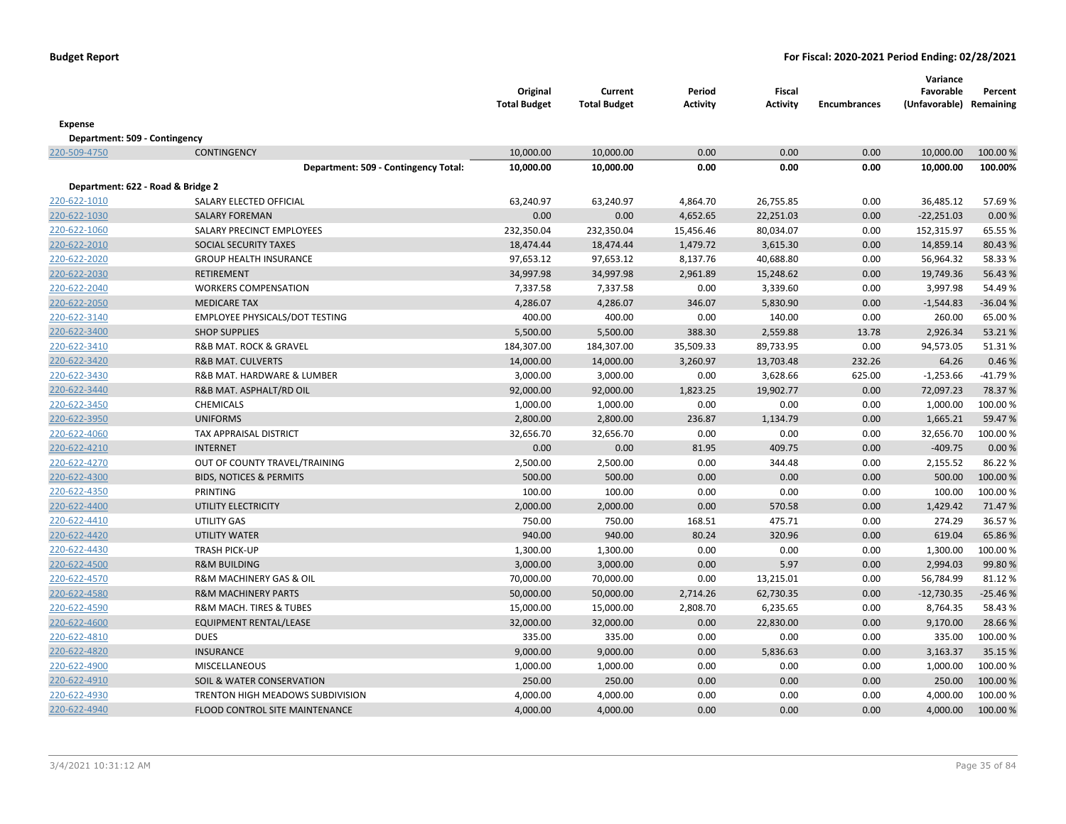**Budget Report** — **For Fiscal: 2020-2021 Period Ending: 02/28/2021**

| | | Original Total Budget | Current Total Budget | Period Activity | Fiscal Activity | Encumbrances | Variance Favorable (Unfavorable) | Percent Remaining |
|---|---|---|---|---|---|---|---|---|
| **Expense** | | | | | | | | |
| **Department: 509 - Contingency** | | | | | | | | |
| 220-509-4750 | CONTINGENCY | 10,000.00 | 10,000.00 | 0.00 | 0.00 | 0.00 | 10,000.00 | 100.00 % |
| | **Department: 509 - Contingency Total:** | **10,000.00** | **10,000.00** | **0.00** | **0.00** | **0.00** | **10,000.00** | **100.00%** |
| **Department: 622 - Road & Bridge 2** | | | | | | | | |
| 220-622-1010 | SALARY ELECTED OFFICIAL | 63,240.97 | 63,240.97 | 4,864.70 | 26,755.85 | 0.00 | 36,485.12 | 57.69 % |
| 220-622-1030 | SALARY FOREMAN | 0.00 | 0.00 | 4,652.65 | 22,251.03 | 0.00 | -22,251.03 | 0.00 % |
| 220-622-1060 | SALARY PRECINCT EMPLOYEES | 232,350.04 | 232,350.04 | 15,456.46 | 80,034.07 | 0.00 | 152,315.97 | 65.55 % |
| 220-622-2010 | SOCIAL SECURITY TAXES | 18,474.44 | 18,474.44 | 1,479.72 | 3,615.30 | 0.00 | 14,859.14 | 80.43 % |
| 220-622-2020 | GROUP HEALTH INSURANCE | 97,653.12 | 97,653.12 | 8,137.76 | 40,688.80 | 0.00 | 56,964.32 | 58.33 % |
| 220-622-2030 | RETIREMENT | 34,997.98 | 34,997.98 | 2,961.89 | 15,248.62 | 0.00 | 19,749.36 | 56.43 % |
| 220-622-2040 | WORKERS COMPENSATION | 7,337.58 | 7,337.58 | 0.00 | 3,339.60 | 0.00 | 3,997.98 | 54.49 % |
| 220-622-2050 | MEDICARE TAX | 4,286.07 | 4,286.07 | 346.07 | 5,830.90 | 0.00 | -1,544.83 | -36.04 % |
| 220-622-3140 | EMPLOYEE PHYSICALS/DOT TESTING | 400.00 | 400.00 | 0.00 | 140.00 | 0.00 | 260.00 | 65.00 % |
| 220-622-3400 | SHOP SUPPLIES | 5,500.00 | 5,500.00 | 388.30 | 2,559.88 | 13.78 | 2,926.34 | 53.21 % |
| 220-622-3410 | R&B MAT. ROCK & GRAVEL | 184,307.00 | 184,307.00 | 35,509.33 | 89,733.95 | 0.00 | 94,573.05 | 51.31 % |
| 220-622-3420 | R&B MAT. CULVERTS | 14,000.00 | 14,000.00 | 3,260.97 | 13,703.48 | 232.26 | 64.26 | 0.46 % |
| 220-622-3430 | R&B MAT. HARDWARE & LUMBER | 3,000.00 | 3,000.00 | 0.00 | 3,628.66 | 625.00 | -1,253.66 | -41.79 % |
| 220-622-3440 | R&B MAT. ASPHALT/RD OIL | 92,000.00 | 92,000.00 | 1,823.25 | 19,902.77 | 0.00 | 72,097.23 | 78.37 % |
| 220-622-3450 | CHEMICALS | 1,000.00 | 1,000.00 | 0.00 | 0.00 | 0.00 | 1,000.00 | 100.00 % |
| 220-622-3950 | UNIFORMS | 2,800.00 | 2,800.00 | 236.87 | 1,134.79 | 0.00 | 1,665.21 | 59.47 % |
| 220-622-4060 | TAX APPRAISAL DISTRICT | 32,656.70 | 32,656.70 | 0.00 | 0.00 | 0.00 | 32,656.70 | 100.00 % |
| 220-622-4210 | INTERNET | 0.00 | 0.00 | 81.95 | 409.75 | 0.00 | -409.75 | 0.00 % |
| 220-622-4270 | OUT OF COUNTY TRAVEL/TRAINING | 2,500.00 | 2,500.00 | 0.00 | 344.48 | 0.00 | 2,155.52 | 86.22 % |
| 220-622-4300 | BIDS, NOTICES & PERMITS | 500.00 | 500.00 | 0.00 | 0.00 | 0.00 | 500.00 | 100.00 % |
| 220-622-4350 | PRINTING | 100.00 | 100.00 | 0.00 | 0.00 | 0.00 | 100.00 | 100.00 % |
| 220-622-4400 | UTILITY ELECTRICITY | 2,000.00 | 2,000.00 | 0.00 | 570.58 | 0.00 | 1,429.42 | 71.47 % |
| 220-622-4410 | UTILITY GAS | 750.00 | 750.00 | 168.51 | 475.71 | 0.00 | 274.29 | 36.57 % |
| 220-622-4420 | UTILITY WATER | 940.00 | 940.00 | 80.24 | 320.96 | 0.00 | 619.04 | 65.86 % |
| 220-622-4430 | TRASH PICK-UP | 1,300.00 | 1,300.00 | 0.00 | 0.00 | 0.00 | 1,300.00 | 100.00 % |
| 220-622-4500 | R&M BUILDING | 3,000.00 | 3,000.00 | 0.00 | 5.97 | 0.00 | 2,994.03 | 99.80 % |
| 220-622-4570 | R&M MACHINERY GAS & OIL | 70,000.00 | 70,000.00 | 0.00 | 13,215.01 | 0.00 | 56,784.99 | 81.12 % |
| 220-622-4580 | R&M MACHINERY PARTS | 50,000.00 | 50,000.00 | 2,714.26 | 62,730.35 | 0.00 | -12,730.35 | -25.46 % |
| 220-622-4590 | R&M MACH. TIRES & TUBES | 15,000.00 | 15,000.00 | 2,808.70 | 6,235.65 | 0.00 | 8,764.35 | 58.43 % |
| 220-622-4600 | EQUIPMENT RENTAL/LEASE | 32,000.00 | 32,000.00 | 0.00 | 22,830.00 | 0.00 | 9,170.00 | 28.66 % |
| 220-622-4810 | DUES | 335.00 | 335.00 | 0.00 | 0.00 | 0.00 | 335.00 | 100.00 % |
| 220-622-4820 | INSURANCE | 9,000.00 | 9,000.00 | 0.00 | 5,836.63 | 0.00 | 3,163.37 | 35.15 % |
| 220-622-4900 | MISCELLANEOUS | 1,000.00 | 1,000.00 | 0.00 | 0.00 | 0.00 | 1,000.00 | 100.00 % |
| 220-622-4910 | SOIL & WATER CONSERVATION | 250.00 | 250.00 | 0.00 | 0.00 | 0.00 | 250.00 | 100.00 % |
| 220-622-4930 | TRENTON HIGH MEADOWS SUBDIVISION | 4,000.00 | 4,000.00 | 0.00 | 0.00 | 0.00 | 4,000.00 | 100.00 % |
| 220-622-4940 | FLOOD CONTROL SITE MAINTENANCE | 4,000.00 | 4,000.00 | 0.00 | 0.00 | 0.00 | 4,000.00 | 100.00 % |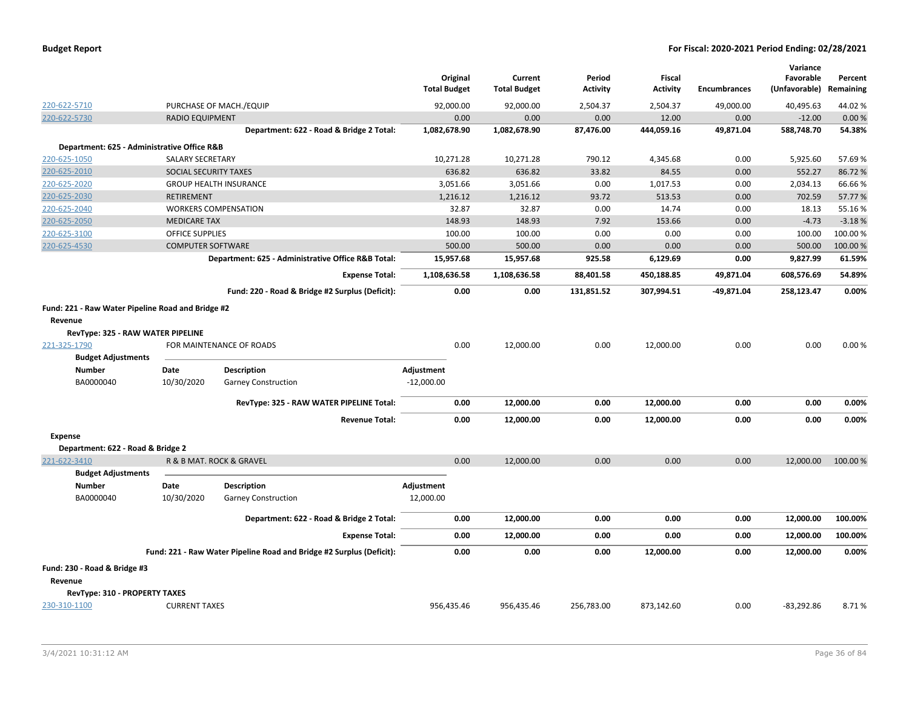**Budget Report** — **For Fiscal: 2020-2021 Period Ending: 02/28/2021**

| | | | Original Total Budget | Current Total Budget | Period Activity | Fiscal Activity | Encumbrances | Variance Favorable (Unfavorable) | Percent Remaining |
|---|---|---|---|---|---|---|---|---|---|
| 220-622-5710 | PURCHASE OF MACH./EQUIP | | 92,000.00 | 92,000.00 | 2,504.37 | 2,504.37 | 49,000.00 | 40,495.63 | 44.02 % |
| 220-622-5730 | RADIO EQUIPMENT | | 0.00 | 0.00 | 0.00 | 12.00 | 0.00 | -12.00 | 0.00 % |
| | | **Department: 622 - Road & Bridge 2 Total:** | **1,082,678.90** | **1,082,678.90** | **87,476.00** | **444,059.16** | **49,871.04** | **588,748.70** | **54.38%** |
| **Department: 625 - Administrative Office R&B** | | | | | | | | | |
| 220-625-1050 | SALARY SECRETARY | | 10,271.28 | 10,271.28 | 790.12 | 4,345.68 | 0.00 | 5,925.60 | 57.69 % |
| 220-625-2010 | SOCIAL SECURITY TAXES | | 636.82 | 636.82 | 33.82 | 84.55 | 0.00 | 552.27 | 86.72 % |
| 220-625-2020 | GROUP HEALTH INSURANCE | | 3,051.66 | 3,051.66 | 0.00 | 1,017.53 | 0.00 | 2,034.13 | 66.66 % |
| 220-625-2030 | RETIREMENT | | 1,216.12 | 1,216.12 | 93.72 | 513.53 | 0.00 | 702.59 | 57.77 % |
| 220-625-2040 | WORKERS COMPENSATION | | 32.87 | 32.87 | 0.00 | 14.74 | 0.00 | 18.13 | 55.16 % |
| 220-625-2050 | MEDICARE TAX | | 148.93 | 148.93 | 7.92 | 153.66 | 0.00 | -4.73 | -3.18 % |
| 220-625-3100 | OFFICE SUPPLIES | | 100.00 | 100.00 | 0.00 | 0.00 | 0.00 | 100.00 | 100.00 % |
| 220-625-4530 | COMPUTER SOFTWARE | | 500.00 | 500.00 | 0.00 | 0.00 | 0.00 | 500.00 | 100.00 % |
| | | **Department: 625 - Administrative Office R&B Total:** | **15,957.68** | **15,957.68** | **925.58** | **6,129.69** | **0.00** | **9,827.99** | **61.59%** |
| | | **Expense Total:** | **1,108,636.58** | **1,108,636.58** | **88,401.58** | **450,188.85** | **49,871.04** | **608,576.69** | **54.89%** |
| | | **Fund: 220 - Road & Bridge #2 Surplus (Deficit):** | **0.00** | **0.00** | **131,851.52** | **307,994.51** | **-49,871.04** | **258,123.47** | **0.00%** |

**Fund: 221 - Raw Water Pipeline Road and Bridge #2**

**Revenue**

**RevType: 325 - RAW WATER PIPELINE**

| | | | Original Total Budget | Current Total Budget | Period Activity | Fiscal Activity | Encumbrances | Variance Favorable (Unfavorable) | Percent Remaining |
|---|---|---|---|---|---|---|---|---|---|
| 221-325-1790 | FOR MAINTENANCE OF ROADS | | 0.00 | 12,000.00 | 0.00 | 12,000.00 | 0.00 | 0.00 | 0.00 % |

**Budget Adjustments**

| Number | Date | Description | Adjustment |
|---|---|---|---|
| BA0000040 | 10/30/2020 | Garney Construction | -12,000.00 |

| | Original Total Budget | Current Total Budget | Period Activity | Fiscal Activity | Encumbrances | Variance Favorable (Unfavorable) | Percent Remaining |
|---|---|---|---|---|---|---|---|
| **RevType: 325 - RAW WATER PIPELINE Total:** | **0.00** | **12,000.00** | **0.00** | **12,000.00** | **0.00** | **0.00** | **0.00%** |
| **Revenue Total:** | **0.00** | **12,000.00** | **0.00** | **12,000.00** | **0.00** | **0.00** | **0.00%** |

**Expense**

**Department: 622 - Road & Bridge 2**

| | | | Original Total Budget | Current Total Budget | Period Activity | Fiscal Activity | Encumbrances | Variance Favorable (Unfavorable) | Percent Remaining |
|---|---|---|---|---|---|---|---|---|---|
| 221-622-3410 | R & B MAT. ROCK & GRAVEL | | 0.00 | 12,000.00 | 0.00 | 0.00 | 0.00 | 12,000.00 | 100.00 % |

**Budget Adjustments**

| Number | Date | Description | Adjustment |
|---|---|---|---|
| BA0000040 | 10/30/2020 | Garney Construction | 12,000.00 |

| | Original Total Budget | Current Total Budget | Period Activity | Fiscal Activity | Encumbrances | Variance Favorable (Unfavorable) | Percent Remaining |
|---|---|---|---|---|---|---|---|
| **Department: 622 - Road & Bridge 2 Total:** | **0.00** | **12,000.00** | **0.00** | **0.00** | **0.00** | **12,000.00** | **100.00%** |
| **Expense Total:** | **0.00** | **12,000.00** | **0.00** | **0.00** | **0.00** | **12,000.00** | **100.00%** |
| **Fund: 221 - Raw Water Pipeline Road and Bridge #2 Surplus (Deficit):** | **0.00** | **0.00** | **0.00** | **12,000.00** | **0.00** | **12,000.00** | **0.00%** |

**Fund: 230 - Road & Bridge #3**

**Revenue**

**RevType: 310 - PROPERTY TAXES**

| | | Original Total Budget | Current Total Budget | Period Activity | Fiscal Activity | Encumbrances | Variance Favorable (Unfavorable) | Percent Remaining |
|---|---|---|---|---|---|---|---|---|
| 230-310-1100 | CURRENT TAXES | 956,435.46 | 956,435.46 | 256,783.00 | 873,142.60 | 0.00 | -83,292.86 | 8.71 % |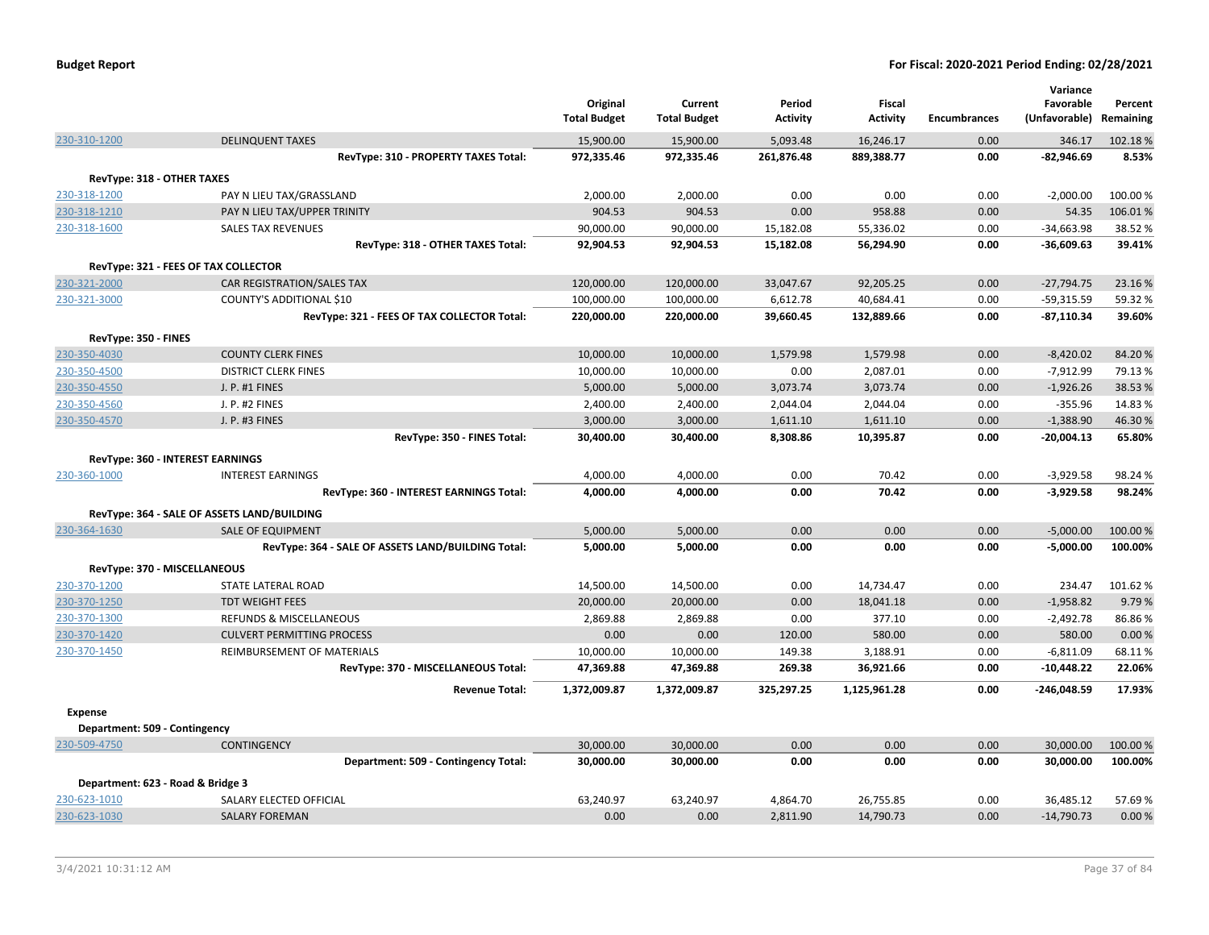**Budget Report** — **For Fiscal: 2020-2021 Period Ending: 02/28/2021**

| | | Original Total Budget | Current Total Budget | Period Activity | Fiscal Activity | Encumbrances | Variance Favorable (Unfavorable) | Percent Remaining |
|---|---|---|---|---|---|---|---|---|
| 230-310-1200 | DELINQUENT TAXES | 15,900.00 | 15,900.00 | 5,093.48 | 16,246.17 | 0.00 | 346.17 | 102.18 % |
| | **RevType: 310 - PROPERTY TAXES Total:** | **972,335.46** | **972,335.46** | **261,876.48** | **889,388.77** | **0.00** | **-82,946.69** | **8.53%** |
| **RevType: 318 - OTHER TAXES** | | | | | | | | |
| 230-318-1200 | PAY N LIEU TAX/GRASSLAND | 2,000.00 | 2,000.00 | 0.00 | 0.00 | 0.00 | -2,000.00 | 100.00 % |
| 230-318-1210 | PAY N LIEU TAX/UPPER TRINITY | 904.53 | 904.53 | 0.00 | 958.88 | 0.00 | 54.35 | 106.01 % |
| 230-318-1600 | SALES TAX REVENUES | 90,000.00 | 90,000.00 | 15,182.08 | 55,336.02 | 0.00 | -34,663.98 | 38.52 % |
| | **RevType: 318 - OTHER TAXES Total:** | **92,904.53** | **92,904.53** | **15,182.08** | **56,294.90** | **0.00** | **-36,609.63** | **39.41%** |
| **RevType: 321 - FEES OF TAX COLLECTOR** | | | | | | | | |
| 230-321-2000 | CAR REGISTRATION/SALES TAX | 120,000.00 | 120,000.00 | 33,047.67 | 92,205.25 | 0.00 | -27,794.75 | 23.16 % |
| 230-321-3000 | COUNTY'S ADDITIONAL $10 | 100,000.00 | 100,000.00 | 6,612.78 | 40,684.41 | 0.00 | -59,315.59 | 59.32 % |
| | **RevType: 321 - FEES OF TAX COLLECTOR Total:** | **220,000.00** | **220,000.00** | **39,660.45** | **132,889.66** | **0.00** | **-87,110.34** | **39.60%** |
| **RevType: 350 - FINES** | | | | | | | | |
| 230-350-4030 | COUNTY CLERK FINES | 10,000.00 | 10,000.00 | 1,579.98 | 1,579.98 | 0.00 | -8,420.02 | 84.20 % |
| 230-350-4500 | DISTRICT CLERK FINES | 10,000.00 | 10,000.00 | 0.00 | 2,087.01 | 0.00 | -7,912.99 | 79.13 % |
| 230-350-4550 | J. P. #1 FINES | 5,000.00 | 5,000.00 | 3,073.74 | 3,073.74 | 0.00 | -1,926.26 | 38.53 % |
| 230-350-4560 | J. P. #2 FINES | 2,400.00 | 2,400.00 | 2,044.04 | 2,044.04 | 0.00 | -355.96 | 14.83 % |
| 230-350-4570 | J. P. #3 FINES | 3,000.00 | 3,000.00 | 1,611.10 | 1,611.10 | 0.00 | -1,388.90 | 46.30 % |
| | **RevType: 350 - FINES Total:** | **30,400.00** | **30,400.00** | **8,308.86** | **10,395.87** | **0.00** | **-20,004.13** | **65.80%** |
| **RevType: 360 - INTEREST EARNINGS** | | | | | | | | |
| 230-360-1000 | INTEREST EARNINGS | 4,000.00 | 4,000.00 | 0.00 | 70.42 | 0.00 | -3,929.58 | 98.24 % |
| | **RevType: 360 - INTEREST EARNINGS Total:** | **4,000.00** | **4,000.00** | **0.00** | **70.42** | **0.00** | **-3,929.58** | **98.24%** |
| **RevType: 364 - SALE OF ASSETS LAND/BUILDING** | | | | | | | | |
| 230-364-1630 | SALE OF EQUIPMENT | 5,000.00 | 5,000.00 | 0.00 | 0.00 | 0.00 | -5,000.00 | 100.00 % |
| | **RevType: 364 - SALE OF ASSETS LAND/BUILDING Total:** | **5,000.00** | **5,000.00** | **0.00** | **0.00** | **0.00** | **-5,000.00** | **100.00%** |
| **RevType: 370 - MISCELLANEOUS** | | | | | | | | |
| 230-370-1200 | STATE LATERAL ROAD | 14,500.00 | 14,500.00 | 0.00 | 14,734.47 | 0.00 | 234.47 | 101.62 % |
| 230-370-1250 | TDT WEIGHT FEES | 20,000.00 | 20,000.00 | 0.00 | 18,041.18 | 0.00 | -1,958.82 | 9.79 % |
| 230-370-1300 | REFUNDS & MISCELLANEOUS | 2,869.88 | 2,869.88 | 0.00 | 377.10 | 0.00 | -2,492.78 | 86.86 % |
| 230-370-1420 | CULVERT PERMITTING PROCESS | 0.00 | 0.00 | 120.00 | 580.00 | 0.00 | 580.00 | 0.00 % |
| 230-370-1450 | REIMBURSEMENT OF MATERIALS | 10,000.00 | 10,000.00 | 149.38 | 3,188.91 | 0.00 | -6,811.09 | 68.11 % |
| | **RevType: 370 - MISCELLANEOUS Total:** | **47,369.88** | **47,369.88** | **269.38** | **36,921.66** | **0.00** | **-10,448.22** | **22.06%** |
| | **Revenue Total:** | **1,372,009.87** | **1,372,009.87** | **325,297.25** | **1,125,961.28** | **0.00** | **-246,048.59** | **17.93%** |
| **Expense** | | | | | | | | |
| **Department: 509 - Contingency** | | | | | | | | |
| 230-509-4750 | CONTINGENCY | 30,000.00 | 30,000.00 | 0.00 | 0.00 | 0.00 | 30,000.00 | 100.00 % |
| | **Department: 509 - Contingency Total:** | **30,000.00** | **30,000.00** | **0.00** | **0.00** | **0.00** | **30,000.00** | **100.00%** |
| **Department: 623 - Road & Bridge 3** | | | | | | | | |
| 230-623-1010 | SALARY ELECTED OFFICIAL | 63,240.97 | 63,240.97 | 4,864.70 | 26,755.85 | 0.00 | 36,485.12 | 57.69 % |
| 230-623-1030 | SALARY FOREMAN | 0.00 | 0.00 | 2,811.90 | 14,790.73 | 0.00 | -14,790.73 | 0.00 % |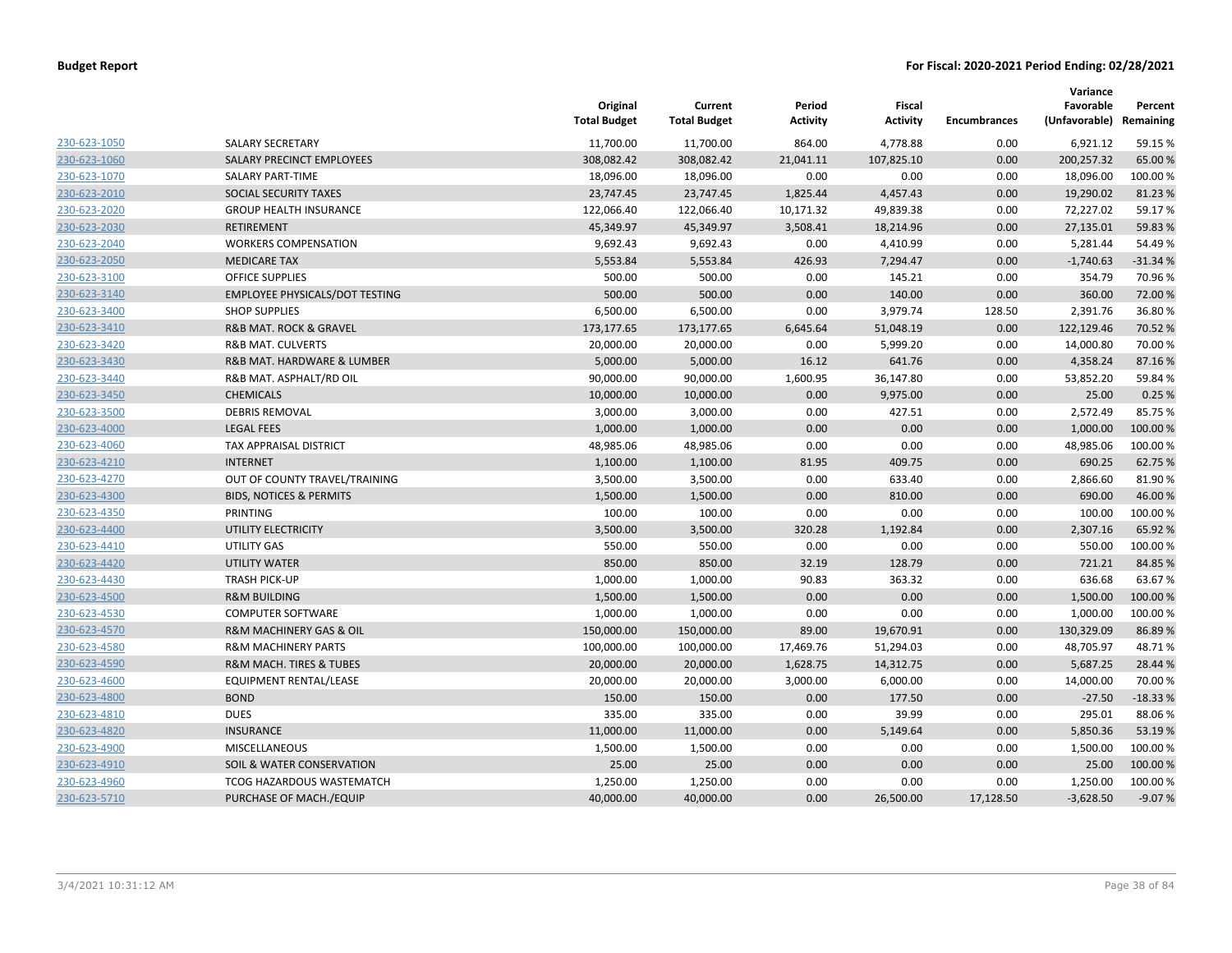**Budget Report** **For Fiscal: 2020-2021 Period Ending: 02/28/2021**

| | | Original Total Budget | Current Total Budget | Period Activity | Fiscal Activity | Encumbrances | Variance Favorable (Unfavorable) | Percent Remaining |
|---|---|---|---|---|---|---|---|---|
| 230-623-1050 | SALARY SECRETARY | 11,700.00 | 11,700.00 | 864.00 | 4,778.88 | 0.00 | 6,921.12 | 59.15 % |
| 230-623-1060 | SALARY PRECINCT EMPLOYEES | 308,082.42 | 308,082.42 | 21,041.11 | 107,825.10 | 0.00 | 200,257.32 | 65.00 % |
| 230-623-1070 | SALARY PART-TIME | 18,096.00 | 18,096.00 | 0.00 | 0.00 | 0.00 | 18,096.00 | 100.00 % |
| 230-623-2010 | SOCIAL SECURITY TAXES | 23,747.45 | 23,747.45 | 1,825.44 | 4,457.43 | 0.00 | 19,290.02 | 81.23 % |
| 230-623-2020 | GROUP HEALTH INSURANCE | 122,066.40 | 122,066.40 | 10,171.32 | 49,839.38 | 0.00 | 72,227.02 | 59.17 % |
| 230-623-2030 | RETIREMENT | 45,349.97 | 45,349.97 | 3,508.41 | 18,214.96 | 0.00 | 27,135.01 | 59.83 % |
| 230-623-2040 | WORKERS COMPENSATION | 9,692.43 | 9,692.43 | 0.00 | 4,410.99 | 0.00 | 5,281.44 | 54.49 % |
| 230-623-2050 | MEDICARE TAX | 5,553.84 | 5,553.84 | 426.93 | 7,294.47 | 0.00 | -1,740.63 | -31.34 % |
| 230-623-3100 | OFFICE SUPPLIES | 500.00 | 500.00 | 0.00 | 145.21 | 0.00 | 354.79 | 70.96 % |
| 230-623-3140 | EMPLOYEE PHYSICALS/DOT TESTING | 500.00 | 500.00 | 0.00 | 140.00 | 0.00 | 360.00 | 72.00 % |
| 230-623-3400 | SHOP SUPPLIES | 6,500.00 | 6,500.00 | 0.00 | 3,979.74 | 128.50 | 2,391.76 | 36.80 % |
| 230-623-3410 | R&B MAT. ROCK & GRAVEL | 173,177.65 | 173,177.65 | 6,645.64 | 51,048.19 | 0.00 | 122,129.46 | 70.52 % |
| 230-623-3420 | R&B MAT. CULVERTS | 20,000.00 | 20,000.00 | 0.00 | 5,999.20 | 0.00 | 14,000.80 | 70.00 % |
| 230-623-3430 | R&B MAT. HARDWARE & LUMBER | 5,000.00 | 5,000.00 | 16.12 | 641.76 | 0.00 | 4,358.24 | 87.16 % |
| 230-623-3440 | R&B MAT. ASPHALT/RD OIL | 90,000.00 | 90,000.00 | 1,600.95 | 36,147.80 | 0.00 | 53,852.20 | 59.84 % |
| 230-623-3450 | CHEMICALS | 10,000.00 | 10,000.00 | 0.00 | 9,975.00 | 0.00 | 25.00 | 0.25 % |
| 230-623-3500 | DEBRIS REMOVAL | 3,000.00 | 3,000.00 | 0.00 | 427.51 | 0.00 | 2,572.49 | 85.75 % |
| 230-623-4000 | LEGAL FEES | 1,000.00 | 1,000.00 | 0.00 | 0.00 | 0.00 | 1,000.00 | 100.00 % |
| 230-623-4060 | TAX APPRAISAL DISTRICT | 48,985.06 | 48,985.06 | 0.00 | 0.00 | 0.00 | 48,985.06 | 100.00 % |
| 230-623-4210 | INTERNET | 1,100.00 | 1,100.00 | 81.95 | 409.75 | 0.00 | 690.25 | 62.75 % |
| 230-623-4270 | OUT OF COUNTY TRAVEL/TRAINING | 3,500.00 | 3,500.00 | 0.00 | 633.40 | 0.00 | 2,866.60 | 81.90 % |
| 230-623-4300 | BIDS, NOTICES & PERMITS | 1,500.00 | 1,500.00 | 0.00 | 810.00 | 0.00 | 690.00 | 46.00 % |
| 230-623-4350 | PRINTING | 100.00 | 100.00 | 0.00 | 0.00 | 0.00 | 100.00 | 100.00 % |
| 230-623-4400 | UTILITY ELECTRICITY | 3,500.00 | 3,500.00 | 320.28 | 1,192.84 | 0.00 | 2,307.16 | 65.92 % |
| 230-623-4410 | UTILITY GAS | 550.00 | 550.00 | 0.00 | 0.00 | 0.00 | 550.00 | 100.00 % |
| 230-623-4420 | UTILITY WATER | 850.00 | 850.00 | 32.19 | 128.79 | 0.00 | 721.21 | 84.85 % |
| 230-623-4430 | TRASH PICK-UP | 1,000.00 | 1,000.00 | 90.83 | 363.32 | 0.00 | 636.68 | 63.67 % |
| 230-623-4500 | R&M BUILDING | 1,500.00 | 1,500.00 | 0.00 | 0.00 | 0.00 | 1,500.00 | 100.00 % |
| 230-623-4530 | COMPUTER SOFTWARE | 1,000.00 | 1,000.00 | 0.00 | 0.00 | 0.00 | 1,000.00 | 100.00 % |
| 230-623-4570 | R&M MACHINERY GAS & OIL | 150,000.00 | 150,000.00 | 89.00 | 19,670.91 | 0.00 | 130,329.09 | 86.89 % |
| 230-623-4580 | R&M MACHINERY PARTS | 100,000.00 | 100,000.00 | 17,469.76 | 51,294.03 | 0.00 | 48,705.97 | 48.71 % |
| 230-623-4590 | R&M MACH. TIRES & TUBES | 20,000.00 | 20,000.00 | 1,628.75 | 14,312.75 | 0.00 | 5,687.25 | 28.44 % |
| 230-623-4600 | EQUIPMENT RENTAL/LEASE | 20,000.00 | 20,000.00 | 3,000.00 | 6,000.00 | 0.00 | 14,000.00 | 70.00 % |
| 230-623-4800 | BOND | 150.00 | 150.00 | 0.00 | 177.50 | 0.00 | -27.50 | -18.33 % |
| 230-623-4810 | DUES | 335.00 | 335.00 | 0.00 | 39.99 | 0.00 | 295.01 | 88.06 % |
| 230-623-4820 | INSURANCE | 11,000.00 | 11,000.00 | 0.00 | 5,149.64 | 0.00 | 5,850.36 | 53.19 % |
| 230-623-4900 | MISCELLANEOUS | 1,500.00 | 1,500.00 | 0.00 | 0.00 | 0.00 | 1,500.00 | 100.00 % |
| 230-623-4910 | SOIL & WATER CONSERVATION | 25.00 | 25.00 | 0.00 | 0.00 | 0.00 | 25.00 | 100.00 % |
| 230-623-4960 | TCOG HAZARDOUS WASTEMATCH | 1,250.00 | 1,250.00 | 0.00 | 0.00 | 0.00 | 1,250.00 | 100.00 % |
| 230-623-5710 | PURCHASE OF MACH./EQUIP | 40,000.00 | 40,000.00 | 0.00 | 26,500.00 | 17,128.50 | -3,628.50 | -9.07 % |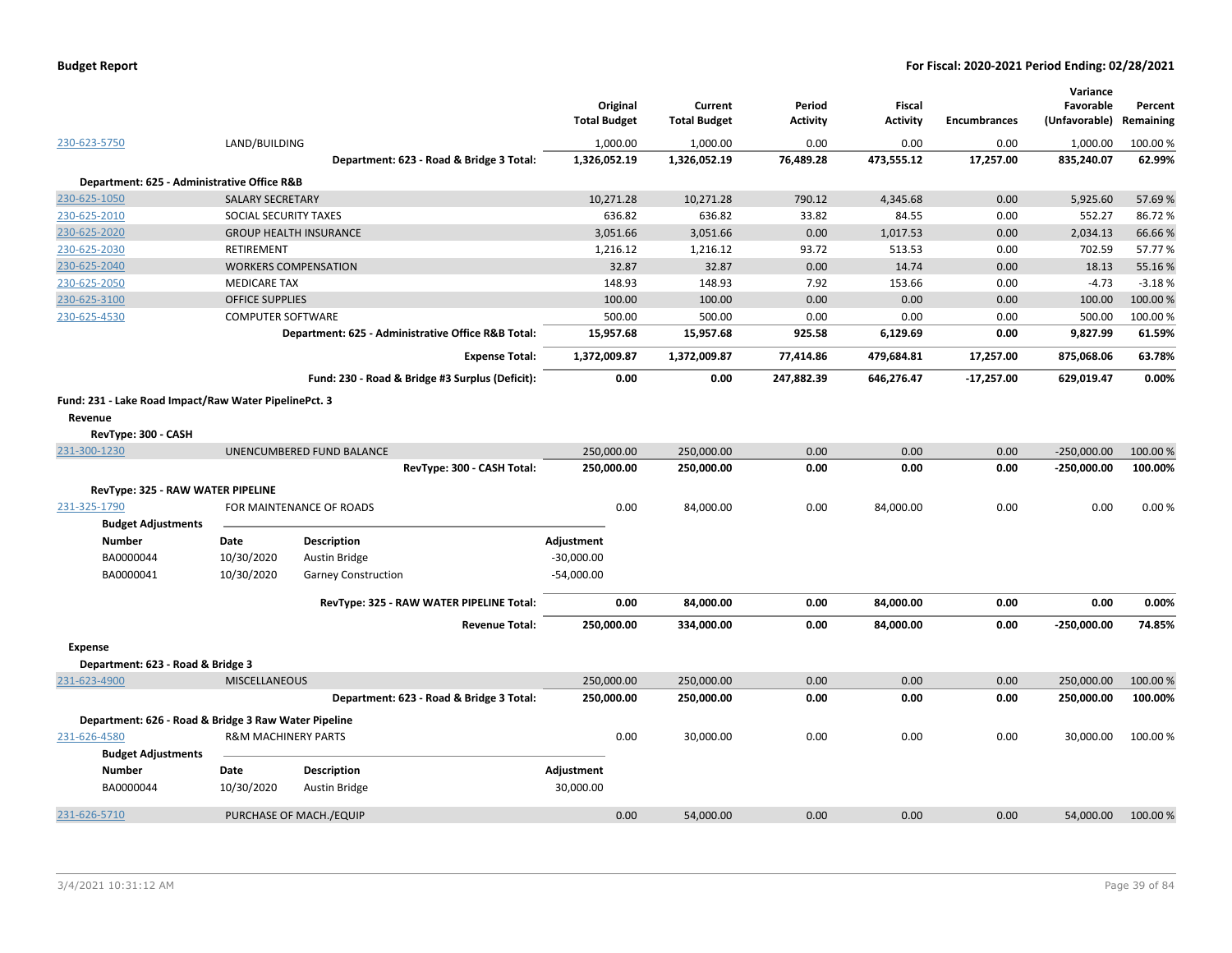| | | Original Total Budget | Current Total Budget | Period Activity | Fiscal Activity | Encumbrances | Variance Favorable (Unfavorable) | Percent Remaining |
|---|---|---|---|---|---|---|---|---|
| 230-623-5750 | LAND/BUILDING | 1,000.00 | 1,000.00 | 0.00 | 0.00 | 0.00 | 1,000.00 | 100.00 % |
| | **Department: 623 - Road & Bridge 3 Total:** | **1,326,052.19** | **1,326,052.19** | **76,489.28** | **473,555.12** | **17,257.00** | **835,240.07** | **62.99%** |
| **Department: 625 - Administrative Office R&B** | | | | | | | | |
| 230-625-1050 | SALARY SECRETARY | 10,271.28 | 10,271.28 | 790.12 | 4,345.68 | 0.00 | 5,925.60 | 57.69 % |
| 230-625-2010 | SOCIAL SECURITY TAXES | 636.82 | 636.82 | 33.82 | 84.55 | 0.00 | 552.27 | 86.72 % |
| 230-625-2020 | GROUP HEALTH INSURANCE | 3,051.66 | 3,051.66 | 0.00 | 1,017.53 | 0.00 | 2,034.13 | 66.66 % |
| 230-625-2030 | RETIREMENT | 1,216.12 | 1,216.12 | 93.72 | 513.53 | 0.00 | 702.59 | 57.77 % |
| 230-625-2040 | WORKERS COMPENSATION | 32.87 | 32.87 | 0.00 | 14.74 | 0.00 | 18.13 | 55.16 % |
| 230-625-2050 | MEDICARE TAX | 148.93 | 148.93 | 7.92 | 153.66 | 0.00 | -4.73 | -3.18 % |
| 230-625-3100 | OFFICE SUPPLIES | 100.00 | 100.00 | 0.00 | 0.00 | 0.00 | 100.00 | 100.00 % |
| 230-625-4530 | COMPUTER SOFTWARE | 500.00 | 500.00 | 0.00 | 0.00 | 0.00 | 500.00 | 100.00 % |
| | **Department: 625 - Administrative Office R&B Total:** | **15,957.68** | **15,957.68** | **925.58** | **6,129.69** | **0.00** | **9,827.99** | **61.59%** |
| | **Expense Total:** | **1,372,009.87** | **1,372,009.87** | **77,414.86** | **479,684.81** | **17,257.00** | **875,068.06** | **63.78%** |
| | **Fund: 230 - Road & Bridge #3 Surplus (Deficit):** | **0.00** | **0.00** | **247,882.39** | **646,276.47** | **-17,257.00** | **629,019.47** | **0.00%** |

**Fund: 231 - Lake Road Impact/Raw Water PipelinePct. 3**

**Revenue**

**RevType: 300 - CASH**

| | | Original Total Budget | Current Total Budget | Period Activity | Fiscal Activity | Encumbrances | Variance Favorable (Unfavorable) | Percent Remaining |
|---|---|---|---|---|---|---|---|---|
| 231-300-1230 | UNENCUMBERED FUND BALANCE | 250,000.00 | 250,000.00 | 0.00 | 0.00 | 0.00 | -250,000.00 | 100.00 % |
| | **RevType: 300 - CASH Total:** | **250,000.00** | **250,000.00** | **0.00** | **0.00** | **0.00** | **-250,000.00** | **100.00%** |
| **RevType: 325 - RAW WATER PIPELINE** | | | | | | | | |
| 231-325-1790 | FOR MAINTENANCE OF ROADS | 0.00 | 84,000.00 | 0.00 | 84,000.00 | 0.00 | 0.00 | 0.00 % |

**Budget Adjustments**

| Number | Date | Description | Adjustment |
|---|---|---|---|
| BA0000044 | 10/30/2020 | Austin Bridge | -30,000.00 |
| BA0000041 | 10/30/2020 | Garney Construction | -54,000.00 |

| | | Original Total Budget | Current Total Budget | Period Activity | Fiscal Activity | Encumbrances | Variance Favorable (Unfavorable) | Percent Remaining |
|---|---|---|---|---|---|---|---|---|
| | **RevType: 325 - RAW WATER PIPELINE Total:** | **0.00** | **84,000.00** | **0.00** | **84,000.00** | **0.00** | **0.00** | **0.00%** |
| | **Revenue Total:** | **250,000.00** | **334,000.00** | **0.00** | **84,000.00** | **0.00** | **-250,000.00** | **74.85%** |
| **Expense** | | | | | | | | |
| **Department: 623 - Road & Bridge 3** | | | | | | | | |
| 231-623-4900 | MISCELLANEOUS | 250,000.00 | 250,000.00 | 0.00 | 0.00 | 0.00 | 250,000.00 | 100.00 % |
| | **Department: 623 - Road & Bridge 3 Total:** | **250,000.00** | **250,000.00** | **0.00** | **0.00** | **0.00** | **250,000.00** | **100.00%** |
| **Department: 626 - Road & Bridge 3 Raw Water Pipeline** | | | | | | | | |
| 231-626-4580 | R&M MACHINERY PARTS | 0.00 | 30,000.00 | 0.00 | 0.00 | 0.00 | 30,000.00 | 100.00 % |

**Budget Adjustments**

| Number | Date | Description | Adjustment |
|---|---|---|---|
| BA0000044 | 10/30/2020 | Austin Bridge | 30,000.00 |

| | | Original Total Budget | Current Total Budget | Period Activity | Fiscal Activity | Encumbrances | Variance Favorable (Unfavorable) | Percent Remaining |
|---|---|---|---|---|---|---|---|---|
| 231-626-5710 | PURCHASE OF MACH./EQUIP | 0.00 | 54,000.00 | 0.00 | 0.00 | 0.00 | 54,000.00 | 100.00 % |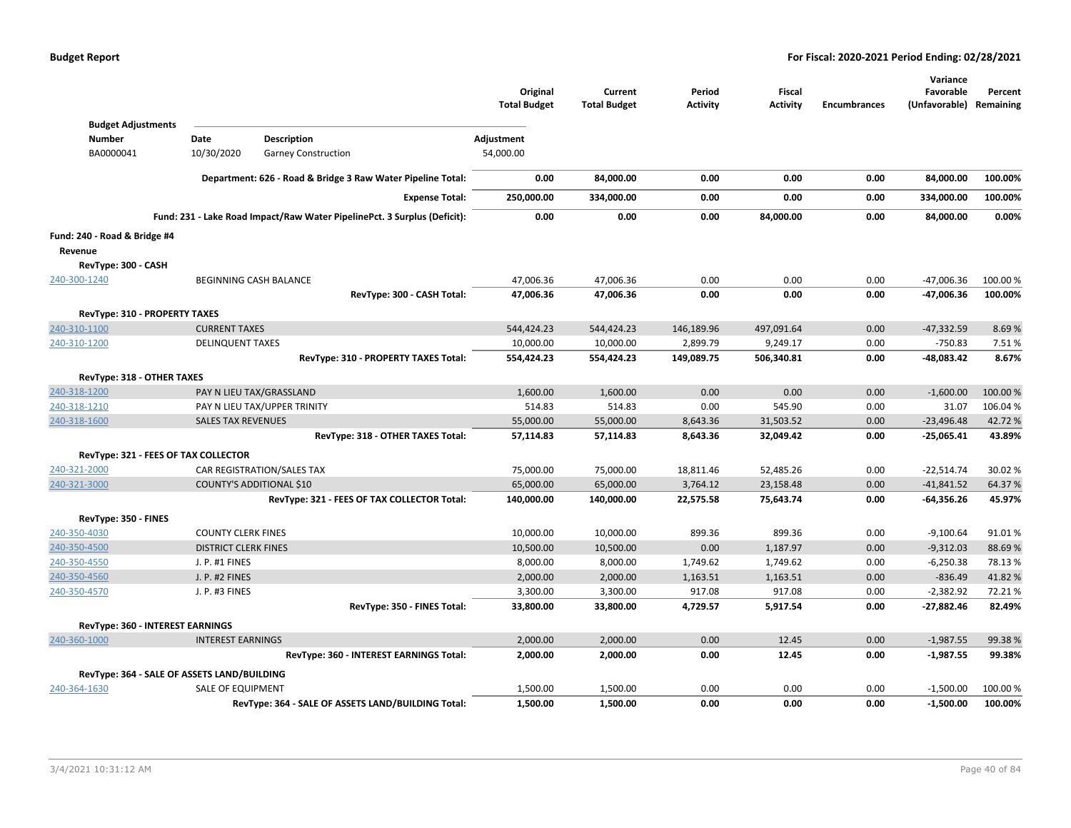**Budget Report** — **For Fiscal: 2020-2021 Period Ending: 02/28/2021**

| | | Original Total Budget | Current Total Budget | Period Activity | Fiscal Activity | Encumbrances | Variance Favorable (Unfavorable) | Percent Remaining |
|---|---|---|---|---|---|---|---|---|

**Budget Adjustments**

| Number | Date | Description | Adjustment |
|---|---|---|---|
| BA0000041 | 10/30/2020 | Garney Construction | 54,000.00 |

| | | Original Total Budget | Current Total Budget | Period Activity | Fiscal Activity | Encumbrances | Variance Favorable (Unfavorable) | Percent Remaining |
|---|---|---|---|---|---|---|---|---|
| | **Department: 626 - Road & Bridge 3 Raw Water Pipeline Total:** | **0.00** | **84,000.00** | **0.00** | **0.00** | **0.00** | **84,000.00** | **100.00%** |
| | **Expense Total:** | **250,000.00** | **334,000.00** | **0.00** | **0.00** | **0.00** | **334,000.00** | **100.00%** |
| | **Fund: 231 - Lake Road Impact/Raw Water PipelinePct. 3 Surplus (Deficit):** | **0.00** | **0.00** | **0.00** | **84,000.00** | **0.00** | **84,000.00** | **0.00%** |

**Fund: 240 - Road & Bridge #4**

**Revenue**

| Account | Description | Original Total Budget | Current Total Budget | Period Activity | Fiscal Activity | Encumbrances | Variance Favorable (Unfavorable) | Percent Remaining |
|---|---|---|---|---|---|---|---|---|
| **RevType: 300 - CASH** | | | | | | | | |
| 240-300-1240 | BEGINNING CASH BALANCE | 47,006.36 | 47,006.36 | 0.00 | 0.00 | 0.00 | -47,006.36 | 100.00 % |
| | **RevType: 300 - CASH Total:** | **47,006.36** | **47,006.36** | **0.00** | **0.00** | **0.00** | **-47,006.36** | **100.00%** |
| **RevType: 310 - PROPERTY TAXES** | | | | | | | | |
| 240-310-1100 | CURRENT TAXES | 544,424.23 | 544,424.23 | 146,189.96 | 497,091.64 | 0.00 | -47,332.59 | 8.69 % |
| 240-310-1200 | DELINQUENT TAXES | 10,000.00 | 10,000.00 | 2,899.79 | 9,249.17 | 0.00 | -750.83 | 7.51 % |
| | **RevType: 310 - PROPERTY TAXES Total:** | **554,424.23** | **554,424.23** | **149,089.75** | **506,340.81** | **0.00** | **-48,083.42** | **8.67%** |
| **RevType: 318 - OTHER TAXES** | | | | | | | | |
| 240-318-1200 | PAY N LIEU TAX/GRASSLAND | 1,600.00 | 1,600.00 | 0.00 | 0.00 | 0.00 | -1,600.00 | 100.00 % |
| 240-318-1210 | PAY N LIEU TAX/UPPER TRINITY | 514.83 | 514.83 | 0.00 | 545.90 | 0.00 | 31.07 | 106.04 % |
| 240-318-1600 | SALES TAX REVENUES | 55,000.00 | 55,000.00 | 8,643.36 | 31,503.52 | 0.00 | -23,496.48 | 42.72 % |
| | **RevType: 318 - OTHER TAXES Total:** | **57,114.83** | **57,114.83** | **8,643.36** | **32,049.42** | **0.00** | **-25,065.41** | **43.89%** |
| **RevType: 321 - FEES OF TAX COLLECTOR** | | | | | | | | |
| 240-321-2000 | CAR REGISTRATION/SALES TAX | 75,000.00 | 75,000.00 | 18,811.46 | 52,485.26 | 0.00 | -22,514.74 | 30.02 % |
| 240-321-3000 | COUNTY'S ADDITIONAL $10 | 65,000.00 | 65,000.00 | 3,764.12 | 23,158.48 | 0.00 | -41,841.52 | 64.37 % |
| | **RevType: 321 - FEES OF TAX COLLECTOR Total:** | **140,000.00** | **140,000.00** | **22,575.58** | **75,643.74** | **0.00** | **-64,356.26** | **45.97%** |
| **RevType: 350 - FINES** | | | | | | | | |
| 240-350-4030 | COUNTY CLERK FINES | 10,000.00 | 10,000.00 | 899.36 | 899.36 | 0.00 | -9,100.64 | 91.01 % |
| 240-350-4500 | DISTRICT CLERK FINES | 10,500.00 | 10,500.00 | 0.00 | 1,187.97 | 0.00 | -9,312.03 | 88.69 % |
| 240-350-4550 | J. P. #1 FINES | 8,000.00 | 8,000.00 | 1,749.62 | 1,749.62 | 0.00 | -6,250.38 | 78.13 % |
| 240-350-4560 | J. P. #2 FINES | 2,000.00 | 2,000.00 | 1,163.51 | 1,163.51 | 0.00 | -836.49 | 41.82 % |
| 240-350-4570 | J. P. #3 FINES | 3,300.00 | 3,300.00 | 917.08 | 917.08 | 0.00 | -2,382.92 | 72.21 % |
| | **RevType: 350 - FINES Total:** | **33,800.00** | **33,800.00** | **4,729.57** | **5,917.54** | **0.00** | **-27,882.46** | **82.49%** |
| **RevType: 360 - INTEREST EARNINGS** | | | | | | | | |
| 240-360-1000 | INTEREST EARNINGS | 2,000.00 | 2,000.00 | 0.00 | 12.45 | 0.00 | -1,987.55 | 99.38 % |
| | **RevType: 360 - INTEREST EARNINGS Total:** | **2,000.00** | **2,000.00** | **0.00** | **12.45** | **0.00** | **-1,987.55** | **99.38%** |
| **RevType: 364 - SALE OF ASSETS LAND/BUILDING** | | | | | | | | |
| 240-364-1630 | SALE OF EQUIPMENT | 1,500.00 | 1,500.00 | 0.00 | 0.00 | 0.00 | -1,500.00 | 100.00 % |
| | **RevType: 364 - SALE OF ASSETS LAND/BUILDING Total:** | **1,500.00** | **1,500.00** | **0.00** | **0.00** | **0.00** | **-1,500.00** | **100.00%** |

3/4/2021 10:31:12 AM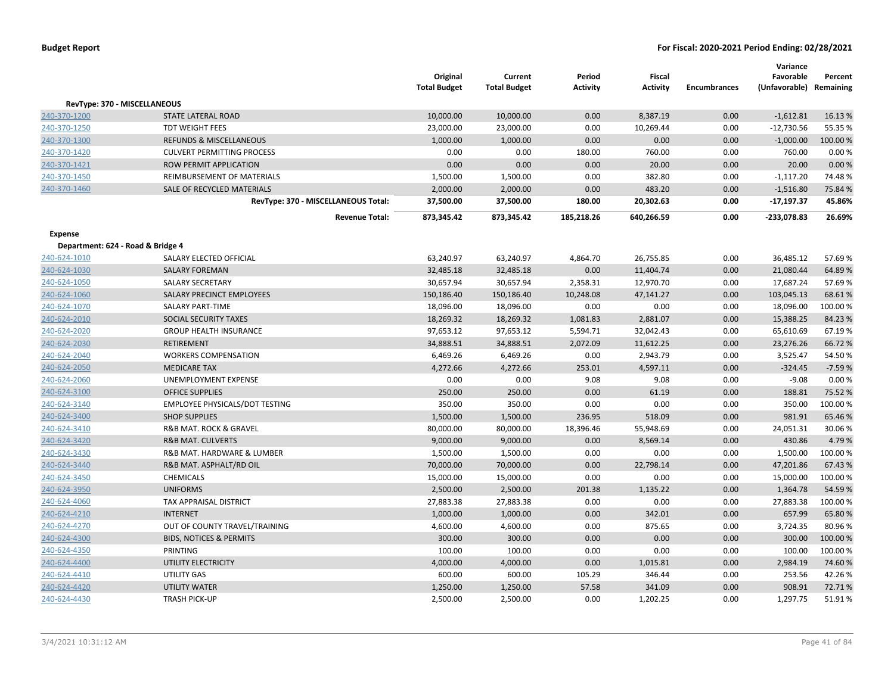**Budget Report** | **For Fiscal: 2020-2021 Period Ending: 02/28/2021**

| | | Original Total Budget | Current Total Budget | Period Activity | Fiscal Activity | Encumbrances | Variance Favorable (Unfavorable) | Percent Remaining |
|---|---|---|---|---|---|---|---|---|
| **RevType: 370 - MISCELLANEOUS** | | | | | | | | |
| 240-370-1200 | STATE LATERAL ROAD | 10,000.00 | 10,000.00 | 0.00 | 8,387.19 | 0.00 | -1,612.81 | 16.13 % |
| 240-370-1250 | TDT WEIGHT FEES | 23,000.00 | 23,000.00 | 0.00 | 10,269.44 | 0.00 | -12,730.56 | 55.35 % |
| 240-370-1300 | REFUNDS & MISCELLANEOUS | 1,000.00 | 1,000.00 | 0.00 | 0.00 | 0.00 | -1,000.00 | 100.00 % |
| 240-370-1420 | CULVERT PERMITTING PROCESS | 0.00 | 0.00 | 180.00 | 760.00 | 0.00 | 760.00 | 0.00 % |
| 240-370-1421 | ROW PERMIT APPLICATION | 0.00 | 0.00 | 0.00 | 20.00 | 0.00 | 20.00 | 0.00 % |
| 240-370-1450 | REIMBURSEMENT OF MATERIALS | 1,500.00 | 1,500.00 | 0.00 | 382.80 | 0.00 | -1,117.20 | 74.48 % |
| 240-370-1460 | SALE OF RECYCLED MATERIALS | 2,000.00 | 2,000.00 | 0.00 | 483.20 | 0.00 | -1,516.80 | 75.84 % |
| | **RevType: 370 - MISCELLANEOUS Total:** | **37,500.00** | **37,500.00** | **180.00** | **20,302.63** | **0.00** | **-17,197.37** | **45.86%** |
| | **Revenue Total:** | **873,345.42** | **873,345.42** | **185,218.26** | **640,266.59** | **0.00** | **-233,078.83** | **26.69%** |
| **Expense** | | | | | | | | |
| **Department: 624 - Road & Bridge 4** | | | | | | | | |
| 240-624-1010 | SALARY ELECTED OFFICIAL | 63,240.97 | 63,240.97 | 4,864.70 | 26,755.85 | 0.00 | 36,485.12 | 57.69 % |
| 240-624-1030 | SALARY FOREMAN | 32,485.18 | 32,485.18 | 0.00 | 11,404.74 | 0.00 | 21,080.44 | 64.89 % |
| 240-624-1050 | SALARY SECRETARY | 30,657.94 | 30,657.94 | 2,358.31 | 12,970.70 | 0.00 | 17,687.24 | 57.69 % |
| 240-624-1060 | SALARY PRECINCT EMPLOYEES | 150,186.40 | 150,186.40 | 10,248.08 | 47,141.27 | 0.00 | 103,045.13 | 68.61 % |
| 240-624-1070 | SALARY PART-TIME | 18,096.00 | 18,096.00 | 0.00 | 0.00 | 0.00 | 18,096.00 | 100.00 % |
| 240-624-2010 | SOCIAL SECURITY TAXES | 18,269.32 | 18,269.32 | 1,081.83 | 2,881.07 | 0.00 | 15,388.25 | 84.23 % |
| 240-624-2020 | GROUP HEALTH INSURANCE | 97,653.12 | 97,653.12 | 5,594.71 | 32,042.43 | 0.00 | 65,610.69 | 67.19 % |
| 240-624-2030 | RETIREMENT | 34,888.51 | 34,888.51 | 2,072.09 | 11,612.25 | 0.00 | 23,276.26 | 66.72 % |
| 240-624-2040 | WORKERS COMPENSATION | 6,469.26 | 6,469.26 | 0.00 | 2,943.79 | 0.00 | 3,525.47 | 54.50 % |
| 240-624-2050 | MEDICARE TAX | 4,272.66 | 4,272.66 | 253.01 | 4,597.11 | 0.00 | -324.45 | -7.59 % |
| 240-624-2060 | UNEMPLOYMENT EXPENSE | 0.00 | 0.00 | 9.08 | 9.08 | 0.00 | -9.08 | 0.00 % |
| 240-624-3100 | OFFICE SUPPLIES | 250.00 | 250.00 | 0.00 | 61.19 | 0.00 | 188.81 | 75.52 % |
| 240-624-3140 | EMPLOYEE PHYSICALS/DOT TESTING | 350.00 | 350.00 | 0.00 | 0.00 | 0.00 | 350.00 | 100.00 % |
| 240-624-3400 | SHOP SUPPLIES | 1,500.00 | 1,500.00 | 236.95 | 518.09 | 0.00 | 981.91 | 65.46 % |
| 240-624-3410 | R&B MAT. ROCK & GRAVEL | 80,000.00 | 80,000.00 | 18,396.46 | 55,948.69 | 0.00 | 24,051.31 | 30.06 % |
| 240-624-3420 | R&B MAT. CULVERTS | 9,000.00 | 9,000.00 | 0.00 | 8,569.14 | 0.00 | 430.86 | 4.79 % |
| 240-624-3430 | R&B MAT. HARDWARE & LUMBER | 1,500.00 | 1,500.00 | 0.00 | 0.00 | 0.00 | 1,500.00 | 100.00 % |
| 240-624-3440 | R&B MAT. ASPHALT/RD OIL | 70,000.00 | 70,000.00 | 0.00 | 22,798.14 | 0.00 | 47,201.86 | 67.43 % |
| 240-624-3450 | CHEMICALS | 15,000.00 | 15,000.00 | 0.00 | 0.00 | 0.00 | 15,000.00 | 100.00 % |
| 240-624-3950 | UNIFORMS | 2,500.00 | 2,500.00 | 201.38 | 1,135.22 | 0.00 | 1,364.78 | 54.59 % |
| 240-624-4060 | TAX APPRAISAL DISTRICT | 27,883.38 | 27,883.38 | 0.00 | 0.00 | 0.00 | 27,883.38 | 100.00 % |
| 240-624-4210 | INTERNET | 1,000.00 | 1,000.00 | 0.00 | 342.01 | 0.00 | 657.99 | 65.80 % |
| 240-624-4270 | OUT OF COUNTY TRAVEL/TRAINING | 4,600.00 | 4,600.00 | 0.00 | 875.65 | 0.00 | 3,724.35 | 80.96 % |
| 240-624-4300 | BIDS, NOTICES & PERMITS | 300.00 | 300.00 | 0.00 | 0.00 | 0.00 | 300.00 | 100.00 % |
| 240-624-4350 | PRINTING | 100.00 | 100.00 | 0.00 | 0.00 | 0.00 | 100.00 | 100.00 % |
| 240-624-4400 | UTILITY ELECTRICITY | 4,000.00 | 4,000.00 | 0.00 | 1,015.81 | 0.00 | 2,984.19 | 74.60 % |
| 240-624-4410 | UTILITY GAS | 600.00 | 600.00 | 105.29 | 346.44 | 0.00 | 253.56 | 42.26 % |
| 240-624-4420 | UTILITY WATER | 1,250.00 | 1,250.00 | 57.58 | 341.09 | 0.00 | 908.91 | 72.71 % |
| 240-624-4430 | TRASH PICK-UP | 2,500.00 | 2,500.00 | 0.00 | 1,202.25 | 0.00 | 1,297.75 | 51.91 % |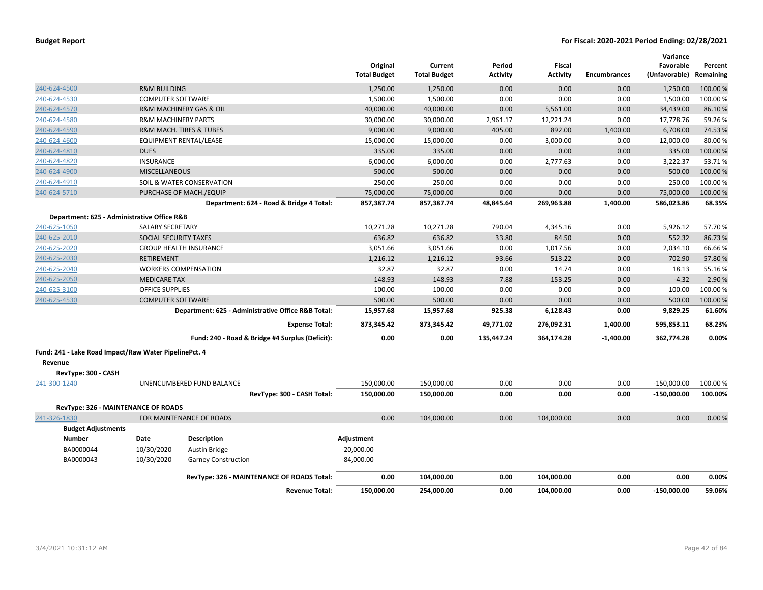| | | Original Total Budget | Current Total Budget | Period Activity | Fiscal Activity | Encumbrances | Variance Favorable (Unfavorable) | Percent Remaining |
|---|---|---|---|---|---|---|---|---|
| 240-624-4500 | R&M BUILDING | 1,250.00 | 1,250.00 | 0.00 | 0.00 | 0.00 | 1,250.00 | 100.00 % |
| 240-624-4530 | COMPUTER SOFTWARE | 1,500.00 | 1,500.00 | 0.00 | 0.00 | 0.00 | 1,500.00 | 100.00 % |
| 240-624-4570 | R&M MACHINERY GAS & OIL | 40,000.00 | 40,000.00 | 0.00 | 5,561.00 | 0.00 | 34,439.00 | 86.10 % |
| 240-624-4580 | R&M MACHINERY PARTS | 30,000.00 | 30,000.00 | 2,961.17 | 12,221.24 | 0.00 | 17,778.76 | 59.26 % |
| 240-624-4590 | R&M MACH. TIRES & TUBES | 9,000.00 | 9,000.00 | 405.00 | 892.00 | 1,400.00 | 6,708.00 | 74.53 % |
| 240-624-4600 | EQUIPMENT RENTAL/LEASE | 15,000.00 | 15,000.00 | 0.00 | 3,000.00 | 0.00 | 12,000.00 | 80.00 % |
| 240-624-4810 | DUES | 335.00 | 335.00 | 0.00 | 0.00 | 0.00 | 335.00 | 100.00 % |
| 240-624-4820 | INSURANCE | 6,000.00 | 6,000.00 | 0.00 | 2,777.63 | 0.00 | 3,222.37 | 53.71 % |
| 240-624-4900 | MISCELLANEOUS | 500.00 | 500.00 | 0.00 | 0.00 | 0.00 | 500.00 | 100.00 % |
| 240-624-4910 | SOIL & WATER CONSERVATION | 250.00 | 250.00 | 0.00 | 0.00 | 0.00 | 250.00 | 100.00 % |
| 240-624-5710 | PURCHASE OF MACH./EQUIP | 75,000.00 | 75,000.00 | 0.00 | 0.00 | 0.00 | 75,000.00 | 100.00 % |
| | **Department: 624 - Road & Bridge 4 Total:** | **857,387.74** | **857,387.74** | **48,845.64** | **269,963.88** | **1,400.00** | **586,023.86** | **68.35%** |
| **Department: 625 - Administrative Office R&B** | | | | | | | | |
| 240-625-1050 | SALARY SECRETARY | 10,271.28 | 10,271.28 | 790.04 | 4,345.16 | 0.00 | 5,926.12 | 57.70 % |
| 240-625-2010 | SOCIAL SECURITY TAXES | 636.82 | 636.82 | 33.80 | 84.50 | 0.00 | 552.32 | 86.73 % |
| 240-625-2020 | GROUP HEALTH INSURANCE | 3,051.66 | 3,051.66 | 0.00 | 1,017.56 | 0.00 | 2,034.10 | 66.66 % |
| 240-625-2030 | RETIREMENT | 1,216.12 | 1,216.12 | 93.66 | 513.22 | 0.00 | 702.90 | 57.80 % |
| 240-625-2040 | WORKERS COMPENSATION | 32.87 | 32.87 | 0.00 | 14.74 | 0.00 | 18.13 | 55.16 % |
| 240-625-2050 | MEDICARE TAX | 148.93 | 148.93 | 7.88 | 153.25 | 0.00 | -4.32 | -2.90 % |
| 240-625-3100 | OFFICE SUPPLIES | 100.00 | 100.00 | 0.00 | 0.00 | 0.00 | 100.00 | 100.00 % |
| 240-625-4530 | COMPUTER SOFTWARE | 500.00 | 500.00 | 0.00 | 0.00 | 0.00 | 500.00 | 100.00 % |
| | **Department: 625 - Administrative Office R&B Total:** | **15,957.68** | **15,957.68** | **925.38** | **6,128.43** | **0.00** | **9,829.25** | **61.60%** |
| | **Expense Total:** | **873,345.42** | **873,345.42** | **49,771.02** | **276,092.31** | **1,400.00** | **595,853.11** | **68.23%** |
| | **Fund: 240 - Road & Bridge #4 Surplus (Deficit):** | **0.00** | **0.00** | **135,447.24** | **364,174.28** | **-1,400.00** | **362,774.28** | **0.00%** |

**Fund: 241 - Lake Road Impact/Raw Water PipelinePct. 4**

**Revenue**

**RevType: 300 - CASH**

| | | Original Total Budget | Current Total Budget | Period Activity | Fiscal Activity | Encumbrances | Variance Favorable (Unfavorable) | Percent Remaining |
|---|---|---|---|---|---|---|---|---|
| 241-300-1240 | UNENCUMBERED FUND BALANCE | 150,000.00 | 150,000.00 | 0.00 | 0.00 | 0.00 | -150,000.00 | 100.00 % |
| | **RevType: 300 - CASH Total:** | **150,000.00** | **150,000.00** | **0.00** | **0.00** | **0.00** | **-150,000.00** | **100.00%** |
| **RevType: 326 - MAINTENANCE OF ROADS** | | | | | | | | |
| 241-326-1830 | FOR MAINTENANCE OF ROADS | 0.00 | 104,000.00 | 0.00 | 104,000.00 | 0.00 | 0.00 | 0.00 % |

**Budget Adjustments**

| Number | Date | Description | Adjustment |
|---|---|---|---|
| BA0000044 | 10/30/2020 | Austin Bridge | -20,000.00 |
| BA0000043 | 10/30/2020 | Garney Construction | -84,000.00 |

| | Original Total Budget | Current Total Budget | Period Activity | Fiscal Activity | Encumbrances | Variance Favorable (Unfavorable) | Percent Remaining |
|---|---|---|---|---|---|---|---|
| **RevType: 326 - MAINTENANCE OF ROADS Total:** | **0.00** | **104,000.00** | **0.00** | **104,000.00** | **0.00** | **0.00** | **0.00%** |
| **Revenue Total:** | **150,000.00** | **254,000.00** | **0.00** | **104,000.00** | **0.00** | **-150,000.00** | **59.06%** |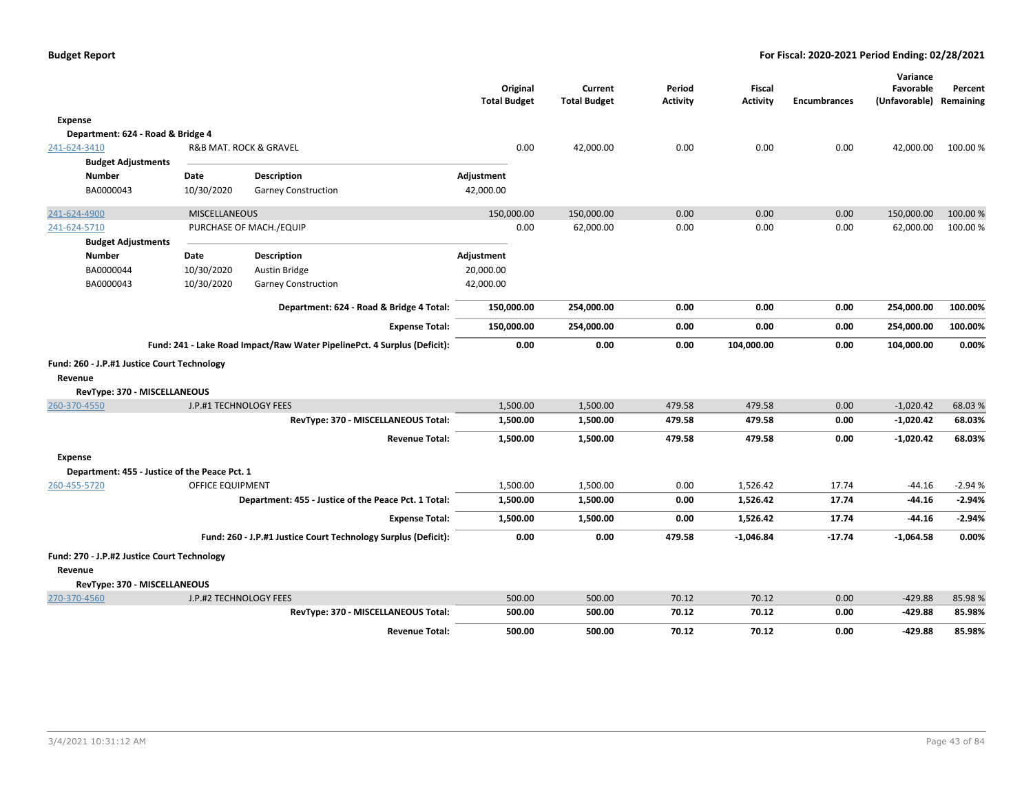**Budget Report** — For Fiscal: 2020-2021 Period Ending: 02/28/2021

| | | Original Total Budget | Current Total Budget | Period Activity | Fiscal Activity | Encumbrances | Variance Favorable (Unfavorable) | Percent Remaining |
|---|---|---|---|---|---|---|---|---|
| **Expense** | | | | | | | | |
| **Department: 624 - Road & Bridge 4** | | | | | | | | |
| 241-624-3410 | R&B MAT. ROCK & GRAVEL | 0.00 | 42,000.00 | 0.00 | 0.00 | 0.00 | 42,000.00 | 100.00 % |

**Budget Adjustments**

| Number | Date | Description | Adjustment |
|---|---|---|---|
| BA0000043 | 10/30/2020 | Garney Construction | 42,000.00 |

| | | Original Total Budget | Current Total Budget | Period Activity | Fiscal Activity | Encumbrances | Variance Favorable (Unfavorable) | Percent Remaining |
|---|---|---|---|---|---|---|---|---|
| 241-624-4900 | MISCELLANEOUS | 150,000.00 | 150,000.00 | 0.00 | 0.00 | 0.00 | 150,000.00 | 100.00 % |
| 241-624-5710 | PURCHASE OF MACH./EQUIP | 0.00 | 62,000.00 | 0.00 | 0.00 | 0.00 | 62,000.00 | 100.00 % |

**Budget Adjustments**

| Number | Date | Description | Adjustment |
|---|---|---|---|
| BA0000044 | 10/30/2020 | Austin Bridge | 20,000.00 |
| BA0000043 | 10/30/2020 | Garney Construction | 42,000.00 |

| | Original Total Budget | Current Total Budget | Period Activity | Fiscal Activity | Encumbrances | Variance Favorable (Unfavorable) | Percent Remaining |
|---|---|---|---|---|---|---|---|
| **Department: 624 - Road & Bridge 4 Total:** | **150,000.00** | **254,000.00** | **0.00** | **0.00** | **0.00** | **254,000.00** | **100.00%** |
| **Expense Total:** | **150,000.00** | **254,000.00** | **0.00** | **0.00** | **0.00** | **254,000.00** | **100.00%** |
| **Fund: 241 - Lake Road Impact/Raw Water PipelinePct. 4 Surplus (Deficit):** | **0.00** | **0.00** | **0.00** | **104,000.00** | **0.00** | **104,000.00** | **0.00%** |

**Fund: 260 - J.P.#1 Justice Court Technology**

| | | Original Total Budget | Current Total Budget | Period Activity | Fiscal Activity | Encumbrances | Variance Favorable (Unfavorable) | Percent Remaining |
|---|---|---|---|---|---|---|---|---|
| **Revenue** | | | | | | | | |
| **RevType: 370 - MISCELLANEOUS** | | | | | | | | |
| 260-370-4550 | J.P.#1 TECHNOLOGY FEES | 1,500.00 | 1,500.00 | 479.58 | 479.58 | 0.00 | -1,020.42 | 68.03 % |
| | **RevType: 370 - MISCELLANEOUS Total:** | **1,500.00** | **1,500.00** | **479.58** | **479.58** | **0.00** | **-1,020.42** | **68.03%** |
| | **Revenue Total:** | **1,500.00** | **1,500.00** | **479.58** | **479.58** | **0.00** | **-1,020.42** | **68.03%** |
| **Expense** | | | | | | | | |
| **Department: 455 - Justice of the Peace Pct. 1** | | | | | | | | |
| 260-455-5720 | OFFICE EQUIPMENT | 1,500.00 | 1,500.00 | 0.00 | 1,526.42 | 17.74 | -44.16 | -2.94 % |
| | **Department: 455 - Justice of the Peace Pct. 1 Total:** | **1,500.00** | **1,500.00** | **0.00** | **1,526.42** | **17.74** | **-44.16** | **-2.94%** |
| | **Expense Total:** | **1,500.00** | **1,500.00** | **0.00** | **1,526.42** | **17.74** | **-44.16** | **-2.94%** |
| | **Fund: 260 - J.P.#1 Justice Court Technology Surplus (Deficit):** | **0.00** | **0.00** | **479.58** | **-1,046.84** | **-17.74** | **-1,064.58** | **0.00%** |

**Fund: 270 - J.P.#2 Justice Court Technology**

| | | Original Total Budget | Current Total Budget | Period Activity | Fiscal Activity | Encumbrances | Variance Favorable (Unfavorable) | Percent Remaining |
|---|---|---|---|---|---|---|---|---|
| **Revenue** | | | | | | | | |
| **RevType: 370 - MISCELLANEOUS** | | | | | | | | |
| 270-370-4560 | J.P.#2 TECHNOLOGY FEES | 500.00 | 500.00 | 70.12 | 70.12 | 0.00 | -429.88 | 85.98 % |
| | **RevType: 370 - MISCELLANEOUS Total:** | **500.00** | **500.00** | **70.12** | **70.12** | **0.00** | **-429.88** | **85.98%** |
| | **Revenue Total:** | **500.00** | **500.00** | **70.12** | **70.12** | **0.00** | **-429.88** | **85.98%** |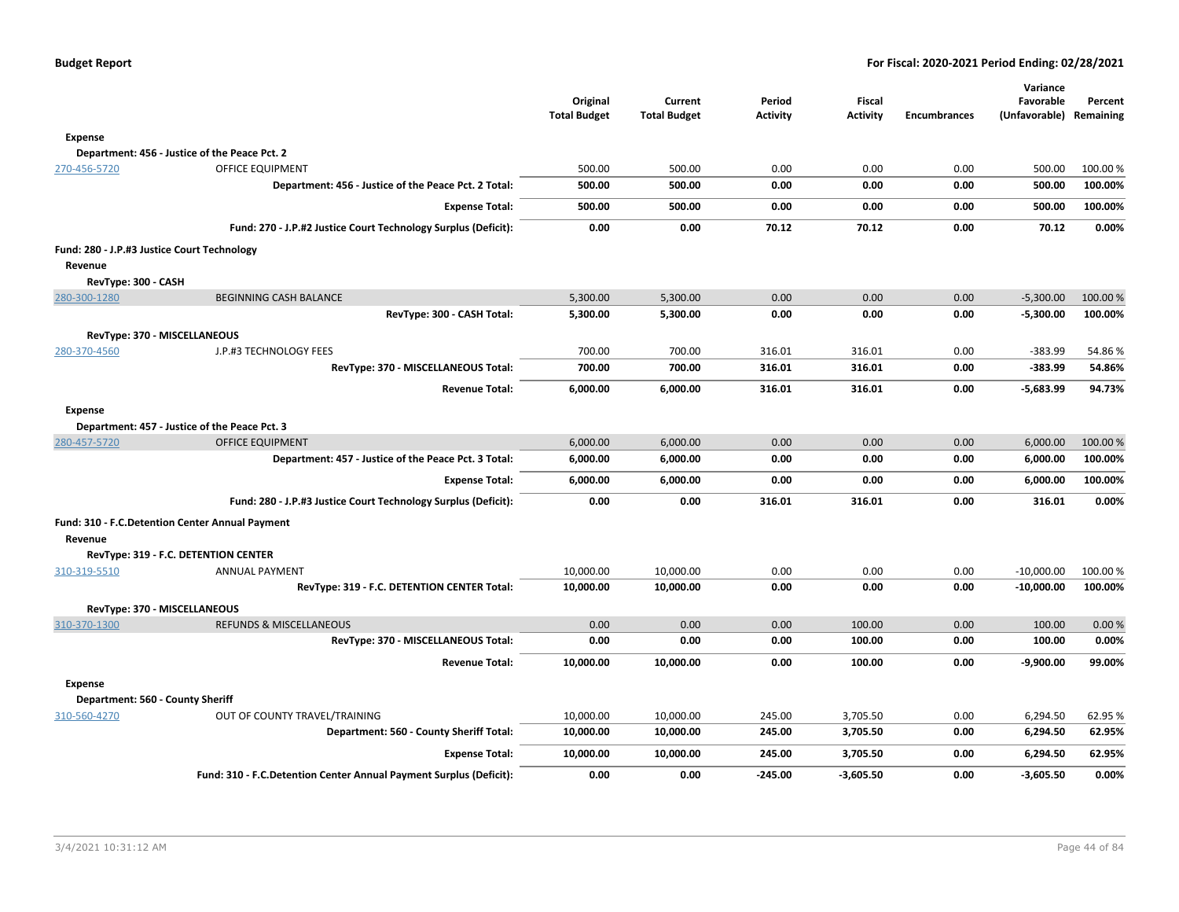| | | Original Total Budget | Current Total Budget | Period Activity | Fiscal Activity | Encumbrances | Variance Favorable (Unfavorable) | Percent Remaining |
|---|---|---|---|---|---|---|---|---|
| **Expense** | | | | | | | | |
| **Department: 456 - Justice of the Peace Pct. 2** | | | | | | | | |
| 270-456-5720 | OFFICE EQUIPMENT | 500.00 | 500.00 | 0.00 | 0.00 | 0.00 | 500.00 | 100.00 % |
| | **Department: 456 - Justice of the Peace Pct. 2 Total:** | **500.00** | **500.00** | **0.00** | **0.00** | **0.00** | **500.00** | **100.00%** |
| | **Expense Total:** | **500.00** | **500.00** | **0.00** | **0.00** | **0.00** | **500.00** | **100.00%** |
| | **Fund: 270 - J.P.#2 Justice Court Technology Surplus (Deficit):** | **0.00** | **0.00** | **70.12** | **70.12** | **0.00** | **70.12** | **0.00%** |
| **Fund: 280 - J.P.#3 Justice Court Technology** | | | | | | | | |
| **Revenue** | | | | | | | | |
| **RevType: 300 - CASH** | | | | | | | | |
| 280-300-1280 | BEGINNING CASH BALANCE | 5,300.00 | 5,300.00 | 0.00 | 0.00 | 0.00 | -5,300.00 | 100.00 % |
| | **RevType: 300 - CASH Total:** | **5,300.00** | **5,300.00** | **0.00** | **0.00** | **0.00** | **-5,300.00** | **100.00%** |
| **RevType: 370 - MISCELLANEOUS** | | | | | | | | |
| 280-370-4560 | J.P.#3 TECHNOLOGY FEES | 700.00 | 700.00 | 316.01 | 316.01 | 0.00 | -383.99 | 54.86 % |
| | **RevType: 370 - MISCELLANEOUS Total:** | **700.00** | **700.00** | **316.01** | **316.01** | **0.00** | **-383.99** | **54.86%** |
| | **Revenue Total:** | **6,000.00** | **6,000.00** | **316.01** | **316.01** | **0.00** | **-5,683.99** | **94.73%** |
| **Expense** | | | | | | | | |
| **Department: 457 - Justice of the Peace Pct. 3** | | | | | | | | |
| 280-457-5720 | OFFICE EQUIPMENT | 6,000.00 | 6,000.00 | 0.00 | 0.00 | 0.00 | 6,000.00 | 100.00 % |
| | **Department: 457 - Justice of the Peace Pct. 3 Total:** | **6,000.00** | **6,000.00** | **0.00** | **0.00** | **0.00** | **6,000.00** | **100.00%** |
| | **Expense Total:** | **6,000.00** | **6,000.00** | **0.00** | **0.00** | **0.00** | **6,000.00** | **100.00%** |
| | **Fund: 280 - J.P.#3 Justice Court Technology Surplus (Deficit):** | **0.00** | **0.00** | **316.01** | **316.01** | **0.00** | **316.01** | **0.00%** |
| **Fund: 310 - F.C.Detention Center Annual Payment** | | | | | | | | |
| **Revenue** | | | | | | | | |
| **RevType: 319 - F.C. DETENTION CENTER** | | | | | | | | |
| 310-319-5510 | ANNUAL PAYMENT | 10,000.00 | 10,000.00 | 0.00 | 0.00 | 0.00 | -10,000.00 | 100.00 % |
| | **RevType: 319 - F.C. DETENTION CENTER Total:** | **10,000.00** | **10,000.00** | **0.00** | **0.00** | **0.00** | **-10,000.00** | **100.00%** |
| **RevType: 370 - MISCELLANEOUS** | | | | | | | | |
| 310-370-1300 | REFUNDS & MISCELLANEOUS | 0.00 | 0.00 | 0.00 | 100.00 | 0.00 | 100.00 | 0.00 % |
| | **RevType: 370 - MISCELLANEOUS Total:** | **0.00** | **0.00** | **0.00** | **100.00** | **0.00** | **100.00** | **0.00%** |
| | **Revenue Total:** | **10,000.00** | **10,000.00** | **0.00** | **100.00** | **0.00** | **-9,900.00** | **99.00%** |
| **Expense** | | | | | | | | |
| **Department: 560 - County Sheriff** | | | | | | | | |
| 310-560-4270 | OUT OF COUNTY TRAVEL/TRAINING | 10,000.00 | 10,000.00 | 245.00 | 3,705.50 | 0.00 | 6,294.50 | 62.95 % |
| | **Department: 560 - County Sheriff Total:** | **10,000.00** | **10,000.00** | **245.00** | **3,705.50** | **0.00** | **6,294.50** | **62.95%** |
| | **Expense Total:** | **10,000.00** | **10,000.00** | **245.00** | **3,705.50** | **0.00** | **6,294.50** | **62.95%** |
| | **Fund: 310 - F.C.Detention Center Annual Payment Surplus (Deficit):** | **0.00** | **0.00** | **-245.00** | **-3,605.50** | **0.00** | **-3,605.50** | **0.00%** |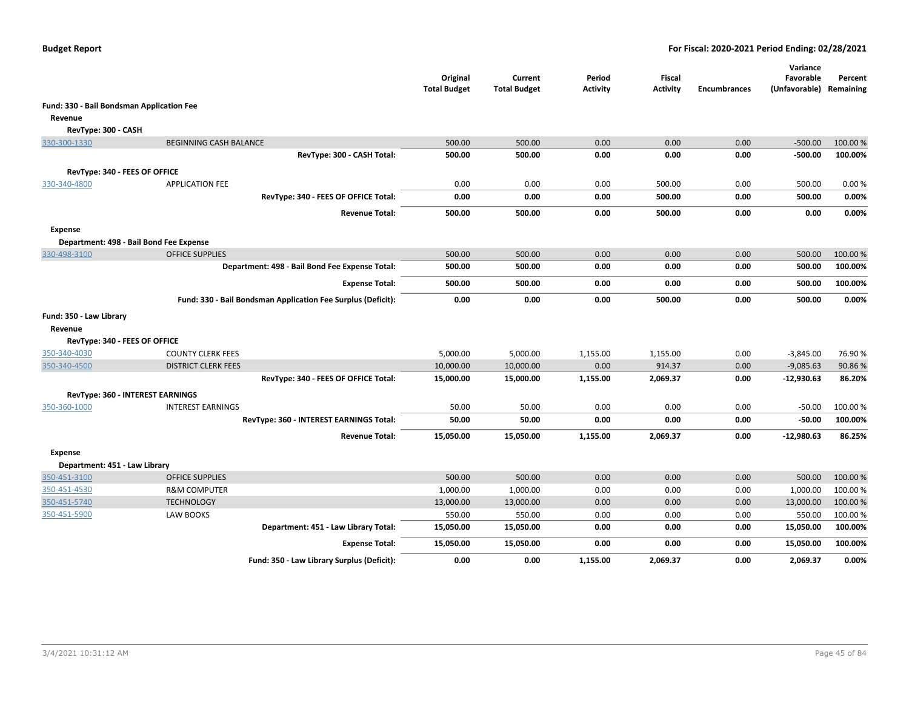**Budget Report** | **For Fiscal: 2020-2021 Period Ending: 02/28/2021**

| | | Original Total Budget | Current Total Budget | Period Activity | Fiscal Activity | Encumbrances | Variance Favorable (Unfavorable) | Percent Remaining |
|---|---|---|---|---|---|---|---|---|
| **Fund: 330 - Bail Bondsman Application Fee** | | | | | | | | |
| **Revenue** | | | | | | | | |
| **RevType: 300 - CASH** | | | | | | | | |
| 330-300-1330 | BEGINNING CASH BALANCE | 500.00 | 500.00 | 0.00 | 0.00 | 0.00 | -500.00 | 100.00 % |
| | **RevType: 300 - CASH Total:** | **500.00** | **500.00** | **0.00** | **0.00** | **0.00** | **-500.00** | **100.00%** |
| **RevType: 340 - FEES OF OFFICE** | | | | | | | | |
| 330-340-4800 | APPLICATION FEE | 0.00 | 0.00 | 0.00 | 500.00 | 0.00 | 500.00 | 0.00 % |
| | **RevType: 340 - FEES OF OFFICE Total:** | **0.00** | **0.00** | **0.00** | **500.00** | **0.00** | **500.00** | **0.00%** |
| | **Revenue Total:** | **500.00** | **500.00** | **0.00** | **500.00** | **0.00** | **0.00** | **0.00%** |
| **Expense** | | | | | | | | |
| **Department: 498 - Bail Bond Fee Expense** | | | | | | | | |
| 330-498-3100 | OFFICE SUPPLIES | 500.00 | 500.00 | 0.00 | 0.00 | 0.00 | 500.00 | 100.00 % |
| | **Department: 498 - Bail Bond Fee Expense Total:** | **500.00** | **500.00** | **0.00** | **0.00** | **0.00** | **500.00** | **100.00%** |
| | **Expense Total:** | **500.00** | **500.00** | **0.00** | **0.00** | **0.00** | **500.00** | **100.00%** |
| | **Fund: 330 - Bail Bondsman Application Fee Surplus (Deficit):** | **0.00** | **0.00** | **0.00** | **500.00** | **0.00** | **500.00** | **0.00%** |
| **Fund: 350 - Law Library** | | | | | | | | |
| **Revenue** | | | | | | | | |
| **RevType: 340 - FEES OF OFFICE** | | | | | | | | |
| 350-340-4030 | COUNTY CLERK FEES | 5,000.00 | 5,000.00 | 1,155.00 | 1,155.00 | 0.00 | -3,845.00 | 76.90 % |
| 350-340-4500 | DISTRICT CLERK FEES | 10,000.00 | 10,000.00 | 0.00 | 914.37 | 0.00 | -9,085.63 | 90.86 % |
| | **RevType: 340 - FEES OF OFFICE Total:** | **15,000.00** | **15,000.00** | **1,155.00** | **2,069.37** | **0.00** | **-12,930.63** | **86.20%** |
| **RevType: 360 - INTEREST EARNINGS** | | | | | | | | |
| 350-360-1000 | INTEREST EARNINGS | 50.00 | 50.00 | 0.00 | 0.00 | 0.00 | -50.00 | 100.00 % |
| | **RevType: 360 - INTEREST EARNINGS Total:** | **50.00** | **50.00** | **0.00** | **0.00** | **0.00** | **-50.00** | **100.00%** |
| | **Revenue Total:** | **15,050.00** | **15,050.00** | **1,155.00** | **2,069.37** | **0.00** | **-12,980.63** | **86.25%** |
| **Expense** | | | | | | | | |
| **Department: 451 - Law Library** | | | | | | | | |
| 350-451-3100 | OFFICE SUPPLIES | 500.00 | 500.00 | 0.00 | 0.00 | 0.00 | 500.00 | 100.00 % |
| 350-451-4530 | R&M COMPUTER | 1,000.00 | 1,000.00 | 0.00 | 0.00 | 0.00 | 1,000.00 | 100.00 % |
| 350-451-5740 | TECHNOLOGY | 13,000.00 | 13,000.00 | 0.00 | 0.00 | 0.00 | 13,000.00 | 100.00 % |
| 350-451-5900 | LAW BOOKS | 550.00 | 550.00 | 0.00 | 0.00 | 0.00 | 550.00 | 100.00 % |
| | **Department: 451 - Law Library Total:** | **15,050.00** | **15,050.00** | **0.00** | **0.00** | **0.00** | **15,050.00** | **100.00%** |
| | **Expense Total:** | **15,050.00** | **15,050.00** | **0.00** | **0.00** | **0.00** | **15,050.00** | **100.00%** |
| | **Fund: 350 - Law Library Surplus (Deficit):** | **0.00** | **0.00** | **1,155.00** | **2,069.37** | **0.00** | **2,069.37** | **0.00%** |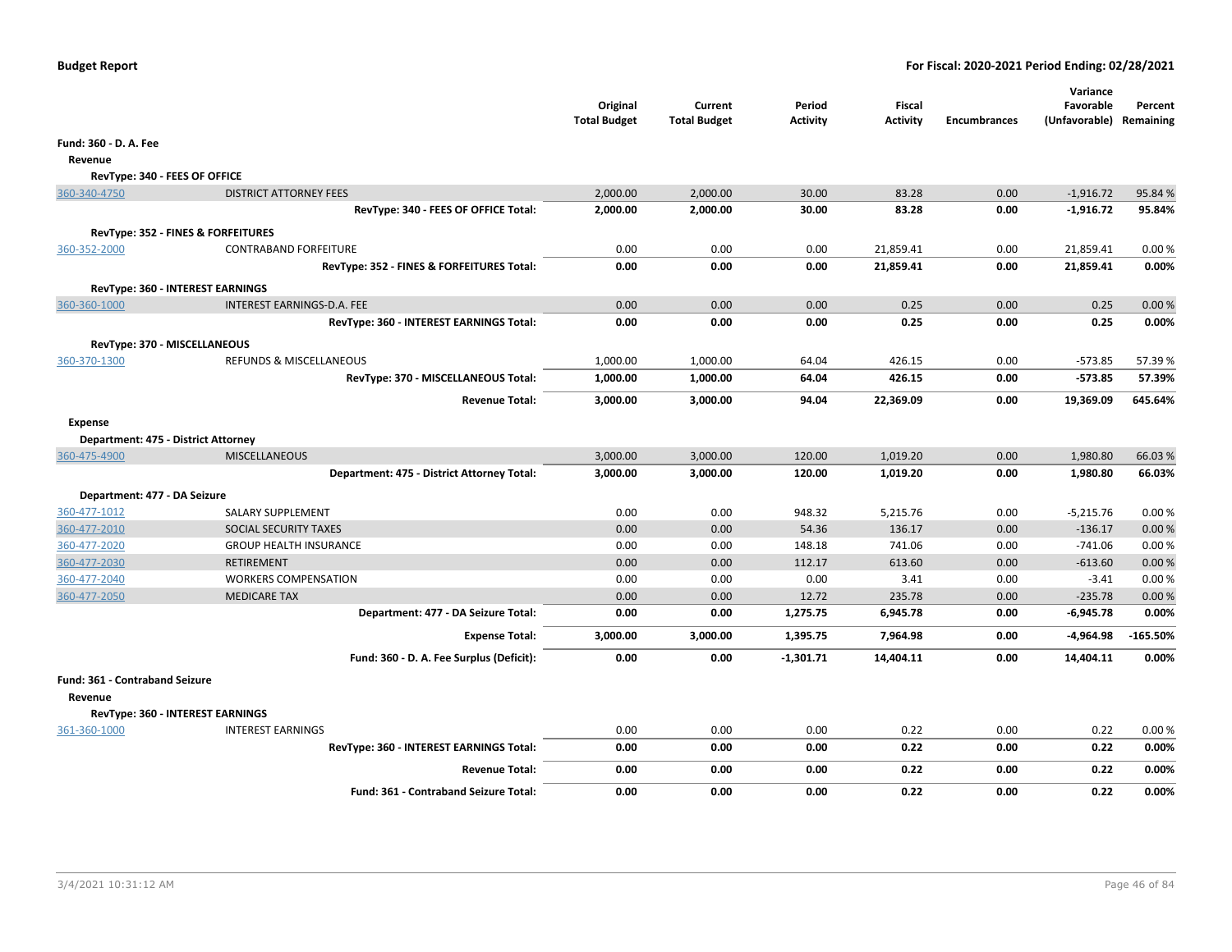**Budget Report**

**For Fiscal: 2020-2021 Period Ending: 02/28/2021**

| | | Original Total Budget | Current Total Budget | Period Activity | Fiscal Activity | Encumbrances | Variance Favorable (Unfavorable) | Percent Remaining |
|---|---|---|---|---|---|---|---|---|
| **Fund: 360 - D. A. Fee** | | | | | | | | |
| **Revenue** | | | | | | | | |
| **RevType: 340 - FEES OF OFFICE** | | | | | | | | |
| 360-340-4750 | DISTRICT ATTORNEY FEES | 2,000.00 | 2,000.00 | 30.00 | 83.28 | 0.00 | -1,916.72 | 95.84 % |
| | **RevType: 340 - FEES OF OFFICE Total:** | **2,000.00** | **2,000.00** | **30.00** | **83.28** | **0.00** | **-1,916.72** | **95.84%** |
| **RevType: 352 - FINES & FORFEITURES** | | | | | | | | |
| 360-352-2000 | CONTRABAND FORFEITURE | 0.00 | 0.00 | 0.00 | 21,859.41 | 0.00 | 21,859.41 | 0.00 % |
| | **RevType: 352 - FINES & FORFEITURES Total:** | **0.00** | **0.00** | **0.00** | **21,859.41** | **0.00** | **21,859.41** | **0.00%** |
| **RevType: 360 - INTEREST EARNINGS** | | | | | | | | |
| 360-360-1000 | INTEREST EARNINGS-D.A. FEE | 0.00 | 0.00 | 0.00 | 0.25 | 0.00 | 0.25 | 0.00 % |
| | **RevType: 360 - INTEREST EARNINGS Total:** | **0.00** | **0.00** | **0.00** | **0.25** | **0.00** | **0.25** | **0.00%** |
| **RevType: 370 - MISCELLANEOUS** | | | | | | | | |
| 360-370-1300 | REFUNDS & MISCELLANEOUS | 1,000.00 | 1,000.00 | 64.04 | 426.15 | 0.00 | -573.85 | 57.39 % |
| | **RevType: 370 - MISCELLANEOUS Total:** | **1,000.00** | **1,000.00** | **64.04** | **426.15** | **0.00** | **-573.85** | **57.39%** |
| | **Revenue Total:** | **3,000.00** | **3,000.00** | **94.04** | **22,369.09** | **0.00** | **19,369.09** | **645.64%** |
| **Expense** | | | | | | | | |
| **Department: 475 - District Attorney** | | | | | | | | |
| 360-475-4900 | MISCELLANEOUS | 3,000.00 | 3,000.00 | 120.00 | 1,019.20 | 0.00 | 1,980.80 | 66.03 % |
| | **Department: 475 - District Attorney Total:** | **3,000.00** | **3,000.00** | **120.00** | **1,019.20** | **0.00** | **1,980.80** | **66.03%** |
| **Department: 477 - DA Seizure** | | | | | | | | |
| 360-477-1012 | SALARY SUPPLEMENT | 0.00 | 0.00 | 948.32 | 5,215.76 | 0.00 | -5,215.76 | 0.00 % |
| 360-477-2010 | SOCIAL SECURITY TAXES | 0.00 | 0.00 | 54.36 | 136.17 | 0.00 | -136.17 | 0.00 % |
| 360-477-2020 | GROUP HEALTH INSURANCE | 0.00 | 0.00 | 148.18 | 741.06 | 0.00 | -741.06 | 0.00 % |
| 360-477-2030 | RETIREMENT | 0.00 | 0.00 | 112.17 | 613.60 | 0.00 | -613.60 | 0.00 % |
| 360-477-2040 | WORKERS COMPENSATION | 0.00 | 0.00 | 0.00 | 3.41 | 0.00 | -3.41 | 0.00 % |
| 360-477-2050 | MEDICARE TAX | 0.00 | 0.00 | 12.72 | 235.78 | 0.00 | -235.78 | 0.00 % |
| | **Department: 477 - DA Seizure Total:** | **0.00** | **0.00** | **1,275.75** | **6,945.78** | **0.00** | **-6,945.78** | **0.00%** |
| | **Expense Total:** | **3,000.00** | **3,000.00** | **1,395.75** | **7,964.98** | **0.00** | **-4,964.98** | **-165.50%** |
| | **Fund: 360 - D. A. Fee Surplus (Deficit):** | **0.00** | **0.00** | **-1,301.71** | **14,404.11** | **0.00** | **14,404.11** | **0.00%** |
| **Fund: 361 - Contraband Seizure** | | | | | | | | |
| **Revenue** | | | | | | | | |
| **RevType: 360 - INTEREST EARNINGS** | | | | | | | | |
| 361-360-1000 | INTEREST EARNINGS | 0.00 | 0.00 | 0.00 | 0.22 | 0.00 | 0.22 | 0.00 % |
| | **RevType: 360 - INTEREST EARNINGS Total:** | **0.00** | **0.00** | **0.00** | **0.22** | **0.00** | **0.22** | **0.00%** |
| | **Revenue Total:** | **0.00** | **0.00** | **0.00** | **0.22** | **0.00** | **0.22** | **0.00%** |
| | **Fund: 361 - Contraband Seizure Total:** | **0.00** | **0.00** | **0.00** | **0.22** | **0.00** | **0.22** | **0.00%** |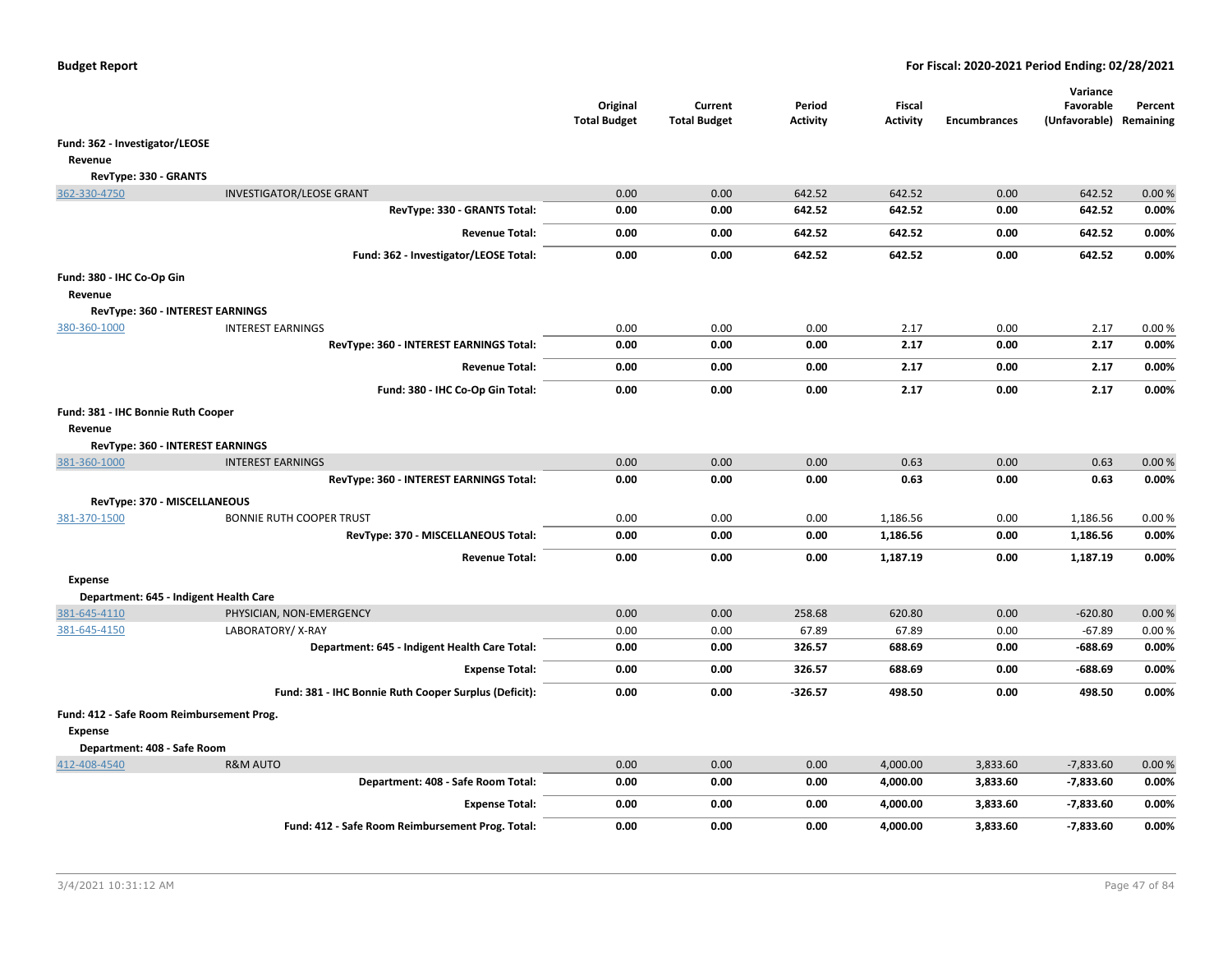**Budget Report** — For Fiscal: 2020-2021 Period Ending: 02/28/2021

| | | Original Total Budget | Current Total Budget | Period Activity | Fiscal Activity | Encumbrances | Variance Favorable (Unfavorable) | Percent Remaining |
|---|---|---|---|---|---|---|---|---|
| **Fund: 362 - Investigator/LEOSE** | | | | | | | | |
| **Revenue** | | | | | | | | |
| **RevType: 330 - GRANTS** | | | | | | | | |
| 362-330-4750 | INVESTIGATOR/LEOSE GRANT | 0.00 | 0.00 | 642.52 | 642.52 | 0.00 | 642.52 | 0.00 % |
| | **RevType: 330 - GRANTS Total:** | **0.00** | **0.00** | **642.52** | **642.52** | **0.00** | **642.52** | **0.00%** |
| | **Revenue Total:** | **0.00** | **0.00** | **642.52** | **642.52** | **0.00** | **642.52** | **0.00%** |
| | **Fund: 362 - Investigator/LEOSE Total:** | **0.00** | **0.00** | **642.52** | **642.52** | **0.00** | **642.52** | **0.00%** |
| **Fund: 380 - IHC Co-Op Gin** | | | | | | | | |
| **Revenue** | | | | | | | | |
| **RevType: 360 - INTEREST EARNINGS** | | | | | | | | |
| 380-360-1000 | INTEREST EARNINGS | 0.00 | 0.00 | 0.00 | 2.17 | 0.00 | 2.17 | 0.00 % |
| | **RevType: 360 - INTEREST EARNINGS Total:** | **0.00** | **0.00** | **0.00** | **2.17** | **0.00** | **2.17** | **0.00%** |
| | **Revenue Total:** | **0.00** | **0.00** | **0.00** | **2.17** | **0.00** | **2.17** | **0.00%** |
| | **Fund: 380 - IHC Co-Op Gin Total:** | **0.00** | **0.00** | **0.00** | **2.17** | **0.00** | **2.17** | **0.00%** |
| **Fund: 381 - IHC Bonnie Ruth Cooper** | | | | | | | | |
| **Revenue** | | | | | | | | |
| **RevType: 360 - INTEREST EARNINGS** | | | | | | | | |
| 381-360-1000 | INTEREST EARNINGS | 0.00 | 0.00 | 0.00 | 0.63 | 0.00 | 0.63 | 0.00 % |
| | **RevType: 360 - INTEREST EARNINGS Total:** | **0.00** | **0.00** | **0.00** | **0.63** | **0.00** | **0.63** | **0.00%** |
| **RevType: 370 - MISCELLANEOUS** | | | | | | | | |
| 381-370-1500 | BONNIE RUTH COOPER TRUST | 0.00 | 0.00 | 0.00 | 1,186.56 | 0.00 | 1,186.56 | 0.00 % |
| | **RevType: 370 - MISCELLANEOUS Total:** | **0.00** | **0.00** | **0.00** | **1,186.56** | **0.00** | **1,186.56** | **0.00%** |
| | **Revenue Total:** | **0.00** | **0.00** | **0.00** | **1,187.19** | **0.00** | **1,187.19** | **0.00%** |
| **Expense** | | | | | | | | |
| **Department: 645 - Indigent Health Care** | | | | | | | | |
| 381-645-4110 | PHYSICIAN, NON-EMERGENCY | 0.00 | 0.00 | 258.68 | 620.80 | 0.00 | -620.80 | 0.00 % |
| 381-645-4150 | LABORATORY/ X-RAY | 0.00 | 0.00 | 67.89 | 67.89 | 0.00 | -67.89 | 0.00 % |
| | **Department: 645 - Indigent Health Care Total:** | **0.00** | **0.00** | **326.57** | **688.69** | **0.00** | **-688.69** | **0.00%** |
| | **Expense Total:** | **0.00** | **0.00** | **326.57** | **688.69** | **0.00** | **-688.69** | **0.00%** |
| | **Fund: 381 - IHC Bonnie Ruth Cooper Surplus (Deficit):** | **0.00** | **0.00** | **-326.57** | **498.50** | **0.00** | **498.50** | **0.00%** |
| **Fund: 412 - Safe Room Reimbursement Prog.** | | | | | | | | |
| **Expense** | | | | | | | | |
| **Department: 408 - Safe Room** | | | | | | | | |
| 412-408-4540 | R&M AUTO | 0.00 | 0.00 | 0.00 | 4,000.00 | 3,833.60 | -7,833.60 | 0.00 % |
| | **Department: 408 - Safe Room Total:** | **0.00** | **0.00** | **0.00** | **4,000.00** | **3,833.60** | **-7,833.60** | **0.00%** |
| | **Expense Total:** | **0.00** | **0.00** | **0.00** | **4,000.00** | **3,833.60** | **-7,833.60** | **0.00%** |
| | **Fund: 412 - Safe Room Reimbursement Prog. Total:** | **0.00** | **0.00** | **0.00** | **4,000.00** | **3,833.60** | **-7,833.60** | **0.00%** |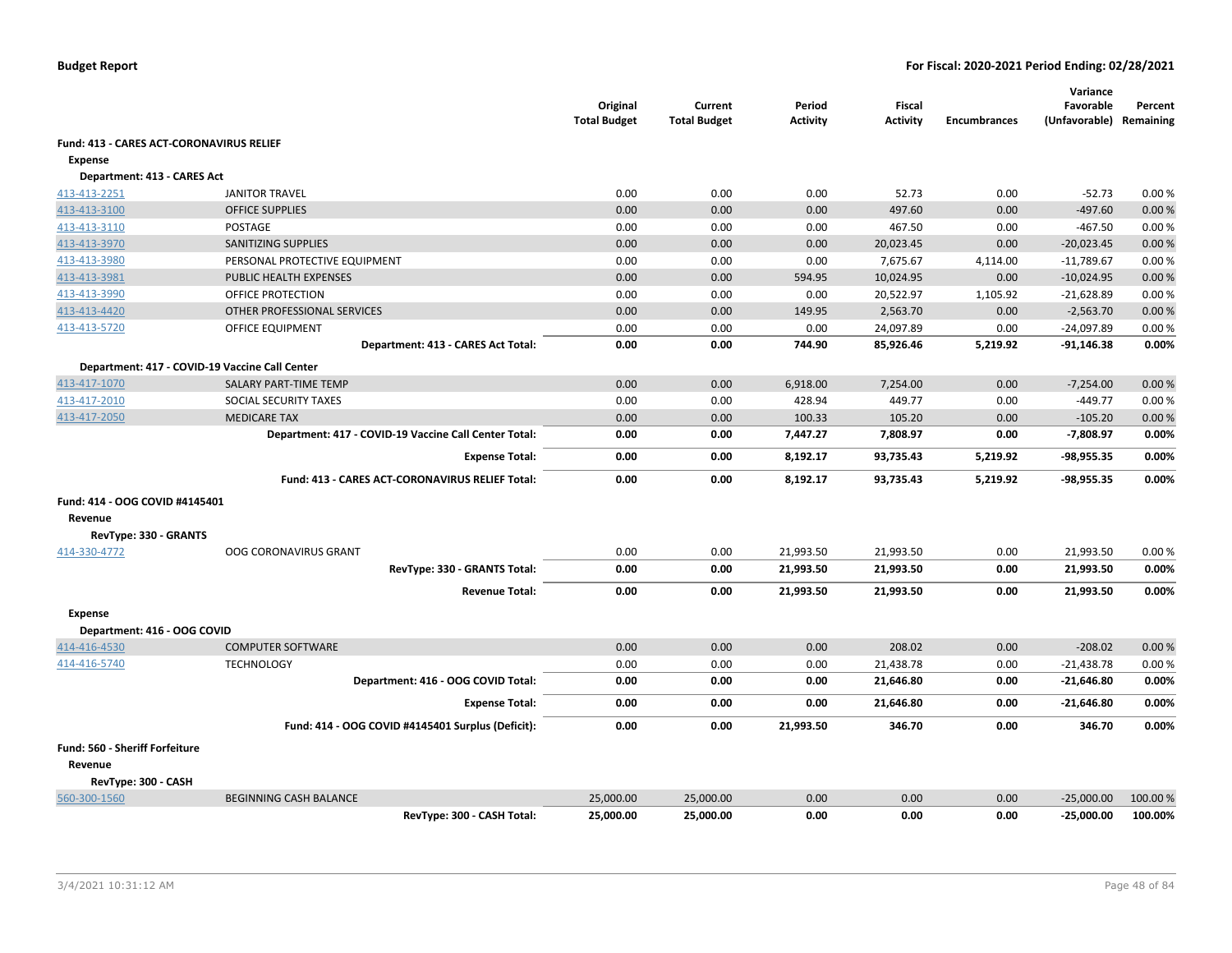**Budget Report** | **For Fiscal: 2020-2021 Period Ending: 02/28/2021**

| | | Original Total Budget | Current Total Budget | Period Activity | Fiscal Activity | Encumbrances | Variance Favorable (Unfavorable) | Percent Remaining |
|---|---|---|---|---|---|---|---|---|
| **Fund: 413 - CARES ACT-CORONAVIRUS RELIEF** | | | | | | | | |
| **Expense** | | | | | | | | |
| **Department: 413 - CARES Act** | | | | | | | | |
| 413-413-2251 | JANITOR TRAVEL | 0.00 | 0.00 | 0.00 | 52.73 | 0.00 | -52.73 | 0.00 % |
| 413-413-3100 | OFFICE SUPPLIES | 0.00 | 0.00 | 0.00 | 497.60 | 0.00 | -497.60 | 0.00 % |
| 413-413-3110 | POSTAGE | 0.00 | 0.00 | 0.00 | 467.50 | 0.00 | -467.50 | 0.00 % |
| 413-413-3970 | SANITIZING SUPPLIES | 0.00 | 0.00 | 0.00 | 20,023.45 | 0.00 | -20,023.45 | 0.00 % |
| 413-413-3980 | PERSONAL PROTECTIVE EQUIPMENT | 0.00 | 0.00 | 0.00 | 7,675.67 | 4,114.00 | -11,789.67 | 0.00 % |
| 413-413-3981 | PUBLIC HEALTH EXPENSES | 0.00 | 0.00 | 594.95 | 10,024.95 | 0.00 | -10,024.95 | 0.00 % |
| 413-413-3990 | OFFICE PROTECTION | 0.00 | 0.00 | 0.00 | 20,522.97 | 1,105.92 | -21,628.89 | 0.00 % |
| 413-413-4420 | OTHER PROFESSIONAL SERVICES | 0.00 | 0.00 | 149.95 | 2,563.70 | 0.00 | -2,563.70 | 0.00 % |
| 413-413-5720 | OFFICE EQUIPMENT | 0.00 | 0.00 | 0.00 | 24,097.89 | 0.00 | -24,097.89 | 0.00 % |
| | **Department: 413 - CARES Act Total:** | **0.00** | **0.00** | **744.90** | **85,926.46** | **5,219.92** | **-91,146.38** | **0.00%** |
| **Department: 417 - COVID-19 Vaccine Call Center** | | | | | | | | |
| 413-417-1070 | SALARY PART-TIME TEMP | 0.00 | 0.00 | 6,918.00 | 7,254.00 | 0.00 | -7,254.00 | 0.00 % |
| 413-417-2010 | SOCIAL SECURITY TAXES | 0.00 | 0.00 | 428.94 | 449.77 | 0.00 | -449.77 | 0.00 % |
| 413-417-2050 | MEDICARE TAX | 0.00 | 0.00 | 100.33 | 105.20 | 0.00 | -105.20 | 0.00 % |
| | **Department: 417 - COVID-19 Vaccine Call Center Total:** | **0.00** | **0.00** | **7,447.27** | **7,808.97** | **0.00** | **-7,808.97** | **0.00%** |
| | **Expense Total:** | **0.00** | **0.00** | **8,192.17** | **93,735.43** | **5,219.92** | **-98,955.35** | **0.00%** |
| | **Fund: 413 - CARES ACT-CORONAVIRUS RELIEF Total:** | **0.00** | **0.00** | **8,192.17** | **93,735.43** | **5,219.92** | **-98,955.35** | **0.00%** |
| **Fund: 414 - OOG COVID #4145401** | | | | | | | | |
| **Revenue** | | | | | | | | |
| **RevType: 330 - GRANTS** | | | | | | | | |
| 414-330-4772 | OOG CORONAVIRUS GRANT | 0.00 | 0.00 | 21,993.50 | 21,993.50 | 0.00 | 21,993.50 | 0.00 % |
| | **RevType: 330 - GRANTS Total:** | **0.00** | **0.00** | **21,993.50** | **21,993.50** | **0.00** | **21,993.50** | **0.00%** |
| | **Revenue Total:** | **0.00** | **0.00** | **21,993.50** | **21,993.50** | **0.00** | **21,993.50** | **0.00%** |
| **Expense** | | | | | | | | |
| **Department: 416 - OOG COVID** | | | | | | | | |
| 414-416-4530 | COMPUTER SOFTWARE | 0.00 | 0.00 | 0.00 | 208.02 | 0.00 | -208.02 | 0.00 % |
| 414-416-5740 | TECHNOLOGY | 0.00 | 0.00 | 0.00 | 21,438.78 | 0.00 | -21,438.78 | 0.00 % |
| | **Department: 416 - OOG COVID Total:** | **0.00** | **0.00** | **0.00** | **21,646.80** | **0.00** | **-21,646.80** | **0.00%** |
| | **Expense Total:** | **0.00** | **0.00** | **0.00** | **21,646.80** | **0.00** | **-21,646.80** | **0.00%** |
| | **Fund: 414 - OOG COVID #4145401 Surplus (Deficit):** | **0.00** | **0.00** | **21,993.50** | **346.70** | **0.00** | **346.70** | **0.00%** |
| **Fund: 560 - Sheriff Forfeiture** | | | | | | | | |
| **Revenue** | | | | | | | | |
| **RevType: 300 - CASH** | | | | | | | | |
| 560-300-1560 | BEGINNING CASH BALANCE | 25,000.00 | 25,000.00 | 0.00 | 0.00 | 0.00 | -25,000.00 | 100.00 % |
| | **RevType: 300 - CASH Total:** | **25,000.00** | **25,000.00** | **0.00** | **0.00** | **0.00** | **-25,000.00** | **100.00%** |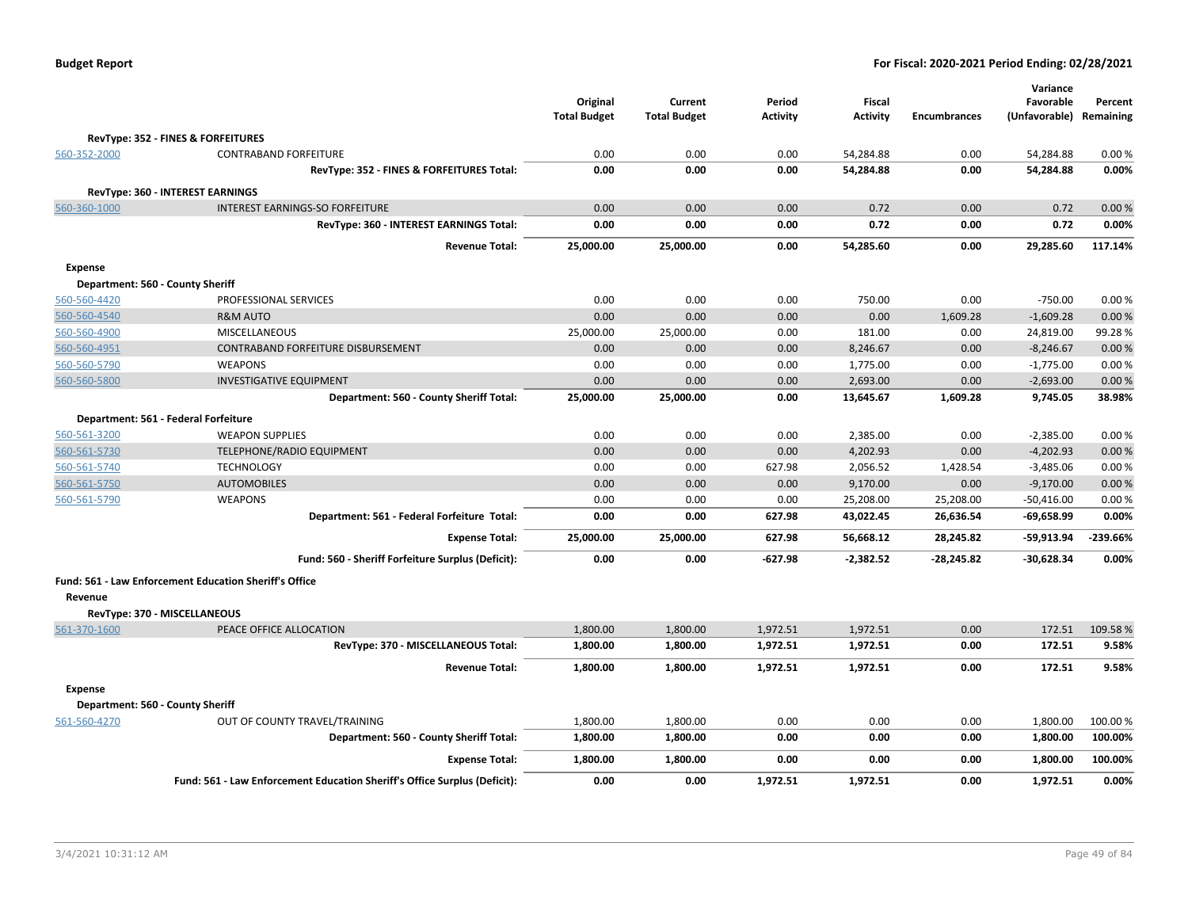| | | Original Total Budget | Current Total Budget | Period Activity | Fiscal Activity | Encumbrances | Variance Favorable (Unfavorable) | Percent Remaining |
|---|---|---|---|---|---|---|---|---|
| **RevType: 352 - FINES & FORFEITURES** | | | | | | | | |
| 560-352-2000 | CONTRABAND FORFEITURE | 0.00 | 0.00 | 0.00 | 54,284.88 | 0.00 | 54,284.88 | 0.00 % |
| | **RevType: 352 - FINES & FORFEITURES Total:** | **0.00** | **0.00** | **0.00** | **54,284.88** | **0.00** | **54,284.88** | **0.00%** |
| **RevType: 360 - INTEREST EARNINGS** | | | | | | | | |
| 560-360-1000 | INTEREST EARNINGS-SO FORFEITURE | 0.00 | 0.00 | 0.00 | 0.72 | 0.00 | 0.72 | 0.00 % |
| | **RevType: 360 - INTEREST EARNINGS Total:** | **0.00** | **0.00** | **0.00** | **0.72** | **0.00** | **0.72** | **0.00%** |
| | **Revenue Total:** | **25,000.00** | **25,000.00** | **0.00** | **54,285.60** | **0.00** | **29,285.60** | **117.14%** |
| **Expense** | | | | | | | | |
| **Department: 560 - County Sheriff** | | | | | | | | |
| 560-560-4420 | PROFESSIONAL SERVICES | 0.00 | 0.00 | 0.00 | 750.00 | 0.00 | -750.00 | 0.00 % |
| 560-560-4540 | R&M AUTO | 0.00 | 0.00 | 0.00 | 0.00 | 1,609.28 | -1,609.28 | 0.00 % |
| 560-560-4900 | MISCELLANEOUS | 25,000.00 | 25,000.00 | 0.00 | 181.00 | 0.00 | 24,819.00 | 99.28 % |
| 560-560-4951 | CONTRABAND FORFEITURE DISBURSEMENT | 0.00 | 0.00 | 0.00 | 8,246.67 | 0.00 | -8,246.67 | 0.00 % |
| 560-560-5790 | WEAPONS | 0.00 | 0.00 | 0.00 | 1,775.00 | 0.00 | -1,775.00 | 0.00 % |
| 560-560-5800 | INVESTIGATIVE EQUIPMENT | 0.00 | 0.00 | 0.00 | 2,693.00 | 0.00 | -2,693.00 | 0.00 % |
| | **Department: 560 - County Sheriff Total:** | **25,000.00** | **25,000.00** | **0.00** | **13,645.67** | **1,609.28** | **9,745.05** | **38.98%** |
| **Department: 561 - Federal Forfeiture** | | | | | | | | |
| 560-561-3200 | WEAPON SUPPLIES | 0.00 | 0.00 | 0.00 | 2,385.00 | 0.00 | -2,385.00 | 0.00 % |
| 560-561-5730 | TELEPHONE/RADIO EQUIPMENT | 0.00 | 0.00 | 0.00 | 4,202.93 | 0.00 | -4,202.93 | 0.00 % |
| 560-561-5740 | TECHNOLOGY | 0.00 | 0.00 | 627.98 | 2,056.52 | 1,428.54 | -3,485.06 | 0.00 % |
| 560-561-5750 | AUTOMOBILES | 0.00 | 0.00 | 0.00 | 9,170.00 | 0.00 | -9,170.00 | 0.00 % |
| 560-561-5790 | WEAPONS | 0.00 | 0.00 | 0.00 | 25,208.00 | 25,208.00 | -50,416.00 | 0.00 % |
| | **Department: 561 - Federal Forfeiture Total:** | **0.00** | **0.00** | **627.98** | **43,022.45** | **26,636.54** | **-69,658.99** | **0.00%** |
| | **Expense Total:** | **25,000.00** | **25,000.00** | **627.98** | **56,668.12** | **28,245.82** | **-59,913.94** | **-239.66%** |
| | **Fund: 560 - Sheriff Forfeiture Surplus (Deficit):** | **0.00** | **0.00** | **-627.98** | **-2,382.52** | **-28,245.82** | **-30,628.34** | **0.00%** |
| **Fund: 561 - Law Enforcement Education Sheriff's Office** | | | | | | | | |
| **Revenue** | | | | | | | | |
| **RevType: 370 - MISCELLANEOUS** | | | | | | | | |
| 561-370-1600 | PEACE OFFICE ALLOCATION | 1,800.00 | 1,800.00 | 1,972.51 | 1,972.51 | 0.00 | 172.51 | 109.58 % |
| | **RevType: 370 - MISCELLANEOUS Total:** | **1,800.00** | **1,800.00** | **1,972.51** | **1,972.51** | **0.00** | **172.51** | **9.58%** |
| | **Revenue Total:** | **1,800.00** | **1,800.00** | **1,972.51** | **1,972.51** | **0.00** | **172.51** | **9.58%** |
| **Expense** | | | | | | | | |
| **Department: 560 - County Sheriff** | | | | | | | | |
| 561-560-4270 | OUT OF COUNTY TRAVEL/TRAINING | 1,800.00 | 1,800.00 | 0.00 | 0.00 | 0.00 | 1,800.00 | 100.00 % |
| | **Department: 560 - County Sheriff Total:** | **1,800.00** | **1,800.00** | **0.00** | **0.00** | **0.00** | **1,800.00** | **100.00%** |
| | **Expense Total:** | **1,800.00** | **1,800.00** | **0.00** | **0.00** | **0.00** | **1,800.00** | **100.00%** |
| | **Fund: 561 - Law Enforcement Education Sheriff's Office Surplus (Deficit):** | **0.00** | **0.00** | **1,972.51** | **1,972.51** | **0.00** | **1,972.51** | **0.00%** |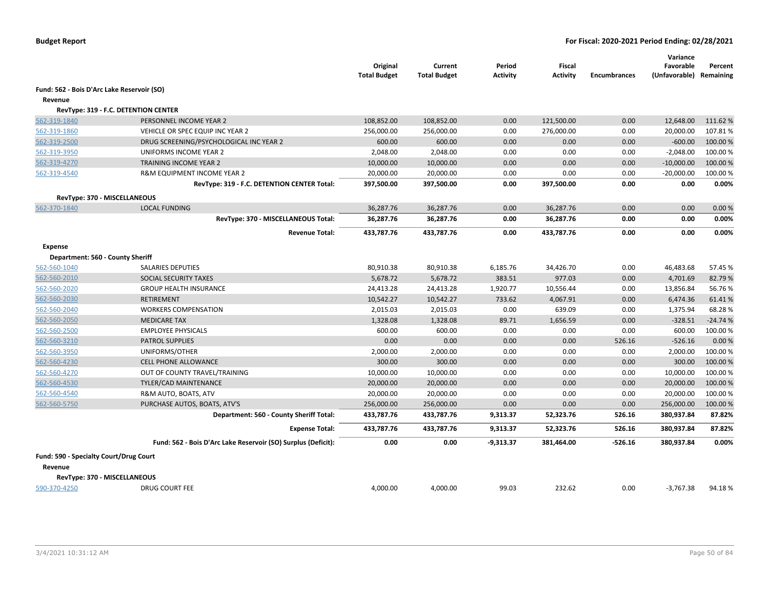**Budget Report** | **For Fiscal: 2020-2021 Period Ending: 02/28/2021**

| | | Original Total Budget | Current Total Budget | Period Activity | Fiscal Activity | Encumbrances | Variance Favorable (Unfavorable) | Percent Remaining |
|---|---|---|---|---|---|---|---|---|
| **Fund: 562 - Bois D'Arc Lake Reservoir (SO)** | | | | | | | | |
| **Revenue** | | | | | | | | |
| **RevType: 319 - F.C. DETENTION CENTER** | | | | | | | | |
| 562-319-1840 | PERSONNEL INCOME YEAR 2 | 108,852.00 | 108,852.00 | 0.00 | 121,500.00 | 0.00 | 12,648.00 | 111.62 % |
| 562-319-1860 | VEHICLE OR SPEC EQUIP INC YEAR 2 | 256,000.00 | 256,000.00 | 0.00 | 276,000.00 | 0.00 | 20,000.00 | 107.81 % |
| 562-319-2500 | DRUG SCREENING/PSYCHOLOGICAL INC YEAR 2 | 600.00 | 600.00 | 0.00 | 0.00 | 0.00 | -600.00 | 100.00 % |
| 562-319-3950 | UNIFORMS INCOME YEAR 2 | 2,048.00 | 2,048.00 | 0.00 | 0.00 | 0.00 | -2,048.00 | 100.00 % |
| 562-319-4270 | TRAINING INCOME YEAR 2 | 10,000.00 | 10,000.00 | 0.00 | 0.00 | 0.00 | -10,000.00 | 100.00 % |
| 562-319-4540 | R&M EQUIPMENT INCOME YEAR 2 | 20,000.00 | 20,000.00 | 0.00 | 0.00 | 0.00 | -20,000.00 | 100.00 % |
| | **RevType: 319 - F.C. DETENTION CENTER Total:** | **397,500.00** | **397,500.00** | **0.00** | **397,500.00** | **0.00** | **0.00** | **0.00%** |
| **RevType: 370 - MISCELLANEOUS** | | | | | | | | |
| 562-370-1840 | LOCAL FUNDING | 36,287.76 | 36,287.76 | 0.00 | 36,287.76 | 0.00 | 0.00 | 0.00 % |
| | **RevType: 370 - MISCELLANEOUS Total:** | **36,287.76** | **36,287.76** | **0.00** | **36,287.76** | **0.00** | **0.00** | **0.00%** |
| | **Revenue Total:** | **433,787.76** | **433,787.76** | **0.00** | **433,787.76** | **0.00** | **0.00** | **0.00%** |
| **Expense** | | | | | | | | |
| **Department: 560 - County Sheriff** | | | | | | | | |
| 562-560-1040 | SALARIES DEPUTIES | 80,910.38 | 80,910.38 | 6,185.76 | 34,426.70 | 0.00 | 46,483.68 | 57.45 % |
| 562-560-2010 | SOCIAL SECURITY TAXES | 5,678.72 | 5,678.72 | 383.51 | 977.03 | 0.00 | 4,701.69 | 82.79 % |
| 562-560-2020 | GROUP HEALTH INSURANCE | 24,413.28 | 24,413.28 | 1,920.77 | 10,556.44 | 0.00 | 13,856.84 | 56.76 % |
| 562-560-2030 | RETIREMENT | 10,542.27 | 10,542.27 | 733.62 | 4,067.91 | 0.00 | 6,474.36 | 61.41 % |
| 562-560-2040 | WORKERS COMPENSATION | 2,015.03 | 2,015.03 | 0.00 | 639.09 | 0.00 | 1,375.94 | 68.28 % |
| 562-560-2050 | MEDICARE TAX | 1,328.08 | 1,328.08 | 89.71 | 1,656.59 | 0.00 | -328.51 | -24.74 % |
| 562-560-2500 | EMPLOYEE PHYSICALS | 600.00 | 600.00 | 0.00 | 0.00 | 0.00 | 600.00 | 100.00 % |
| 562-560-3210 | PATROL SUPPLIES | 0.00 | 0.00 | 0.00 | 0.00 | 526.16 | -526.16 | 0.00 % |
| 562-560-3950 | UNIFORMS/OTHER | 2,000.00 | 2,000.00 | 0.00 | 0.00 | 0.00 | 2,000.00 | 100.00 % |
| 562-560-4230 | CELL PHONE ALLOWANCE | 300.00 | 300.00 | 0.00 | 0.00 | 0.00 | 300.00 | 100.00 % |
| 562-560-4270 | OUT OF COUNTY TRAVEL/TRAINING | 10,000.00 | 10,000.00 | 0.00 | 0.00 | 0.00 | 10,000.00 | 100.00 % |
| 562-560-4530 | TYLER/CAD MAINTENANCE | 20,000.00 | 20,000.00 | 0.00 | 0.00 | 0.00 | 20,000.00 | 100.00 % |
| 562-560-4540 | R&M AUTO, BOATS, ATV | 20,000.00 | 20,000.00 | 0.00 | 0.00 | 0.00 | 20,000.00 | 100.00 % |
| 562-560-5750 | PURCHASE AUTOS, BOATS, ATV'S | 256,000.00 | 256,000.00 | 0.00 | 0.00 | 0.00 | 256,000.00 | 100.00 % |
| | **Department: 560 - County Sheriff Total:** | **433,787.76** | **433,787.76** | **9,313.37** | **52,323.76** | **526.16** | **380,937.84** | **87.82%** |
| | **Expense Total:** | **433,787.76** | **433,787.76** | **9,313.37** | **52,323.76** | **526.16** | **380,937.84** | **87.82%** |
| | **Fund: 562 - Bois D'Arc Lake Reservoir (SO) Surplus (Deficit):** | **0.00** | **0.00** | **-9,313.37** | **381,464.00** | **-526.16** | **380,937.84** | **0.00%** |
| **Fund: 590 - Specialty Court/Drug Court** | | | | | | | | |
| **Revenue** | | | | | | | | |
| **RevType: 370 - MISCELLANEOUS** | | | | | | | | |
| 590-370-4250 | DRUG COURT FEE | 4,000.00 | 4,000.00 | 99.03 | 232.62 | 0.00 | -3,767.38 | 94.18 % |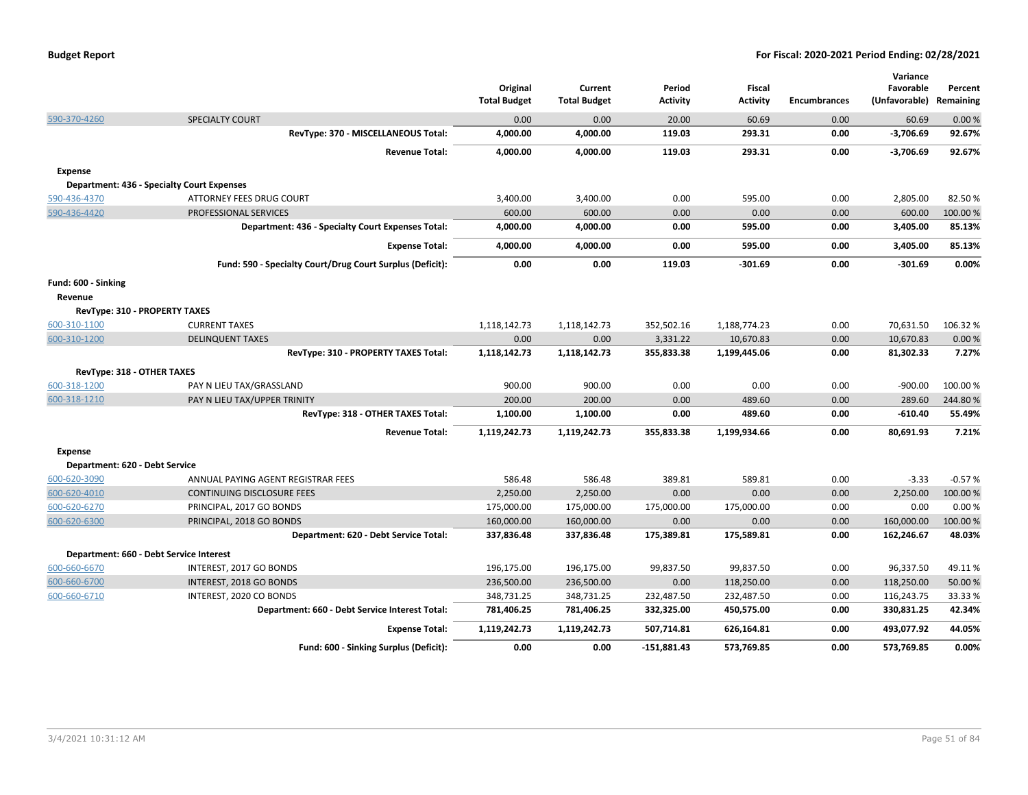**Budget Report** — For Fiscal: 2020-2021 Period Ending: 02/28/2021

| | | Original Total Budget | Current Total Budget | Period Activity | Fiscal Activity | Encumbrances | Variance Favorable (Unfavorable) | Percent Remaining |
|---|---|---|---|---|---|---|---|---|
| 590-370-4260 | SPECIALTY COURT | 0.00 | 0.00 | 20.00 | 60.69 | 0.00 | 60.69 | 0.00 % |
| | **RevType: 370 - MISCELLANEOUS Total:** | **4,000.00** | **4,000.00** | **119.03** | **293.31** | **0.00** | **-3,706.69** | **92.67%** |
| | **Revenue Total:** | **4,000.00** | **4,000.00** | **119.03** | **293.31** | **0.00** | **-3,706.69** | **92.67%** |
| **Expense** | | | | | | | | |
| **Department: 436 - Specialty Court Expenses** | | | | | | | | |
| 590-436-4370 | ATTORNEY FEES DRUG COURT | 3,400.00 | 3,400.00 | 0.00 | 595.00 | 0.00 | 2,805.00 | 82.50 % |
| 590-436-4420 | PROFESSIONAL SERVICES | 600.00 | 600.00 | 0.00 | 0.00 | 0.00 | 600.00 | 100.00 % |
| | **Department: 436 - Specialty Court Expenses Total:** | **4,000.00** | **4,000.00** | **0.00** | **595.00** | **0.00** | **3,405.00** | **85.13%** |
| | **Expense Total:** | **4,000.00** | **4,000.00** | **0.00** | **595.00** | **0.00** | **3,405.00** | **85.13%** |
| | **Fund: 590 - Specialty Court/Drug Court Surplus (Deficit):** | **0.00** | **0.00** | **119.03** | **-301.69** | **0.00** | **-301.69** | **0.00%** |
| **Fund: 600 - Sinking** | | | | | | | | |
| **Revenue** | | | | | | | | |
| **RevType: 310 - PROPERTY TAXES** | | | | | | | | |
| 600-310-1100 | CURRENT TAXES | 1,118,142.73 | 1,118,142.73 | 352,502.16 | 1,188,774.23 | 0.00 | 70,631.50 | 106.32 % |
| 600-310-1200 | DELINQUENT TAXES | 0.00 | 0.00 | 3,331.22 | 10,670.83 | 0.00 | 10,670.83 | 0.00 % |
| | **RevType: 310 - PROPERTY TAXES Total:** | **1,118,142.73** | **1,118,142.73** | **355,833.38** | **1,199,445.06** | **0.00** | **81,302.33** | **7.27%** |
| **RevType: 318 - OTHER TAXES** | | | | | | | | |
| 600-318-1200 | PAY N LIEU TAX/GRASSLAND | 900.00 | 900.00 | 0.00 | 0.00 | 0.00 | -900.00 | 100.00 % |
| 600-318-1210 | PAY N LIEU TAX/UPPER TRINITY | 200.00 | 200.00 | 0.00 | 489.60 | 0.00 | 289.60 | 244.80 % |
| | **RevType: 318 - OTHER TAXES Total:** | **1,100.00** | **1,100.00** | **0.00** | **489.60** | **0.00** | **-610.40** | **55.49%** |
| | **Revenue Total:** | **1,119,242.73** | **1,119,242.73** | **355,833.38** | **1,199,934.66** | **0.00** | **80,691.93** | **7.21%** |
| **Expense** | | | | | | | | |
| **Department: 620 - Debt Service** | | | | | | | | |
| 600-620-3090 | ANNUAL PAYING AGENT REGISTRAR FEES | 586.48 | 586.48 | 389.81 | 589.81 | 0.00 | -3.33 | -0.57 % |
| 600-620-4010 | CONTINUING DISCLOSURE FEES | 2,250.00 | 2,250.00 | 0.00 | 0.00 | 0.00 | 2,250.00 | 100.00 % |
| 600-620-6270 | PRINCIPAL, 2017 GO BONDS | 175,000.00 | 175,000.00 | 175,000.00 | 175,000.00 | 0.00 | 0.00 | 0.00 % |
| 600-620-6300 | PRINCIPAL, 2018 GO BONDS | 160,000.00 | 160,000.00 | 0.00 | 0.00 | 0.00 | 160,000.00 | 100.00 % |
| | **Department: 620 - Debt Service Total:** | **337,836.48** | **337,836.48** | **175,389.81** | **175,589.81** | **0.00** | **162,246.67** | **48.03%** |
| **Department: 660 - Debt Service Interest** | | | | | | | | |
| 600-660-6670 | INTEREST, 2017 GO BONDS | 196,175.00 | 196,175.00 | 99,837.50 | 99,837.50 | 0.00 | 96,337.50 | 49.11 % |
| 600-660-6700 | INTEREST, 2018 GO BONDS | 236,500.00 | 236,500.00 | 0.00 | 118,250.00 | 0.00 | 118,250.00 | 50.00 % |
| 600-660-6710 | INTEREST, 2020 CO BONDS | 348,731.25 | 348,731.25 | 232,487.50 | 232,487.50 | 0.00 | 116,243.75 | 33.33 % |
| | **Department: 660 - Debt Service Interest Total:** | **781,406.25** | **781,406.25** | **332,325.00** | **450,575.00** | **0.00** | **330,831.25** | **42.34%** |
| | **Expense Total:** | **1,119,242.73** | **1,119,242.73** | **507,714.81** | **626,164.81** | **0.00** | **493,077.92** | **44.05%** |
| | **Fund: 600 - Sinking Surplus (Deficit):** | **0.00** | **0.00** | **-151,881.43** | **573,769.85** | **0.00** | **573,769.85** | **0.00%** |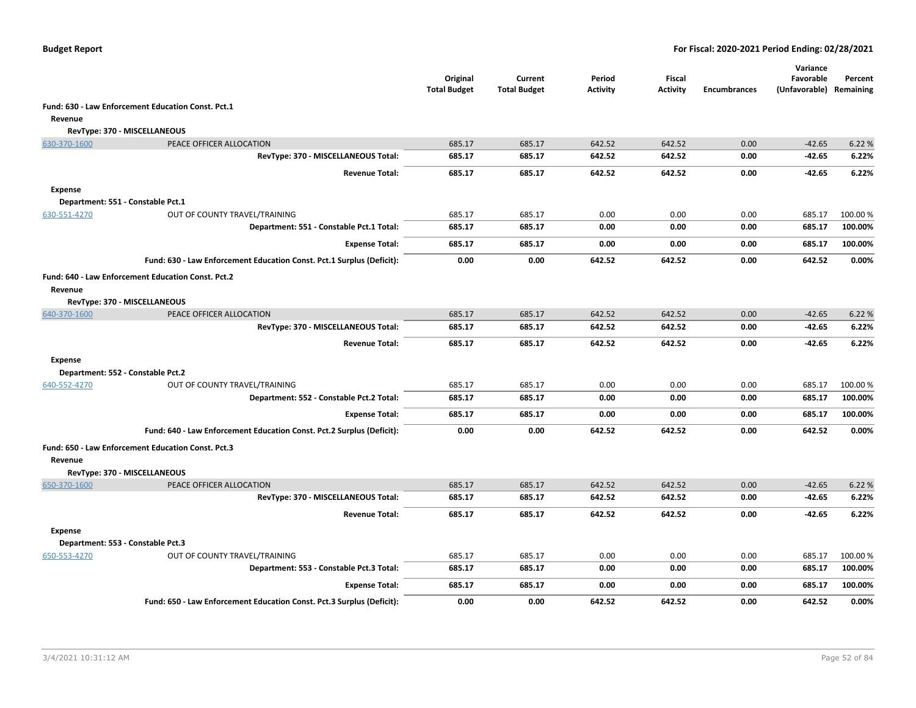| | | Original Total Budget | Current Total Budget | Period Activity | Fiscal Activity | Encumbrances | Variance Favorable (Unfavorable) | Percent Remaining |
|---|---|---|---|---|---|---|---|---|
| **Fund: 630 - Law Enforcement Education Const. Pct.1** | | | | | | | | |
| **Revenue** | | | | | | | | |
| **RevType: 370 - MISCELLANEOUS** | | | | | | | | |
| 630-370-1600 | PEACE OFFICER ALLOCATION | 685.17 | 685.17 | 642.52 | 642.52 | 0.00 | -42.65 | 6.22 % |
| | **RevType: 370 - MISCELLANEOUS Total:** | **685.17** | **685.17** | **642.52** | **642.52** | **0.00** | **-42.65** | **6.22%** |
| | **Revenue Total:** | **685.17** | **685.17** | **642.52** | **642.52** | **0.00** | **-42.65** | **6.22%** |
| **Expense** | | | | | | | | |
| **Department: 551 - Constable Pct.1** | | | | | | | | |
| 630-551-4270 | OUT OF COUNTY TRAVEL/TRAINING | 685.17 | 685.17 | 0.00 | 0.00 | 0.00 | 685.17 | 100.00 % |
| | **Department: 551 - Constable Pct.1 Total:** | **685.17** | **685.17** | **0.00** | **0.00** | **0.00** | **685.17** | **100.00%** |
| | **Expense Total:** | **685.17** | **685.17** | **0.00** | **0.00** | **0.00** | **685.17** | **100.00%** |
| | **Fund: 630 - Law Enforcement Education Const. Pct.1 Surplus (Deficit):** | **0.00** | **0.00** | **642.52** | **642.52** | **0.00** | **642.52** | **0.00%** |
| **Fund: 640 - Law Enforcement Education Const. Pct.2** | | | | | | | | |
| **Revenue** | | | | | | | | |
| **RevType: 370 - MISCELLANEOUS** | | | | | | | | |
| 640-370-1600 | PEACE OFFICER ALLOCATION | 685.17 | 685.17 | 642.52 | 642.52 | 0.00 | -42.65 | 6.22 % |
| | **RevType: 370 - MISCELLANEOUS Total:** | **685.17** | **685.17** | **642.52** | **642.52** | **0.00** | **-42.65** | **6.22%** |
| | **Revenue Total:** | **685.17** | **685.17** | **642.52** | **642.52** | **0.00** | **-42.65** | **6.22%** |
| **Expense** | | | | | | | | |
| **Department: 552 - Constable Pct.2** | | | | | | | | |
| 640-552-4270 | OUT OF COUNTY TRAVEL/TRAINING | 685.17 | 685.17 | 0.00 | 0.00 | 0.00 | 685.17 | 100.00 % |
| | **Department: 552 - Constable Pct.2 Total:** | **685.17** | **685.17** | **0.00** | **0.00** | **0.00** | **685.17** | **100.00%** |
| | **Expense Total:** | **685.17** | **685.17** | **0.00** | **0.00** | **0.00** | **685.17** | **100.00%** |
| | **Fund: 640 - Law Enforcement Education Const. Pct.2 Surplus (Deficit):** | **0.00** | **0.00** | **642.52** | **642.52** | **0.00** | **642.52** | **0.00%** |
| **Fund: 650 - Law Enforcement Education Const. Pct.3** | | | | | | | | |
| **Revenue** | | | | | | | | |
| **RevType: 370 - MISCELLANEOUS** | | | | | | | | |
| 650-370-1600 | PEACE OFFICER ALLOCATION | 685.17 | 685.17 | 642.52 | 642.52 | 0.00 | -42.65 | 6.22 % |
| | **RevType: 370 - MISCELLANEOUS Total:** | **685.17** | **685.17** | **642.52** | **642.52** | **0.00** | **-42.65** | **6.22%** |
| | **Revenue Total:** | **685.17** | **685.17** | **642.52** | **642.52** | **0.00** | **-42.65** | **6.22%** |
| **Expense** | | | | | | | | |
| **Department: 553 - Constable Pct.3** | | | | | | | | |
| 650-553-4270 | OUT OF COUNTY TRAVEL/TRAINING | 685.17 | 685.17 | 0.00 | 0.00 | 0.00 | 685.17 | 100.00 % |
| | **Department: 553 - Constable Pct.3 Total:** | **685.17** | **685.17** | **0.00** | **0.00** | **0.00** | **685.17** | **100.00%** |
| | **Expense Total:** | **685.17** | **685.17** | **0.00** | **0.00** | **0.00** | **685.17** | **100.00%** |
| | **Fund: 650 - Law Enforcement Education Const. Pct.3 Surplus (Deficit):** | **0.00** | **0.00** | **642.52** | **642.52** | **0.00** | **642.52** | **0.00%** |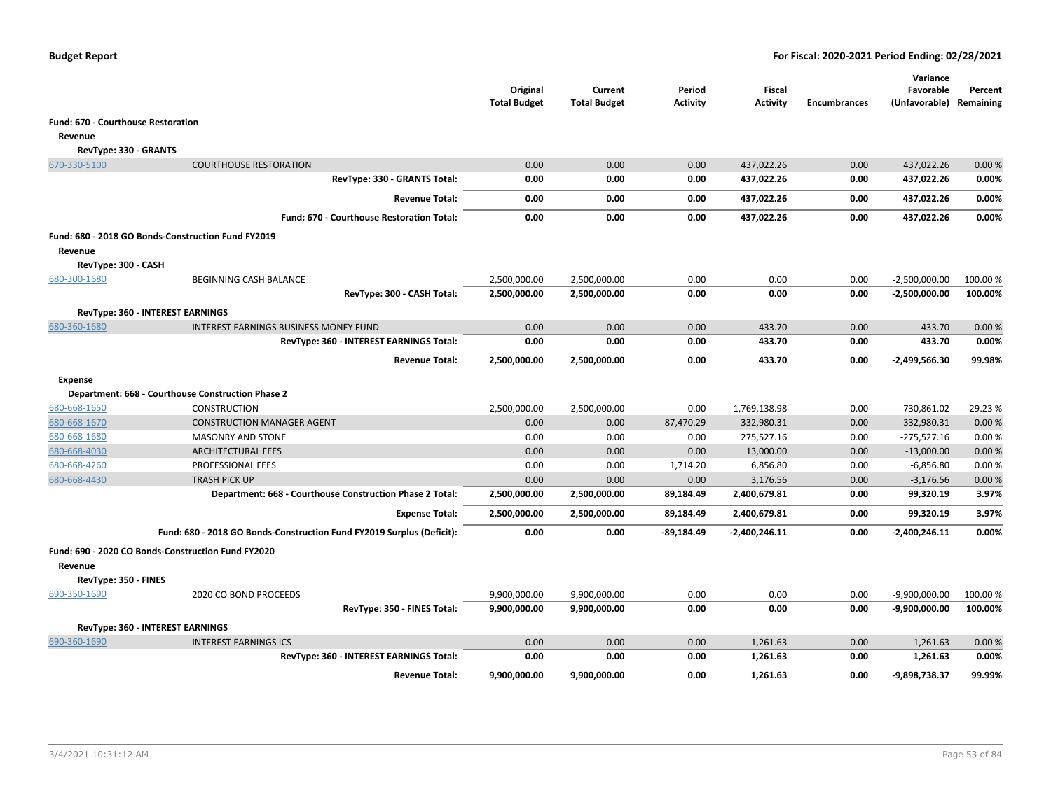| | | Original Total Budget | Current Total Budget | Period Activity | Fiscal Activity | Encumbrances | Variance Favorable (Unfavorable) | Percent Remaining |
|---|---|---|---|---|---|---|---|---|
| **Fund: 670 - Courthouse Restoration** | | | | | | | | |
| **Revenue** | | | | | | | | |
| **RevType: 330 - GRANTS** | | | | | | | | |
| 670-330-5100 | COURTHOUSE RESTORATION | 0.00 | 0.00 | 0.00 | 437,022.26 | 0.00 | 437,022.26 | 0.00 % |
| | **RevType: 330 - GRANTS Total:** | **0.00** | **0.00** | **0.00** | **437,022.26** | **0.00** | **437,022.26** | **0.00%** |
| | **Revenue Total:** | **0.00** | **0.00** | **0.00** | **437,022.26** | **0.00** | **437,022.26** | **0.00%** |
| | **Fund: 670 - Courthouse Restoration Total:** | **0.00** | **0.00** | **0.00** | **437,022.26** | **0.00** | **437,022.26** | **0.00%** |
| **Fund: 680 - 2018 GO Bonds-Construction Fund FY2019** | | | | | | | | |
| **Revenue** | | | | | | | | |
| **RevType: 300 - CASH** | | | | | | | | |
| 680-300-1680 | BEGINNING CASH BALANCE | 2,500,000.00 | 2,500,000.00 | 0.00 | 0.00 | 0.00 | -2,500,000.00 | 100.00 % |
| | **RevType: 300 - CASH Total:** | **2,500,000.00** | **2,500,000.00** | **0.00** | **0.00** | **0.00** | **-2,500,000.00** | **100.00%** |
| **RevType: 360 - INTEREST EARNINGS** | | | | | | | | |
| 680-360-1680 | INTEREST EARNINGS BUSINESS MONEY FUND | 0.00 | 0.00 | 0.00 | 433.70 | 0.00 | 433.70 | 0.00 % |
| | **RevType: 360 - INTEREST EARNINGS Total:** | **0.00** | **0.00** | **0.00** | **433.70** | **0.00** | **433.70** | **0.00%** |
| | **Revenue Total:** | **2,500,000.00** | **2,500,000.00** | **0.00** | **433.70** | **0.00** | **-2,499,566.30** | **99.98%** |
| **Expense** | | | | | | | | |
| **Department: 668 - Courthouse Construction Phase 2** | | | | | | | | |
| 680-668-1650 | CONSTRUCTION | 2,500,000.00 | 2,500,000.00 | 0.00 | 1,769,138.98 | 0.00 | 730,861.02 | 29.23 % |
| 680-668-1670 | CONSTRUCTION MANAGER AGENT | 0.00 | 0.00 | 87,470.29 | 332,980.31 | 0.00 | -332,980.31 | 0.00 % |
| 680-668-1680 | MASONRY AND STONE | 0.00 | 0.00 | 0.00 | 275,527.16 | 0.00 | -275,527.16 | 0.00 % |
| 680-668-4030 | ARCHITECTURAL FEES | 0.00 | 0.00 | 0.00 | 13,000.00 | 0.00 | -13,000.00 | 0.00 % |
| 680-668-4260 | PROFESSIONAL FEES | 0.00 | 0.00 | 1,714.20 | 6,856.80 | 0.00 | -6,856.80 | 0.00 % |
| 680-668-4430 | TRASH PICK UP | 0.00 | 0.00 | 0.00 | 3,176.56 | 0.00 | -3,176.56 | 0.00 % |
| | **Department: 668 - Courthouse Construction Phase 2 Total:** | **2,500,000.00** | **2,500,000.00** | **89,184.49** | **2,400,679.81** | **0.00** | **99,320.19** | **3.97%** |
| | **Expense Total:** | **2,500,000.00** | **2,500,000.00** | **89,184.49** | **2,400,679.81** | **0.00** | **99,320.19** | **3.97%** |
| | **Fund: 680 - 2018 GO Bonds-Construction Fund FY2019 Surplus (Deficit):** | **0.00** | **0.00** | **-89,184.49** | **-2,400,246.11** | **0.00** | **-2,400,246.11** | **0.00%** |
| **Fund: 690 - 2020 CO Bonds-Construction Fund FY2020** | | | | | | | | |
| **Revenue** | | | | | | | | |
| **RevType: 350 - FINES** | | | | | | | | |
| 690-350-1690 | 2020 CO BOND PROCEEDS | 9,900,000.00 | 9,900,000.00 | 0.00 | 0.00 | 0.00 | -9,900,000.00 | 100.00 % |
| | **RevType: 350 - FINES Total:** | **9,900,000.00** | **9,900,000.00** | **0.00** | **0.00** | **0.00** | **-9,900,000.00** | **100.00%** |
| **RevType: 360 - INTEREST EARNINGS** | | | | | | | | |
| 690-360-1690 | INTEREST EARNINGS ICS | 0.00 | 0.00 | 0.00 | 1,261.63 | 0.00 | 1,261.63 | 0.00 % |
| | **RevType: 360 - INTEREST EARNINGS Total:** | **0.00** | **0.00** | **0.00** | **1,261.63** | **0.00** | **1,261.63** | **0.00%** |
| | **Revenue Total:** | **9,900,000.00** | **9,900,000.00** | **0.00** | **1,261.63** | **0.00** | **-9,898,738.37** | **99.99%** |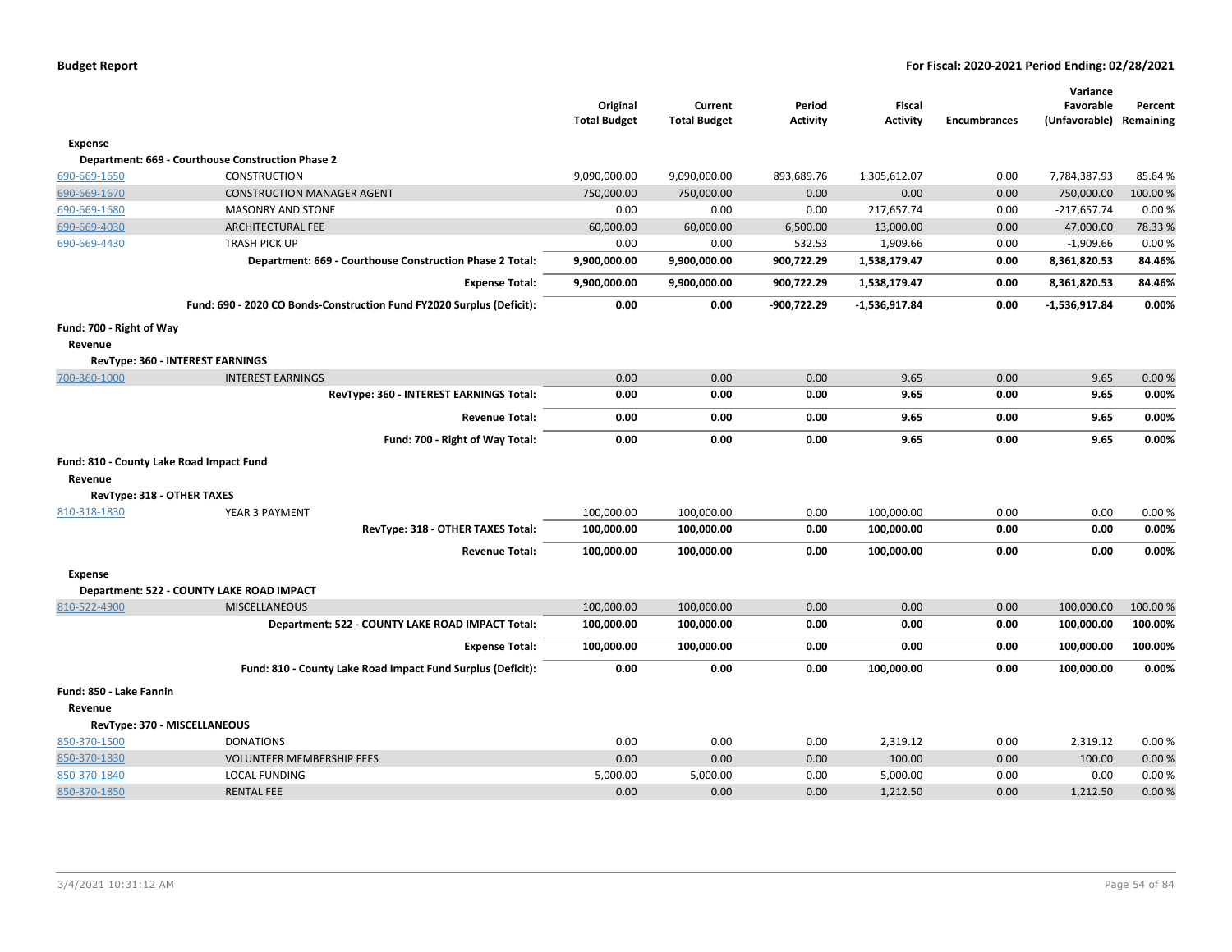| | | Original Total Budget | Current Total Budget | Period Activity | Fiscal Activity | Encumbrances | Variance Favorable (Unfavorable) | Percent Remaining |
|---|---|---|---|---|---|---|---|---|
| **Expense** | | | | | | | | |
| **Department: 669 - Courthouse Construction Phase 2** | | | | | | | | |
| 690-669-1650 | CONSTRUCTION | 9,090,000.00 | 9,090,000.00 | 893,689.76 | 1,305,612.07 | 0.00 | 7,784,387.93 | 85.64 % |
| 690-669-1670 | CONSTRUCTION MANAGER AGENT | 750,000.00 | 750,000.00 | 0.00 | 0.00 | 0.00 | 750,000.00 | 100.00 % |
| 690-669-1680 | MASONRY AND STONE | 0.00 | 0.00 | 0.00 | 217,657.74 | 0.00 | -217,657.74 | 0.00 % |
| 690-669-4030 | ARCHITECTURAL FEE | 60,000.00 | 60,000.00 | 6,500.00 | 13,000.00 | 0.00 | 47,000.00 | 78.33 % |
| 690-669-4430 | TRASH PICK UP | 0.00 | 0.00 | 532.53 | 1,909.66 | 0.00 | -1,909.66 | 0.00 % |
| | **Department: 669 - Courthouse Construction Phase 2 Total:** | **9,900,000.00** | **9,900,000.00** | **900,722.29** | **1,538,179.47** | **0.00** | **8,361,820.53** | **84.46%** |
| | **Expense Total:** | **9,900,000.00** | **9,900,000.00** | **900,722.29** | **1,538,179.47** | **0.00** | **8,361,820.53** | **84.46%** |
| | **Fund: 690 - 2020 CO Bonds-Construction Fund FY2020 Surplus (Deficit):** | **0.00** | **0.00** | **-900,722.29** | **-1,536,917.84** | **0.00** | **-1,536,917.84** | **0.00%** |
| **Fund: 700 - Right of Way** | | | | | | | | |
| **Revenue** | | | | | | | | |
| **RevType: 360 - INTEREST EARNINGS** | | | | | | | | |
| 700-360-1000 | INTEREST EARNINGS | 0.00 | 0.00 | 0.00 | 9.65 | 0.00 | 9.65 | 0.00 % |
| | **RevType: 360 - INTEREST EARNINGS Total:** | **0.00** | **0.00** | **0.00** | **9.65** | **0.00** | **9.65** | **0.00%** |
| | **Revenue Total:** | **0.00** | **0.00** | **0.00** | **9.65** | **0.00** | **9.65** | **0.00%** |
| | **Fund: 700 - Right of Way Total:** | **0.00** | **0.00** | **0.00** | **9.65** | **0.00** | **9.65** | **0.00%** |
| **Fund: 810 - County Lake Road Impact Fund** | | | | | | | | |
| **Revenue** | | | | | | | | |
| **RevType: 318 - OTHER TAXES** | | | | | | | | |
| 810-318-1830 | YEAR 3 PAYMENT | 100,000.00 | 100,000.00 | 0.00 | 100,000.00 | 0.00 | 0.00 | 0.00 % |
| | **RevType: 318 - OTHER TAXES Total:** | **100,000.00** | **100,000.00** | **0.00** | **100,000.00** | **0.00** | **0.00** | **0.00%** |
| | **Revenue Total:** | **100,000.00** | **100,000.00** | **0.00** | **100,000.00** | **0.00** | **0.00** | **0.00%** |
| **Expense** | | | | | | | | |
| **Department: 522 - COUNTY LAKE ROAD IMPACT** | | | | | | | | |
| 810-522-4900 | MISCELLANEOUS | 100,000.00 | 100,000.00 | 0.00 | 0.00 | 0.00 | 100,000.00 | 100.00 % |
| | **Department: 522 - COUNTY LAKE ROAD IMPACT Total:** | **100,000.00** | **100,000.00** | **0.00** | **0.00** | **0.00** | **100,000.00** | **100.00%** |
| | **Expense Total:** | **100,000.00** | **100,000.00** | **0.00** | **0.00** | **0.00** | **100,000.00** | **100.00%** |
| | **Fund: 810 - County Lake Road Impact Fund Surplus (Deficit):** | **0.00** | **0.00** | **0.00** | **100,000.00** | **0.00** | **100,000.00** | **0.00%** |
| **Fund: 850 - Lake Fannin** | | | | | | | | |
| **Revenue** | | | | | | | | |
| **RevType: 370 - MISCELLANEOUS** | | | | | | | | |
| 850-370-1500 | DONATIONS | 0.00 | 0.00 | 0.00 | 2,319.12 | 0.00 | 2,319.12 | 0.00 % |
| 850-370-1830 | VOLUNTEER MEMBERSHIP FEES | 0.00 | 0.00 | 0.00 | 100.00 | 0.00 | 100.00 | 0.00 % |
| 850-370-1840 | LOCAL FUNDING | 5,000.00 | 5,000.00 | 0.00 | 5,000.00 | 0.00 | 0.00 | 0.00 % |
| 850-370-1850 | RENTAL FEE | 0.00 | 0.00 | 0.00 | 1,212.50 | 0.00 | 1,212.50 | 0.00 % |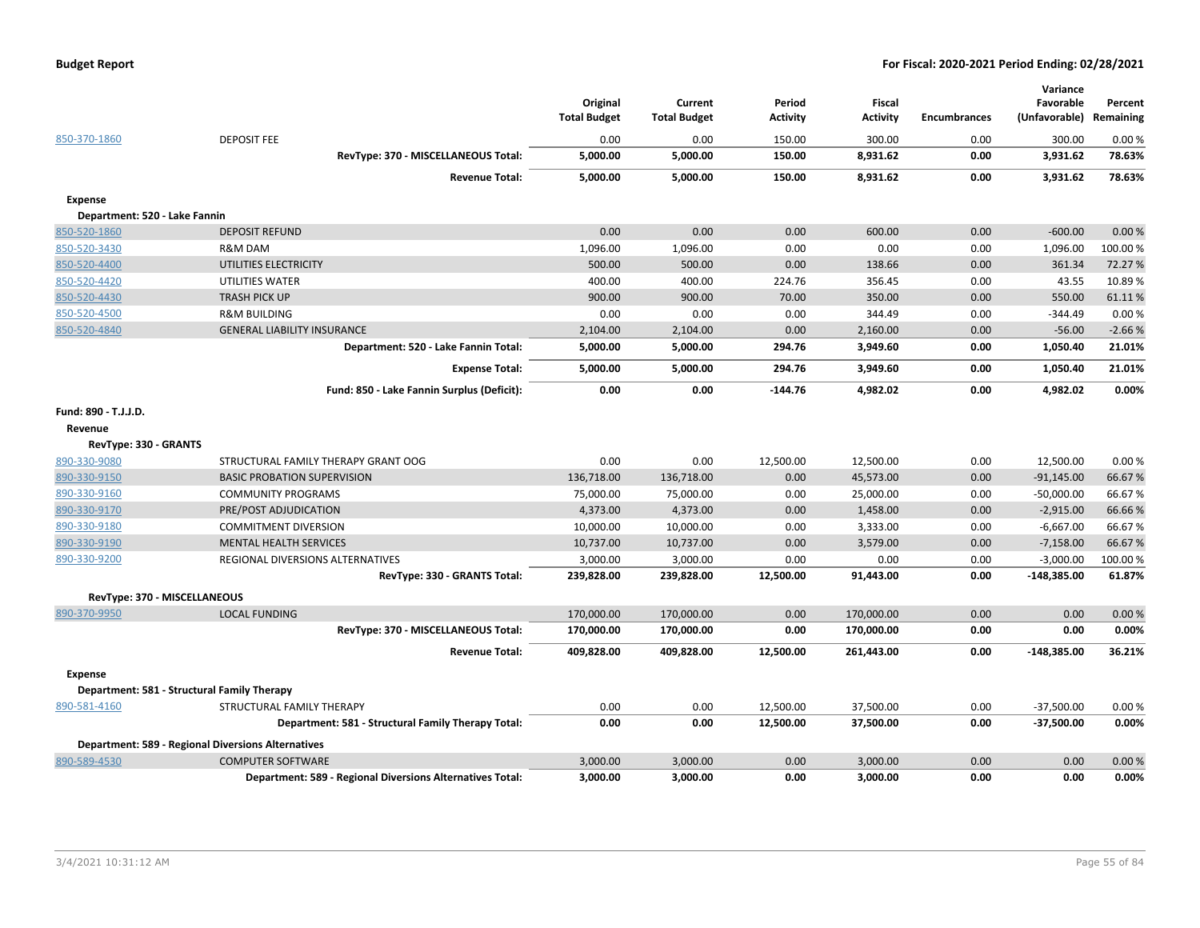**Budget Report** — **For Fiscal: 2020-2021 Period Ending: 02/28/2021**

| | | Original Total Budget | Current Total Budget | Period Activity | Fiscal Activity | Encumbrances | Variance Favorable (Unfavorable) | Percent Remaining |
|---|---|---|---|---|---|---|---|---|
| 850-370-1860 | DEPOSIT FEE | 0.00 | 0.00 | 150.00 | 300.00 | 0.00 | 300.00 | 0.00 % |
| | **RevType: 370 - MISCELLANEOUS Total:** | **5,000.00** | **5,000.00** | **150.00** | **8,931.62** | **0.00** | **3,931.62** | **78.63%** |
| | **Revenue Total:** | **5,000.00** | **5,000.00** | **150.00** | **8,931.62** | **0.00** | **3,931.62** | **78.63%** |
| **Expense** | | | | | | | | |
| **Department: 520 - Lake Fannin** | | | | | | | | |
| 850-520-1860 | DEPOSIT REFUND | 0.00 | 0.00 | 0.00 | 600.00 | 0.00 | -600.00 | 0.00 % |
| 850-520-3430 | R&M DAM | 1,096.00 | 1,096.00 | 0.00 | 0.00 | 0.00 | 1,096.00 | 100.00 % |
| 850-520-4400 | UTILITIES ELECTRICITY | 500.00 | 500.00 | 0.00 | 138.66 | 0.00 | 361.34 | 72.27 % |
| 850-520-4420 | UTILITIES WATER | 400.00 | 400.00 | 224.76 | 356.45 | 0.00 | 43.55 | 10.89 % |
| 850-520-4430 | TRASH PICK UP | 900.00 | 900.00 | 70.00 | 350.00 | 0.00 | 550.00 | 61.11 % |
| 850-520-4500 | R&M BUILDING | 0.00 | 0.00 | 0.00 | 344.49 | 0.00 | -344.49 | 0.00 % |
| 850-520-4840 | GENERAL LIABILITY INSURANCE | 2,104.00 | 2,104.00 | 0.00 | 2,160.00 | 0.00 | -56.00 | -2.66 % |
| | **Department: 520 - Lake Fannin Total:** | **5,000.00** | **5,000.00** | **294.76** | **3,949.60** | **0.00** | **1,050.40** | **21.01%** |
| | **Expense Total:** | **5,000.00** | **5,000.00** | **294.76** | **3,949.60** | **0.00** | **1,050.40** | **21.01%** |
| | **Fund: 850 - Lake Fannin Surplus (Deficit):** | **0.00** | **0.00** | **-144.76** | **4,982.02** | **0.00** | **4,982.02** | **0.00%** |
| **Fund: 890 - T.J.J.D.** | | | | | | | | |
| **Revenue** | | | | | | | | |
| **RevType: 330 - GRANTS** | | | | | | | | |
| 890-330-9080 | STRUCTURAL FAMILY THERAPY GRANT OOG | 0.00 | 0.00 | 12,500.00 | 12,500.00 | 0.00 | 12,500.00 | 0.00 % |
| 890-330-9150 | BASIC PROBATION SUPERVISION | 136,718.00 | 136,718.00 | 0.00 | 45,573.00 | 0.00 | -91,145.00 | 66.67 % |
| 890-330-9160 | COMMUNITY PROGRAMS | 75,000.00 | 75,000.00 | 0.00 | 25,000.00 | 0.00 | -50,000.00 | 66.67 % |
| 890-330-9170 | PRE/POST ADJUDICATION | 4,373.00 | 4,373.00 | 0.00 | 1,458.00 | 0.00 | -2,915.00 | 66.66 % |
| 890-330-9180 | COMMITMENT DIVERSION | 10,000.00 | 10,000.00 | 0.00 | 3,333.00 | 0.00 | -6,667.00 | 66.67 % |
| 890-330-9190 | MENTAL HEALTH SERVICES | 10,737.00 | 10,737.00 | 0.00 | 3,579.00 | 0.00 | -7,158.00 | 66.67 % |
| 890-330-9200 | REGIONAL DIVERSIONS ALTERNATIVES | 3,000.00 | 3,000.00 | 0.00 | 0.00 | 0.00 | -3,000.00 | 100.00 % |
| | **RevType: 330 - GRANTS Total:** | **239,828.00** | **239,828.00** | **12,500.00** | **91,443.00** | **0.00** | **-148,385.00** | **61.87%** |
| **RevType: 370 - MISCELLANEOUS** | | | | | | | | |
| 890-370-9950 | LOCAL FUNDING | 170,000.00 | 170,000.00 | 0.00 | 170,000.00 | 0.00 | 0.00 | 0.00 % |
| | **RevType: 370 - MISCELLANEOUS Total:** | **170,000.00** | **170,000.00** | **0.00** | **170,000.00** | **0.00** | **0.00** | **0.00%** |
| | **Revenue Total:** | **409,828.00** | **409,828.00** | **12,500.00** | **261,443.00** | **0.00** | **-148,385.00** | **36.21%** |
| **Expense** | | | | | | | | |
| **Department: 581 - Structural Family Therapy** | | | | | | | | |
| 890-581-4160 | STRUCTURAL FAMILY THERAPY | 0.00 | 0.00 | 12,500.00 | 37,500.00 | 0.00 | -37,500.00 | 0.00 % |
| | **Department: 581 - Structural Family Therapy Total:** | **0.00** | **0.00** | **12,500.00** | **37,500.00** | **0.00** | **-37,500.00** | **0.00%** |
| **Department: 589 - Regional Diversions Alternatives** | | | | | | | | |
| 890-589-4530 | COMPUTER SOFTWARE | 3,000.00 | 3,000.00 | 0.00 | 3,000.00 | 0.00 | 0.00 | 0.00 % |
| | **Department: 589 - Regional Diversions Alternatives Total:** | **3,000.00** | **3,000.00** | **0.00** | **3,000.00** | **0.00** | **0.00** | **0.00%** |

3/4/2021 10:31:12 AM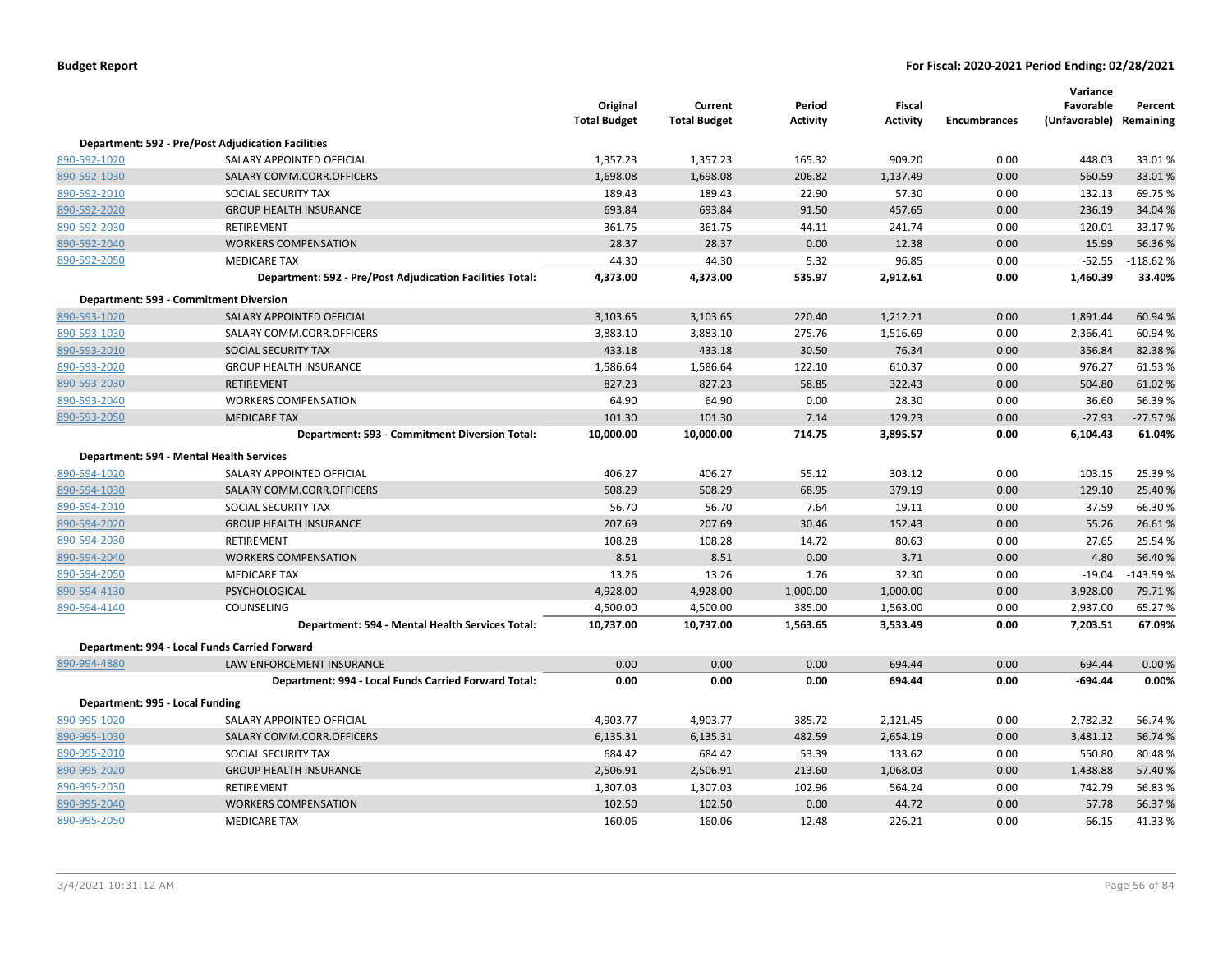| | | Original Total Budget | Current Total Budget | Period Activity | Fiscal Activity | Encumbrances | Variance Favorable (Unfavorable) | Percent Remaining |
|---|---|---|---|---|---|---|---|---|
| **Department: 592 - Pre/Post Adjudication Facilities** | | | | | | | | |
| 890-592-1020 | SALARY APPOINTED OFFICIAL | 1,357.23 | 1,357.23 | 165.32 | 909.20 | 0.00 | 448.03 | 33.01 % |
| 890-592-1030 | SALARY COMM.CORR.OFFICERS | 1,698.08 | 1,698.08 | 206.82 | 1,137.49 | 0.00 | 560.59 | 33.01 % |
| 890-592-2010 | SOCIAL SECURITY TAX | 189.43 | 189.43 | 22.90 | 57.30 | 0.00 | 132.13 | 69.75 % |
| 890-592-2020 | GROUP HEALTH INSURANCE | 693.84 | 693.84 | 91.50 | 457.65 | 0.00 | 236.19 | 34.04 % |
| 890-592-2030 | RETIREMENT | 361.75 | 361.75 | 44.11 | 241.74 | 0.00 | 120.01 | 33.17 % |
| 890-592-2040 | WORKERS COMPENSATION | 28.37 | 28.37 | 0.00 | 12.38 | 0.00 | 15.99 | 56.36 % |
| 890-592-2050 | MEDICARE TAX | 44.30 | 44.30 | 5.32 | 96.85 | 0.00 | -52.55 | -118.62 % |
| | **Department: 592 - Pre/Post Adjudication Facilities Total:** | **4,373.00** | **4,373.00** | **535.97** | **2,912.61** | **0.00** | **1,460.39** | **33.40%** |
| **Department: 593 - Commitment Diversion** | | | | | | | | |
| 890-593-1020 | SALARY APPOINTED OFFICIAL | 3,103.65 | 3,103.65 | 220.40 | 1,212.21 | 0.00 | 1,891.44 | 60.94 % |
| 890-593-1030 | SALARY COMM.CORR.OFFICERS | 3,883.10 | 3,883.10 | 275.76 | 1,516.69 | 0.00 | 2,366.41 | 60.94 % |
| 890-593-2010 | SOCIAL SECURITY TAX | 433.18 | 433.18 | 30.50 | 76.34 | 0.00 | 356.84 | 82.38 % |
| 890-593-2020 | GROUP HEALTH INSURANCE | 1,586.64 | 1,586.64 | 122.10 | 610.37 | 0.00 | 976.27 | 61.53 % |
| 890-593-2030 | RETIREMENT | 827.23 | 827.23 | 58.85 | 322.43 | 0.00 | 504.80 | 61.02 % |
| 890-593-2040 | WORKERS COMPENSATION | 64.90 | 64.90 | 0.00 | 28.30 | 0.00 | 36.60 | 56.39 % |
| 890-593-2050 | MEDICARE TAX | 101.30 | 101.30 | 7.14 | 129.23 | 0.00 | -27.93 | -27.57 % |
| | **Department: 593 - Commitment Diversion Total:** | **10,000.00** | **10,000.00** | **714.75** | **3,895.57** | **0.00** | **6,104.43** | **61.04%** |
| **Department: 594 - Mental Health Services** | | | | | | | | |
| 890-594-1020 | SALARY APPOINTED OFFICIAL | 406.27 | 406.27 | 55.12 | 303.12 | 0.00 | 103.15 | 25.39 % |
| 890-594-1030 | SALARY COMM.CORR.OFFICERS | 508.29 | 508.29 | 68.95 | 379.19 | 0.00 | 129.10 | 25.40 % |
| 890-594-2010 | SOCIAL SECURITY TAX | 56.70 | 56.70 | 7.64 | 19.11 | 0.00 | 37.59 | 66.30 % |
| 890-594-2020 | GROUP HEALTH INSURANCE | 207.69 | 207.69 | 30.46 | 152.43 | 0.00 | 55.26 | 26.61 % |
| 890-594-2030 | RETIREMENT | 108.28 | 108.28 | 14.72 | 80.63 | 0.00 | 27.65 | 25.54 % |
| 890-594-2040 | WORKERS COMPENSATION | 8.51 | 8.51 | 0.00 | 3.71 | 0.00 | 4.80 | 56.40 % |
| 890-594-2050 | MEDICARE TAX | 13.26 | 13.26 | 1.76 | 32.30 | 0.00 | -19.04 | -143.59 % |
| 890-594-4130 | PSYCHOLOGICAL | 4,928.00 | 4,928.00 | 1,000.00 | 1,000.00 | 0.00 | 3,928.00 | 79.71 % |
| 890-594-4140 | COUNSELING | 4,500.00 | 4,500.00 | 385.00 | 1,563.00 | 0.00 | 2,937.00 | 65.27 % |
| | **Department: 594 - Mental Health Services Total:** | **10,737.00** | **10,737.00** | **1,563.65** | **3,533.49** | **0.00** | **7,203.51** | **67.09%** |
| **Department: 994 - Local Funds Carried Forward** | | | | | | | | |
| 890-994-4880 | LAW ENFORCEMENT INSURANCE | 0.00 | 0.00 | 0.00 | 694.44 | 0.00 | -694.44 | 0.00 % |
| | **Department: 994 - Local Funds Carried Forward Total:** | **0.00** | **0.00** | **0.00** | **694.44** | **0.00** | **-694.44** | **0.00%** |
| **Department: 995 - Local Funding** | | | | | | | | |
| 890-995-1020 | SALARY APPOINTED OFFICIAL | 4,903.77 | 4,903.77 | 385.72 | 2,121.45 | 0.00 | 2,782.32 | 56.74 % |
| 890-995-1030 | SALARY COMM.CORR.OFFICERS | 6,135.31 | 6,135.31 | 482.59 | 2,654.19 | 0.00 | 3,481.12 | 56.74 % |
| 890-995-2010 | SOCIAL SECURITY TAX | 684.42 | 684.42 | 53.39 | 133.62 | 0.00 | 550.80 | 80.48 % |
| 890-995-2020 | GROUP HEALTH INSURANCE | 2,506.91 | 2,506.91 | 213.60 | 1,068.03 | 0.00 | 1,438.88 | 57.40 % |
| 890-995-2030 | RETIREMENT | 1,307.03 | 1,307.03 | 102.96 | 564.24 | 0.00 | 742.79 | 56.83 % |
| 890-995-2040 | WORKERS COMPENSATION | 102.50 | 102.50 | 0.00 | 44.72 | 0.00 | 57.78 | 56.37 % |
| 890-995-2050 | MEDICARE TAX | 160.06 | 160.06 | 12.48 | 226.21 | 0.00 | -66.15 | -41.33 % |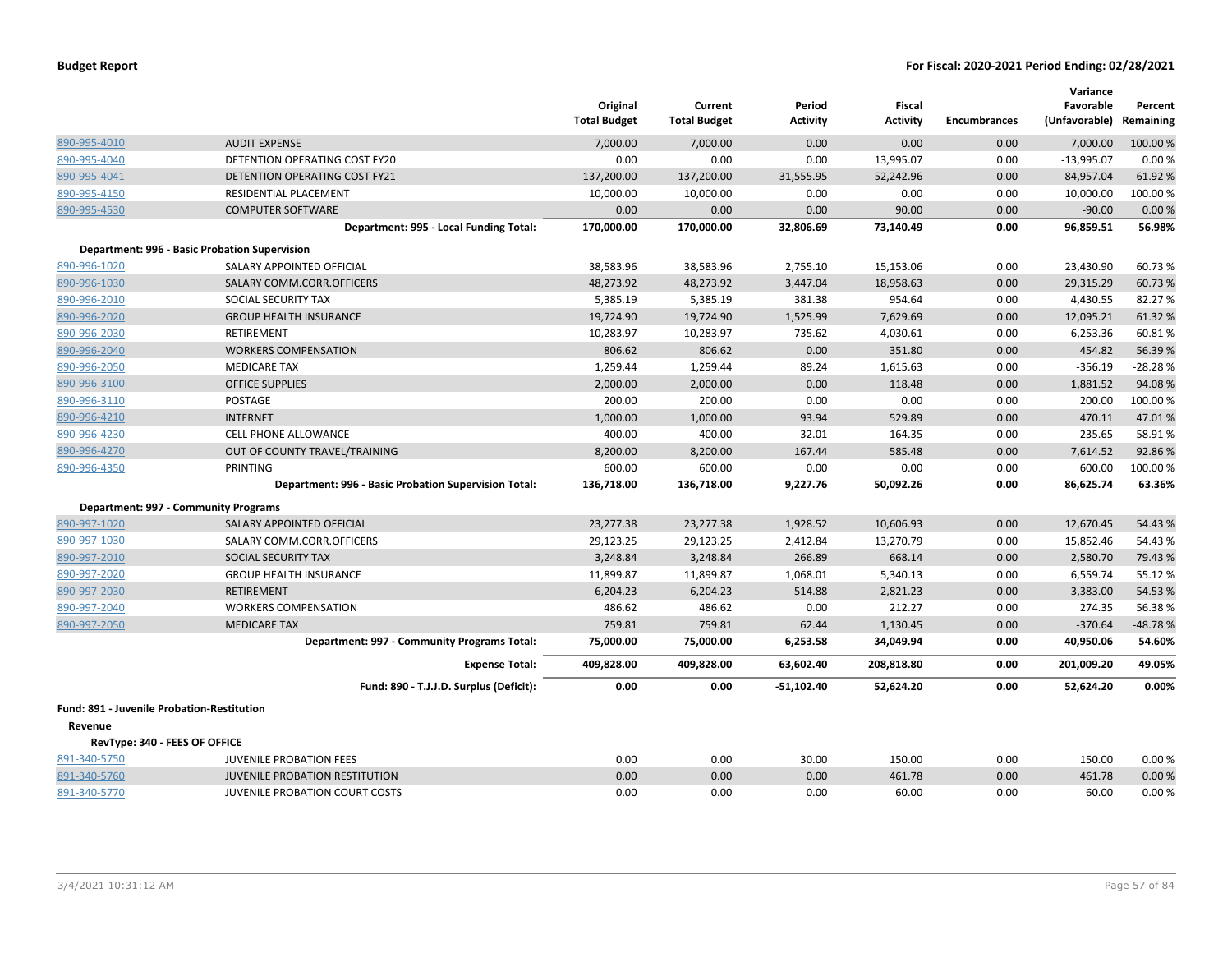**Budget Report** | **For Fiscal: 2020-2021 Period Ending: 02/28/2021**

| | | Original Total Budget | Current Total Budget | Period Activity | Fiscal Activity | Encumbrances | Variance Favorable (Unfavorable) | Percent Remaining |
|---|---|---|---|---|---|---|---|---|
| 890-995-4010 | AUDIT EXPENSE | 7,000.00 | 7,000.00 | 0.00 | 0.00 | 0.00 | 7,000.00 | 100.00 % |
| 890-995-4040 | DETENTION OPERATING COST FY20 | 0.00 | 0.00 | 0.00 | 13,995.07 | 0.00 | -13,995.07 | 0.00 % |
| 890-995-4041 | DETENTION OPERATING COST FY21 | 137,200.00 | 137,200.00 | 31,555.95 | 52,242.96 | 0.00 | 84,957.04 | 61.92 % |
| 890-995-4150 | RESIDENTIAL PLACEMENT | 10,000.00 | 10,000.00 | 0.00 | 0.00 | 0.00 | 10,000.00 | 100.00 % |
| 890-995-4530 | COMPUTER SOFTWARE | 0.00 | 0.00 | 0.00 | 90.00 | 0.00 | -90.00 | 0.00 % |
| | **Department: 995 - Local Funding Total:** | **170,000.00** | **170,000.00** | **32,806.69** | **73,140.49** | **0.00** | **96,859.51** | **56.98%** |
| **Department: 996 - Basic Probation Supervision** | | | | | | | | |
| 890-996-1020 | SALARY APPOINTED OFFICIAL | 38,583.96 | 38,583.96 | 2,755.10 | 15,153.06 | 0.00 | 23,430.90 | 60.73 % |
| 890-996-1030 | SALARY COMM.CORR.OFFICERS | 48,273.92 | 48,273.92 | 3,447.04 | 18,958.63 | 0.00 | 29,315.29 | 60.73 % |
| 890-996-2010 | SOCIAL SECURITY TAX | 5,385.19 | 5,385.19 | 381.38 | 954.64 | 0.00 | 4,430.55 | 82.27 % |
| 890-996-2020 | GROUP HEALTH INSURANCE | 19,724.90 | 19,724.90 | 1,525.99 | 7,629.69 | 0.00 | 12,095.21 | 61.32 % |
| 890-996-2030 | RETIREMENT | 10,283.97 | 10,283.97 | 735.62 | 4,030.61 | 0.00 | 6,253.36 | 60.81 % |
| 890-996-2040 | WORKERS COMPENSATION | 806.62 | 806.62 | 0.00 | 351.80 | 0.00 | 454.82 | 56.39 % |
| 890-996-2050 | MEDICARE TAX | 1,259.44 | 1,259.44 | 89.24 | 1,615.63 | 0.00 | -356.19 | -28.28 % |
| 890-996-3100 | OFFICE SUPPLIES | 2,000.00 | 2,000.00 | 0.00 | 118.48 | 0.00 | 1,881.52 | 94.08 % |
| 890-996-3110 | POSTAGE | 200.00 | 200.00 | 0.00 | 0.00 | 0.00 | 200.00 | 100.00 % |
| 890-996-4210 | INTERNET | 1,000.00 | 1,000.00 | 93.94 | 529.89 | 0.00 | 470.11 | 47.01 % |
| 890-996-4230 | CELL PHONE ALLOWANCE | 400.00 | 400.00 | 32.01 | 164.35 | 0.00 | 235.65 | 58.91 % |
| 890-996-4270 | OUT OF COUNTY TRAVEL/TRAINING | 8,200.00 | 8,200.00 | 167.44 | 585.48 | 0.00 | 7,614.52 | 92.86 % |
| 890-996-4350 | PRINTING | 600.00 | 600.00 | 0.00 | 0.00 | 0.00 | 600.00 | 100.00 % |
| | **Department: 996 - Basic Probation Supervision Total:** | **136,718.00** | **136,718.00** | **9,227.76** | **50,092.26** | **0.00** | **86,625.74** | **63.36%** |
| **Department: 997 - Community Programs** | | | | | | | | |
| 890-997-1020 | SALARY APPOINTED OFFICIAL | 23,277.38 | 23,277.38 | 1,928.52 | 10,606.93 | 0.00 | 12,670.45 | 54.43 % |
| 890-997-1030 | SALARY COMM.CORR.OFFICERS | 29,123.25 | 29,123.25 | 2,412.84 | 13,270.79 | 0.00 | 15,852.46 | 54.43 % |
| 890-997-2010 | SOCIAL SECURITY TAX | 3,248.84 | 3,248.84 | 266.89 | 668.14 | 0.00 | 2,580.70 | 79.43 % |
| 890-997-2020 | GROUP HEALTH INSURANCE | 11,899.87 | 11,899.87 | 1,068.01 | 5,340.13 | 0.00 | 6,559.74 | 55.12 % |
| 890-997-2030 | RETIREMENT | 6,204.23 | 6,204.23 | 514.88 | 2,821.23 | 0.00 | 3,383.00 | 54.53 % |
| 890-997-2040 | WORKERS COMPENSATION | 486.62 | 486.62 | 0.00 | 212.27 | 0.00 | 274.35 | 56.38 % |
| 890-997-2050 | MEDICARE TAX | 759.81 | 759.81 | 62.44 | 1,130.45 | 0.00 | -370.64 | -48.78 % |
| | **Department: 997 - Community Programs Total:** | **75,000.00** | **75,000.00** | **6,253.58** | **34,049.94** | **0.00** | **40,950.06** | **54.60%** |
| | **Expense Total:** | **409,828.00** | **409,828.00** | **63,602.40** | **208,818.80** | **0.00** | **201,009.20** | **49.05%** |
| | **Fund: 890 - T.J.J.D. Surplus (Deficit):** | **0.00** | **0.00** | **-51,102.40** | **52,624.20** | **0.00** | **52,624.20** | **0.00%** |
| **Fund: 891 - Juvenile Probation-Restitution** | | | | | | | | |
| **Revenue** | | | | | | | | |
| **RevType: 340 - FEES OF OFFICE** | | | | | | | | |
| 891-340-5750 | JUVENILE PROBATION FEES | 0.00 | 0.00 | 30.00 | 150.00 | 0.00 | 150.00 | 0.00 % |
| 891-340-5760 | JUVENILE PROBATION RESTITUTION | 0.00 | 0.00 | 0.00 | 461.78 | 0.00 | 461.78 | 0.00 % |
| 891-340-5770 | JUVENILE PROBATION COURT COSTS | 0.00 | 0.00 | 0.00 | 60.00 | 0.00 | 60.00 | 0.00 % |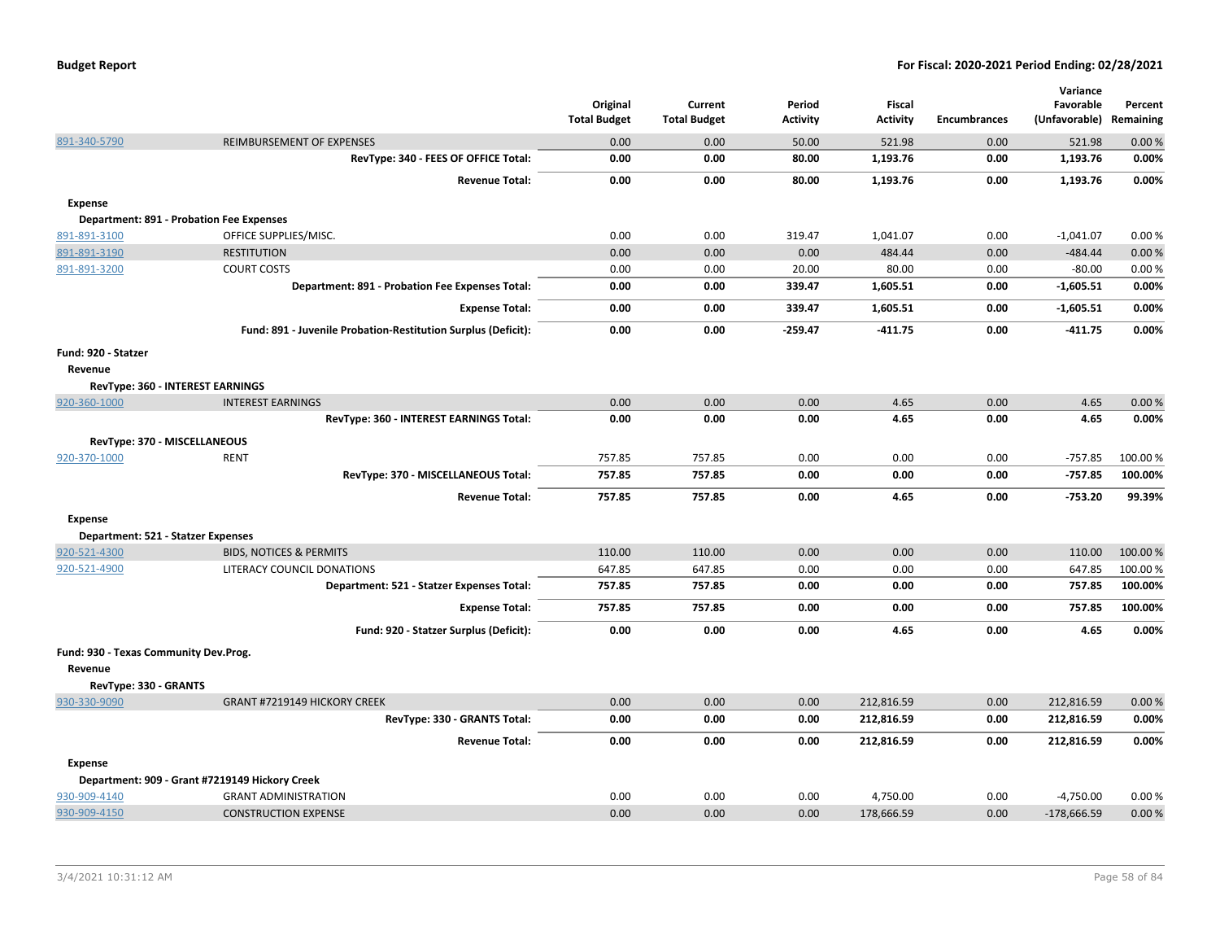| | | Original Total Budget | Current Total Budget | Period Activity | Fiscal Activity | Encumbrances | Variance Favorable (Unfavorable) | Percent Remaining |
|---|---|---|---|---|---|---|---|---|
| 891-340-5790 | REIMBURSEMENT OF EXPENSES | 0.00 | 0.00 | 50.00 | 521.98 | 0.00 | 521.98 | 0.00 % |
| | **RevType: 340 - FEES OF OFFICE Total:** | **0.00** | **0.00** | **80.00** | **1,193.76** | **0.00** | **1,193.76** | **0.00%** |
| | **Revenue Total:** | **0.00** | **0.00** | **80.00** | **1,193.76** | **0.00** | **1,193.76** | **0.00%** |
| **Expense** | | | | | | | | |
| **Department: 891 - Probation Fee Expenses** | | | | | | | | |
| 891-891-3100 | OFFICE SUPPLIES/MISC. | 0.00 | 0.00 | 319.47 | 1,041.07 | 0.00 | -1,041.07 | 0.00 % |
| 891-891-3190 | RESTITUTION | 0.00 | 0.00 | 0.00 | 484.44 | 0.00 | -484.44 | 0.00 % |
| 891-891-3200 | COURT COSTS | 0.00 | 0.00 | 20.00 | 80.00 | 0.00 | -80.00 | 0.00 % |
| | **Department: 891 - Probation Fee Expenses Total:** | **0.00** | **0.00** | **339.47** | **1,605.51** | **0.00** | **-1,605.51** | **0.00%** |
| | **Expense Total:** | **0.00** | **0.00** | **339.47** | **1,605.51** | **0.00** | **-1,605.51** | **0.00%** |
| | **Fund: 891 - Juvenile Probation-Restitution Surplus (Deficit):** | **0.00** | **0.00** | **-259.47** | **-411.75** | **0.00** | **-411.75** | **0.00%** |
| **Fund: 920 - Statzer** | | | | | | | | |
| **Revenue** | | | | | | | | |
| **RevType: 360 - INTEREST EARNINGS** | | | | | | | | |
| 920-360-1000 | INTEREST EARNINGS | 0.00 | 0.00 | 0.00 | 4.65 | 0.00 | 4.65 | 0.00 % |
| | **RevType: 360 - INTEREST EARNINGS Total:** | **0.00** | **0.00** | **0.00** | **4.65** | **0.00** | **4.65** | **0.00%** |
| **RevType: 370 - MISCELLANEOUS** | | | | | | | | |
| 920-370-1000 | RENT | 757.85 | 757.85 | 0.00 | 0.00 | 0.00 | -757.85 | 100.00 % |
| | **RevType: 370 - MISCELLANEOUS Total:** | **757.85** | **757.85** | **0.00** | **0.00** | **0.00** | **-757.85** | **100.00%** |
| | **Revenue Total:** | **757.85** | **757.85** | **0.00** | **4.65** | **0.00** | **-753.20** | **99.39%** |
| **Expense** | | | | | | | | |
| **Department: 521 - Statzer Expenses** | | | | | | | | |
| 920-521-4300 | BIDS, NOTICES & PERMITS | 110.00 | 110.00 | 0.00 | 0.00 | 0.00 | 110.00 | 100.00 % |
| 920-521-4900 | LITERACY COUNCIL DONATIONS | 647.85 | 647.85 | 0.00 | 0.00 | 0.00 | 647.85 | 100.00 % |
| | **Department: 521 - Statzer Expenses Total:** | **757.85** | **757.85** | **0.00** | **0.00** | **0.00** | **757.85** | **100.00%** |
| | **Expense Total:** | **757.85** | **757.85** | **0.00** | **0.00** | **0.00** | **757.85** | **100.00%** |
| | **Fund: 920 - Statzer Surplus (Deficit):** | **0.00** | **0.00** | **0.00** | **4.65** | **0.00** | **4.65** | **0.00%** |
| **Fund: 930 - Texas Community Dev.Prog.** | | | | | | | | |
| **Revenue** | | | | | | | | |
| **RevType: 330 - GRANTS** | | | | | | | | |
| 930-330-9090 | GRANT #7219149 HICKORY CREEK | 0.00 | 0.00 | 0.00 | 212,816.59 | 0.00 | 212,816.59 | 0.00 % |
| | **RevType: 330 - GRANTS Total:** | **0.00** | **0.00** | **0.00** | **212,816.59** | **0.00** | **212,816.59** | **0.00%** |
| | **Revenue Total:** | **0.00** | **0.00** | **0.00** | **212,816.59** | **0.00** | **212,816.59** | **0.00%** |
| **Expense** | | | | | | | | |
| **Department: 909 - Grant #7219149 Hickory Creek** | | | | | | | | |
| 930-909-4140 | GRANT ADMINISTRATION | 0.00 | 0.00 | 0.00 | 4,750.00 | 0.00 | -4,750.00 | 0.00 % |
| 930-909-4150 | CONSTRUCTION EXPENSE | 0.00 | 0.00 | 0.00 | 178,666.59 | 0.00 | -178,666.59 | 0.00 % |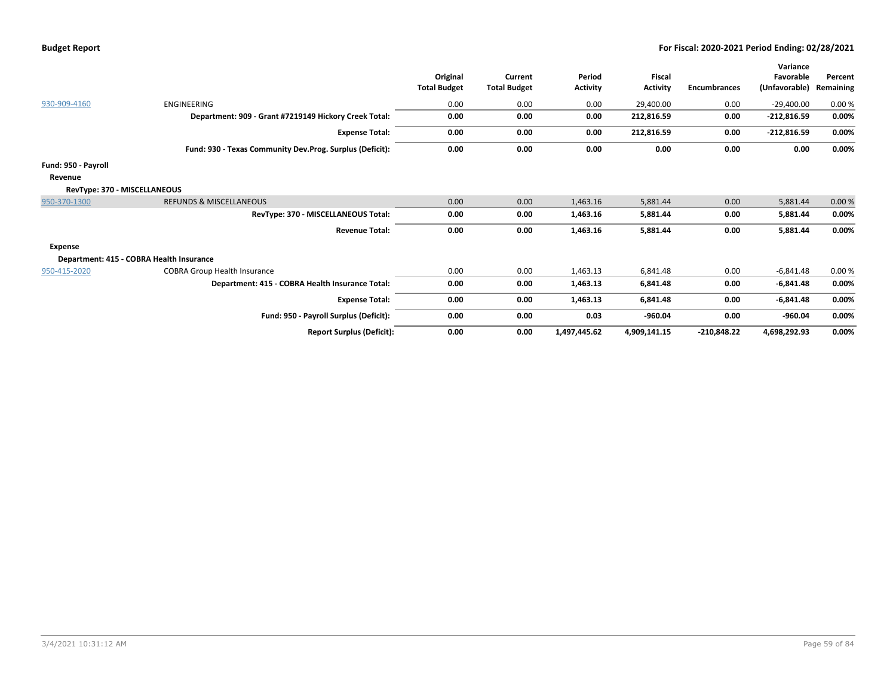**Budget Report** — **For Fiscal: 2020-2021 Period Ending: 02/28/2021**

| | | Original Total Budget | Current Total Budget | Period Activity | Fiscal Activity | Encumbrances | Variance Favorable (Unfavorable) | Percent Remaining |
|---|---|---|---|---|---|---|---|---|
| 930-909-4160 | ENGINEERING | 0.00 | 0.00 | 0.00 | 29,400.00 | 0.00 | -29,400.00 | 0.00 % |
| | **Department: 909 - Grant #7219149 Hickory Creek Total:** | **0.00** | **0.00** | **0.00** | **212,816.59** | **0.00** | **-212,816.59** | **0.00%** |
| | **Expense Total:** | **0.00** | **0.00** | **0.00** | **212,816.59** | **0.00** | **-212,816.59** | **0.00%** |
| | **Fund: 930 - Texas Community Dev.Prog. Surplus (Deficit):** | **0.00** | **0.00** | **0.00** | **0.00** | **0.00** | **0.00** | **0.00%** |
| **Fund: 950 - Payroll** | | | | | | | | |
| **Revenue** | | | | | | | | |
| **RevType: 370 - MISCELLANEOUS** | | | | | | | | |
| 950-370-1300 | REFUNDS & MISCELLANEOUS | 0.00 | 0.00 | 1,463.16 | 5,881.44 | 0.00 | 5,881.44 | 0.00 % |
| | **RevType: 370 - MISCELLANEOUS Total:** | **0.00** | **0.00** | **1,463.16** | **5,881.44** | **0.00** | **5,881.44** | **0.00%** |
| | **Revenue Total:** | **0.00** | **0.00** | **1,463.16** | **5,881.44** | **0.00** | **5,881.44** | **0.00%** |
| **Expense** | | | | | | | | |
| **Department: 415 - COBRA Health Insurance** | | | | | | | | |
| 950-415-2020 | COBRA Group Health Insurance | 0.00 | 0.00 | 1,463.13 | 6,841.48 | 0.00 | -6,841.48 | 0.00 % |
| | **Department: 415 - COBRA Health Insurance Total:** | **0.00** | **0.00** | **1,463.13** | **6,841.48** | **0.00** | **-6,841.48** | **0.00%** |
| | **Expense Total:** | **0.00** | **0.00** | **1,463.13** | **6,841.48** | **0.00** | **-6,841.48** | **0.00%** |
| | **Fund: 950 - Payroll Surplus (Deficit):** | **0.00** | **0.00** | **0.03** | **-960.04** | **0.00** | **-960.04** | **0.00%** |
| | **Report Surplus (Deficit):** | **0.00** | **0.00** | **1,497,445.62** | **4,909,141.15** | **-210,848.22** | **4,698,292.93** | **0.00%** |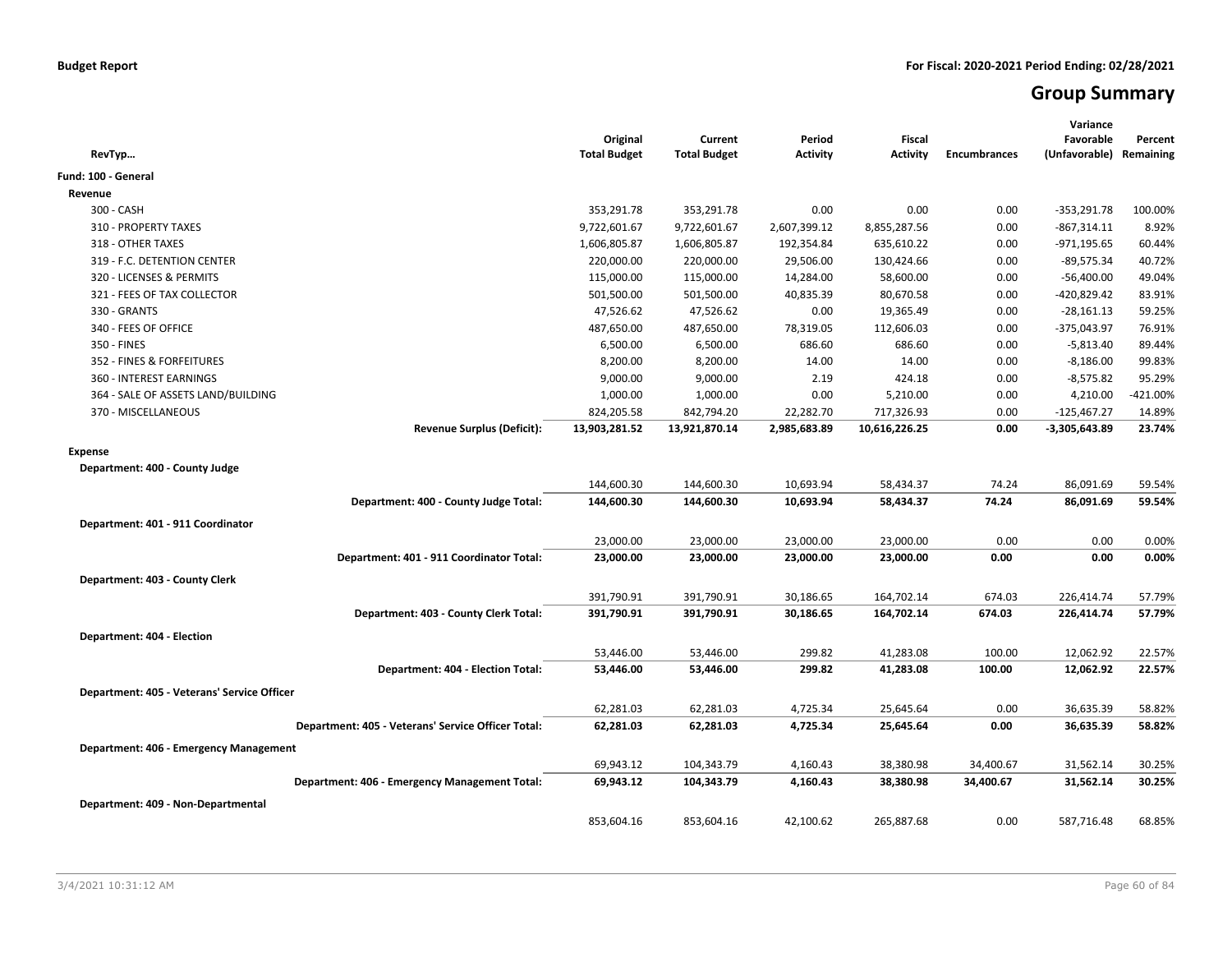**Budget Report** **For Fiscal: 2020-2021 Period Ending: 02/28/2021**

# Group Summary

| RevTyp… | Original Total Budget | Current Total Budget | Period Activity | Fiscal Activity | Encumbrances | Variance Favorable (Unfavorable) | Percent Remaining |
|---|---|---|---|---|---|---|---|
| **Fund: 100 - General** | | | | | | | |
| **Revenue** | | | | | | | |
| 300 - CASH | 353,291.78 | 353,291.78 | 0.00 | 0.00 | 0.00 | -353,291.78 | 100.00% |
| 310 - PROPERTY TAXES | 9,722,601.67 | 9,722,601.67 | 2,607,399.12 | 8,855,287.56 | 0.00 | -867,314.11 | 8.92% |
| 318 - OTHER TAXES | 1,606,805.87 | 1,606,805.87 | 192,354.84 | 635,610.22 | 0.00 | -971,195.65 | 60.44% |
| 319 - F.C. DETENTION CENTER | 220,000.00 | 220,000.00 | 29,506.00 | 130,424.66 | 0.00 | -89,575.34 | 40.72% |
| 320 - LICENSES & PERMITS | 115,000.00 | 115,000.00 | 14,284.00 | 58,600.00 | 0.00 | -56,400.00 | 49.04% |
| 321 - FEES OF TAX COLLECTOR | 501,500.00 | 501,500.00 | 40,835.39 | 80,670.58 | 0.00 | -420,829.42 | 83.91% |
| 330 - GRANTS | 47,526.62 | 47,526.62 | 0.00 | 19,365.49 | 0.00 | -28,161.13 | 59.25% |
| 340 - FEES OF OFFICE | 487,650.00 | 487,650.00 | 78,319.05 | 112,606.03 | 0.00 | -375,043.97 | 76.91% |
| 350 - FINES | 6,500.00 | 6,500.00 | 686.60 | 686.60 | 0.00 | -5,813.40 | 89.44% |
| 352 - FINES & FORFEITURES | 8,200.00 | 8,200.00 | 14.00 | 14.00 | 0.00 | -8,186.00 | 99.83% |
| 360 - INTEREST EARNINGS | 9,000.00 | 9,000.00 | 2.19 | 424.18 | 0.00 | -8,575.82 | 95.29% |
| 364 - SALE OF ASSETS LAND/BUILDING | 1,000.00 | 1,000.00 | 0.00 | 5,210.00 | 0.00 | 4,210.00 | -421.00% |
| 370 - MISCELLANEOUS | 824,205.58 | 842,794.20 | 22,282.70 | 717,326.93 | 0.00 | -125,467.27 | 14.89% |
| **Revenue Surplus (Deficit):** | **13,903,281.52** | **13,921,870.14** | **2,985,683.89** | **10,616,226.25** | **0.00** | **-3,305,643.89** | **23.74%** |
| **Expense** | | | | | | | |
| **Department: 400 - County Judge** | | | | | | | |
| | 144,600.30 | 144,600.30 | 10,693.94 | 58,434.37 | 74.24 | 86,091.69 | 59.54% |
| **Department: 400 - County Judge Total:** | **144,600.30** | **144,600.30** | **10,693.94** | **58,434.37** | **74.24** | **86,091.69** | **59.54%** |
| **Department: 401 - 911 Coordinator** | | | | | | | |
| | 23,000.00 | 23,000.00 | 23,000.00 | 23,000.00 | 0.00 | 0.00 | 0.00% |
| **Department: 401 - 911 Coordinator Total:** | **23,000.00** | **23,000.00** | **23,000.00** | **23,000.00** | **0.00** | **0.00** | **0.00%** |
| **Department: 403 - County Clerk** | | | | | | | |
| | 391,790.91 | 391,790.91 | 30,186.65 | 164,702.14 | 674.03 | 226,414.74 | 57.79% |
| **Department: 403 - County Clerk Total:** | **391,790.91** | **391,790.91** | **30,186.65** | **164,702.14** | **674.03** | **226,414.74** | **57.79%** |
| **Department: 404 - Election** | | | | | | | |
| | 53,446.00 | 53,446.00 | 299.82 | 41,283.08 | 100.00 | 12,062.92 | 22.57% |
| **Department: 404 - Election Total:** | **53,446.00** | **53,446.00** | **299.82** | **41,283.08** | **100.00** | **12,062.92** | **22.57%** |
| **Department: 405 - Veterans' Service Officer** | | | | | | | |
| | 62,281.03 | 62,281.03 | 4,725.34 | 25,645.64 | 0.00 | 36,635.39 | 58.82% |
| **Department: 405 - Veterans' Service Officer Total:** | **62,281.03** | **62,281.03** | **4,725.34** | **25,645.64** | **0.00** | **36,635.39** | **58.82%** |
| **Department: 406 - Emergency Management** | | | | | | | |
| | 69,943.12 | 104,343.79 | 4,160.43 | 38,380.98 | 34,400.67 | 31,562.14 | 30.25% |
| **Department: 406 - Emergency Management Total:** | **69,943.12** | **104,343.79** | **4,160.43** | **38,380.98** | **34,400.67** | **31,562.14** | **30.25%** |
| **Department: 409 - Non-Departmental** | | | | | | | |
| | 853,604.16 | 853,604.16 | 42,100.62 | 265,887.68 | 0.00 | 587,716.48 | 68.85% |

3/4/2021 10:31:12 AM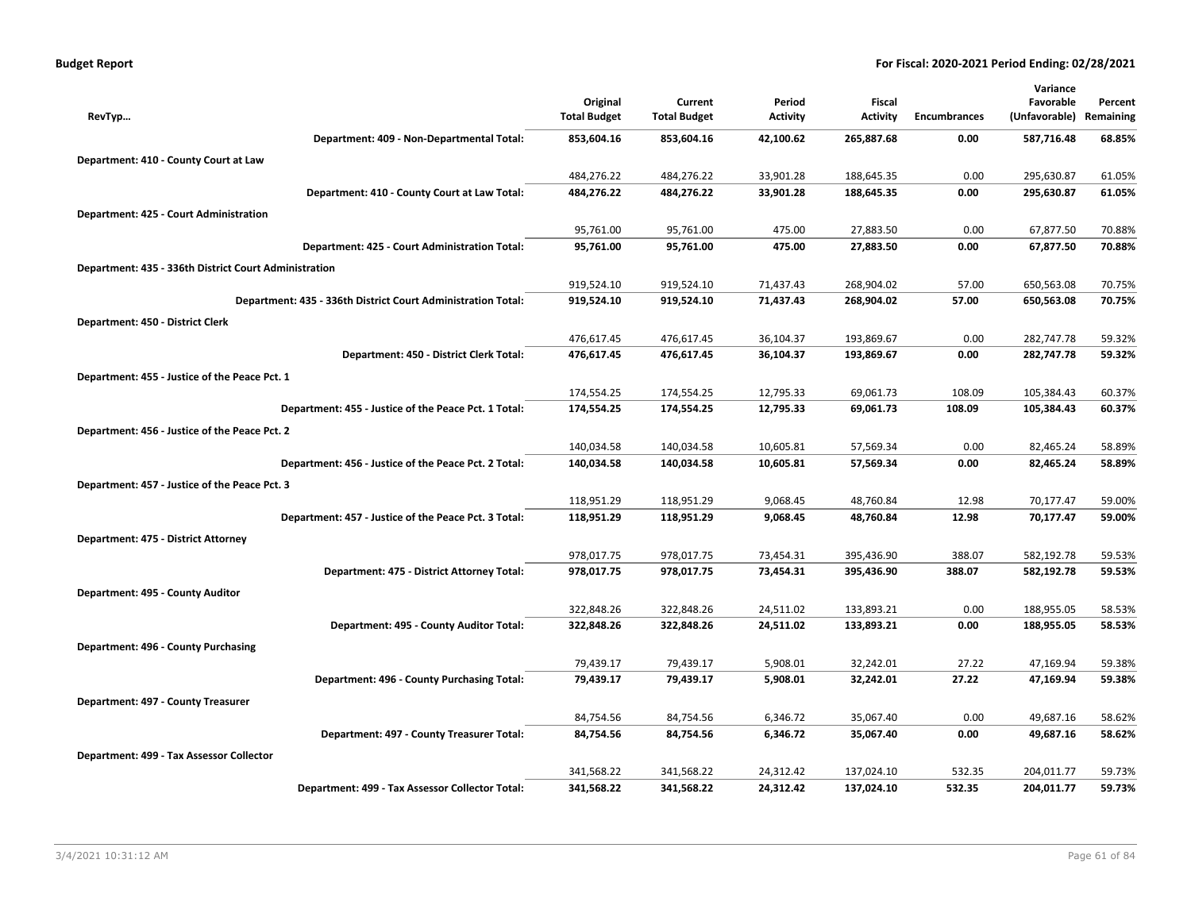| RevTyp... | Original Total Budget | Current Total Budget | Period Activity | Fiscal Activity | Encumbrances | Variance Favorable (Unfavorable) | Percent Remaining |
|---|---|---|---|---|---|---|---|
| **Department: 409 - Non-Departmental Total:** | **853,604.16** | **853,604.16** | **42,100.62** | **265,887.68** | **0.00** | **587,716.48** | **68.85%** |
| **Department: 410 - County Court at Law** | | | | | | | |
| | 484,276.22 | 484,276.22 | 33,901.28 | 188,645.35 | 0.00 | 295,630.87 | 61.05% |
| **Department: 410 - County Court at Law Total:** | **484,276.22** | **484,276.22** | **33,901.28** | **188,645.35** | **0.00** | **295,630.87** | **61.05%** |
| **Department: 425 - Court Administration** | | | | | | | |
| | 95,761.00 | 95,761.00 | 475.00 | 27,883.50 | 0.00 | 67,877.50 | 70.88% |
| **Department: 425 - Court Administration Total:** | **95,761.00** | **95,761.00** | **475.00** | **27,883.50** | **0.00** | **67,877.50** | **70.88%** |
| **Department: 435 - 336th District Court Administration** | | | | | | | |
| | 919,524.10 | 919,524.10 | 71,437.43 | 268,904.02 | 57.00 | 650,563.08 | 70.75% |
| **Department: 435 - 336th District Court Administration Total:** | **919,524.10** | **919,524.10** | **71,437.43** | **268,904.02** | **57.00** | **650,563.08** | **70.75%** |
| **Department: 450 - District Clerk** | | | | | | | |
| | 476,617.45 | 476,617.45 | 36,104.37 | 193,869.67 | 0.00 | 282,747.78 | 59.32% |
| **Department: 450 - District Clerk Total:** | **476,617.45** | **476,617.45** | **36,104.37** | **193,869.67** | **0.00** | **282,747.78** | **59.32%** |
| **Department: 455 - Justice of the Peace Pct. 1** | | | | | | | |
| | 174,554.25 | 174,554.25 | 12,795.33 | 69,061.73 | 108.09 | 105,384.43 | 60.37% |
| **Department: 455 - Justice of the Peace Pct. 1 Total:** | **174,554.25** | **174,554.25** | **12,795.33** | **69,061.73** | **108.09** | **105,384.43** | **60.37%** |
| **Department: 456 - Justice of the Peace Pct. 2** | | | | | | | |
| | 140,034.58 | 140,034.58 | 10,605.81 | 57,569.34 | 0.00 | 82,465.24 | 58.89% |
| **Department: 456 - Justice of the Peace Pct. 2 Total:** | **140,034.58** | **140,034.58** | **10,605.81** | **57,569.34** | **0.00** | **82,465.24** | **58.89%** |
| **Department: 457 - Justice of the Peace Pct. 3** | | | | | | | |
| | 118,951.29 | 118,951.29 | 9,068.45 | 48,760.84 | 12.98 | 70,177.47 | 59.00% |
| **Department: 457 - Justice of the Peace Pct. 3 Total:** | **118,951.29** | **118,951.29** | **9,068.45** | **48,760.84** | **12.98** | **70,177.47** | **59.00%** |
| **Department: 475 - District Attorney** | | | | | | | |
| | 978,017.75 | 978,017.75 | 73,454.31 | 395,436.90 | 388.07 | 582,192.78 | 59.53% |
| **Department: 475 - District Attorney Total:** | **978,017.75** | **978,017.75** | **73,454.31** | **395,436.90** | **388.07** | **582,192.78** | **59.53%** |
| **Department: 495 - County Auditor** | | | | | | | |
| | 322,848.26 | 322,848.26 | 24,511.02 | 133,893.21 | 0.00 | 188,955.05 | 58.53% |
| **Department: 495 - County Auditor Total:** | **322,848.26** | **322,848.26** | **24,511.02** | **133,893.21** | **0.00** | **188,955.05** | **58.53%** |
| **Department: 496 - County Purchasing** | | | | | | | |
| | 79,439.17 | 79,439.17 | 5,908.01 | 32,242.01 | 27.22 | 47,169.94 | 59.38% |
| **Department: 496 - County Purchasing Total:** | **79,439.17** | **79,439.17** | **5,908.01** | **32,242.01** | **27.22** | **47,169.94** | **59.38%** |
| **Department: 497 - County Treasurer** | | | | | | | |
| | 84,754.56 | 84,754.56 | 6,346.72 | 35,067.40 | 0.00 | 49,687.16 | 58.62% |
| **Department: 497 - County Treasurer Total:** | **84,754.56** | **84,754.56** | **6,346.72** | **35,067.40** | **0.00** | **49,687.16** | **58.62%** |
| **Department: 499 - Tax Assessor Collector** | | | | | | | |
| | 341,568.22 | 341,568.22 | 24,312.42 | 137,024.10 | 532.35 | 204,011.77 | 59.73% |
| **Department: 499 - Tax Assessor Collector Total:** | **341,568.22** | **341,568.22** | **24,312.42** | **137,024.10** | **532.35** | **204,011.77** | **59.73%** |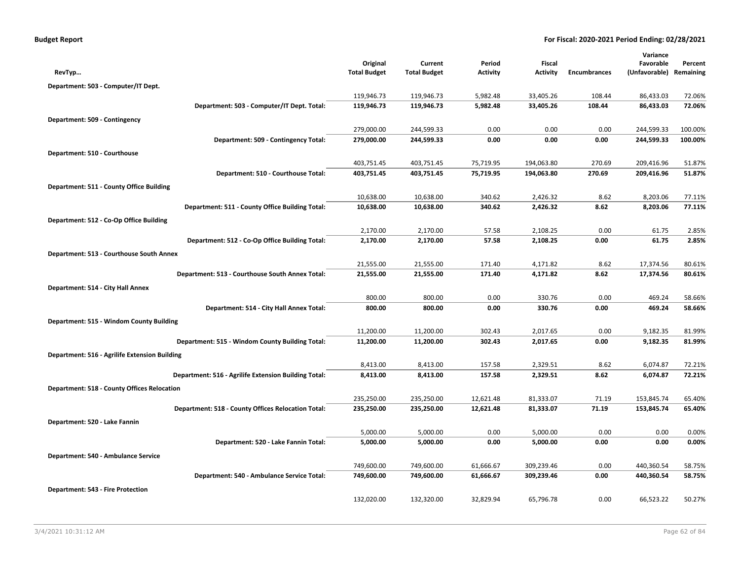**Budget Report** **For Fiscal: 2020-2021 Period Ending: 02/28/2021**

| RevTyp… | Original Total Budget | Current Total Budget | Period Activity | Fiscal Activity | Encumbrances | Variance Favorable (Unfavorable) | Percent Remaining |
|---|---|---|---|---|---|---|---|
| **Department: 503 - Computer/IT Dept.** | | | | | | | |
| | 119,946.73 | 119,946.73 | 5,982.48 | 33,405.26 | 108.44 | 86,433.03 | 72.06% |
| **Department: 503 - Computer/IT Dept. Total:** | **119,946.73** | **119,946.73** | **5,982.48** | **33,405.26** | **108.44** | **86,433.03** | **72.06%** |
| **Department: 509 - Contingency** | | | | | | | |
| | 279,000.00 | 244,599.33 | 0.00 | 0.00 | 0.00 | 244,599.33 | 100.00% |
| **Department: 509 - Contingency Total:** | **279,000.00** | **244,599.33** | **0.00** | **0.00** | **0.00** | **244,599.33** | **100.00%** |
| **Department: 510 - Courthouse** | | | | | | | |
| | 403,751.45 | 403,751.45 | 75,719.95 | 194,063.80 | 270.69 | 209,416.96 | 51.87% |
| **Department: 510 - Courthouse Total:** | **403,751.45** | **403,751.45** | **75,719.95** | **194,063.80** | **270.69** | **209,416.96** | **51.87%** |
| **Department: 511 - County Office Building** | | | | | | | |
| | 10,638.00 | 10,638.00 | 340.62 | 2,426.32 | 8.62 | 8,203.06 | 77.11% |
| **Department: 511 - County Office Building Total:** | **10,638.00** | **10,638.00** | **340.62** | **2,426.32** | **8.62** | **8,203.06** | **77.11%** |
| **Department: 512 - Co-Op Office Building** | | | | | | | |
| | 2,170.00 | 2,170.00 | 57.58 | 2,108.25 | 0.00 | 61.75 | 2.85% |
| **Department: 512 - Co-Op Office Building Total:** | **2,170.00** | **2,170.00** | **57.58** | **2,108.25** | **0.00** | **61.75** | **2.85%** |
| **Department: 513 - Courthouse South Annex** | | | | | | | |
| | 21,555.00 | 21,555.00 | 171.40 | 4,171.82 | 8.62 | 17,374.56 | 80.61% |
| **Department: 513 - Courthouse South Annex Total:** | **21,555.00** | **21,555.00** | **171.40** | **4,171.82** | **8.62** | **17,374.56** | **80.61%** |
| **Department: 514 - City Hall Annex** | | | | | | | |
| | 800.00 | 800.00 | 0.00 | 330.76 | 0.00 | 469.24 | 58.66% |
| **Department: 514 - City Hall Annex Total:** | **800.00** | **800.00** | **0.00** | **330.76** | **0.00** | **469.24** | **58.66%** |
| **Department: 515 - Windom County Building** | | | | | | | |
| | 11,200.00 | 11,200.00 | 302.43 | 2,017.65 | 0.00 | 9,182.35 | 81.99% |
| **Department: 515 - Windom County Building Total:** | **11,200.00** | **11,200.00** | **302.43** | **2,017.65** | **0.00** | **9,182.35** | **81.99%** |
| **Department: 516 - Agrilife Extension Building** | | | | | | | |
| | 8,413.00 | 8,413.00 | 157.58 | 2,329.51 | 8.62 | 6,074.87 | 72.21% |
| **Department: 516 - Agrilife Extension Building Total:** | **8,413.00** | **8,413.00** | **157.58** | **2,329.51** | **8.62** | **6,074.87** | **72.21%** |
| **Department: 518 - County Offices Relocation** | | | | | | | |
| | 235,250.00 | 235,250.00 | 12,621.48 | 81,333.07 | 71.19 | 153,845.74 | 65.40% |
| **Department: 518 - County Offices Relocation Total:** | **235,250.00** | **235,250.00** | **12,621.48** | **81,333.07** | **71.19** | **153,845.74** | **65.40%** |
| **Department: 520 - Lake Fannin** | | | | | | | |
| | 5,000.00 | 5,000.00 | 0.00 | 5,000.00 | 0.00 | 0.00 | 0.00% |
| **Department: 520 - Lake Fannin Total:** | **5,000.00** | **5,000.00** | **0.00** | **5,000.00** | **0.00** | **0.00** | **0.00%** |
| **Department: 540 - Ambulance Service** | | | | | | | |
| | 749,600.00 | 749,600.00 | 61,666.67 | 309,239.46 | 0.00 | 440,360.54 | 58.75% |
| **Department: 540 - Ambulance Service Total:** | **749,600.00** | **749,600.00** | **61,666.67** | **309,239.46** | **0.00** | **440,360.54** | **58.75%** |
| **Department: 543 - Fire Protection** | | | | | | | |
| | 132,020.00 | 132,320.00 | 32,829.94 | 65,796.78 | 0.00 | 66,523.22 | 50.27% |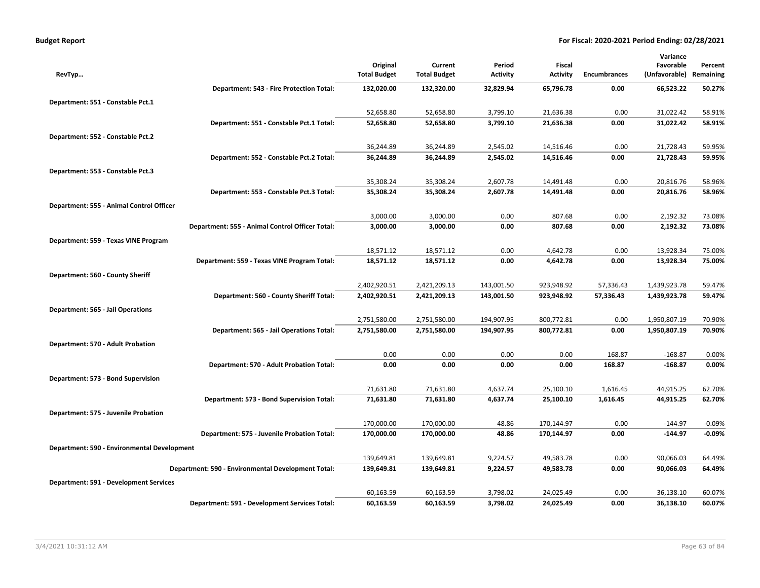| RevTyp… | Original Total Budget | Current Total Budget | Period Activity | Fiscal Activity | Encumbrances | Variance Favorable (Unfavorable) | Percent Remaining |
|---|---|---|---|---|---|---|---|
| **Department: 543 - Fire Protection Total:** | **132,020.00** | **132,320.00** | **32,829.94** | **65,796.78** | **0.00** | **66,523.22** | **50.27%** |
| **Department: 551 - Constable Pct.1** | | | | | | | |
| | 52,658.80 | 52,658.80 | 3,799.10 | 21,636.38 | 0.00 | 31,022.42 | 58.91% |
| **Department: 551 - Constable Pct.1 Total:** | **52,658.80** | **52,658.80** | **3,799.10** | **21,636.38** | **0.00** | **31,022.42** | **58.91%** |
| **Department: 552 - Constable Pct.2** | | | | | | | |
| | 36,244.89 | 36,244.89 | 2,545.02 | 14,516.46 | 0.00 | 21,728.43 | 59.95% |
| **Department: 552 - Constable Pct.2 Total:** | **36,244.89** | **36,244.89** | **2,545.02** | **14,516.46** | **0.00** | **21,728.43** | **59.95%** |
| **Department: 553 - Constable Pct.3** | | | | | | | |
| | 35,308.24 | 35,308.24 | 2,607.78 | 14,491.48 | 0.00 | 20,816.76 | 58.96% |
| **Department: 553 - Constable Pct.3 Total:** | **35,308.24** | **35,308.24** | **2,607.78** | **14,491.48** | **0.00** | **20,816.76** | **58.96%** |
| **Department: 555 - Animal Control Officer** | | | | | | | |
| | 3,000.00 | 3,000.00 | 0.00 | 807.68 | 0.00 | 2,192.32 | 73.08% |
| **Department: 555 - Animal Control Officer Total:** | **3,000.00** | **3,000.00** | **0.00** | **807.68** | **0.00** | **2,192.32** | **73.08%** |
| **Department: 559 - Texas VINE Program** | | | | | | | |
| | 18,571.12 | 18,571.12 | 0.00 | 4,642.78 | 0.00 | 13,928.34 | 75.00% |
| **Department: 559 - Texas VINE Program Total:** | **18,571.12** | **18,571.12** | **0.00** | **4,642.78** | **0.00** | **13,928.34** | **75.00%** |
| **Department: 560 - County Sheriff** | | | | | | | |
| | 2,402,920.51 | 2,421,209.13 | 143,001.50 | 923,948.92 | 57,336.43 | 1,439,923.78 | 59.47% |
| **Department: 560 - County Sheriff Total:** | **2,402,920.51** | **2,421,209.13** | **143,001.50** | **923,948.92** | **57,336.43** | **1,439,923.78** | **59.47%** |
| **Department: 565 - Jail Operations** | | | | | | | |
| | 2,751,580.00 | 2,751,580.00 | 194,907.95 | 800,772.81 | 0.00 | 1,950,807.19 | 70.90% |
| **Department: 565 - Jail Operations Total:** | **2,751,580.00** | **2,751,580.00** | **194,907.95** | **800,772.81** | **0.00** | **1,950,807.19** | **70.90%** |
| **Department: 570 - Adult Probation** | | | | | | | |
| | 0.00 | 0.00 | 0.00 | 0.00 | 168.87 | -168.87 | 0.00% |
| **Department: 570 - Adult Probation Total:** | **0.00** | **0.00** | **0.00** | **0.00** | **168.87** | **-168.87** | **0.00%** |
| **Department: 573 - Bond Supervision** | | | | | | | |
| | 71,631.80 | 71,631.80 | 4,637.74 | 25,100.10 | 1,616.45 | 44,915.25 | 62.70% |
| **Department: 573 - Bond Supervision Total:** | **71,631.80** | **71,631.80** | **4,637.74** | **25,100.10** | **1,616.45** | **44,915.25** | **62.70%** |
| **Department: 575 - Juvenile Probation** | | | | | | | |
| | 170,000.00 | 170,000.00 | 48.86 | 170,144.97 | 0.00 | -144.97 | -0.09% |
| **Department: 575 - Juvenile Probation Total:** | **170,000.00** | **170,000.00** | **48.86** | **170,144.97** | **0.00** | **-144.97** | **-0.09%** |
| **Department: 590 - Environmental Development** | | | | | | | |
| | 139,649.81 | 139,649.81 | 9,224.57 | 49,583.78 | 0.00 | 90,066.03 | 64.49% |
| **Department: 590 - Environmental Development Total:** | **139,649.81** | **139,649.81** | **9,224.57** | **49,583.78** | **0.00** | **90,066.03** | **64.49%** |
| **Department: 591 - Development Services** | | | | | | | |
| | 60,163.59 | 60,163.59 | 3,798.02 | 24,025.49 | 0.00 | 36,138.10 | 60.07% |
| **Department: 591 - Development Services Total:** | **60,163.59** | **60,163.59** | **3,798.02** | **24,025.49** | **0.00** | **36,138.10** | **60.07%** |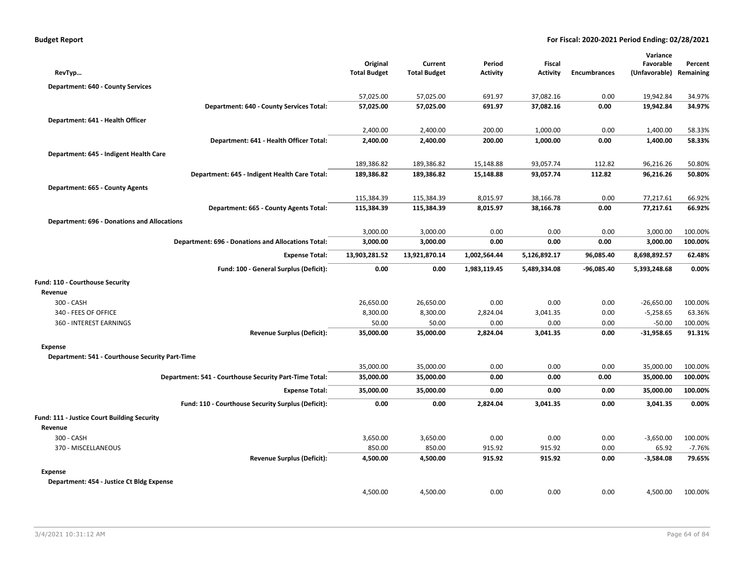**Budget Report** | **For Fiscal: 2020-2021 Period Ending: 02/28/2021**

| RevTyp… | Original Total Budget | Current Total Budget | Period Activity | Fiscal Activity | Encumbrances | Variance Favorable (Unfavorable) | Percent Remaining |
|---|---|---|---|---|---|---|---|
| **Department: 640 - County Services** | | | | | | | |
| | 57,025.00 | 57,025.00 | 691.97 | 37,082.16 | 0.00 | 19,942.84 | 34.97% |
| **Department: 640 - County Services Total:** | **57,025.00** | **57,025.00** | **691.97** | **37,082.16** | **0.00** | **19,942.84** | **34.97%** |
| **Department: 641 - Health Officer** | | | | | | | |
| | 2,400.00 | 2,400.00 | 200.00 | 1,000.00 | 0.00 | 1,400.00 | 58.33% |
| **Department: 641 - Health Officer Total:** | **2,400.00** | **2,400.00** | **200.00** | **1,000.00** | **0.00** | **1,400.00** | **58.33%** |
| **Department: 645 - Indigent Health Care** | | | | | | | |
| | 189,386.82 | 189,386.82 | 15,148.88 | 93,057.74 | 112.82 | 96,216.26 | 50.80% |
| **Department: 645 - Indigent Health Care Total:** | **189,386.82** | **189,386.82** | **15,148.88** | **93,057.74** | **112.82** | **96,216.26** | **50.80%** |
| **Department: 665 - County Agents** | | | | | | | |
| | 115,384.39 | 115,384.39 | 8,015.97 | 38,166.78 | 0.00 | 77,217.61 | 66.92% |
| **Department: 665 - County Agents Total:** | **115,384.39** | **115,384.39** | **8,015.97** | **38,166.78** | **0.00** | **77,217.61** | **66.92%** |
| **Department: 696 - Donations and Allocations** | | | | | | | |
| | 3,000.00 | 3,000.00 | 0.00 | 0.00 | 0.00 | 3,000.00 | 100.00% |
| **Department: 696 - Donations and Allocations Total:** | **3,000.00** | **3,000.00** | **0.00** | **0.00** | **0.00** | **3,000.00** | **100.00%** |
| **Expense Total:** | **13,903,281.52** | **13,921,870.14** | **1,002,564.44** | **5,126,892.17** | **96,085.40** | **8,698,892.57** | **62.48%** |
| **Fund: 100 - General Surplus (Deficit):** | **0.00** | **0.00** | **1,983,119.45** | **5,489,334.08** | **-96,085.40** | **5,393,248.68** | **0.00%** |
| **Fund: 110 - Courthouse Security** | | | | | | | |
| **Revenue** | | | | | | | |
| 300 - CASH | 26,650.00 | 26,650.00 | 0.00 | 0.00 | 0.00 | -26,650.00 | 100.00% |
| 340 - FEES OF OFFICE | 8,300.00 | 8,300.00 | 2,824.04 | 3,041.35 | 0.00 | -5,258.65 | 63.36% |
| 360 - INTEREST EARNINGS | 50.00 | 50.00 | 0.00 | 0.00 | 0.00 | -50.00 | 100.00% |
| **Revenue Surplus (Deficit):** | **35,000.00** | **35,000.00** | **2,824.04** | **3,041.35** | **0.00** | **-31,958.65** | **91.31%** |
| **Expense** | | | | | | | |
| **Department: 541 - Courthouse Security Part-Time** | | | | | | | |
| | 35,000.00 | 35,000.00 | 0.00 | 0.00 | 0.00 | 35,000.00 | 100.00% |
| **Department: 541 - Courthouse Security Part-Time Total:** | **35,000.00** | **35,000.00** | **0.00** | **0.00** | **0.00** | **35,000.00** | **100.00%** |
| **Expense Total:** | **35,000.00** | **35,000.00** | **0.00** | **0.00** | **0.00** | **35,000.00** | **100.00%** |
| **Fund: 110 - Courthouse Security Surplus (Deficit):** | **0.00** | **0.00** | **2,824.04** | **3,041.35** | **0.00** | **3,041.35** | **0.00%** |
| **Fund: 111 - Justice Court Building Security** | | | | | | | |
| **Revenue** | | | | | | | |
| 300 - CASH | 3,650.00 | 3,650.00 | 0.00 | 0.00 | 0.00 | -3,650.00 | 100.00% |
| 370 - MISCELLANEOUS | 850.00 | 850.00 | 915.92 | 915.92 | 0.00 | 65.92 | -7.76% |
| **Revenue Surplus (Deficit):** | **4,500.00** | **4,500.00** | **915.92** | **915.92** | **0.00** | **-3,584.08** | **79.65%** |
| **Expense** | | | | | | | |
| **Department: 454 - Justice Ct Bldg Expense** | | | | | | | |
| | 4,500.00 | 4,500.00 | 0.00 | 0.00 | 0.00 | 4,500.00 | 100.00% |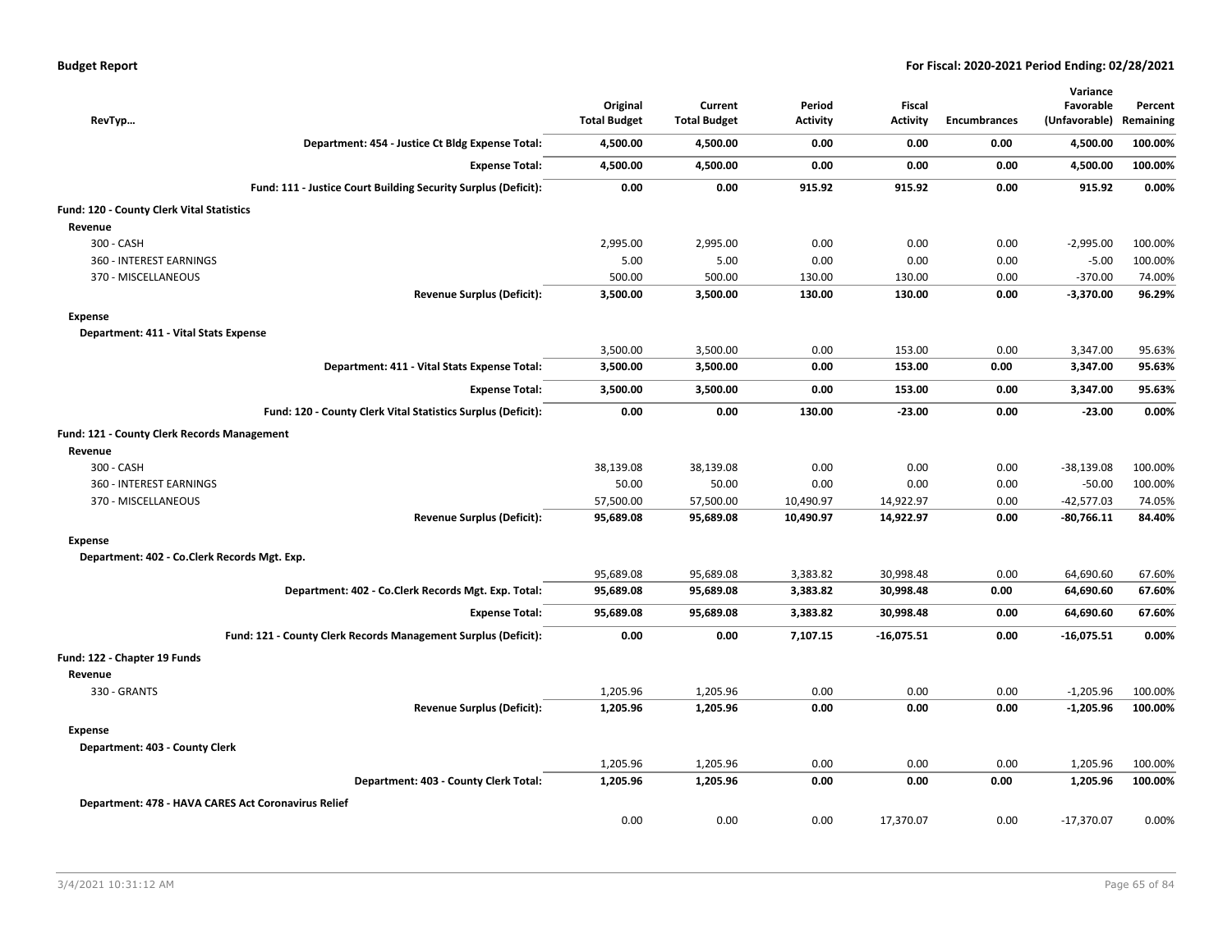**Budget Report** — For Fiscal: 2020-2021 Period Ending: 02/28/2021

| RevTyp… | Original Total Budget | Current Total Budget | Period Activity | Fiscal Activity | Encumbrances | Variance Favorable (Unfavorable) | Percent Remaining |
|---|---|---|---|---|---|---|---|
| **Department: 454 - Justice Ct Bldg Expense Total:** | **4,500.00** | **4,500.00** | **0.00** | **0.00** | **0.00** | **4,500.00** | **100.00%** |
| **Expense Total:** | **4,500.00** | **4,500.00** | **0.00** | **0.00** | **0.00** | **4,500.00** | **100.00%** |
| **Fund: 111 - Justice Court Building Security Surplus (Deficit):** | **0.00** | **0.00** | **915.92** | **915.92** | **0.00** | **915.92** | **0.00%** |
| **Fund: 120 - County Clerk Vital Statistics** | | | | | | | |
| **Revenue** | | | | | | | |
| 300 - CASH | 2,995.00 | 2,995.00 | 0.00 | 0.00 | 0.00 | -2,995.00 | 100.00% |
| 360 - INTEREST EARNINGS | 5.00 | 5.00 | 0.00 | 0.00 | 0.00 | -5.00 | 100.00% |
| 370 - MISCELLANEOUS | 500.00 | 500.00 | 130.00 | 130.00 | 0.00 | -370.00 | 74.00% |
| **Revenue Surplus (Deficit):** | **3,500.00** | **3,500.00** | **130.00** | **130.00** | **0.00** | **-3,370.00** | **96.29%** |
| **Expense** | | | | | | | |
| **Department: 411 - Vital Stats Expense** | | | | | | | |
| | 3,500.00 | 3,500.00 | 0.00 | 153.00 | 0.00 | 3,347.00 | 95.63% |
| **Department: 411 - Vital Stats Expense Total:** | **3,500.00** | **3,500.00** | **0.00** | **153.00** | **0.00** | **3,347.00** | **95.63%** |
| **Expense Total:** | **3,500.00** | **3,500.00** | **0.00** | **153.00** | **0.00** | **3,347.00** | **95.63%** |
| **Fund: 120 - County Clerk Vital Statistics Surplus (Deficit):** | **0.00** | **0.00** | **130.00** | **-23.00** | **0.00** | **-23.00** | **0.00%** |
| **Fund: 121 - County Clerk Records Management** | | | | | | | |
| **Revenue** | | | | | | | |
| 300 - CASH | 38,139.08 | 38,139.08 | 0.00 | 0.00 | 0.00 | -38,139.08 | 100.00% |
| 360 - INTEREST EARNINGS | 50.00 | 50.00 | 0.00 | 0.00 | 0.00 | -50.00 | 100.00% |
| 370 - MISCELLANEOUS | 57,500.00 | 57,500.00 | 10,490.97 | 14,922.97 | 0.00 | -42,577.03 | 74.05% |
| **Revenue Surplus (Deficit):** | **95,689.08** | **95,689.08** | **10,490.97** | **14,922.97** | **0.00** | **-80,766.11** | **84.40%** |
| **Expense** | | | | | | | |
| **Department: 402 - Co.Clerk Records Mgt. Exp.** | | | | | | | |
| | 95,689.08 | 95,689.08 | 3,383.82 | 30,998.48 | 0.00 | 64,690.60 | 67.60% |
| **Department: 402 - Co.Clerk Records Mgt. Exp. Total:** | **95,689.08** | **95,689.08** | **3,383.82** | **30,998.48** | **0.00** | **64,690.60** | **67.60%** |
| **Expense Total:** | **95,689.08** | **95,689.08** | **3,383.82** | **30,998.48** | **0.00** | **64,690.60** | **67.60%** |
| **Fund: 121 - County Clerk Records Management Surplus (Deficit):** | **0.00** | **0.00** | **7,107.15** | **-16,075.51** | **0.00** | **-16,075.51** | **0.00%** |
| **Fund: 122 - Chapter 19 Funds** | | | | | | | |
| **Revenue** | | | | | | | |
| 330 - GRANTS | 1,205.96 | 1,205.96 | 0.00 | 0.00 | 0.00 | -1,205.96 | 100.00% |
| **Revenue Surplus (Deficit):** | **1,205.96** | **1,205.96** | **0.00** | **0.00** | **0.00** | **-1,205.96** | **100.00%** |
| **Expense** | | | | | | | |
| **Department: 403 - County Clerk** | | | | | | | |
| | 1,205.96 | 1,205.96 | 0.00 | 0.00 | 0.00 | 1,205.96 | 100.00% |
| **Department: 403 - County Clerk Total:** | **1,205.96** | **1,205.96** | **0.00** | **0.00** | **0.00** | **1,205.96** | **100.00%** |
| **Department: 478 - HAVA CARES Act Coronavirus Relief** | | | | | | | |
| | 0.00 | 0.00 | 0.00 | 17,370.07 | 0.00 | -17,370.07 | 0.00% |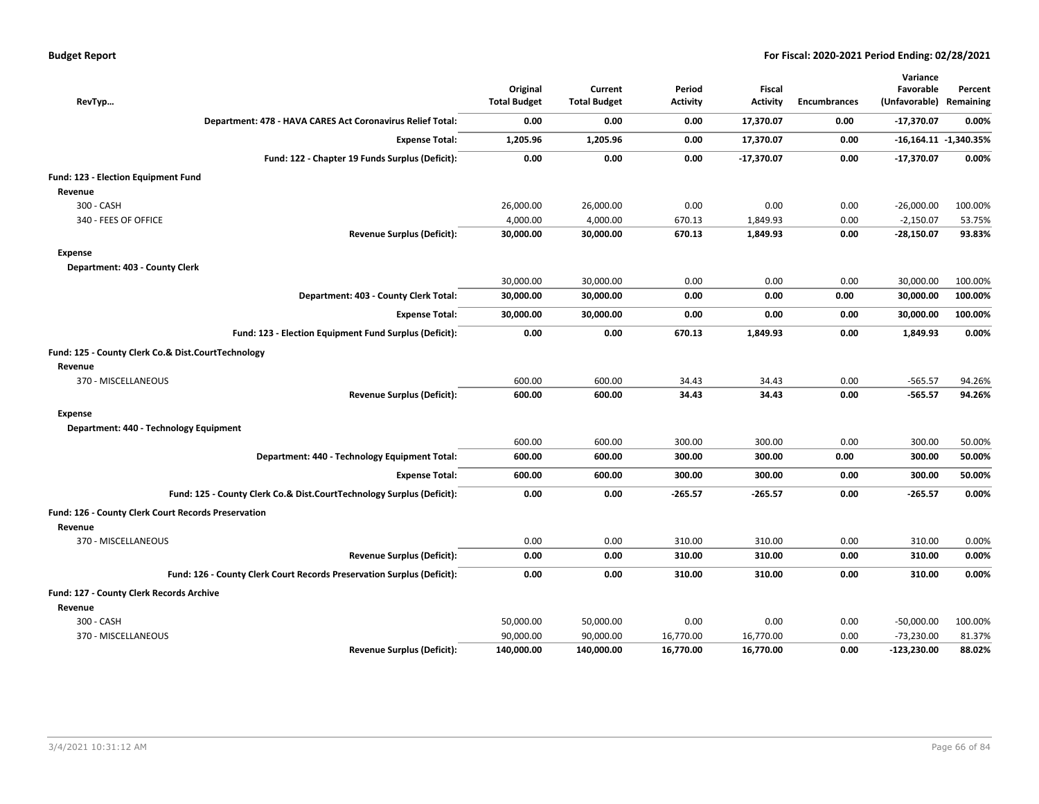**Budget Report** | **For Fiscal: 2020-2021 Period Ending: 02/28/2021**

| RevTyp… | Original Total Budget | Current Total Budget | Period Activity | Fiscal Activity | Encumbrances | Variance Favorable (Unfavorable) | Percent Remaining |
|---|---|---|---|---|---|---|---|
| **Department: 478 - HAVA CARES Act Coronavirus Relief Total:** | **0.00** | **0.00** | **0.00** | **17,370.07** | **0.00** | **-17,370.07** | **0.00%** |
| **Expense Total:** | **1,205.96** | **1,205.96** | **0.00** | **17,370.07** | **0.00** | **-16,164.11** | **-1,340.35%** |
| **Fund: 122 - Chapter 19 Funds Surplus (Deficit):** | **0.00** | **0.00** | **0.00** | **-17,370.07** | **0.00** | **-17,370.07** | **0.00%** |
| **Fund: 123 - Election Equipment Fund** | | | | | | | |
| **Revenue** | | | | | | | |
| 300 - CASH | 26,000.00 | 26,000.00 | 0.00 | 0.00 | 0.00 | -26,000.00 | 100.00% |
| 340 - FEES OF OFFICE | 4,000.00 | 4,000.00 | 670.13 | 1,849.93 | 0.00 | -2,150.07 | 53.75% |
| **Revenue Surplus (Deficit):** | **30,000.00** | **30,000.00** | **670.13** | **1,849.93** | **0.00** | **-28,150.07** | **93.83%** |
| **Expense** | | | | | | | |
| **Department: 403 - County Clerk** | | | | | | | |
| | 30,000.00 | 30,000.00 | 0.00 | 0.00 | 0.00 | 30,000.00 | 100.00% |
| **Department: 403 - County Clerk Total:** | **30,000.00** | **30,000.00** | **0.00** | **0.00** | **0.00** | **30,000.00** | **100.00%** |
| **Expense Total:** | **30,000.00** | **30,000.00** | **0.00** | **0.00** | **0.00** | **30,000.00** | **100.00%** |
| **Fund: 123 - Election Equipment Fund Surplus (Deficit):** | **0.00** | **0.00** | **670.13** | **1,849.93** | **0.00** | **1,849.93** | **0.00%** |
| **Fund: 125 - County Clerk Co.& Dist.CourtTechnology** | | | | | | | |
| **Revenue** | | | | | | | |
| 370 - MISCELLANEOUS | 600.00 | 600.00 | 34.43 | 34.43 | 0.00 | -565.57 | 94.26% |
| **Revenue Surplus (Deficit):** | **600.00** | **600.00** | **34.43** | **34.43** | **0.00** | **-565.57** | **94.26%** |
| **Expense** | | | | | | | |
| **Department: 440 - Technology Equipment** | | | | | | | |
| | 600.00 | 600.00 | 300.00 | 300.00 | 0.00 | 300.00 | 50.00% |
| **Department: 440 - Technology Equipment Total:** | **600.00** | **600.00** | **300.00** | **300.00** | **0.00** | **300.00** | **50.00%** |
| **Expense Total:** | **600.00** | **600.00** | **300.00** | **300.00** | **0.00** | **300.00** | **50.00%** |
| **Fund: 125 - County Clerk Co.& Dist.CourtTechnology Surplus (Deficit):** | **0.00** | **0.00** | **-265.57** | **-265.57** | **0.00** | **-265.57** | **0.00%** |
| **Fund: 126 - County Clerk Court Records Preservation** | | | | | | | |
| **Revenue** | | | | | | | |
| 370 - MISCELLANEOUS | 0.00 | 0.00 | 310.00 | 310.00 | 0.00 | 310.00 | 0.00% |
| **Revenue Surplus (Deficit):** | **0.00** | **0.00** | **310.00** | **310.00** | **0.00** | **310.00** | **0.00%** |
| **Fund: 126 - County Clerk Court Records Preservation Surplus (Deficit):** | **0.00** | **0.00** | **310.00** | **310.00** | **0.00** | **310.00** | **0.00%** |
| **Fund: 127 - County Clerk Records Archive** | | | | | | | |
| **Revenue** | | | | | | | |
| 300 - CASH | 50,000.00 | 50,000.00 | 0.00 | 0.00 | 0.00 | -50,000.00 | 100.00% |
| 370 - MISCELLANEOUS | 90,000.00 | 90,000.00 | 16,770.00 | 16,770.00 | 0.00 | -73,230.00 | 81.37% |
| **Revenue Surplus (Deficit):** | **140,000.00** | **140,000.00** | **16,770.00** | **16,770.00** | **0.00** | **-123,230.00** | **88.02%** |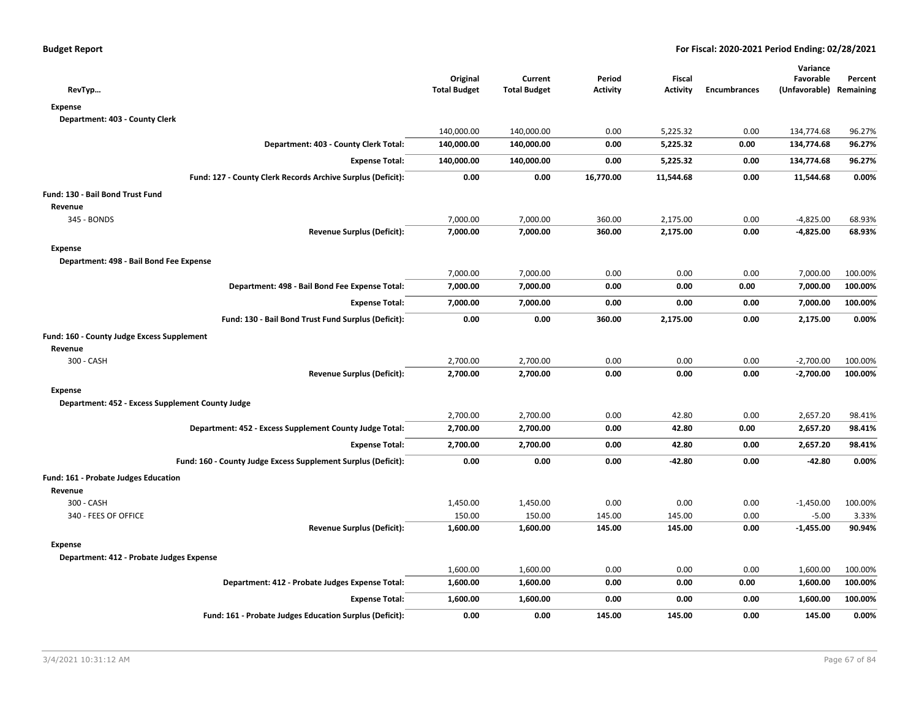**Budget Report** | **For Fiscal: 2020-2021 Period Ending: 02/28/2021**

| RevTyp… | Original Total Budget | Current Total Budget | Period Activity | Fiscal Activity | Encumbrances | Variance Favorable (Unfavorable) | Percent Remaining |
|---|---|---|---|---|---|---|---|
| **Expense** | | | | | | | |
| **Department: 403 - County Clerk** | | | | | | | |
| | 140,000.00 | 140,000.00 | 0.00 | 5,225.32 | 0.00 | 134,774.68 | 96.27% |
| **Department: 403 - County Clerk Total:** | **140,000.00** | **140,000.00** | **0.00** | **5,225.32** | **0.00** | **134,774.68** | **96.27%** |
| **Expense Total:** | **140,000.00** | **140,000.00** | **0.00** | **5,225.32** | **0.00** | **134,774.68** | **96.27%** |
| **Fund: 127 - County Clerk Records Archive Surplus (Deficit):** | **0.00** | **0.00** | **16,770.00** | **11,544.68** | **0.00** | **11,544.68** | **0.00%** |
| **Fund: 130 - Bail Bond Trust Fund** | | | | | | | |
| **Revenue** | | | | | | | |
| 345 - BONDS | 7,000.00 | 7,000.00 | 360.00 | 2,175.00 | 0.00 | -4,825.00 | 68.93% |
| **Revenue Surplus (Deficit):** | **7,000.00** | **7,000.00** | **360.00** | **2,175.00** | **0.00** | **-4,825.00** | **68.93%** |
| **Expense** | | | | | | | |
| **Department: 498 - Bail Bond Fee Expense** | | | | | | | |
| | 7,000.00 | 7,000.00 | 0.00 | 0.00 | 0.00 | 7,000.00 | 100.00% |
| **Department: 498 - Bail Bond Fee Expense Total:** | **7,000.00** | **7,000.00** | **0.00** | **0.00** | **0.00** | **7,000.00** | **100.00%** |
| **Expense Total:** | **7,000.00** | **7,000.00** | **0.00** | **0.00** | **0.00** | **7,000.00** | **100.00%** |
| **Fund: 130 - Bail Bond Trust Fund Surplus (Deficit):** | **0.00** | **0.00** | **360.00** | **2,175.00** | **0.00** | **2,175.00** | **0.00%** |
| **Fund: 160 - County Judge Excess Supplement** | | | | | | | |
| **Revenue** | | | | | | | |
| 300 - CASH | 2,700.00 | 2,700.00 | 0.00 | 0.00 | 0.00 | -2,700.00 | 100.00% |
| **Revenue Surplus (Deficit):** | **2,700.00** | **2,700.00** | **0.00** | **0.00** | **0.00** | **-2,700.00** | **100.00%** |
| **Expense** | | | | | | | |
| **Department: 452 - Excess Supplement County Judge** | | | | | | | |
| | 2,700.00 | 2,700.00 | 0.00 | 42.80 | 0.00 | 2,657.20 | 98.41% |
| **Department: 452 - Excess Supplement County Judge Total:** | **2,700.00** | **2,700.00** | **0.00** | **42.80** | **0.00** | **2,657.20** | **98.41%** |
| **Expense Total:** | **2,700.00** | **2,700.00** | **0.00** | **42.80** | **0.00** | **2,657.20** | **98.41%** |
| **Fund: 160 - County Judge Excess Supplement Surplus (Deficit):** | **0.00** | **0.00** | **0.00** | **-42.80** | **0.00** | **-42.80** | **0.00%** |
| **Fund: 161 - Probate Judges Education** | | | | | | | |
| **Revenue** | | | | | | | |
| 300 - CASH | 1,450.00 | 1,450.00 | 0.00 | 0.00 | 0.00 | -1,450.00 | 100.00% |
| 340 - FEES OF OFFICE | 150.00 | 150.00 | 145.00 | 145.00 | 0.00 | -5.00 | 3.33% |
| **Revenue Surplus (Deficit):** | **1,600.00** | **1,600.00** | **145.00** | **145.00** | **0.00** | **-1,455.00** | **90.94%** |
| **Expense** | | | | | | | |
| **Department: 412 - Probate Judges Expense** | | | | | | | |
| | 1,600.00 | 1,600.00 | 0.00 | 0.00 | 0.00 | 1,600.00 | 100.00% |
| **Department: 412 - Probate Judges Expense Total:** | **1,600.00** | **1,600.00** | **0.00** | **0.00** | **0.00** | **1,600.00** | **100.00%** |
| **Expense Total:** | **1,600.00** | **1,600.00** | **0.00** | **0.00** | **0.00** | **1,600.00** | **100.00%** |
| **Fund: 161 - Probate Judges Education Surplus (Deficit):** | **0.00** | **0.00** | **145.00** | **145.00** | **0.00** | **145.00** | **0.00%** |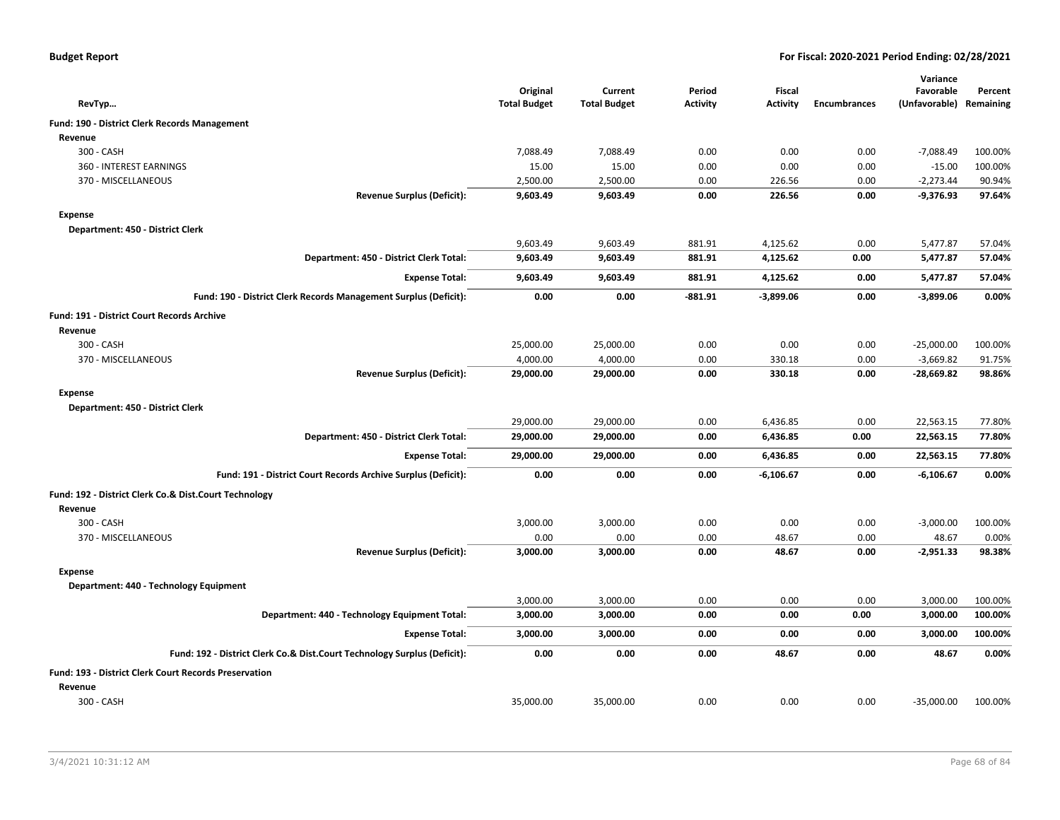| RevTyp… | Original Total Budget | Current Total Budget | Period Activity | Fiscal Activity | Encumbrances | Variance Favorable (Unfavorable) | Percent Remaining |
|---|---|---|---|---|---|---|---|
| **Fund: 190 - District Clerk Records Management** | | | | | | | |
| **Revenue** | | | | | | | |
| 300 - CASH | 7,088.49 | 7,088.49 | 0.00 | 0.00 | 0.00 | -7,088.49 | 100.00% |
| 360 - INTEREST EARNINGS | 15.00 | 15.00 | 0.00 | 0.00 | 0.00 | -15.00 | 100.00% |
| 370 - MISCELLANEOUS | 2,500.00 | 2,500.00 | 0.00 | 226.56 | 0.00 | -2,273.44 | 90.94% |
| **Revenue Surplus (Deficit):** | **9,603.49** | **9,603.49** | **0.00** | **226.56** | **0.00** | **-9,376.93** | **97.64%** |
| **Expense** | | | | | | | |
| **Department: 450 - District Clerk** | | | | | | | |
| | 9,603.49 | 9,603.49 | 881.91 | 4,125.62 | 0.00 | 5,477.87 | 57.04% |
| **Department: 450 - District Clerk Total:** | **9,603.49** | **9,603.49** | **881.91** | **4,125.62** | **0.00** | **5,477.87** | **57.04%** |
| **Expense Total:** | **9,603.49** | **9,603.49** | **881.91** | **4,125.62** | **0.00** | **5,477.87** | **57.04%** |
| **Fund: 190 - District Clerk Records Management Surplus (Deficit):** | **0.00** | **0.00** | **-881.91** | **-3,899.06** | **0.00** | **-3,899.06** | **0.00%** |
| **Fund: 191 - District Court Records Archive** | | | | | | | |
| **Revenue** | | | | | | | |
| 300 - CASH | 25,000.00 | 25,000.00 | 0.00 | 0.00 | 0.00 | -25,000.00 | 100.00% |
| 370 - MISCELLANEOUS | 4,000.00 | 4,000.00 | 0.00 | 330.18 | 0.00 | -3,669.82 | 91.75% |
| **Revenue Surplus (Deficit):** | **29,000.00** | **29,000.00** | **0.00** | **330.18** | **0.00** | **-28,669.82** | **98.86%** |
| **Expense** | | | | | | | |
| **Department: 450 - District Clerk** | | | | | | | |
| | 29,000.00 | 29,000.00 | 0.00 | 6,436.85 | 0.00 | 22,563.15 | 77.80% |
| **Department: 450 - District Clerk Total:** | **29,000.00** | **29,000.00** | **0.00** | **6,436.85** | **0.00** | **22,563.15** | **77.80%** |
| **Expense Total:** | **29,000.00** | **29,000.00** | **0.00** | **6,436.85** | **0.00** | **22,563.15** | **77.80%** |
| **Fund: 191 - District Court Records Archive Surplus (Deficit):** | **0.00** | **0.00** | **0.00** | **-6,106.67** | **0.00** | **-6,106.67** | **0.00%** |
| **Fund: 192 - District Clerk Co.& Dist.Court Technology** | | | | | | | |
| **Revenue** | | | | | | | |
| 300 - CASH | 3,000.00 | 3,000.00 | 0.00 | 0.00 | 0.00 | -3,000.00 | 100.00% |
| 370 - MISCELLANEOUS | 0.00 | 0.00 | 0.00 | 48.67 | 0.00 | 48.67 | 0.00% |
| **Revenue Surplus (Deficit):** | **3,000.00** | **3,000.00** | **0.00** | **48.67** | **0.00** | **-2,951.33** | **98.38%** |
| **Expense** | | | | | | | |
| **Department: 440 - Technology Equipment** | | | | | | | |
| | 3,000.00 | 3,000.00 | 0.00 | 0.00 | 0.00 | 3,000.00 | 100.00% |
| **Department: 440 - Technology Equipment Total:** | **3,000.00** | **3,000.00** | **0.00** | **0.00** | **0.00** | **3,000.00** | **100.00%** |
| **Expense Total:** | **3,000.00** | **3,000.00** | **0.00** | **0.00** | **0.00** | **3,000.00** | **100.00%** |
| **Fund: 192 - District Clerk Co.& Dist.Court Technology Surplus (Deficit):** | **0.00** | **0.00** | **0.00** | **48.67** | **0.00** | **48.67** | **0.00%** |
| **Fund: 193 - District Clerk Court Records Preservation** | | | | | | | |
| **Revenue** | | | | | | | |
| 300 - CASH | 35,000.00 | 35,000.00 | 0.00 | 0.00 | 0.00 | -35,000.00 | 100.00% |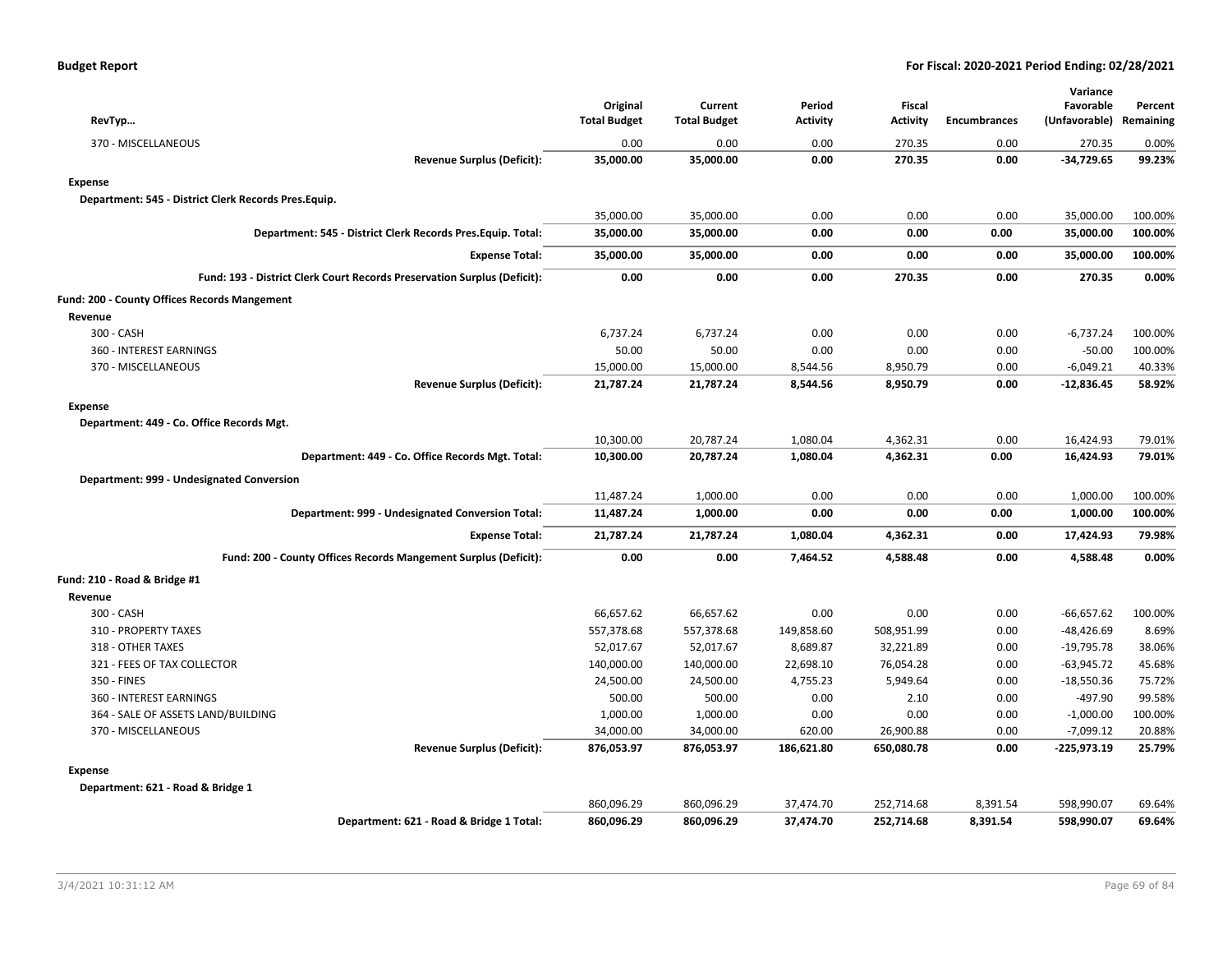| RevTyp… | Original Total Budget | Current Total Budget | Period Activity | Fiscal Activity | Encumbrances | Variance Favorable (Unfavorable) | Percent Remaining |
|---|---|---|---|---|---|---|---|
| 370 - MISCELLANEOUS | 0.00 | 0.00 | 0.00 | 270.35 | 0.00 | 270.35 | 0.00% |
| **Revenue Surplus (Deficit):** | **35,000.00** | **35,000.00** | **0.00** | **270.35** | **0.00** | **-34,729.65** | **99.23%** |
| **Expense** | | | | | | | |
| **Department: 545 - District Clerk Records Pres.Equip.** | | | | | | | |
| | 35,000.00 | 35,000.00 | 0.00 | 0.00 | 0.00 | 35,000.00 | 100.00% |
| **Department: 545 - District Clerk Records Pres.Equip. Total:** | **35,000.00** | **35,000.00** | **0.00** | **0.00** | **0.00** | **35,000.00** | **100.00%** |
| **Expense Total:** | **35,000.00** | **35,000.00** | **0.00** | **0.00** | **0.00** | **35,000.00** | **100.00%** |
| **Fund: 193 - District Clerk Court Records Preservation Surplus (Deficit):** | **0.00** | **0.00** | **0.00** | **270.35** | **0.00** | **270.35** | **0.00%** |
| **Fund: 200 - County Offices Records Mangement** | | | | | | | |
| **Revenue** | | | | | | | |
| 300 - CASH | 6,737.24 | 6,737.24 | 0.00 | 0.00 | 0.00 | -6,737.24 | 100.00% |
| 360 - INTEREST EARNINGS | 50.00 | 50.00 | 0.00 | 0.00 | 0.00 | -50.00 | 100.00% |
| 370 - MISCELLANEOUS | 15,000.00 | 15,000.00 | 8,544.56 | 8,950.79 | 0.00 | -6,049.21 | 40.33% |
| **Revenue Surplus (Deficit):** | **21,787.24** | **21,787.24** | **8,544.56** | **8,950.79** | **0.00** | **-12,836.45** | **58.92%** |
| **Expense** | | | | | | | |
| **Department: 449 - Co. Office Records Mgt.** | | | | | | | |
| | 10,300.00 | 20,787.24 | 1,080.04 | 4,362.31 | 0.00 | 16,424.93 | 79.01% |
| **Department: 449 - Co. Office Records Mgt. Total:** | **10,300.00** | **20,787.24** | **1,080.04** | **4,362.31** | **0.00** | **16,424.93** | **79.01%** |
| **Department: 999 - Undesignated Conversion** | | | | | | | |
| | 11,487.24 | 1,000.00 | 0.00 | 0.00 | 0.00 | 1,000.00 | 100.00% |
| **Department: 999 - Undesignated Conversion Total:** | **11,487.24** | **1,000.00** | **0.00** | **0.00** | **0.00** | **1,000.00** | **100.00%** |
| **Expense Total:** | **21,787.24** | **21,787.24** | **1,080.04** | **4,362.31** | **0.00** | **17,424.93** | **79.98%** |
| **Fund: 200 - County Offices Records Mangement Surplus (Deficit):** | **0.00** | **0.00** | **7,464.52** | **4,588.48** | **0.00** | **4,588.48** | **0.00%** |
| **Fund: 210 - Road & Bridge #1** | | | | | | | |
| **Revenue** | | | | | | | |
| 300 - CASH | 66,657.62 | 66,657.62 | 0.00 | 0.00 | 0.00 | -66,657.62 | 100.00% |
| 310 - PROPERTY TAXES | 557,378.68 | 557,378.68 | 149,858.60 | 508,951.99 | 0.00 | -48,426.69 | 8.69% |
| 318 - OTHER TAXES | 52,017.67 | 52,017.67 | 8,689.87 | 32,221.89 | 0.00 | -19,795.78 | 38.06% |
| 321 - FEES OF TAX COLLECTOR | 140,000.00 | 140,000.00 | 22,698.10 | 76,054.28 | 0.00 | -63,945.72 | 45.68% |
| 350 - FINES | 24,500.00 | 24,500.00 | 4,755.23 | 5,949.64 | 0.00 | -18,550.36 | 75.72% |
| 360 - INTEREST EARNINGS | 500.00 | 500.00 | 0.00 | 2.10 | 0.00 | -497.90 | 99.58% |
| 364 - SALE OF ASSETS LAND/BUILDING | 1,000.00 | 1,000.00 | 0.00 | 0.00 | 0.00 | -1,000.00 | 100.00% |
| 370 - MISCELLANEOUS | 34,000.00 | 34,000.00 | 620.00 | 26,900.88 | 0.00 | -7,099.12 | 20.88% |
| **Revenue Surplus (Deficit):** | **876,053.97** | **876,053.97** | **186,621.80** | **650,080.78** | **0.00** | **-225,973.19** | **25.79%** |
| **Expense** | | | | | | | |
| **Department: 621 - Road & Bridge 1** | | | | | | | |
| | 860,096.29 | 860,096.29 | 37,474.70 | 252,714.68 | 8,391.54 | 598,990.07 | 69.64% |
| **Department: 621 - Road & Bridge 1 Total:** | **860,096.29** | **860,096.29** | **37,474.70** | **252,714.68** | **8,391.54** | **598,990.07** | **69.64%** |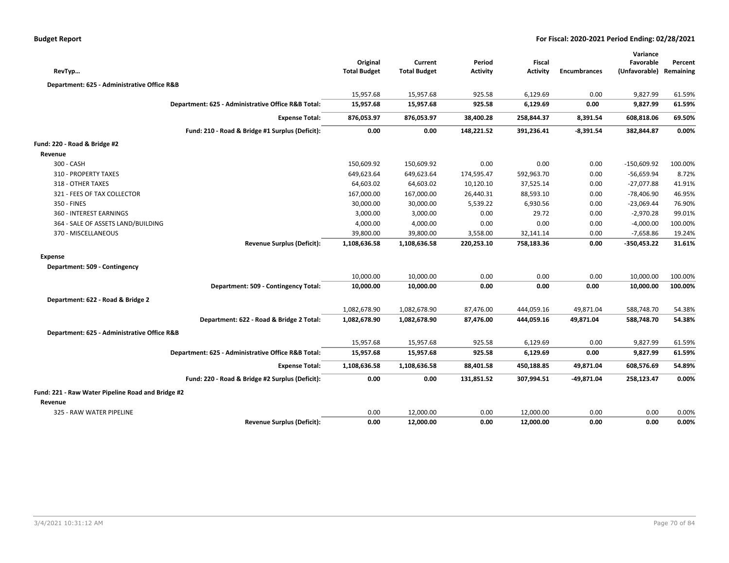**Budget Report** **For Fiscal: 2020-2021 Period Ending: 02/28/2021**

| RevTyp… | Original Total Budget | Current Total Budget | Period Activity | Fiscal Activity | Encumbrances | Variance Favorable (Unfavorable) | Percent Remaining |
|---|---|---|---|---|---|---|---|
| **Department: 625 - Administrative Office R&B** | | | | | | | |
| | 15,957.68 | 15,957.68 | 925.58 | 6,129.69 | 0.00 | 9,827.99 | 61.59% |
| **Department: 625 - Administrative Office R&B Total:** | **15,957.68** | **15,957.68** | **925.58** | **6,129.69** | **0.00** | **9,827.99** | **61.59%** |
| **Expense Total:** | **876,053.97** | **876,053.97** | **38,400.28** | **258,844.37** | **8,391.54** | **608,818.06** | **69.50%** |
| **Fund: 210 - Road & Bridge #1 Surplus (Deficit):** | **0.00** | **0.00** | **148,221.52** | **391,236.41** | **-8,391.54** | **382,844.87** | **0.00%** |
| **Fund: 220 - Road & Bridge #2** | | | | | | | |
| **Revenue** | | | | | | | |
| 300 - CASH | 150,609.92 | 150,609.92 | 0.00 | 0.00 | 0.00 | -150,609.92 | 100.00% |
| 310 - PROPERTY TAXES | 649,623.64 | 649,623.64 | 174,595.47 | 592,963.70 | 0.00 | -56,659.94 | 8.72% |
| 318 - OTHER TAXES | 64,603.02 | 64,603.02 | 10,120.10 | 37,525.14 | 0.00 | -27,077.88 | 41.91% |
| 321 - FEES OF TAX COLLECTOR | 167,000.00 | 167,000.00 | 26,440.31 | 88,593.10 | 0.00 | -78,406.90 | 46.95% |
| 350 - FINES | 30,000.00 | 30,000.00 | 5,539.22 | 6,930.56 | 0.00 | -23,069.44 | 76.90% |
| 360 - INTEREST EARNINGS | 3,000.00 | 3,000.00 | 0.00 | 29.72 | 0.00 | -2,970.28 | 99.01% |
| 364 - SALE OF ASSETS LAND/BUILDING | 4,000.00 | 4,000.00 | 0.00 | 0.00 | 0.00 | -4,000.00 | 100.00% |
| 370 - MISCELLANEOUS | 39,800.00 | 39,800.00 | 3,558.00 | 32,141.14 | 0.00 | -7,658.86 | 19.24% |
| **Revenue Surplus (Deficit):** | **1,108,636.58** | **1,108,636.58** | **220,253.10** | **758,183.36** | **0.00** | **-350,453.22** | **31.61%** |
| **Expense** | | | | | | | |
| **Department: 509 - Contingency** | | | | | | | |
| | 10,000.00 | 10,000.00 | 0.00 | 0.00 | 0.00 | 10,000.00 | 100.00% |
| **Department: 509 - Contingency Total:** | **10,000.00** | **10,000.00** | **0.00** | **0.00** | **0.00** | **10,000.00** | **100.00%** |
| **Department: 622 - Road & Bridge 2** | | | | | | | |
| | 1,082,678.90 | 1,082,678.90 | 87,476.00 | 444,059.16 | 49,871.04 | 588,748.70 | 54.38% |
| **Department: 622 - Road & Bridge 2 Total:** | **1,082,678.90** | **1,082,678.90** | **87,476.00** | **444,059.16** | **49,871.04** | **588,748.70** | **54.38%** |
| **Department: 625 - Administrative Office R&B** | | | | | | | |
| | 15,957.68 | 15,957.68 | 925.58 | 6,129.69 | 0.00 | 9,827.99 | 61.59% |
| **Department: 625 - Administrative Office R&B Total:** | **15,957.68** | **15,957.68** | **925.58** | **6,129.69** | **0.00** | **9,827.99** | **61.59%** |
| **Expense Total:** | **1,108,636.58** | **1,108,636.58** | **88,401.58** | **450,188.85** | **49,871.04** | **608,576.69** | **54.89%** |
| **Fund: 220 - Road & Bridge #2 Surplus (Deficit):** | **0.00** | **0.00** | **131,851.52** | **307,994.51** | **-49,871.04** | **258,123.47** | **0.00%** |
| **Fund: 221 - Raw Water Pipeline Road and Bridge #2** | | | | | | | |
| **Revenue** | | | | | | | |
| 325 - RAW WATER PIPELINE | 0.00 | 12,000.00 | 0.00 | 12,000.00 | 0.00 | 0.00 | 0.00% |
| **Revenue Surplus (Deficit):** | **0.00** | **12,000.00** | **0.00** | **12,000.00** | **0.00** | **0.00** | **0.00%** |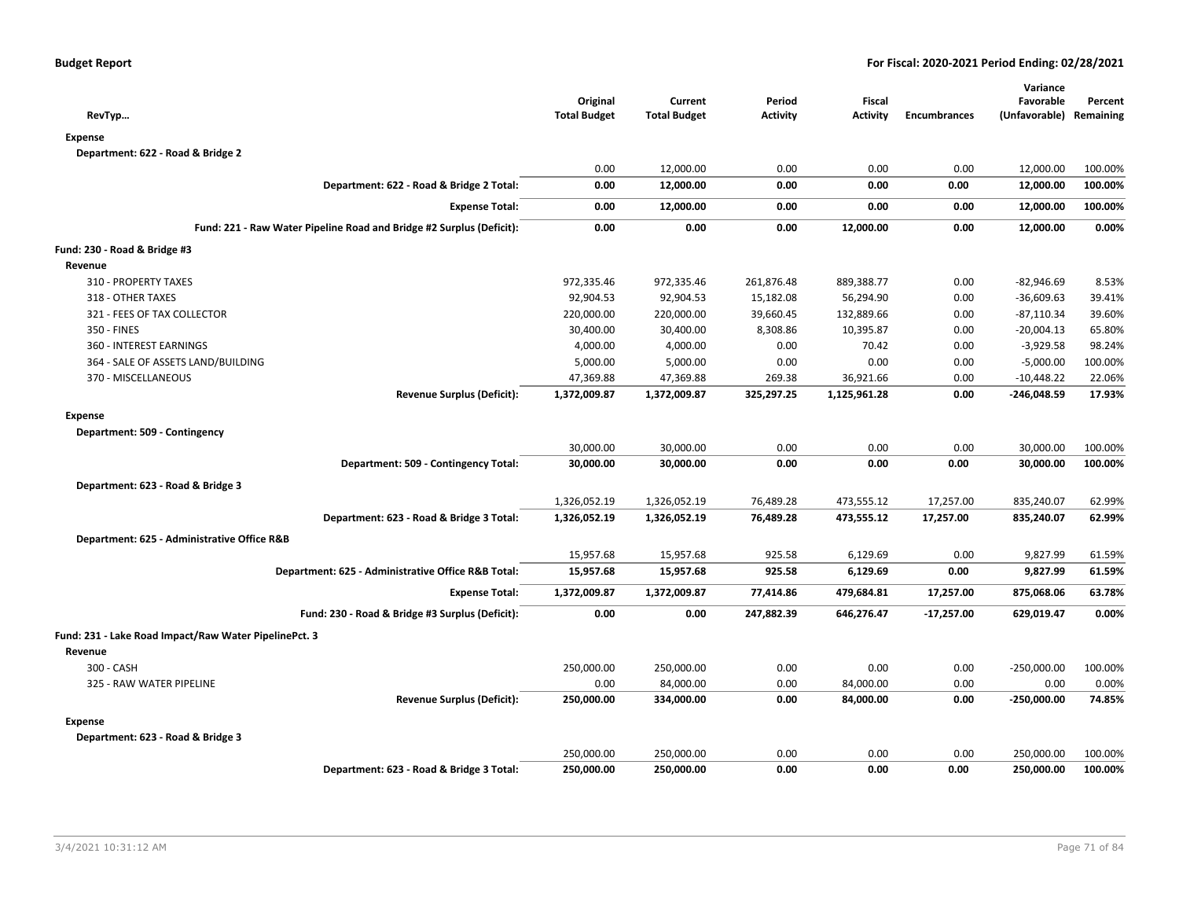**Budget Report** | **For Fiscal: 2020-2021 Period Ending: 02/28/2021**

| RevTyp… | Original Total Budget | Current Total Budget | Period Activity | Fiscal Activity | Encumbrances | Variance Favorable (Unfavorable) | Percent Remaining |
|---|---|---|---|---|---|---|---|
| **Expense** | | | | | | | |
| **Department: 622 - Road & Bridge 2** | | | | | | | |
| | 0.00 | 12,000.00 | 0.00 | 0.00 | 0.00 | 12,000.00 | 100.00% |
| **Department: 622 - Road & Bridge 2 Total:** | **0.00** | **12,000.00** | **0.00** | **0.00** | **0.00** | **12,000.00** | **100.00%** |
| **Expense Total:** | **0.00** | **12,000.00** | **0.00** | **0.00** | **0.00** | **12,000.00** | **100.00%** |
| **Fund: 221 - Raw Water Pipeline Road and Bridge #2 Surplus (Deficit):** | **0.00** | **0.00** | **0.00** | **12,000.00** | **0.00** | **12,000.00** | **0.00%** |
| **Fund: 230 - Road & Bridge #3** | | | | | | | |
| **Revenue** | | | | | | | |
| 310 - PROPERTY TAXES | 972,335.46 | 972,335.46 | 261,876.48 | 889,388.77 | 0.00 | -82,946.69 | 8.53% |
| 318 - OTHER TAXES | 92,904.53 | 92,904.53 | 15,182.08 | 56,294.90 | 0.00 | -36,609.63 | 39.41% |
| 321 - FEES OF TAX COLLECTOR | 220,000.00 | 220,000.00 | 39,660.45 | 132,889.66 | 0.00 | -87,110.34 | 39.60% |
| 350 - FINES | 30,400.00 | 30,400.00 | 8,308.86 | 10,395.87 | 0.00 | -20,004.13 | 65.80% |
| 360 - INTEREST EARNINGS | 4,000.00 | 4,000.00 | 0.00 | 70.42 | 0.00 | -3,929.58 | 98.24% |
| 364 - SALE OF ASSETS LAND/BUILDING | 5,000.00 | 5,000.00 | 0.00 | 0.00 | 0.00 | -5,000.00 | 100.00% |
| 370 - MISCELLANEOUS | 47,369.88 | 47,369.88 | 269.38 | 36,921.66 | 0.00 | -10,448.22 | 22.06% |
| **Revenue Surplus (Deficit):** | **1,372,009.87** | **1,372,009.87** | **325,297.25** | **1,125,961.28** | **0.00** | **-246,048.59** | **17.93%** |
| **Expense** | | | | | | | |
| **Department: 509 - Contingency** | | | | | | | |
| | 30,000.00 | 30,000.00 | 0.00 | 0.00 | 0.00 | 30,000.00 | 100.00% |
| **Department: 509 - Contingency Total:** | **30,000.00** | **30,000.00** | **0.00** | **0.00** | **0.00** | **30,000.00** | **100.00%** |
| **Department: 623 - Road & Bridge 3** | | | | | | | |
| | 1,326,052.19 | 1,326,052.19 | 76,489.28 | 473,555.12 | 17,257.00 | 835,240.07 | 62.99% |
| **Department: 623 - Road & Bridge 3 Total:** | **1,326,052.19** | **1,326,052.19** | **76,489.28** | **473,555.12** | **17,257.00** | **835,240.07** | **62.99%** |
| **Department: 625 - Administrative Office R&B** | | | | | | | |
| | 15,957.68 | 15,957.68 | 925.58 | 6,129.69 | 0.00 | 9,827.99 | 61.59% |
| **Department: 625 - Administrative Office R&B Total:** | **15,957.68** | **15,957.68** | **925.58** | **6,129.69** | **0.00** | **9,827.99** | **61.59%** |
| **Expense Total:** | **1,372,009.87** | **1,372,009.87** | **77,414.86** | **479,684.81** | **17,257.00** | **875,068.06** | **63.78%** |
| **Fund: 230 - Road & Bridge #3 Surplus (Deficit):** | **0.00** | **0.00** | **247,882.39** | **646,276.47** | **-17,257.00** | **629,019.47** | **0.00%** |
| **Fund: 231 - Lake Road Impact/Raw Water PipelinePct. 3** | | | | | | | |
| **Revenue** | | | | | | | |
| 300 - CASH | 250,000.00 | 250,000.00 | 0.00 | 0.00 | 0.00 | -250,000.00 | 100.00% |
| 325 - RAW WATER PIPELINE | 0.00 | 84,000.00 | 0.00 | 84,000.00 | 0.00 | 0.00 | 0.00% |
| **Revenue Surplus (Deficit):** | **250,000.00** | **334,000.00** | **0.00** | **84,000.00** | **0.00** | **-250,000.00** | **74.85%** |
| **Expense** | | | | | | | |
| **Department: 623 - Road & Bridge 3** | | | | | | | |
| | 250,000.00 | 250,000.00 | 0.00 | 0.00 | 0.00 | 250,000.00 | 100.00% |
| **Department: 623 - Road & Bridge 3 Total:** | **250,000.00** | **250,000.00** | **0.00** | **0.00** | **0.00** | **250,000.00** | **100.00%** |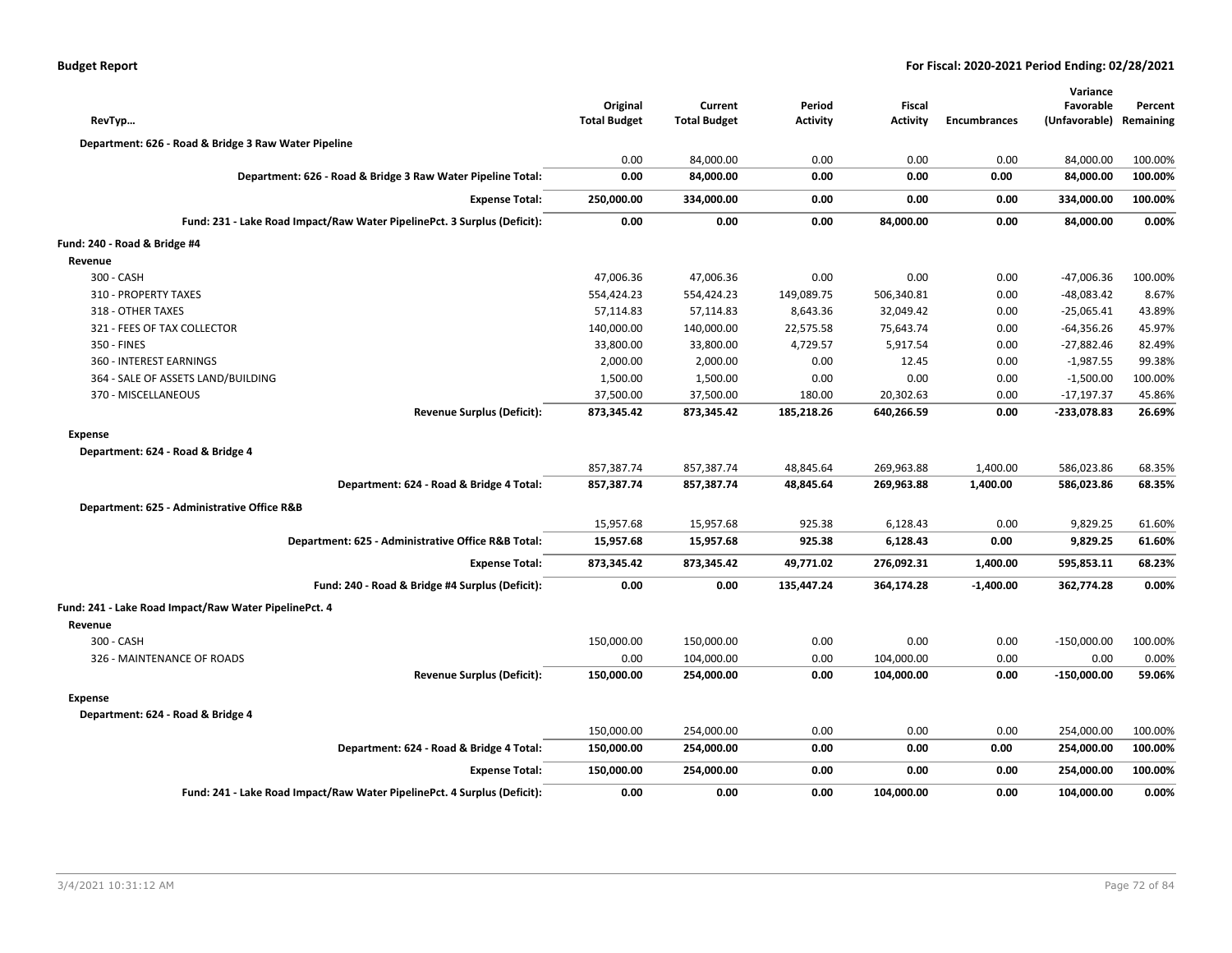**Budget Report** — For Fiscal: 2020-2021 Period Ending: 02/28/2021

| RevTyp… | Original Total Budget | Current Total Budget | Period Activity | Fiscal Activity | Encumbrances | Variance Favorable (Unfavorable) | Percent Remaining |
|---|---|---|---|---|---|---|---|
| **Department: 626 - Road & Bridge 3 Raw Water Pipeline** | | | | | | | |
| | 0.00 | 84,000.00 | 0.00 | 0.00 | 0.00 | 84,000.00 | 100.00% |
| **Department: 626 - Road & Bridge 3 Raw Water Pipeline Total:** | **0.00** | **84,000.00** | **0.00** | **0.00** | **0.00** | **84,000.00** | **100.00%** |
| **Expense Total:** | **250,000.00** | **334,000.00** | **0.00** | **0.00** | **0.00** | **334,000.00** | **100.00%** |
| **Fund: 231 - Lake Road Impact/Raw Water PipelinePct. 3 Surplus (Deficit):** | **0.00** | **0.00** | **0.00** | **84,000.00** | **0.00** | **84,000.00** | **0.00%** |
| **Fund: 240 - Road & Bridge #4** | | | | | | | |
| **Revenue** | | | | | | | |
| 300 - CASH | 47,006.36 | 47,006.36 | 0.00 | 0.00 | 0.00 | -47,006.36 | 100.00% |
| 310 - PROPERTY TAXES | 554,424.23 | 554,424.23 | 149,089.75 | 506,340.81 | 0.00 | -48,083.42 | 8.67% |
| 318 - OTHER TAXES | 57,114.83 | 57,114.83 | 8,643.36 | 32,049.42 | 0.00 | -25,065.41 | 43.89% |
| 321 - FEES OF TAX COLLECTOR | 140,000.00 | 140,000.00 | 22,575.58 | 75,643.74 | 0.00 | -64,356.26 | 45.97% |
| 350 - FINES | 33,800.00 | 33,800.00 | 4,729.57 | 5,917.54 | 0.00 | -27,882.46 | 82.49% |
| 360 - INTEREST EARNINGS | 2,000.00 | 2,000.00 | 0.00 | 12.45 | 0.00 | -1,987.55 | 99.38% |
| 364 - SALE OF ASSETS LAND/BUILDING | 1,500.00 | 1,500.00 | 0.00 | 0.00 | 0.00 | -1,500.00 | 100.00% |
| 370 - MISCELLANEOUS | 37,500.00 | 37,500.00 | 180.00 | 20,302.63 | 0.00 | -17,197.37 | 45.86% |
| **Revenue Surplus (Deficit):** | **873,345.42** | **873,345.42** | **185,218.26** | **640,266.59** | **0.00** | **-233,078.83** | **26.69%** |
| **Expense** | | | | | | | |
| **Department: 624 - Road & Bridge 4** | | | | | | | |
| | 857,387.74 | 857,387.74 | 48,845.64 | 269,963.88 | 1,400.00 | 586,023.86 | 68.35% |
| **Department: 624 - Road & Bridge 4 Total:** | **857,387.74** | **857,387.74** | **48,845.64** | **269,963.88** | **1,400.00** | **586,023.86** | **68.35%** |
| **Department: 625 - Administrative Office R&B** | | | | | | | |
| | 15,957.68 | 15,957.68 | 925.38 | 6,128.43 | 0.00 | 9,829.25 | 61.60% |
| **Department: 625 - Administrative Office R&B Total:** | **15,957.68** | **15,957.68** | **925.38** | **6,128.43** | **0.00** | **9,829.25** | **61.60%** |
| **Expense Total:** | **873,345.42** | **873,345.42** | **49,771.02** | **276,092.31** | **1,400.00** | **595,853.11** | **68.23%** |
| **Fund: 240 - Road & Bridge #4 Surplus (Deficit):** | **0.00** | **0.00** | **135,447.24** | **364,174.28** | **-1,400.00** | **362,774.28** | **0.00%** |
| **Fund: 241 - Lake Road Impact/Raw Water PipelinePct. 4** | | | | | | | |
| **Revenue** | | | | | | | |
| 300 - CASH | 150,000.00 | 150,000.00 | 0.00 | 0.00 | 0.00 | -150,000.00 | 100.00% |
| 326 - MAINTENANCE OF ROADS | 0.00 | 104,000.00 | 0.00 | 104,000.00 | 0.00 | 0.00 | 0.00% |
| **Revenue Surplus (Deficit):** | **150,000.00** | **254,000.00** | **0.00** | **104,000.00** | **0.00** | **-150,000.00** | **59.06%** |
| **Expense** | | | | | | | |
| **Department: 624 - Road & Bridge 4** | | | | | | | |
| | 150,000.00 | 254,000.00 | 0.00 | 0.00 | 0.00 | 254,000.00 | 100.00% |
| **Department: 624 - Road & Bridge 4 Total:** | **150,000.00** | **254,000.00** | **0.00** | **0.00** | **0.00** | **254,000.00** | **100.00%** |
| **Expense Total:** | **150,000.00** | **254,000.00** | **0.00** | **0.00** | **0.00** | **254,000.00** | **100.00%** |
| **Fund: 241 - Lake Road Impact/Raw Water PipelinePct. 4 Surplus (Deficit):** | **0.00** | **0.00** | **0.00** | **104,000.00** | **0.00** | **104,000.00** | **0.00%** |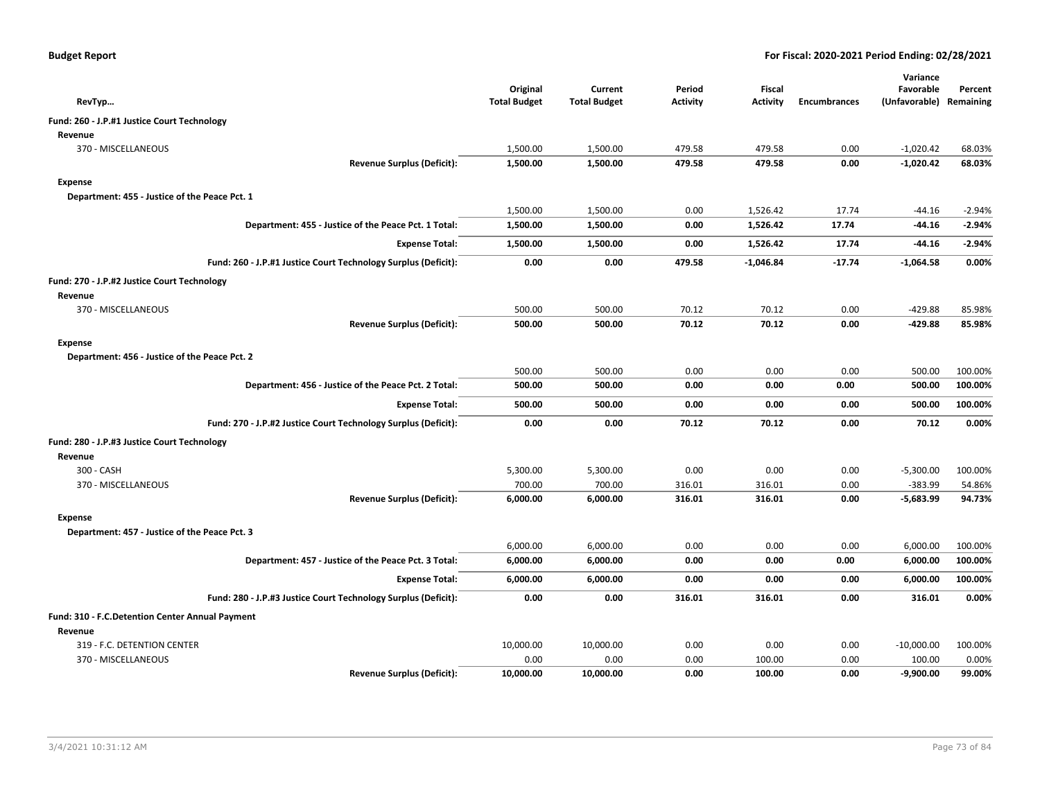**Budget Report** | **For Fiscal: 2020-2021 Period Ending: 02/28/2021**

| RevTyp... | Original Total Budget | Current Total Budget | Period Activity | Fiscal Activity | Encumbrances | Variance Favorable (Unfavorable) | Percent Remaining |
|---|---|---|---|---|---|---|---|
| **Fund: 260 - J.P.#1 Justice Court Technology** | | | | | | | |
| **Revenue** | | | | | | | |
| 370 - MISCELLANEOUS | 1,500.00 | 1,500.00 | 479.58 | 479.58 | 0.00 | -1,020.42 | 68.03% |
| **Revenue Surplus (Deficit):** | **1,500.00** | **1,500.00** | **479.58** | **479.58** | **0.00** | **-1,020.42** | **68.03%** |
| **Expense** | | | | | | | |
| **Department: 455 - Justice of the Peace Pct. 1** | | | | | | | |
| | 1,500.00 | 1,500.00 | 0.00 | 1,526.42 | 17.74 | -44.16 | -2.94% |
| **Department: 455 - Justice of the Peace Pct. 1 Total:** | **1,500.00** | **1,500.00** | **0.00** | **1,526.42** | **17.74** | **-44.16** | **-2.94%** |
| **Expense Total:** | **1,500.00** | **1,500.00** | **0.00** | **1,526.42** | **17.74** | **-44.16** | **-2.94%** |
| **Fund: 260 - J.P.#1 Justice Court Technology Surplus (Deficit):** | **0.00** | **0.00** | **479.58** | **-1,046.84** | **-17.74** | **-1,064.58** | **0.00%** |
| **Fund: 270 - J.P.#2 Justice Court Technology** | | | | | | | |
| **Revenue** | | | | | | | |
| 370 - MISCELLANEOUS | 500.00 | 500.00 | 70.12 | 70.12 | 0.00 | -429.88 | 85.98% |
| **Revenue Surplus (Deficit):** | **500.00** | **500.00** | **70.12** | **70.12** | **0.00** | **-429.88** | **85.98%** |
| **Expense** | | | | | | | |
| **Department: 456 - Justice of the Peace Pct. 2** | | | | | | | |
| | 500.00 | 500.00 | 0.00 | 0.00 | 0.00 | 500.00 | 100.00% |
| **Department: 456 - Justice of the Peace Pct. 2 Total:** | **500.00** | **500.00** | **0.00** | **0.00** | **0.00** | **500.00** | **100.00%** |
| **Expense Total:** | **500.00** | **500.00** | **0.00** | **0.00** | **0.00** | **500.00** | **100.00%** |
| **Fund: 270 - J.P.#2 Justice Court Technology Surplus (Deficit):** | **0.00** | **0.00** | **70.12** | **70.12** | **0.00** | **70.12** | **0.00%** |
| **Fund: 280 - J.P.#3 Justice Court Technology** | | | | | | | |
| **Revenue** | | | | | | | |
| 300 - CASH | 5,300.00 | 5,300.00 | 0.00 | 0.00 | 0.00 | -5,300.00 | 100.00% |
| 370 - MISCELLANEOUS | 700.00 | 700.00 | 316.01 | 316.01 | 0.00 | -383.99 | 54.86% |
| **Revenue Surplus (Deficit):** | **6,000.00** | **6,000.00** | **316.01** | **316.01** | **0.00** | **-5,683.99** | **94.73%** |
| **Expense** | | | | | | | |
| **Department: 457 - Justice of the Peace Pct. 3** | | | | | | | |
| | 6,000.00 | 6,000.00 | 0.00 | 0.00 | 0.00 | 6,000.00 | 100.00% |
| **Department: 457 - Justice of the Peace Pct. 3 Total:** | **6,000.00** | **6,000.00** | **0.00** | **0.00** | **0.00** | **6,000.00** | **100.00%** |
| **Expense Total:** | **6,000.00** | **6,000.00** | **0.00** | **0.00** | **0.00** | **6,000.00** | **100.00%** |
| **Fund: 280 - J.P.#3 Justice Court Technology Surplus (Deficit):** | **0.00** | **0.00** | **316.01** | **316.01** | **0.00** | **316.01** | **0.00%** |
| **Fund: 310 - F.C.Detention Center Annual Payment** | | | | | | | |
| **Revenue** | | | | | | | |
| 319 - F.C. DETENTION CENTER | 10,000.00 | 10,000.00 | 0.00 | 0.00 | 0.00 | -10,000.00 | 100.00% |
| 370 - MISCELLANEOUS | 0.00 | 0.00 | 0.00 | 100.00 | 0.00 | 100.00 | 0.00% |
| **Revenue Surplus (Deficit):** | **10,000.00** | **10,000.00** | **0.00** | **100.00** | **0.00** | **-9,900.00** | **99.00%** |

3/4/2021 10:31:12 AM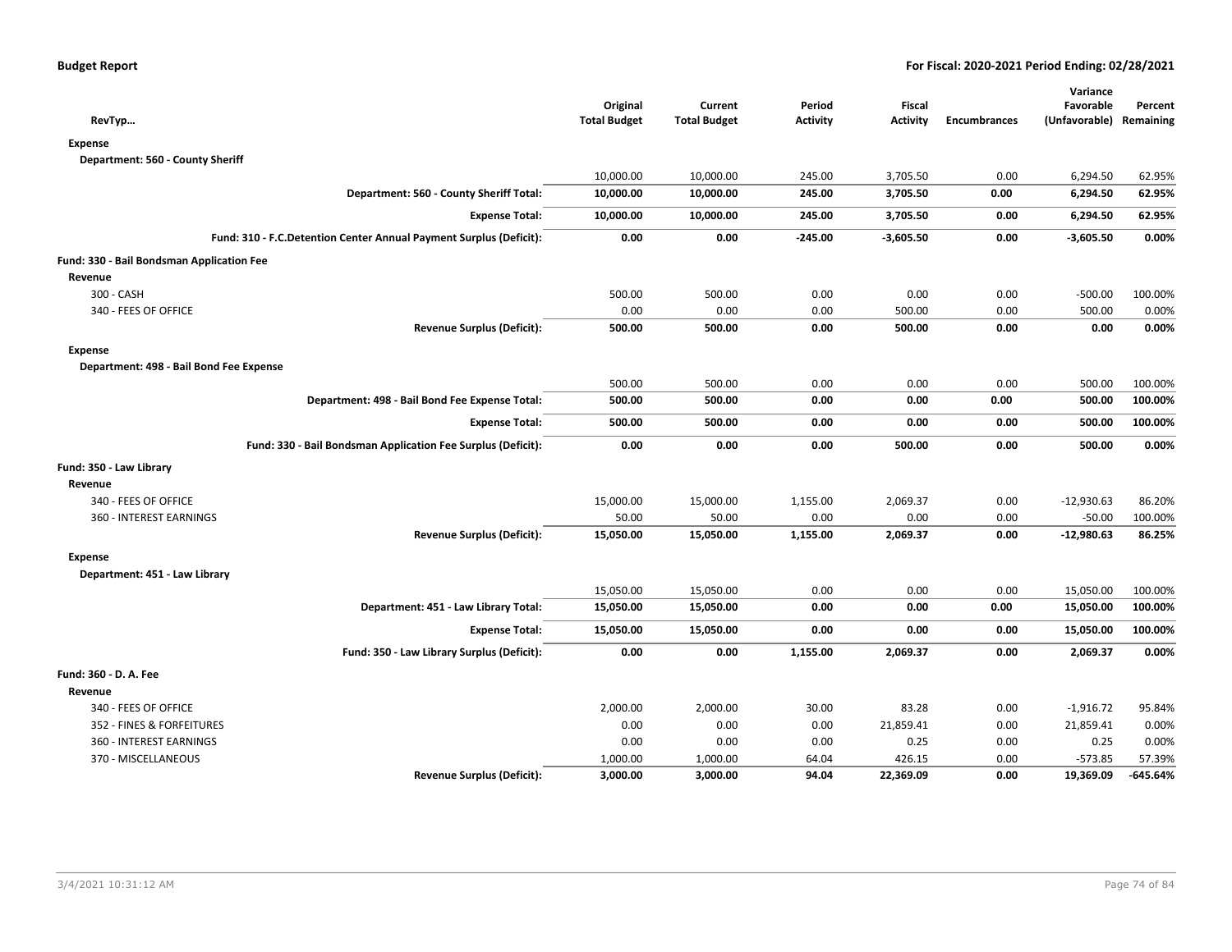| RevTyp… | Original Total Budget | Current Total Budget | Period Activity | Fiscal Activity | Encumbrances | Variance Favorable (Unfavorable) | Percent Remaining |
|---|---|---|---|---|---|---|---|
| **Expense** | | | | | | | |
| **Department: 560 - County Sheriff** | | | | | | | |
| | 10,000.00 | 10,000.00 | 245.00 | 3,705.50 | 0.00 | 6,294.50 | 62.95% |
| **Department: 560 - County Sheriff Total:** | **10,000.00** | **10,000.00** | **245.00** | **3,705.50** | **0.00** | **6,294.50** | **62.95%** |
| **Expense Total:** | **10,000.00** | **10,000.00** | **245.00** | **3,705.50** | **0.00** | **6,294.50** | **62.95%** |
| **Fund: 310 - F.C.Detention Center Annual Payment Surplus (Deficit):** | **0.00** | **0.00** | **-245.00** | **-3,605.50** | **0.00** | **-3,605.50** | **0.00%** |
| **Fund: 330 - Bail Bondsman Application Fee** | | | | | | | |
| **Revenue** | | | | | | | |
| 300 - CASH | 500.00 | 500.00 | 0.00 | 0.00 | 0.00 | -500.00 | 100.00% |
| 340 - FEES OF OFFICE | 0.00 | 0.00 | 0.00 | 500.00 | 0.00 | 500.00 | 0.00% |
| **Revenue Surplus (Deficit):** | **500.00** | **500.00** | **0.00** | **500.00** | **0.00** | **0.00** | **0.00%** |
| **Expense** | | | | | | | |
| **Department: 498 - Bail Bond Fee Expense** | | | | | | | |
| | 500.00 | 500.00 | 0.00 | 0.00 | 0.00 | 500.00 | 100.00% |
| **Department: 498 - Bail Bond Fee Expense Total:** | **500.00** | **500.00** | **0.00** | **0.00** | **0.00** | **500.00** | **100.00%** |
| **Expense Total:** | **500.00** | **500.00** | **0.00** | **0.00** | **0.00** | **500.00** | **100.00%** |
| **Fund: 330 - Bail Bondsman Application Fee Surplus (Deficit):** | **0.00** | **0.00** | **0.00** | **500.00** | **0.00** | **500.00** | **0.00%** |
| **Fund: 350 - Law Library** | | | | | | | |
| **Revenue** | | | | | | | |
| 340 - FEES OF OFFICE | 15,000.00 | 15,000.00 | 1,155.00 | 2,069.37 | 0.00 | -12,930.63 | 86.20% |
| 360 - INTEREST EARNINGS | 50.00 | 50.00 | 0.00 | 0.00 | 0.00 | -50.00 | 100.00% |
| **Revenue Surplus (Deficit):** | **15,050.00** | **15,050.00** | **1,155.00** | **2,069.37** | **0.00** | **-12,980.63** | **86.25%** |
| **Expense** | | | | | | | |
| **Department: 451 - Law Library** | | | | | | | |
| | 15,050.00 | 15,050.00 | 0.00 | 0.00 | 0.00 | 15,050.00 | 100.00% |
| **Department: 451 - Law Library Total:** | **15,050.00** | **15,050.00** | **0.00** | **0.00** | **0.00** | **15,050.00** | **100.00%** |
| **Expense Total:** | **15,050.00** | **15,050.00** | **0.00** | **0.00** | **0.00** | **15,050.00** | **100.00%** |
| **Fund: 350 - Law Library Surplus (Deficit):** | **0.00** | **0.00** | **1,155.00** | **2,069.37** | **0.00** | **2,069.37** | **0.00%** |
| **Fund: 360 - D. A. Fee** | | | | | | | |
| **Revenue** | | | | | | | |
| 340 - FEES OF OFFICE | 2,000.00 | 2,000.00 | 30.00 | 83.28 | 0.00 | -1,916.72 | 95.84% |
| 352 - FINES & FORFEITURES | 0.00 | 0.00 | 0.00 | 21,859.41 | 0.00 | 21,859.41 | 0.00% |
| 360 - INTEREST EARNINGS | 0.00 | 0.00 | 0.00 | 0.25 | 0.00 | 0.25 | 0.00% |
| 370 - MISCELLANEOUS | 1,000.00 | 1,000.00 | 64.04 | 426.15 | 0.00 | -573.85 | 57.39% |
| **Revenue Surplus (Deficit):** | **3,000.00** | **3,000.00** | **94.04** | **22,369.09** | **0.00** | **19,369.09** | **-645.64%** |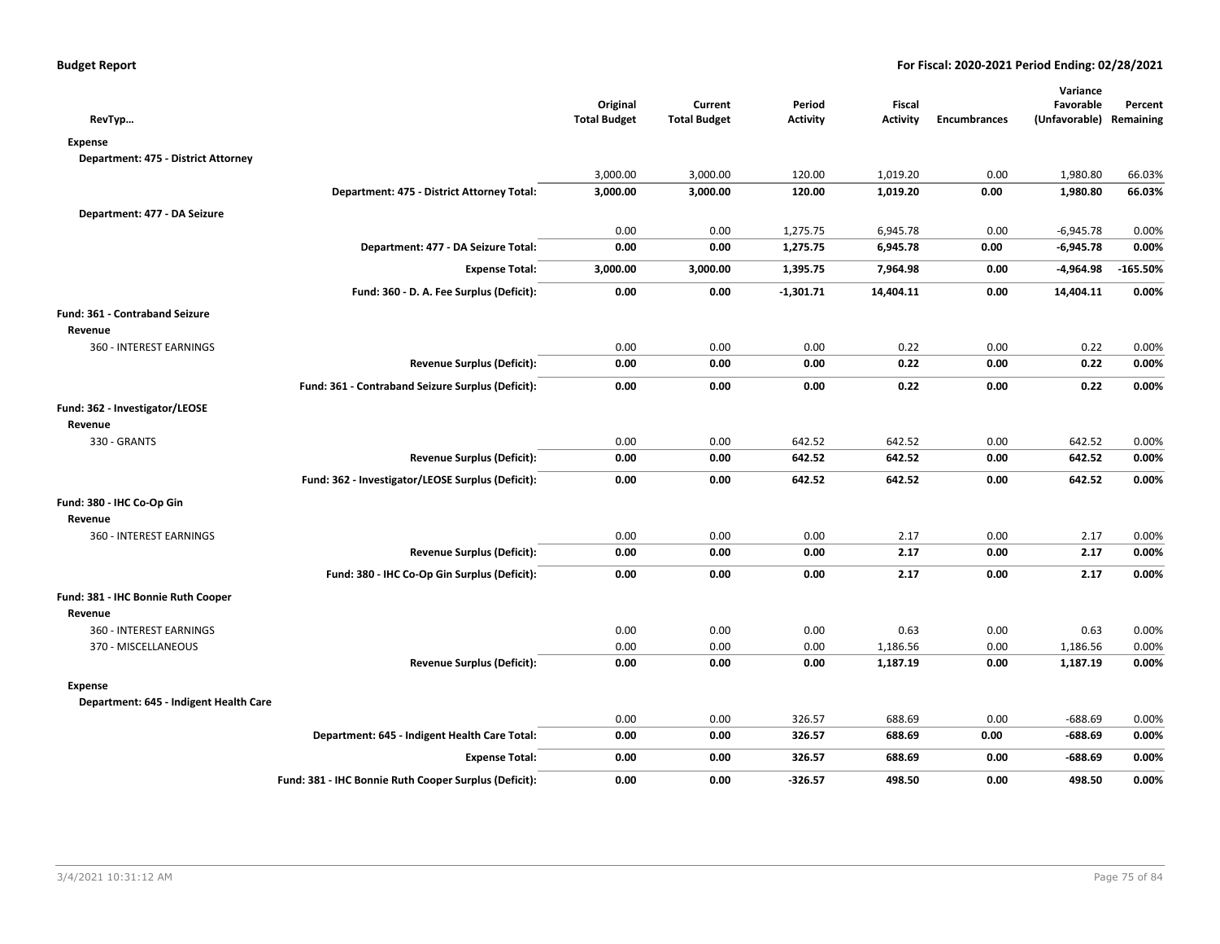**Budget Report** | **For Fiscal: 2020-2021 Period Ending: 02/28/2021**

| RevTyp… | | Original Total Budget | Current Total Budget | Period Activity | Fiscal Activity | Encumbrances | Variance Favorable (Unfavorable) | Percent Remaining |
|---|---|---|---|---|---|---|---|---|
| **Expense** | | | | | | | | |
| **Department: 475 - District Attorney** | | | | | | | | |
| | | 3,000.00 | 3,000.00 | 120.00 | 1,019.20 | 0.00 | 1,980.80 | 66.03% |
| | **Department: 475 - District Attorney Total:** | **3,000.00** | **3,000.00** | **120.00** | **1,019.20** | **0.00** | **1,980.80** | **66.03%** |
| **Department: 477 - DA Seizure** | | | | | | | | |
| | | 0.00 | 0.00 | 1,275.75 | 6,945.78 | 0.00 | -6,945.78 | 0.00% |
| | **Department: 477 - DA Seizure Total:** | **0.00** | **0.00** | **1,275.75** | **6,945.78** | **0.00** | **-6,945.78** | **0.00%** |
| | **Expense Total:** | **3,000.00** | **3,000.00** | **1,395.75** | **7,964.98** | **0.00** | **-4,964.98** | **-165.50%** |
| | **Fund: 360 - D. A. Fee Surplus (Deficit):** | **0.00** | **0.00** | **-1,301.71** | **14,404.11** | **0.00** | **14,404.11** | **0.00%** |
| **Fund: 361 - Contraband Seizure** | | | | | | | | |
| **Revenue** | | | | | | | | |
| 360 - INTEREST EARNINGS | | 0.00 | 0.00 | 0.00 | 0.22 | 0.00 | 0.22 | 0.00% |
| | **Revenue Surplus (Deficit):** | **0.00** | **0.00** | **0.00** | **0.22** | **0.00** | **0.22** | **0.00%** |
| | **Fund: 361 - Contraband Seizure Surplus (Deficit):** | **0.00** | **0.00** | **0.00** | **0.22** | **0.00** | **0.22** | **0.00%** |
| **Fund: 362 - Investigator/LEOSE** | | | | | | | | |
| **Revenue** | | | | | | | | |
| 330 - GRANTS | | 0.00 | 0.00 | 642.52 | 642.52 | 0.00 | 642.52 | 0.00% |
| | **Revenue Surplus (Deficit):** | **0.00** | **0.00** | **642.52** | **642.52** | **0.00** | **642.52** | **0.00%** |
| | **Fund: 362 - Investigator/LEOSE Surplus (Deficit):** | **0.00** | **0.00** | **642.52** | **642.52** | **0.00** | **642.52** | **0.00%** |
| **Fund: 380 - IHC Co-Op Gin** | | | | | | | | |
| **Revenue** | | | | | | | | |
| 360 - INTEREST EARNINGS | | 0.00 | 0.00 | 0.00 | 2.17 | 0.00 | 2.17 | 0.00% |
| | **Revenue Surplus (Deficit):** | **0.00** | **0.00** | **0.00** | **2.17** | **0.00** | **2.17** | **0.00%** |
| | **Fund: 380 - IHC Co-Op Gin Surplus (Deficit):** | **0.00** | **0.00** | **0.00** | **2.17** | **0.00** | **2.17** | **0.00%** |
| **Fund: 381 - IHC Bonnie Ruth Cooper** | | | | | | | | |
| **Revenue** | | | | | | | | |
| 360 - INTEREST EARNINGS | | 0.00 | 0.00 | 0.00 | 0.63 | 0.00 | 0.63 | 0.00% |
| 370 - MISCELLANEOUS | | 0.00 | 0.00 | 0.00 | 1,186.56 | 0.00 | 1,186.56 | 0.00% |
| | **Revenue Surplus (Deficit):** | **0.00** | **0.00** | **0.00** | **1,187.19** | **0.00** | **1,187.19** | **0.00%** |
| **Expense** | | | | | | | | |
| **Department: 645 - Indigent Health Care** | | | | | | | | |
| | | 0.00 | 0.00 | 326.57 | 688.69 | 0.00 | -688.69 | 0.00% |
| | **Department: 645 - Indigent Health Care Total:** | **0.00** | **0.00** | **326.57** | **688.69** | **0.00** | **-688.69** | **0.00%** |
| | **Expense Total:** | **0.00** | **0.00** | **326.57** | **688.69** | **0.00** | **-688.69** | **0.00%** |
| | **Fund: 381 - IHC Bonnie Ruth Cooper Surplus (Deficit):** | **0.00** | **0.00** | **-326.57** | **498.50** | **0.00** | **498.50** | **0.00%** |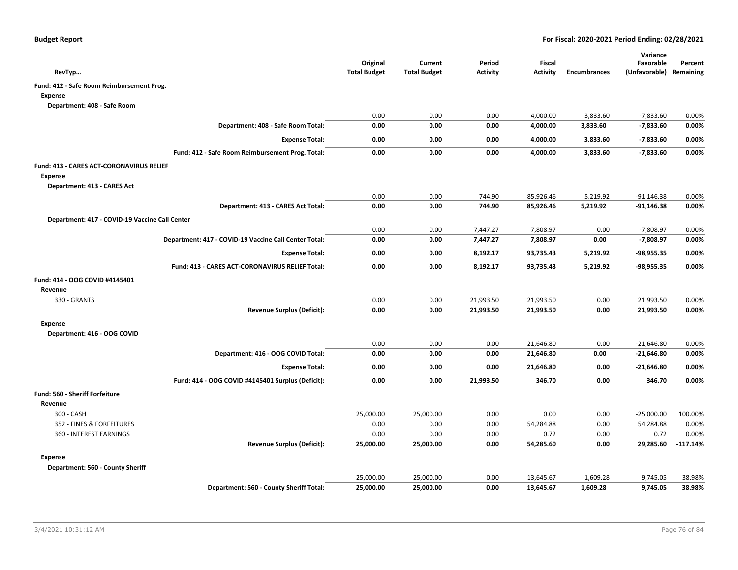**Budget Report** | **For Fiscal: 2020-2021 Period Ending: 02/28/2021**

| RevTyp… | Original Total Budget | Current Total Budget | Period Activity | Fiscal Activity | Encumbrances | Variance Favorable (Unfavorable) | Percent Remaining |
|---|---|---|---|---|---|---|---|
| **Fund: 412 - Safe Room Reimbursement Prog.** | | | | | | | |
| **Expense** | | | | | | | |
| **Department: 408 - Safe Room** | | | | | | | |
| | 0.00 | 0.00 | 0.00 | 4,000.00 | 3,833.60 | -7,833.60 | 0.00% |
| **Department: 408 - Safe Room Total:** | **0.00** | **0.00** | **0.00** | **4,000.00** | **3,833.60** | **-7,833.60** | **0.00%** |
| **Expense Total:** | **0.00** | **0.00** | **0.00** | **4,000.00** | **3,833.60** | **-7,833.60** | **0.00%** |
| **Fund: 412 - Safe Room Reimbursement Prog. Total:** | **0.00** | **0.00** | **0.00** | **4,000.00** | **3,833.60** | **-7,833.60** | **0.00%** |
| **Fund: 413 - CARES ACT-CORONAVIRUS RELIEF** | | | | | | | |
| **Expense** | | | | | | | |
| **Department: 413 - CARES Act** | | | | | | | |
| | 0.00 | 0.00 | 744.90 | 85,926.46 | 5,219.92 | -91,146.38 | 0.00% |
| **Department: 413 - CARES Act Total:** | **0.00** | **0.00** | **744.90** | **85,926.46** | **5,219.92** | **-91,146.38** | **0.00%** |
| **Department: 417 - COVID-19 Vaccine Call Center** | | | | | | | |
| | 0.00 | 0.00 | 7,447.27 | 7,808.97 | 0.00 | -7,808.97 | 0.00% |
| **Department: 417 - COVID-19 Vaccine Call Center Total:** | **0.00** | **0.00** | **7,447.27** | **7,808.97** | **0.00** | **-7,808.97** | **0.00%** |
| **Expense Total:** | **0.00** | **0.00** | **8,192.17** | **93,735.43** | **5,219.92** | **-98,955.35** | **0.00%** |
| **Fund: 413 - CARES ACT-CORONAVIRUS RELIEF Total:** | **0.00** | **0.00** | **8,192.17** | **93,735.43** | **5,219.92** | **-98,955.35** | **0.00%** |
| **Fund: 414 - OOG COVID #4145401** | | | | | | | |
| **Revenue** | | | | | | | |
| 330 - GRANTS | 0.00 | 0.00 | 21,993.50 | 21,993.50 | 0.00 | 21,993.50 | 0.00% |
| **Revenue Surplus (Deficit):** | **0.00** | **0.00** | **21,993.50** | **21,993.50** | **0.00** | **21,993.50** | **0.00%** |
| **Expense** | | | | | | | |
| **Department: 416 - OOG COVID** | | | | | | | |
| | 0.00 | 0.00 | 0.00 | 21,646.80 | 0.00 | -21,646.80 | 0.00% |
| **Department: 416 - OOG COVID Total:** | **0.00** | **0.00** | **0.00** | **21,646.80** | **0.00** | **-21,646.80** | **0.00%** |
| **Expense Total:** | **0.00** | **0.00** | **0.00** | **21,646.80** | **0.00** | **-21,646.80** | **0.00%** |
| **Fund: 414 - OOG COVID #4145401 Surplus (Deficit):** | **0.00** | **0.00** | **21,993.50** | **346.70** | **0.00** | **346.70** | **0.00%** |
| **Fund: 560 - Sheriff Forfeiture** | | | | | | | |
| **Revenue** | | | | | | | |
| 300 - CASH | 25,000.00 | 25,000.00 | 0.00 | 0.00 | 0.00 | -25,000.00 | 100.00% |
| 352 - FINES & FORFEITURES | 0.00 | 0.00 | 0.00 | 54,284.88 | 0.00 | 54,284.88 | 0.00% |
| 360 - INTEREST EARNINGS | 0.00 | 0.00 | 0.00 | 0.72 | 0.00 | 0.72 | 0.00% |
| **Revenue Surplus (Deficit):** | **25,000.00** | **25,000.00** | **0.00** | **54,285.60** | **0.00** | **29,285.60** | **-117.14%** |
| **Expense** | | | | | | | |
| **Department: 560 - County Sheriff** | | | | | | | |
| | 25,000.00 | 25,000.00 | 0.00 | 13,645.67 | 1,609.28 | 9,745.05 | 38.98% |
| **Department: 560 - County Sheriff Total:** | **25,000.00** | **25,000.00** | **0.00** | **13,645.67** | **1,609.28** | **9,745.05** | **38.98%** |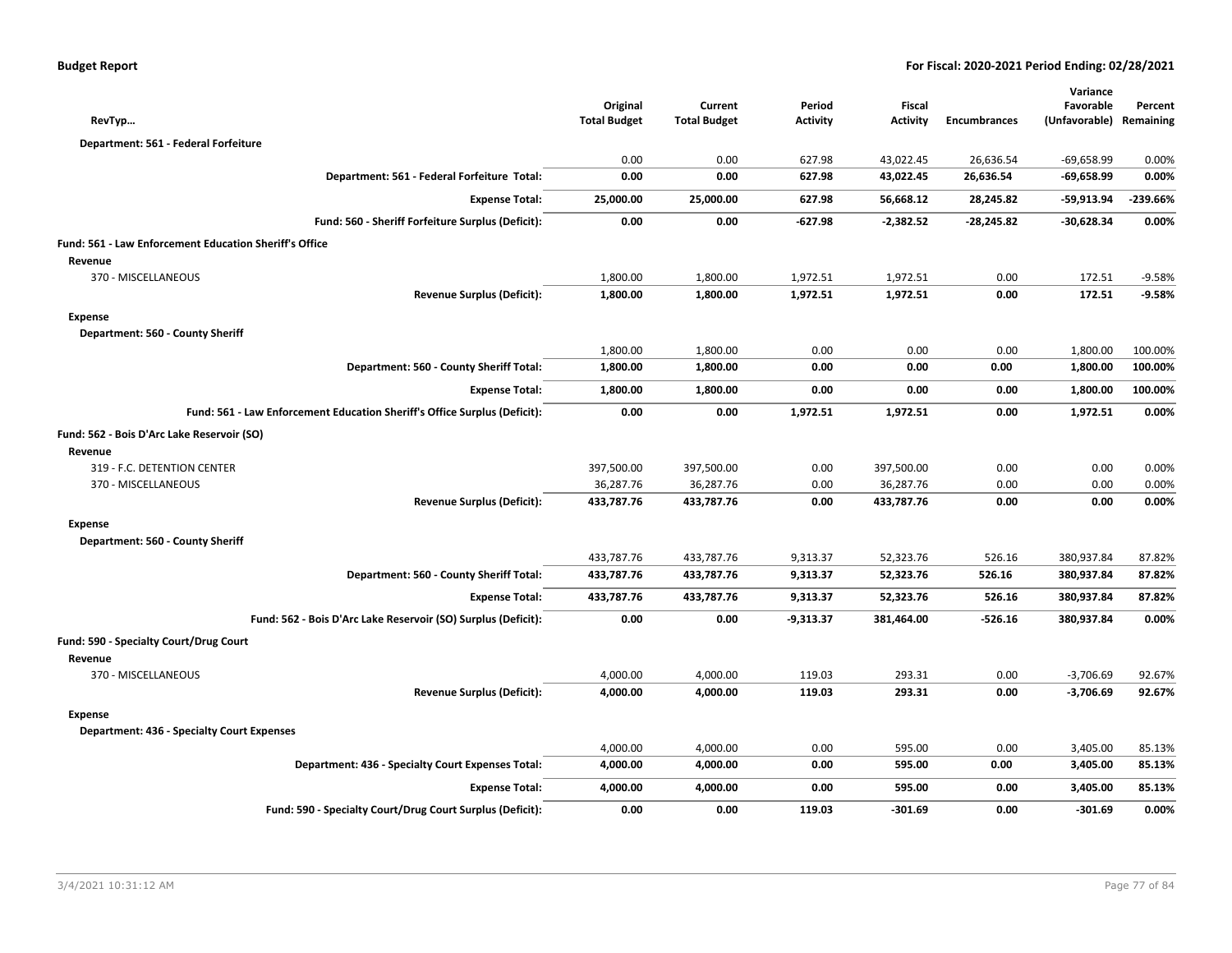**Budget Report** — **For Fiscal: 2020-2021 Period Ending: 02/28/2021**

| RevTyp… | Original Total Budget | Current Total Budget | Period Activity | Fiscal Activity | Encumbrances | Variance Favorable (Unfavorable) | Percent Remaining |
|---|---|---|---|---|---|---|---|
| **Department: 561 - Federal Forfeiture** | | | | | | | |
| | 0.00 | 0.00 | 627.98 | 43,022.45 | 26,636.54 | -69,658.99 | 0.00% |
| **Department: 561 - Federal Forfeiture Total:** | **0.00** | **0.00** | **627.98** | **43,022.45** | **26,636.54** | **-69,658.99** | **0.00%** |
| **Expense Total:** | **25,000.00** | **25,000.00** | **627.98** | **56,668.12** | **28,245.82** | **-59,913.94** | **-239.66%** |
| **Fund: 560 - Sheriff Forfeiture Surplus (Deficit):** | **0.00** | **0.00** | **-627.98** | **-2,382.52** | **-28,245.82** | **-30,628.34** | **0.00%** |
| **Fund: 561 - Law Enforcement Education Sheriff's Office** | | | | | | | |
| **Revenue** | | | | | | | |
| 370 - MISCELLANEOUS | 1,800.00 | 1,800.00 | 1,972.51 | 1,972.51 | 0.00 | 172.51 | -9.58% |
| **Revenue Surplus (Deficit):** | **1,800.00** | **1,800.00** | **1,972.51** | **1,972.51** | **0.00** | **172.51** | **-9.58%** |
| **Expense** | | | | | | | |
| **Department: 560 - County Sheriff** | | | | | | | |
| | 1,800.00 | 1,800.00 | 0.00 | 0.00 | 0.00 | 1,800.00 | 100.00% |
| **Department: 560 - County Sheriff Total:** | **1,800.00** | **1,800.00** | **0.00** | **0.00** | **0.00** | **1,800.00** | **100.00%** |
| **Expense Total:** | **1,800.00** | **1,800.00** | **0.00** | **0.00** | **0.00** | **1,800.00** | **100.00%** |
| **Fund: 561 - Law Enforcement Education Sheriff's Office Surplus (Deficit):** | **0.00** | **0.00** | **1,972.51** | **1,972.51** | **0.00** | **1,972.51** | **0.00%** |
| **Fund: 562 - Bois D'Arc Lake Reservoir (SO)** | | | | | | | |
| **Revenue** | | | | | | | |
| 319 - F.C. DETENTION CENTER | 397,500.00 | 397,500.00 | 0.00 | 397,500.00 | 0.00 | 0.00 | 0.00% |
| 370 - MISCELLANEOUS | 36,287.76 | 36,287.76 | 0.00 | 36,287.76 | 0.00 | 0.00 | 0.00% |
| **Revenue Surplus (Deficit):** | **433,787.76** | **433,787.76** | **0.00** | **433,787.76** | **0.00** | **0.00** | **0.00%** |
| **Expense** | | | | | | | |
| **Department: 560 - County Sheriff** | | | | | | | |
| | 433,787.76 | 433,787.76 | 9,313.37 | 52,323.76 | 526.16 | 380,937.84 | 87.82% |
| **Department: 560 - County Sheriff Total:** | **433,787.76** | **433,787.76** | **9,313.37** | **52,323.76** | **526.16** | **380,937.84** | **87.82%** |
| **Expense Total:** | **433,787.76** | **433,787.76** | **9,313.37** | **52,323.76** | **526.16** | **380,937.84** | **87.82%** |
| **Fund: 562 - Bois D'Arc Lake Reservoir (SO) Surplus (Deficit):** | **0.00** | **0.00** | **-9,313.37** | **381,464.00** | **-526.16** | **380,937.84** | **0.00%** |
| **Fund: 590 - Specialty Court/Drug Court** | | | | | | | |
| **Revenue** | | | | | | | |
| 370 - MISCELLANEOUS | 4,000.00 | 4,000.00 | 119.03 | 293.31 | 0.00 | -3,706.69 | 92.67% |
| **Revenue Surplus (Deficit):** | **4,000.00** | **4,000.00** | **119.03** | **293.31** | **0.00** | **-3,706.69** | **92.67%** |
| **Expense** | | | | | | | |
| **Department: 436 - Specialty Court Expenses** | | | | | | | |
| | 4,000.00 | 4,000.00 | 0.00 | 595.00 | 0.00 | 3,405.00 | 85.13% |
| **Department: 436 - Specialty Court Expenses Total:** | **4,000.00** | **4,000.00** | **0.00** | **595.00** | **0.00** | **3,405.00** | **85.13%** |
| **Expense Total:** | **4,000.00** | **4,000.00** | **0.00** | **595.00** | **0.00** | **3,405.00** | **85.13%** |
| **Fund: 590 - Specialty Court/Drug Court Surplus (Deficit):** | **0.00** | **0.00** | **119.03** | **-301.69** | **0.00** | **-301.69** | **0.00%** |

3/4/2021 10:31:12 AM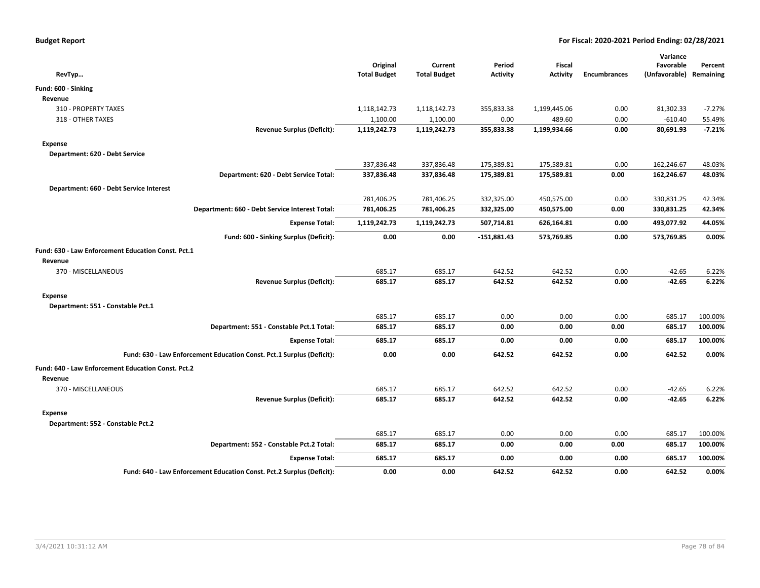**Budget Report** — For Fiscal: 2020-2021 Period Ending: 02/28/2021

| RevTyp… | Original Total Budget | Current Total Budget | Period Activity | Fiscal Activity | Encumbrances | Variance Favorable (Unfavorable) | Percent Remaining |
|---|---|---|---|---|---|---|---|
| **Fund: 600 - Sinking** | | | | | | | |
| **Revenue** | | | | | | | |
| 310 - PROPERTY TAXES | 1,118,142.73 | 1,118,142.73 | 355,833.38 | 1,199,445.06 | 0.00 | 81,302.33 | -7.27% |
| 318 - OTHER TAXES | 1,100.00 | 1,100.00 | 0.00 | 489.60 | 0.00 | -610.40 | 55.49% |
| **Revenue Surplus (Deficit):** | **1,119,242.73** | **1,119,242.73** | **355,833.38** | **1,199,934.66** | **0.00** | **80,691.93** | **-7.21%** |
| **Expense** | | | | | | | |
| **Department: 620 - Debt Service** | | | | | | | |
| | 337,836.48 | 337,836.48 | 175,389.81 | 175,589.81 | 0.00 | 162,246.67 | 48.03% |
| **Department: 620 - Debt Service Total:** | **337,836.48** | **337,836.48** | **175,389.81** | **175,589.81** | **0.00** | **162,246.67** | **48.03%** |
| **Department: 660 - Debt Service Interest** | | | | | | | |
| | 781,406.25 | 781,406.25 | 332,325.00 | 450,575.00 | 0.00 | 330,831.25 | 42.34% |
| **Department: 660 - Debt Service Interest Total:** | **781,406.25** | **781,406.25** | **332,325.00** | **450,575.00** | **0.00** | **330,831.25** | **42.34%** |
| **Expense Total:** | **1,119,242.73** | **1,119,242.73** | **507,714.81** | **626,164.81** | **0.00** | **493,077.92** | **44.05%** |
| **Fund: 600 - Sinking Surplus (Deficit):** | **0.00** | **0.00** | **-151,881.43** | **573,769.85** | **0.00** | **573,769.85** | **0.00%** |
| **Fund: 630 - Law Enforcement Education Const. Pct.1** | | | | | | | |
| **Revenue** | | | | | | | |
| 370 - MISCELLANEOUS | 685.17 | 685.17 | 642.52 | 642.52 | 0.00 | -42.65 | 6.22% |
| **Revenue Surplus (Deficit):** | **685.17** | **685.17** | **642.52** | **642.52** | **0.00** | **-42.65** | **6.22%** |
| **Expense** | | | | | | | |
| **Department: 551 - Constable Pct.1** | | | | | | | |
| | 685.17 | 685.17 | 0.00 | 0.00 | 0.00 | 685.17 | 100.00% |
| **Department: 551 - Constable Pct.1 Total:** | **685.17** | **685.17** | **0.00** | **0.00** | **0.00** | **685.17** | **100.00%** |
| **Expense Total:** | **685.17** | **685.17** | **0.00** | **0.00** | **0.00** | **685.17** | **100.00%** |
| **Fund: 630 - Law Enforcement Education Const. Pct.1 Surplus (Deficit):** | **0.00** | **0.00** | **642.52** | **642.52** | **0.00** | **642.52** | **0.00%** |
| **Fund: 640 - Law Enforcement Education Const. Pct.2** | | | | | | | |
| **Revenue** | | | | | | | |
| 370 - MISCELLANEOUS | 685.17 | 685.17 | 642.52 | 642.52 | 0.00 | -42.65 | 6.22% |
| **Revenue Surplus (Deficit):** | **685.17** | **685.17** | **642.52** | **642.52** | **0.00** | **-42.65** | **6.22%** |
| **Expense** | | | | | | | |
| **Department: 552 - Constable Pct.2** | | | | | | | |
| | 685.17 | 685.17 | 0.00 | 0.00 | 0.00 | 685.17 | 100.00% |
| **Department: 552 - Constable Pct.2 Total:** | **685.17** | **685.17** | **0.00** | **0.00** | **0.00** | **685.17** | **100.00%** |
| **Expense Total:** | **685.17** | **685.17** | **0.00** | **0.00** | **0.00** | **685.17** | **100.00%** |
| **Fund: 640 - Law Enforcement Education Const. Pct.2 Surplus (Deficit):** | **0.00** | **0.00** | **642.52** | **642.52** | **0.00** | **642.52** | **0.00%** |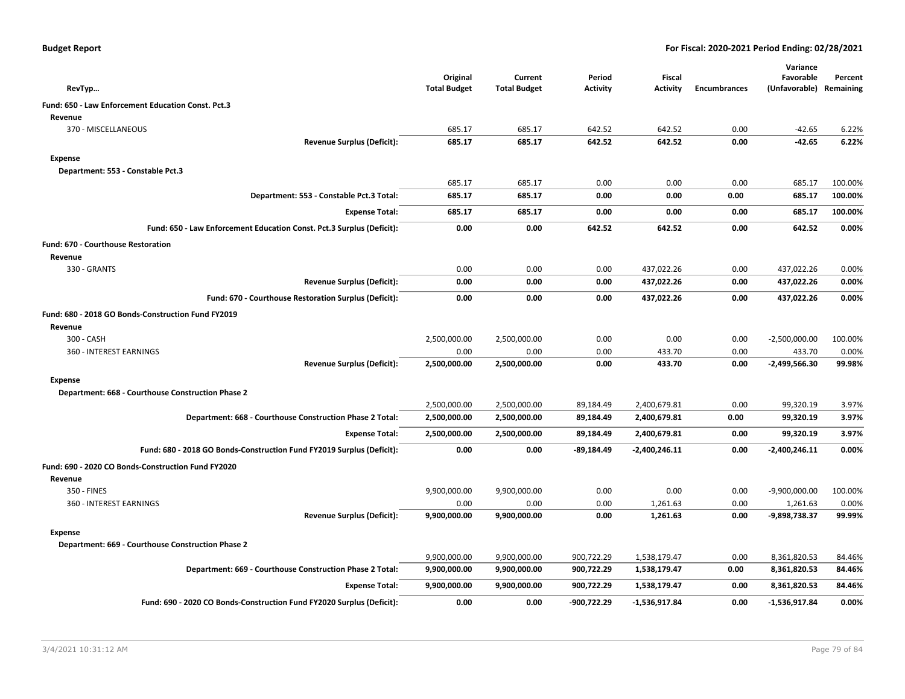**Budget Report** — For Fiscal: 2020-2021 Period Ending: 02/28/2021

| RevTyp... | Original Total Budget | Current Total Budget | Period Activity | Fiscal Activity | Encumbrances | Variance Favorable (Unfavorable) | Percent Remaining |
|---|---|---|---|---|---|---|---|
| **Fund: 650 - Law Enforcement Education Const. Pct.3** | | | | | | | |
| **Revenue** | | | | | | | |
| 370 - MISCELLANEOUS | 685.17 | 685.17 | 642.52 | 642.52 | 0.00 | -42.65 | 6.22% |
| **Revenue Surplus (Deficit):** | **685.17** | **685.17** | **642.52** | **642.52** | **0.00** | **-42.65** | **6.22%** |
| **Expense** | | | | | | | |
| **Department: 553 - Constable Pct.3** | | | | | | | |
| | 685.17 | 685.17 | 0.00 | 0.00 | 0.00 | 685.17 | 100.00% |
| **Department: 553 - Constable Pct.3 Total:** | **685.17** | **685.17** | **0.00** | **0.00** | **0.00** | **685.17** | **100.00%** |
| **Expense Total:** | **685.17** | **685.17** | **0.00** | **0.00** | **0.00** | **685.17** | **100.00%** |
| **Fund: 650 - Law Enforcement Education Const. Pct.3 Surplus (Deficit):** | **0.00** | **0.00** | **642.52** | **642.52** | **0.00** | **642.52** | **0.00%** |
| **Fund: 670 - Courthouse Restoration** | | | | | | | |
| **Revenue** | | | | | | | |
| 330 - GRANTS | 0.00 | 0.00 | 0.00 | 437,022.26 | 0.00 | 437,022.26 | 0.00% |
| **Revenue Surplus (Deficit):** | **0.00** | **0.00** | **0.00** | **437,022.26** | **0.00** | **437,022.26** | **0.00%** |
| **Fund: 670 - Courthouse Restoration Surplus (Deficit):** | **0.00** | **0.00** | **0.00** | **437,022.26** | **0.00** | **437,022.26** | **0.00%** |
| **Fund: 680 - 2018 GO Bonds-Construction Fund FY2019** | | | | | | | |
| **Revenue** | | | | | | | |
| 300 - CASH | 2,500,000.00 | 2,500,000.00 | 0.00 | 0.00 | 0.00 | -2,500,000.00 | 100.00% |
| 360 - INTEREST EARNINGS | 0.00 | 0.00 | 0.00 | 433.70 | 0.00 | 433.70 | 0.00% |
| **Revenue Surplus (Deficit):** | **2,500,000.00** | **2,500,000.00** | **0.00** | **433.70** | **0.00** | **-2,499,566.30** | **99.98%** |
| **Expense** | | | | | | | |
| **Department: 668 - Courthouse Construction Phase 2** | | | | | | | |
| | 2,500,000.00 | 2,500,000.00 | 89,184.49 | 2,400,679.81 | 0.00 | 99,320.19 | 3.97% |
| **Department: 668 - Courthouse Construction Phase 2 Total:** | **2,500,000.00** | **2,500,000.00** | **89,184.49** | **2,400,679.81** | **0.00** | **99,320.19** | **3.97%** |
| **Expense Total:** | **2,500,000.00** | **2,500,000.00** | **89,184.49** | **2,400,679.81** | **0.00** | **99,320.19** | **3.97%** |
| **Fund: 680 - 2018 GO Bonds-Construction Fund FY2019 Surplus (Deficit):** | **0.00** | **0.00** | **-89,184.49** | **-2,400,246.11** | **0.00** | **-2,400,246.11** | **0.00%** |
| **Fund: 690 - 2020 CO Bonds-Construction Fund FY2020** | | | | | | | |
| **Revenue** | | | | | | | |
| 350 - FINES | 9,900,000.00 | 9,900,000.00 | 0.00 | 0.00 | 0.00 | -9,900,000.00 | 100.00% |
| 360 - INTEREST EARNINGS | 0.00 | 0.00 | 0.00 | 1,261.63 | 0.00 | 1,261.63 | 0.00% |
| **Revenue Surplus (Deficit):** | **9,900,000.00** | **9,900,000.00** | **0.00** | **1,261.63** | **0.00** | **-9,898,738.37** | **99.99%** |
| **Expense** | | | | | | | |
| **Department: 669 - Courthouse Construction Phase 2** | | | | | | | |
| | 9,900,000.00 | 9,900,000.00 | 900,722.29 | 1,538,179.47 | 0.00 | 8,361,820.53 | 84.46% |
| **Department: 669 - Courthouse Construction Phase 2 Total:** | **9,900,000.00** | **9,900,000.00** | **900,722.29** | **1,538,179.47** | **0.00** | **8,361,820.53** | **84.46%** |
| **Expense Total:** | **9,900,000.00** | **9,900,000.00** | **900,722.29** | **1,538,179.47** | **0.00** | **8,361,820.53** | **84.46%** |
| **Fund: 690 - 2020 CO Bonds-Construction Fund FY2020 Surplus (Deficit):** | **0.00** | **0.00** | **-900,722.29** | **-1,536,917.84** | **0.00** | **-1,536,917.84** | **0.00%** |

3/4/2021 10:31:12 AM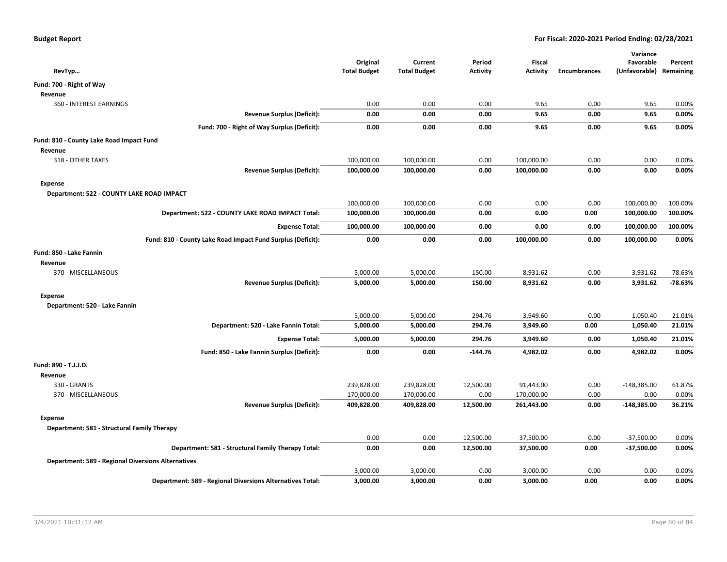**Budget Report** | **For Fiscal: 2020-2021 Period Ending: 02/28/2021**

| RevTyp... | Original Total Budget | Current Total Budget | Period Activity | Fiscal Activity | Encumbrances | Variance Favorable (Unfavorable) | Percent Remaining |
|---|---|---|---|---|---|---|---|
| **Fund: 700 - Right of Way** | | | | | | | |
| **Revenue** | | | | | | | |
| 360 - INTEREST EARNINGS | 0.00 | 0.00 | 0.00 | 9.65 | 0.00 | 9.65 | 0.00% |
| **Revenue Surplus (Deficit):** | **0.00** | **0.00** | **0.00** | **9.65** | **0.00** | **9.65** | **0.00%** |
| **Fund: 700 - Right of Way Surplus (Deficit):** | **0.00** | **0.00** | **0.00** | **9.65** | **0.00** | **9.65** | **0.00%** |
| **Fund: 810 - County Lake Road Impact Fund** | | | | | | | |
| **Revenue** | | | | | | | |
| 318 - OTHER TAXES | 100,000.00 | 100,000.00 | 0.00 | 100,000.00 | 0.00 | 0.00 | 0.00% |
| **Revenue Surplus (Deficit):** | **100,000.00** | **100,000.00** | **0.00** | **100,000.00** | **0.00** | **0.00** | **0.00%** |
| **Expense** | | | | | | | |
| **Department: 522 - COUNTY LAKE ROAD IMPACT** | | | | | | | |
| | 100,000.00 | 100,000.00 | 0.00 | 0.00 | 0.00 | 100,000.00 | 100.00% |
| **Department: 522 - COUNTY LAKE ROAD IMPACT Total:** | **100,000.00** | **100,000.00** | **0.00** | **0.00** | **0.00** | **100,000.00** | **100.00%** |
| **Expense Total:** | **100,000.00** | **100,000.00** | **0.00** | **0.00** | **0.00** | **100,000.00** | **100.00%** |
| **Fund: 810 - County Lake Road Impact Fund Surplus (Deficit):** | **0.00** | **0.00** | **0.00** | **100,000.00** | **0.00** | **100,000.00** | **0.00%** |
| **Fund: 850 - Lake Fannin** | | | | | | | |
| **Revenue** | | | | | | | |
| 370 - MISCELLANEOUS | 5,000.00 | 5,000.00 | 150.00 | 8,931.62 | 0.00 | 3,931.62 | -78.63% |
| **Revenue Surplus (Deficit):** | **5,000.00** | **5,000.00** | **150.00** | **8,931.62** | **0.00** | **3,931.62** | **-78.63%** |
| **Expense** | | | | | | | |
| **Department: 520 - Lake Fannin** | | | | | | | |
| | 5,000.00 | 5,000.00 | 294.76 | 3,949.60 | 0.00 | 1,050.40 | 21.01% |
| **Department: 520 - Lake Fannin Total:** | **5,000.00** | **5,000.00** | **294.76** | **3,949.60** | **0.00** | **1,050.40** | **21.01%** |
| **Expense Total:** | **5,000.00** | **5,000.00** | **294.76** | **3,949.60** | **0.00** | **1,050.40** | **21.01%** |
| **Fund: 850 - Lake Fannin Surplus (Deficit):** | **0.00** | **0.00** | **-144.76** | **4,982.02** | **0.00** | **4,982.02** | **0.00%** |
| **Fund: 890 - T.J.J.D.** | | | | | | | |
| **Revenue** | | | | | | | |
| 330 - GRANTS | 239,828.00 | 239,828.00 | 12,500.00 | 91,443.00 | 0.00 | -148,385.00 | 61.87% |
| 370 - MISCELLANEOUS | 170,000.00 | 170,000.00 | 0.00 | 170,000.00 | 0.00 | 0.00 | 0.00% |
| **Revenue Surplus (Deficit):** | **409,828.00** | **409,828.00** | **12,500.00** | **261,443.00** | **0.00** | **-148,385.00** | **36.21%** |
| **Expense** | | | | | | | |
| **Department: 581 - Structural Family Therapy** | | | | | | | |
| | 0.00 | 0.00 | 12,500.00 | 37,500.00 | 0.00 | -37,500.00 | 0.00% |
| **Department: 581 - Structural Family Therapy Total:** | **0.00** | **0.00** | **12,500.00** | **37,500.00** | **0.00** | **-37,500.00** | **0.00%** |
| **Department: 589 - Regional Diversions Alternatives** | | | | | | | |
| | 3,000.00 | 3,000.00 | 0.00 | 3,000.00 | 0.00 | 0.00 | 0.00% |
| **Department: 589 - Regional Diversions Alternatives Total:** | **3,000.00** | **3,000.00** | **0.00** | **3,000.00** | **0.00** | **0.00** | **0.00%** |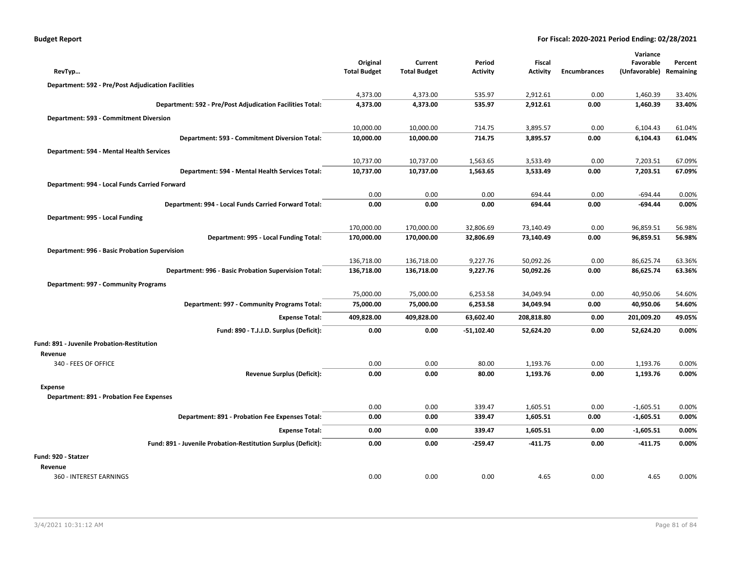| RevTyp… | Original Total Budget | Current Total Budget | Period Activity | Fiscal Activity | Encumbrances | Variance Favorable (Unfavorable) | Percent Remaining |
|---|---|---|---|---|---|---|---|
| **Department: 592 - Pre/Post Adjudication Facilities** | | | | | | | |
| | 4,373.00 | 4,373.00 | 535.97 | 2,912.61 | 0.00 | 1,460.39 | 33.40% |
| **Department: 592 - Pre/Post Adjudication Facilities Total:** | **4,373.00** | **4,373.00** | **535.97** | **2,912.61** | **0.00** | **1,460.39** | **33.40%** |
| **Department: 593 - Commitment Diversion** | | | | | | | |
| | 10,000.00 | 10,000.00 | 714.75 | 3,895.57 | 0.00 | 6,104.43 | 61.04% |
| **Department: 593 - Commitment Diversion Total:** | **10,000.00** | **10,000.00** | **714.75** | **3,895.57** | **0.00** | **6,104.43** | **61.04%** |
| **Department: 594 - Mental Health Services** | | | | | | | |
| | 10,737.00 | 10,737.00 | 1,563.65 | 3,533.49 | 0.00 | 7,203.51 | 67.09% |
| **Department: 594 - Mental Health Services Total:** | **10,737.00** | **10,737.00** | **1,563.65** | **3,533.49** | **0.00** | **7,203.51** | **67.09%** |
| **Department: 994 - Local Funds Carried Forward** | | | | | | | |
| | 0.00 | 0.00 | 0.00 | 694.44 | 0.00 | -694.44 | 0.00% |
| **Department: 994 - Local Funds Carried Forward Total:** | **0.00** | **0.00** | **0.00** | **694.44** | **0.00** | **-694.44** | **0.00%** |
| **Department: 995 - Local Funding** | | | | | | | |
| | 170,000.00 | 170,000.00 | 32,806.69 | 73,140.49 | 0.00 | 96,859.51 | 56.98% |
| **Department: 995 - Local Funding Total:** | **170,000.00** | **170,000.00** | **32,806.69** | **73,140.49** | **0.00** | **96,859.51** | **56.98%** |
| **Department: 996 - Basic Probation Supervision** | | | | | | | |
| | 136,718.00 | 136,718.00 | 9,227.76 | 50,092.26 | 0.00 | 86,625.74 | 63.36% |
| **Department: 996 - Basic Probation Supervision Total:** | **136,718.00** | **136,718.00** | **9,227.76** | **50,092.26** | **0.00** | **86,625.74** | **63.36%** |
| **Department: 997 - Community Programs** | | | | | | | |
| | 75,000.00 | 75,000.00 | 6,253.58 | 34,049.94 | 0.00 | 40,950.06 | 54.60% |
| **Department: 997 - Community Programs Total:** | **75,000.00** | **75,000.00** | **6,253.58** | **34,049.94** | **0.00** | **40,950.06** | **54.60%** |
| **Expense Total:** | **409,828.00** | **409,828.00** | **63,602.40** | **208,818.80** | **0.00** | **201,009.20** | **49.05%** |
| **Fund: 890 - T.J.J.D. Surplus (Deficit):** | **0.00** | **0.00** | **-51,102.40** | **52,624.20** | **0.00** | **52,624.20** | **0.00%** |
| **Fund: 891 - Juvenile Probation-Restitution** | | | | | | | |
| **Revenue** | | | | | | | |
| 340 - FEES OF OFFICE | 0.00 | 0.00 | 80.00 | 1,193.76 | 0.00 | 1,193.76 | 0.00% |
| **Revenue Surplus (Deficit):** | **0.00** | **0.00** | **80.00** | **1,193.76** | **0.00** | **1,193.76** | **0.00%** |
| **Expense** | | | | | | | |
| **Department: 891 - Probation Fee Expenses** | | | | | | | |
| | 0.00 | 0.00 | 339.47 | 1,605.51 | 0.00 | -1,605.51 | 0.00% |
| **Department: 891 - Probation Fee Expenses Total:** | **0.00** | **0.00** | **339.47** | **1,605.51** | **0.00** | **-1,605.51** | **0.00%** |
| **Expense Total:** | **0.00** | **0.00** | **339.47** | **1,605.51** | **0.00** | **-1,605.51** | **0.00%** |
| **Fund: 891 - Juvenile Probation-Restitution Surplus (Deficit):** | **0.00** | **0.00** | **-259.47** | **-411.75** | **0.00** | **-411.75** | **0.00%** |
| **Fund: 920 - Statzer** | | | | | | | |
| **Revenue** | | | | | | | |
| 360 - INTEREST EARNINGS | 0.00 | 0.00 | 0.00 | 4.65 | 0.00 | 4.65 | 0.00% |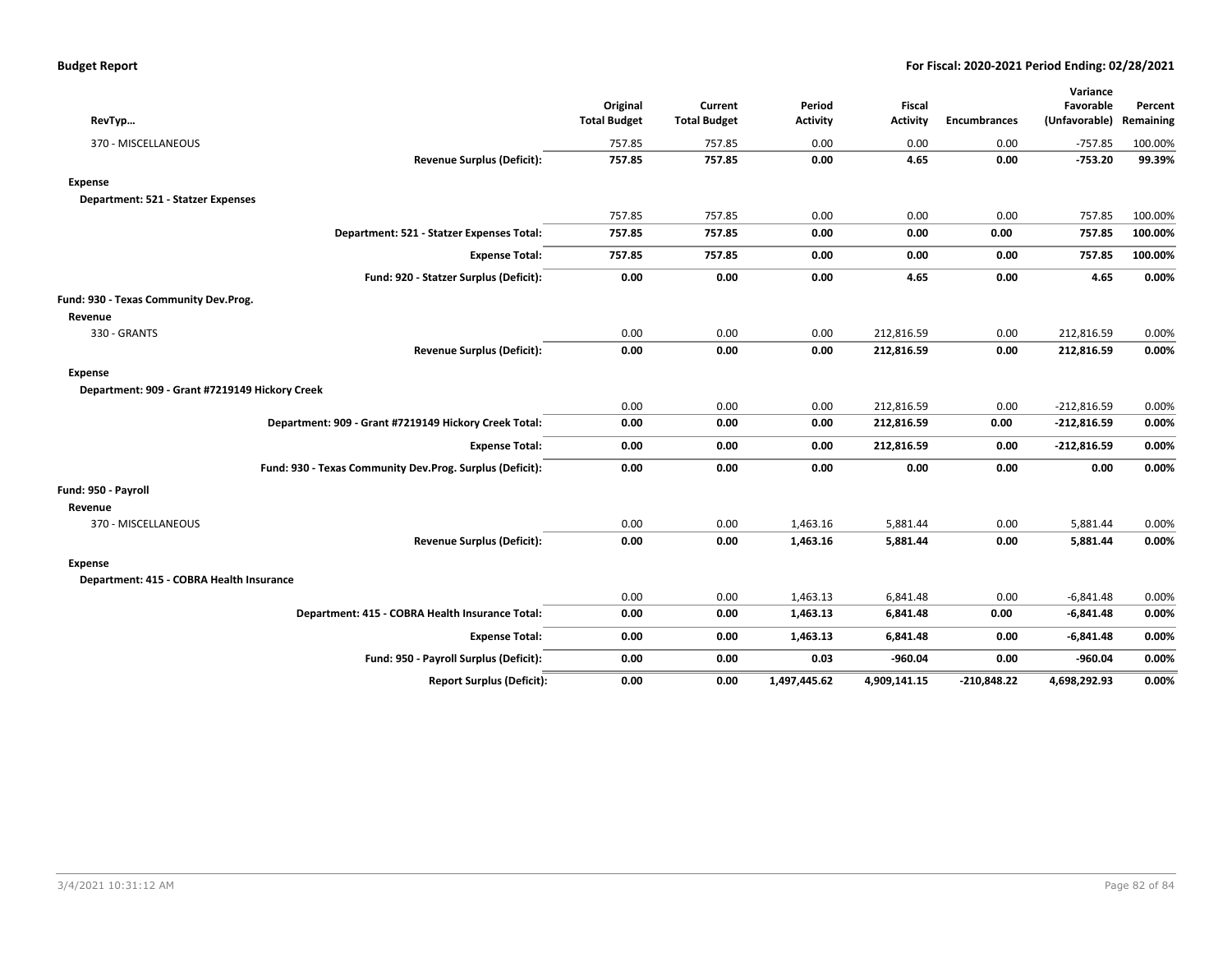**Budget Report** — For Fiscal: 2020-2021 Period Ending: 02/28/2021

| RevTyp... | Original Total Budget | Current Total Budget | Period Activity | Fiscal Activity | Encumbrances | Variance Favorable (Unfavorable) | Percent Remaining |
|---|---|---|---|---|---|---|---|
| 370 - MISCELLANEOUS | 757.85 | 757.85 | 0.00 | 0.00 | 0.00 | -757.85 | 100.00% |
| **Revenue Surplus (Deficit):** | **757.85** | **757.85** | **0.00** | **4.65** | **0.00** | **-753.20** | **99.39%** |
| **Expense** | | | | | | | |
| **Department: 521 - Statzer Expenses** | | | | | | | |
| | 757.85 | 757.85 | 0.00 | 0.00 | 0.00 | 757.85 | 100.00% |
| **Department: 521 - Statzer Expenses Total:** | **757.85** | **757.85** | **0.00** | **0.00** | **0.00** | **757.85** | **100.00%** |
| **Expense Total:** | **757.85** | **757.85** | **0.00** | **0.00** | **0.00** | **757.85** | **100.00%** |
| **Fund: 920 - Statzer Surplus (Deficit):** | **0.00** | **0.00** | **0.00** | **4.65** | **0.00** | **4.65** | **0.00%** |
| **Fund: 930 - Texas Community Dev.Prog.** | | | | | | | |
| **Revenue** | | | | | | | |
| 330 - GRANTS | 0.00 | 0.00 | 0.00 | 212,816.59 | 0.00 | 212,816.59 | 0.00% |
| **Revenue Surplus (Deficit):** | **0.00** | **0.00** | **0.00** | **212,816.59** | **0.00** | **212,816.59** | **0.00%** |
| **Expense** | | | | | | | |
| **Department: 909 - Grant #7219149 Hickory Creek** | | | | | | | |
| | 0.00 | 0.00 | 0.00 | 212,816.59 | 0.00 | -212,816.59 | 0.00% |
| **Department: 909 - Grant #7219149 Hickory Creek Total:** | **0.00** | **0.00** | **0.00** | **212,816.59** | **0.00** | **-212,816.59** | **0.00%** |
| **Expense Total:** | **0.00** | **0.00** | **0.00** | **212,816.59** | **0.00** | **-212,816.59** | **0.00%** |
| **Fund: 930 - Texas Community Dev.Prog. Surplus (Deficit):** | **0.00** | **0.00** | **0.00** | **0.00** | **0.00** | **0.00** | **0.00%** |
| **Fund: 950 - Payroll** | | | | | | | |
| **Revenue** | | | | | | | |
| 370 - MISCELLANEOUS | 0.00 | 0.00 | 1,463.16 | 5,881.44 | 0.00 | 5,881.44 | 0.00% |
| **Revenue Surplus (Deficit):** | **0.00** | **0.00** | **1,463.16** | **5,881.44** | **0.00** | **5,881.44** | **0.00%** |
| **Expense** | | | | | | | |
| **Department: 415 - COBRA Health Insurance** | | | | | | | |
| | 0.00 | 0.00 | 1,463.13 | 6,841.48 | 0.00 | -6,841.48 | 0.00% |
| **Department: 415 - COBRA Health Insurance Total:** | **0.00** | **0.00** | **1,463.13** | **6,841.48** | **0.00** | **-6,841.48** | **0.00%** |
| **Expense Total:** | **0.00** | **0.00** | **1,463.13** | **6,841.48** | **0.00** | **-6,841.48** | **0.00%** |
| **Fund: 950 - Payroll Surplus (Deficit):** | **0.00** | **0.00** | **0.03** | **-960.04** | **0.00** | **-960.04** | **0.00%** |
| **Report Surplus (Deficit):** | **0.00** | **0.00** | **1,497,445.62** | **4,909,141.15** | **-210,848.22** | **4,698,292.93** | **0.00%** |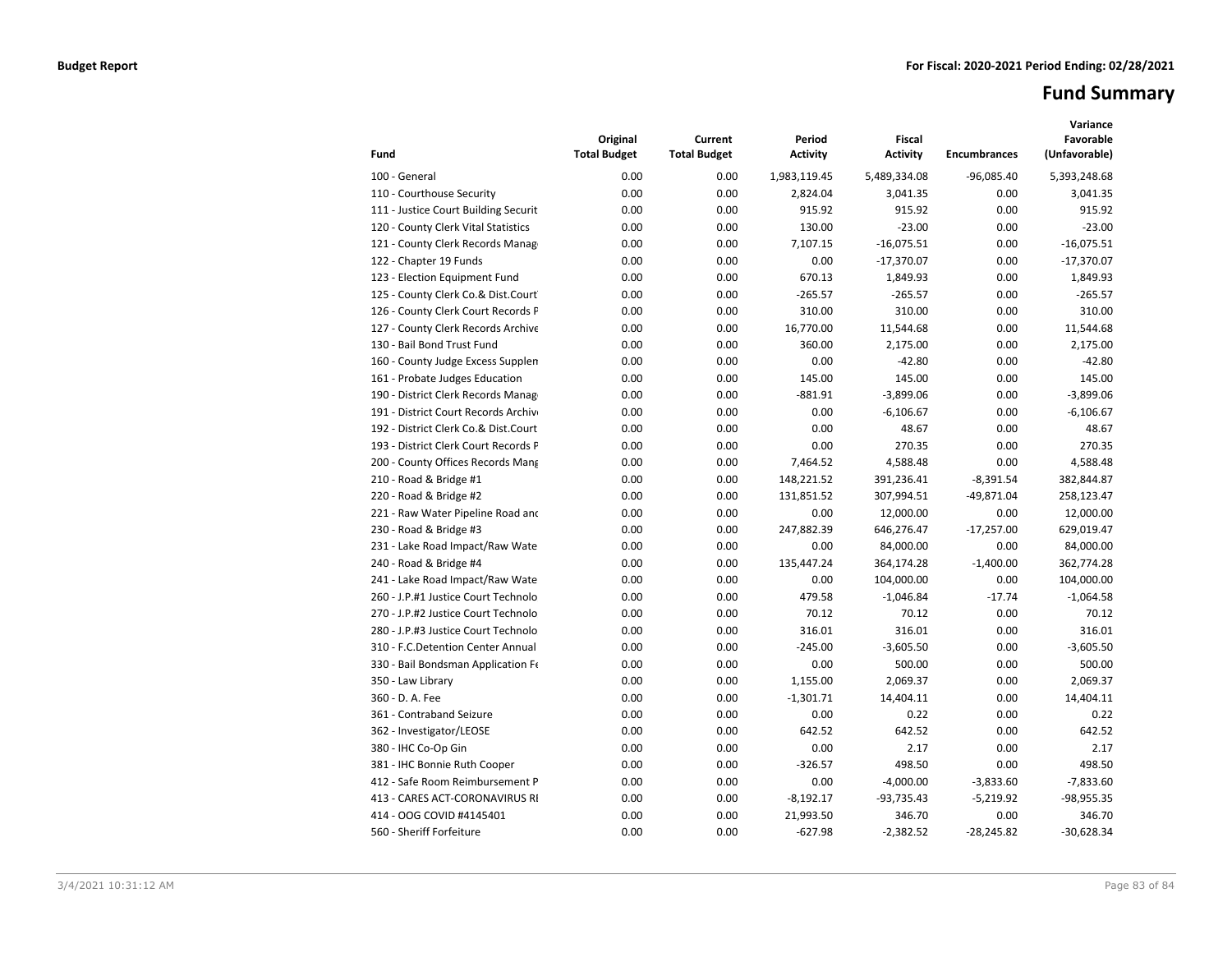**Budget Report** **For Fiscal: 2020-2021 Period Ending: 02/28/2021**

# Fund Summary

| Fund | Original Total Budget | Current Total Budget | Period Activity | Fiscal Activity | Encumbrances | Variance Favorable (Unfavorable) |
|---|---|---|---|---|---|---|
| 100 - General | 0.00 | 0.00 | 1,983,119.45 | 5,489,334.08 | -96,085.40 | 5,393,248.68 |
| 110 - Courthouse Security | 0.00 | 0.00 | 2,824.04 | 3,041.35 | 0.00 | 3,041.35 |
| 111 - Justice Court Building Securit | 0.00 | 0.00 | 915.92 | 915.92 | 0.00 | 915.92 |
| 120 - County Clerk Vital Statistics | 0.00 | 0.00 | 130.00 | -23.00 | 0.00 | -23.00 |
| 121 - County Clerk Records Manag | 0.00 | 0.00 | 7,107.15 | -16,075.51 | 0.00 | -16,075.51 |
| 122 - Chapter 19 Funds | 0.00 | 0.00 | 0.00 | -17,370.07 | 0.00 | -17,370.07 |
| 123 - Election Equipment Fund | 0.00 | 0.00 | 670.13 | 1,849.93 | 0.00 | 1,849.93 |
| 125 - County Clerk Co.& Dist.Court | 0.00 | 0.00 | -265.57 | -265.57 | 0.00 | -265.57 |
| 126 - County Clerk Court Records F | 0.00 | 0.00 | 310.00 | 310.00 | 0.00 | 310.00 |
| 127 - County Clerk Records Archive | 0.00 | 0.00 | 16,770.00 | 11,544.68 | 0.00 | 11,544.68 |
| 130 - Bail Bond Trust Fund | 0.00 | 0.00 | 360.00 | 2,175.00 | 0.00 | 2,175.00 |
| 160 - County Judge Excess Supplen | 0.00 | 0.00 | 0.00 | -42.80 | 0.00 | -42.80 |
| 161 - Probate Judges Education | 0.00 | 0.00 | 145.00 | 145.00 | 0.00 | 145.00 |
| 190 - District Clerk Records Manag | 0.00 | 0.00 | -881.91 | -3,899.06 | 0.00 | -3,899.06 |
| 191 - District Court Records Archiv | 0.00 | 0.00 | 0.00 | -6,106.67 | 0.00 | -6,106.67 |
| 192 - District Clerk Co.& Dist.Court | 0.00 | 0.00 | 0.00 | 48.67 | 0.00 | 48.67 |
| 193 - District Clerk Court Records F | 0.00 | 0.00 | 0.00 | 270.35 | 0.00 | 270.35 |
| 200 - County Offices Records Mang | 0.00 | 0.00 | 7,464.52 | 4,588.48 | 0.00 | 4,588.48 |
| 210 - Road & Bridge #1 | 0.00 | 0.00 | 148,221.52 | 391,236.41 | -8,391.54 | 382,844.87 |
| 220 - Road & Bridge #2 | 0.00 | 0.00 | 131,851.52 | 307,994.51 | -49,871.04 | 258,123.47 |
| 221 - Raw Water Pipeline Road and | 0.00 | 0.00 | 0.00 | 12,000.00 | 0.00 | 12,000.00 |
| 230 - Road & Bridge #3 | 0.00 | 0.00 | 247,882.39 | 646,276.47 | -17,257.00 | 629,019.47 |
| 231 - Lake Road Impact/Raw Wate | 0.00 | 0.00 | 0.00 | 84,000.00 | 0.00 | 84,000.00 |
| 240 - Road & Bridge #4 | 0.00 | 0.00 | 135,447.24 | 364,174.28 | -1,400.00 | 362,774.28 |
| 241 - Lake Road Impact/Raw Wate | 0.00 | 0.00 | 0.00 | 104,000.00 | 0.00 | 104,000.00 |
| 260 - J.P.#1 Justice Court Technolo | 0.00 | 0.00 | 479.58 | -1,046.84 | -17.74 | -1,064.58 |
| 270 - J.P.#2 Justice Court Technolo | 0.00 | 0.00 | 70.12 | 70.12 | 0.00 | 70.12 |
| 280 - J.P.#3 Justice Court Technolo | 0.00 | 0.00 | 316.01 | 316.01 | 0.00 | 316.01 |
| 310 - F.C.Detention Center Annual | 0.00 | 0.00 | -245.00 | -3,605.50 | 0.00 | -3,605.50 |
| 330 - Bail Bondsman Application Fe | 0.00 | 0.00 | 0.00 | 500.00 | 0.00 | 500.00 |
| 350 - Law Library | 0.00 | 0.00 | 1,155.00 | 2,069.37 | 0.00 | 2,069.37 |
| 360 - D. A. Fee | 0.00 | 0.00 | -1,301.71 | 14,404.11 | 0.00 | 14,404.11 |
| 361 - Contraband Seizure | 0.00 | 0.00 | 0.00 | 0.22 | 0.00 | 0.22 |
| 362 - Investigator/LEOSE | 0.00 | 0.00 | 642.52 | 642.52 | 0.00 | 642.52 |
| 380 - IHC Co-Op Gin | 0.00 | 0.00 | 0.00 | 2.17 | 0.00 | 2.17 |
| 381 - IHC Bonnie Ruth Cooper | 0.00 | 0.00 | -326.57 | 498.50 | 0.00 | 498.50 |
| 412 - Safe Room Reimbursement P | 0.00 | 0.00 | 0.00 | -4,000.00 | -3,833.60 | -7,833.60 |
| 413 - CARES ACT-CORONAVIRUS RI | 0.00 | 0.00 | -8,192.17 | -93,735.43 | -5,219.92 | -98,955.35 |
| 414 - OOG COVID #4145401 | 0.00 | 0.00 | 21,993.50 | 346.70 | 0.00 | 346.70 |
| 560 - Sheriff Forfeiture | 0.00 | 0.00 | -627.98 | -2,382.52 | -28,245.82 | -30,628.34 |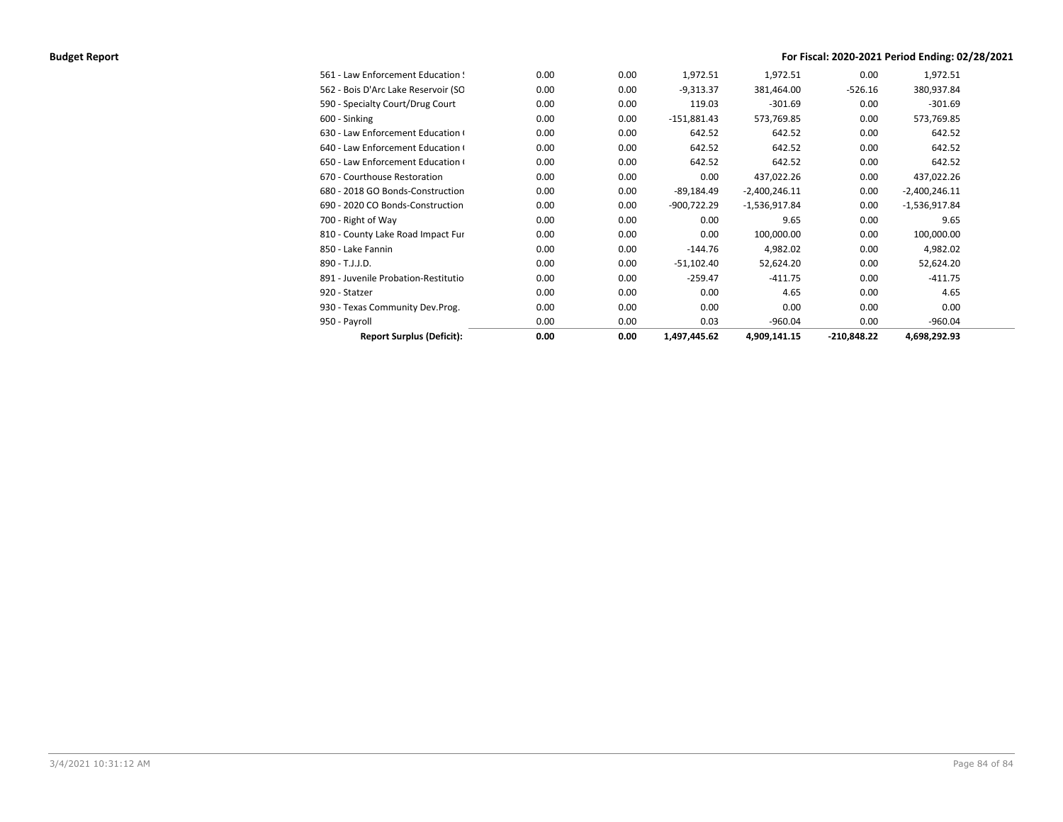| | | | | | | |
|---|---|---|---|---|---|---|
| 561 - Law Enforcement Education ! | 0.00 | 0.00 | 1,972.51 | 1,972.51 | 0.00 | 1,972.51 |
| 562 - Bois D'Arc Lake Reservoir (SO | 0.00 | 0.00 | -9,313.37 | 381,464.00 | -526.16 | 380,937.84 |
| 590 - Specialty Court/Drug Court | 0.00 | 0.00 | 119.03 | -301.69 | 0.00 | -301.69 |
| 600 - Sinking | 0.00 | 0.00 | -151,881.43 | 573,769.85 | 0.00 | 573,769.85 |
| 630 - Law Enforcement Education ( | 0.00 | 0.00 | 642.52 | 642.52 | 0.00 | 642.52 |
| 640 - Law Enforcement Education ( | 0.00 | 0.00 | 642.52 | 642.52 | 0.00 | 642.52 |
| 650 - Law Enforcement Education ( | 0.00 | 0.00 | 642.52 | 642.52 | 0.00 | 642.52 |
| 670 - Courthouse Restoration | 0.00 | 0.00 | 0.00 | 437,022.26 | 0.00 | 437,022.26 |
| 680 - 2018 GO Bonds-Construction | 0.00 | 0.00 | -89,184.49 | -2,400,246.11 | 0.00 | -2,400,246.11 |
| 690 - 2020 CO Bonds-Construction | 0.00 | 0.00 | -900,722.29 | -1,536,917.84 | 0.00 | -1,536,917.84 |
| 700 - Right of Way | 0.00 | 0.00 | 0.00 | 9.65 | 0.00 | 9.65 |
| 810 - County Lake Road Impact Fur | 0.00 | 0.00 | 0.00 | 100,000.00 | 0.00 | 100,000.00 |
| 850 - Lake Fannin | 0.00 | 0.00 | -144.76 | 4,982.02 | 0.00 | 4,982.02 |
| 890 - T.J.J.D. | 0.00 | 0.00 | -51,102.40 | 52,624.20 | 0.00 | 52,624.20 |
| 891 - Juvenile Probation-Restitutio | 0.00 | 0.00 | -259.47 | -411.75 | 0.00 | -411.75 |
| 920 - Statzer | 0.00 | 0.00 | 0.00 | 4.65 | 0.00 | 4.65 |
| 930 - Texas Community Dev.Prog. | 0.00 | 0.00 | 0.00 | 0.00 | 0.00 | 0.00 |
| 950 - Payroll | 0.00 | 0.00 | 0.03 | -960.04 | 0.00 | -960.04 |
| **Report Surplus (Deficit):** | **0.00** | **0.00** | **1,497,445.62** | **4,909,141.15** | **-210,848.22** | **4,698,292.93** |